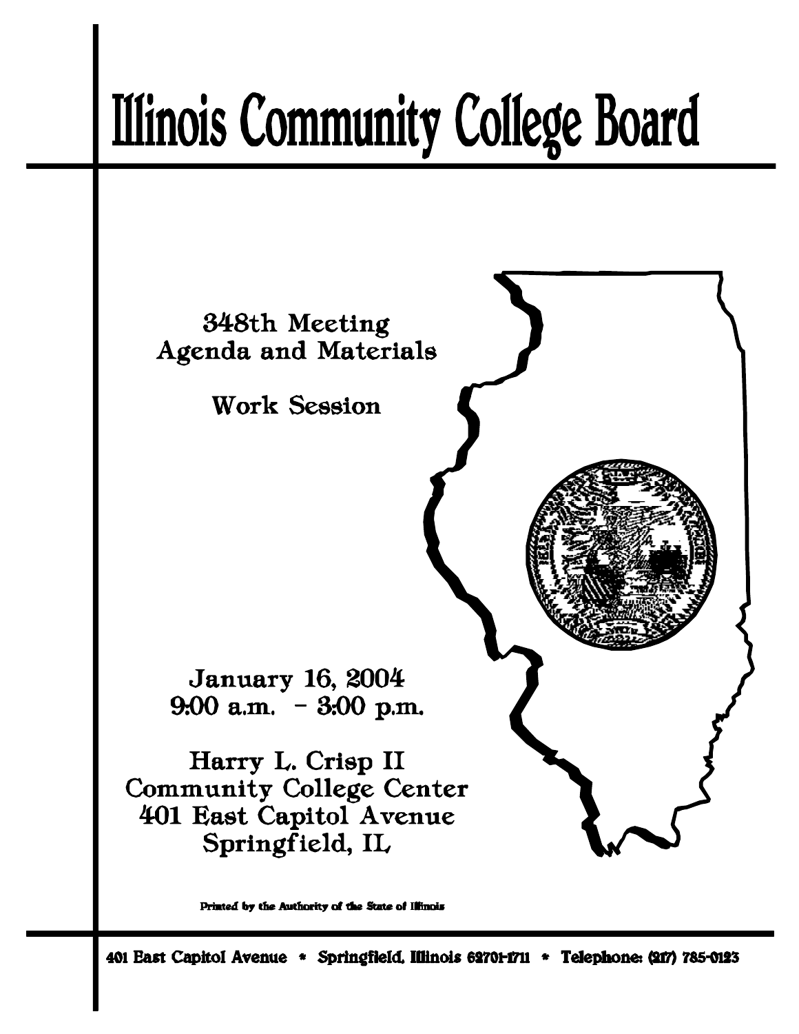# Illinois Community College Board

348th Meeting
Agenda and Materials

Work Session

January 16, 2004
9:00 a.m. – 3:00 p.m.

Harry L. Crisp II
Community College Center
401 East Capitol Avenue
Springfield, IL

Printed by the Authority of the State of Illinois

401 East Capitol Avenue * Springfield, Illinois 62701-1711 * Telephone: (217) 785-0123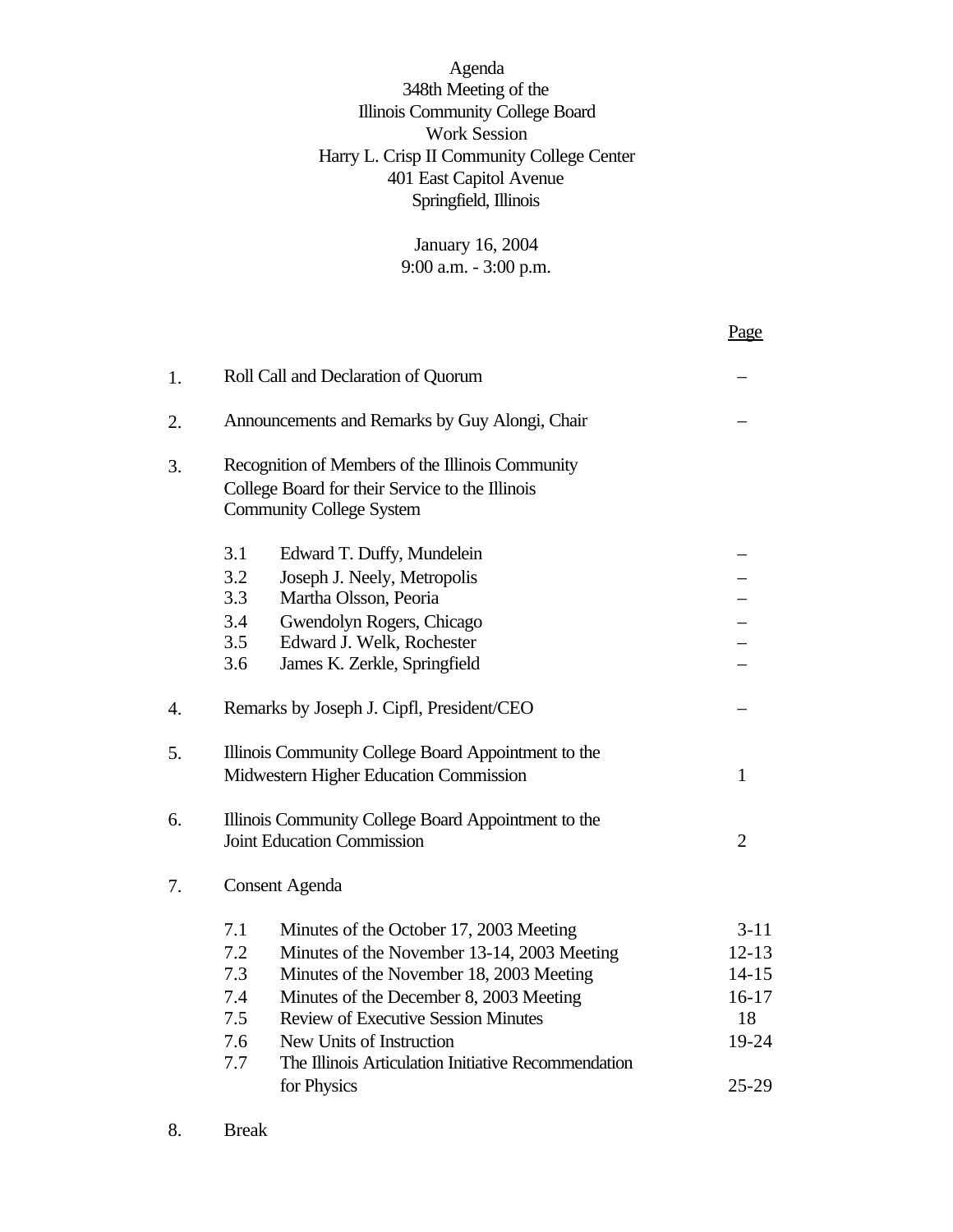# Agenda

## 348th Meeting of the Illinois Community College Board

### Work Session

Harry L. Crisp II Community College Center
401 East Capitol Avenue
Springfield, Illinois

January 16, 2004
9:00 a.m. - 3:00 p.m.

| | | | Page |
|---|---|---|---|
| 1. | Roll Call and Declaration of Quorum | | – |
| 2. | Announcements and Remarks by Guy Alongi, Chair | | – |
| 3. | Recognition of Members of the Illinois Community College Board for their Service to the Illinois Community College System | | |
| | 3.1 | Edward T. Duffy, Mundelein | – |
| | 3.2 | Joseph J. Neely, Metropolis | – |
| | 3.3 | Martha Olsson, Peoria | – |
| | 3.4 | Gwendolyn Rogers, Chicago | – |
| | 3.5 | Edward J. Welk, Rochester | – |
| | 3.6 | James K. Zerkle, Springfield | – |
| 4. | Remarks by Joseph J. Cipfl, President/CEO | | – |
| 5. | Illinois Community College Board Appointment to the Midwestern Higher Education Commission | | 1 |
| 6. | Illinois Community College Board Appointment to the Joint Education Commission | | 2 |
| 7. | Consent Agenda | | |
| | 7.1 | Minutes of the October 17, 2003 Meeting | 3-11 |
| | 7.2 | Minutes of the November 13-14, 2003 Meeting | 12-13 |
| | 7.3 | Minutes of the November 18, 2003 Meeting | 14-15 |
| | 7.4 | Minutes of the December 8, 2003 Meeting | 16-17 |
| | 7.5 | Review of Executive Session Minutes | 18 |
| | 7.6 | New Units of Instruction | 19-24 |
| | 7.7 | The Illinois Articulation Initiative Recommendation for Physics | 25-29 |
| 8. | Break | | |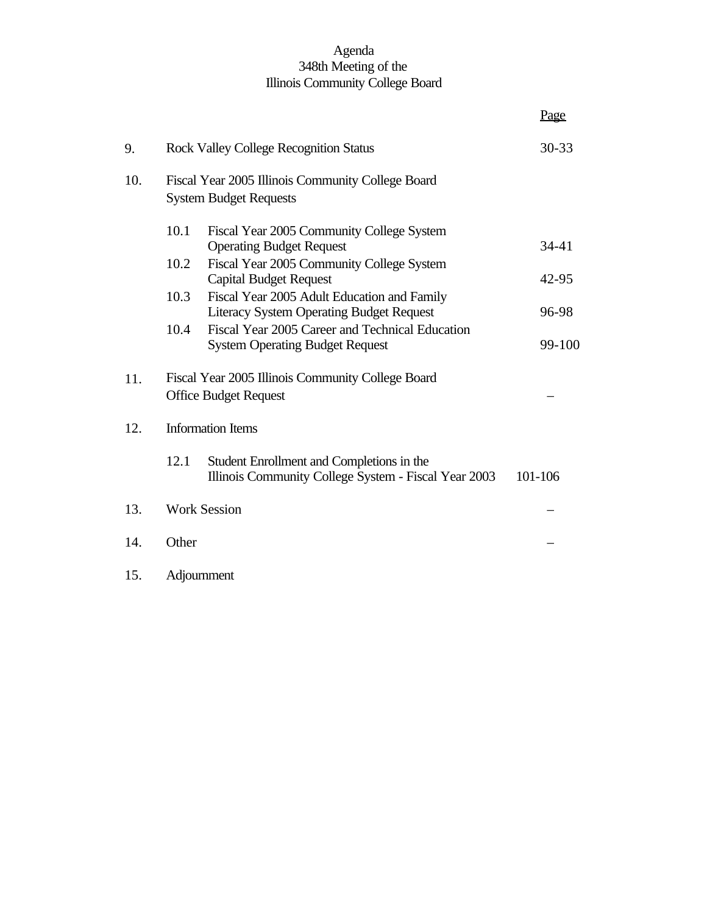Agenda
348th Meeting of the
Illinois Community College Board

| | | Page |
|---|---|---|
| 9. | Rock Valley College Recognition Status | 30-33 |
| 10. | Fiscal Year 2005 Illinois Community College Board System Budget Requests | |
| | 10.1 Fiscal Year 2005 Community College System Operating Budget Request | 34-41 |
| | 10.2 Fiscal Year 2005 Community College System Capital Budget Request | 42-95 |
| | 10.3 Fiscal Year 2005 Adult Education and Family Literacy System Operating Budget Request | 96-98 |
| | 10.4 Fiscal Year 2005 Career and Technical Education System Operating Budget Request | 99-100 |
| 11. | Fiscal Year 2005 Illinois Community College Board Office Budget Request | – |
| 12. | Information Items | |
| | 12.1 Student Enrollment and Completions in the Illinois Community College System - Fiscal Year 2003 | 101-106 |
| 13. | Work Session | – |
| 14. | Other | – |
| 15. | Adjournment | |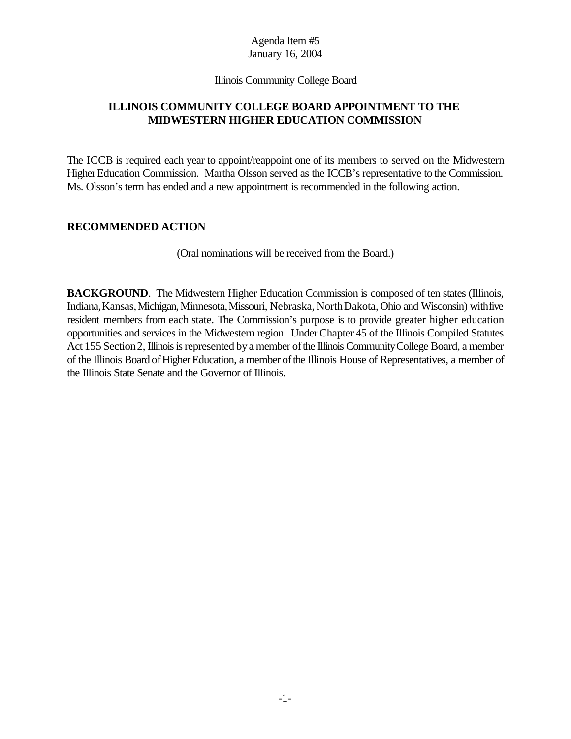Agenda Item #5
January 16, 2004

Illinois Community College Board

**ILLINOIS COMMUNITY COLLEGE BOARD APPOINTMENT TO THE MIDWESTERN HIGHER EDUCATION COMMISSION**

The ICCB is required each year to appoint/reappoint one of its members to served on the Midwestern Higher Education Commission. Martha Olsson served as the ICCB's representative to the Commission. Ms. Olsson's term has ended and a new appointment is recommended in the following action.

**RECOMMENDED ACTION**

(Oral nominations will be received from the Board.)

**BACKGROUND**. The Midwestern Higher Education Commission is composed of ten states (Illinois, Indiana, Kansas, Michigan, Minnesota, Missouri, Nebraska, North Dakota, Ohio and Wisconsin) with five resident members from each state. The Commission's purpose is to provide greater higher education opportunities and services in the Midwestern region. Under Chapter 45 of the Illinois Compiled Statutes Act 155 Section 2, Illinois is represented by a member of the Illinois Community College Board, a member of the Illinois Board of Higher Education, a member of the Illinois House of Representatives, a member of the Illinois State Senate and the Governor of Illinois.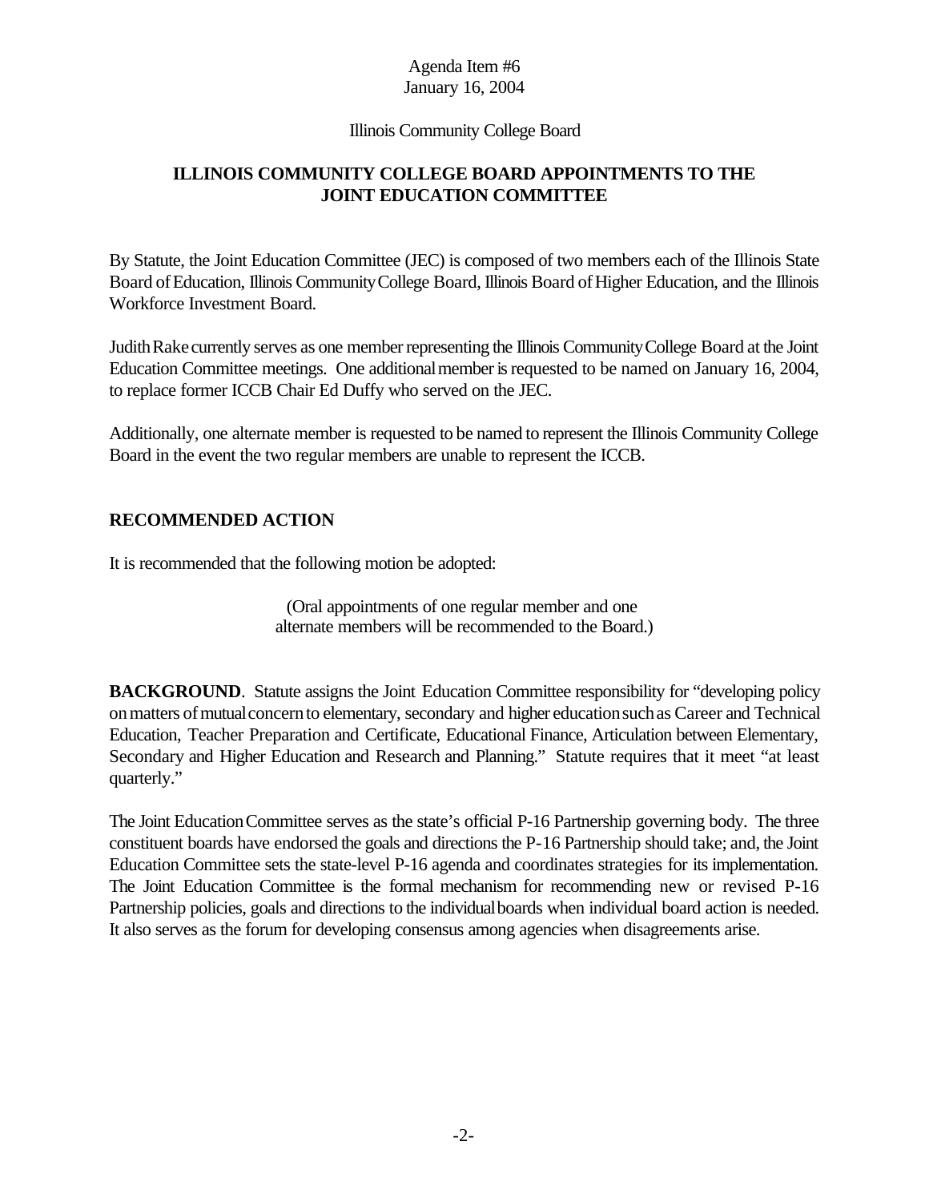Agenda Item #6
January 16, 2004

Illinois Community College Board

## ILLINOIS COMMUNITY COLLEGE BOARD APPOINTMENTS TO THE JOINT EDUCATION COMMITTEE

By Statute, the Joint Education Committee (JEC) is composed of two members each of the Illinois State Board of Education, Illinois Community College Board, Illinois Board of Higher Education, and the Illinois Workforce Investment Board.

Judith Rake currently serves as one member representing the Illinois Community College Board at the Joint Education Committee meetings. One additional member is requested to be named on January 16, 2004, to replace former ICCB Chair Ed Duffy who served on the JEC.

Additionally, one alternate member is requested to be named to represent the Illinois Community College Board in the event the two regular members are unable to represent the ICCB.

### RECOMMENDED ACTION

It is recommended that the following motion be adopted:

(Oral appointments of one regular member and one alternate members will be recommended to the Board.)

**BACKGROUND**. Statute assigns the Joint Education Committee responsibility for "developing policy on matters of mutual concern to elementary, secondary and higher education such as Career and Technical Education, Teacher Preparation and Certificate, Educational Finance, Articulation between Elementary, Secondary and Higher Education and Research and Planning." Statute requires that it meet "at least quarterly."

The Joint Education Committee serves as the state's official P-16 Partnership governing body. The three constituent boards have endorsed the goals and directions the P-16 Partnership should take; and, the Joint Education Committee sets the state-level P-16 agenda and coordinates strategies for its implementation. The Joint Education Committee is the formal mechanism for recommending new or revised P-16 Partnership policies, goals and directions to the individual boards when individual board action is needed. It also serves as the forum for developing consensus among agencies when disagreements arise.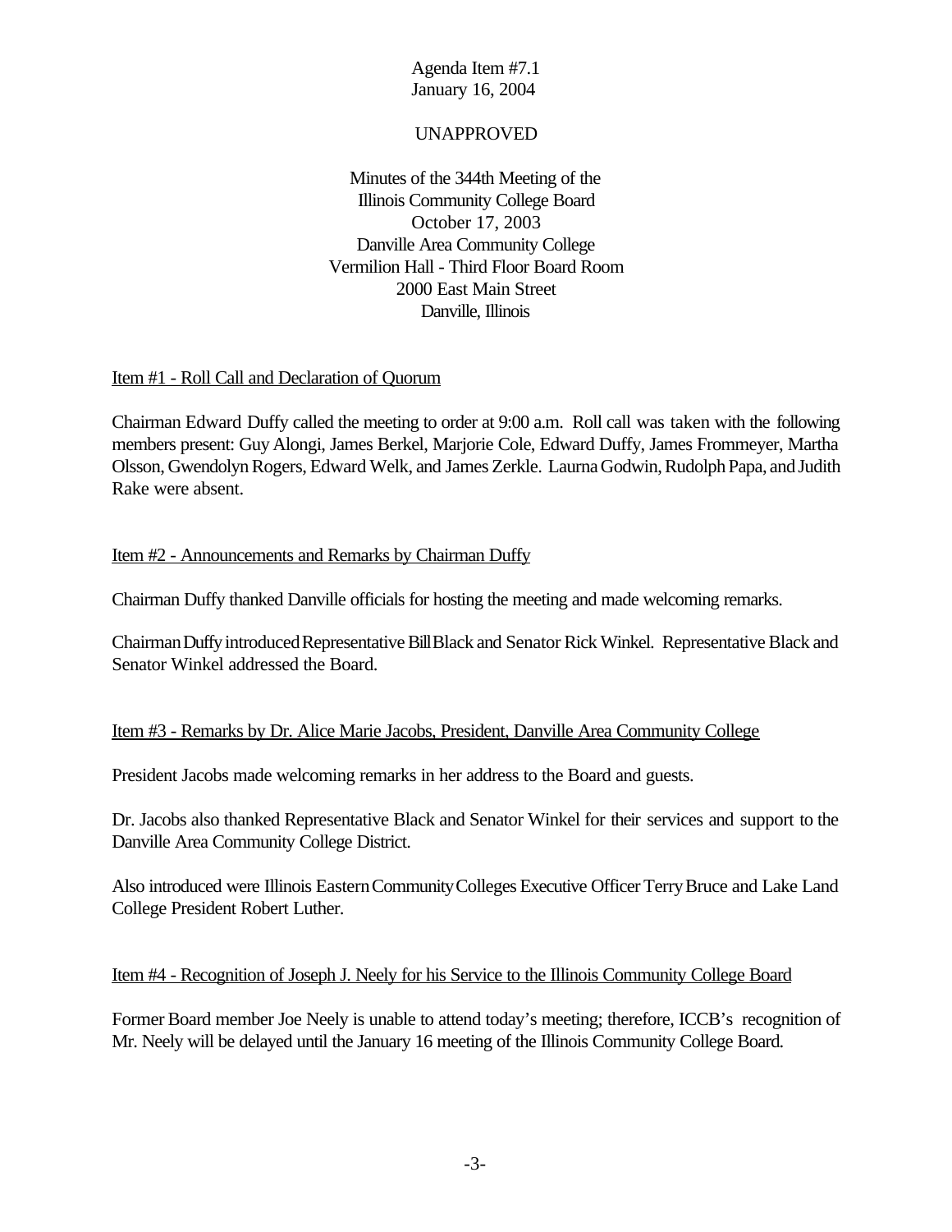Agenda Item #7.1
January 16, 2004

UNAPPROVED

Minutes of the 344th Meeting of the
Illinois Community College Board
October 17, 2003
Danville Area Community College
Vermilion Hall - Third Floor Board Room
2000 East Main Street
Danville, Illinois

Item #1 - Roll Call and Declaration of Quorum

Chairman Edward Duffy called the meeting to order at 9:00 a.m. Roll call was taken with the following members present: Guy Alongi, James Berkel, Marjorie Cole, Edward Duffy, James Frommeyer, Martha Olsson, Gwendolyn Rogers, Edward Welk, and James Zerkle. Laurna Godwin, Rudolph Papa, and Judith Rake were absent.

Item #2 - Announcements and Remarks by Chairman Duffy

Chairman Duffy thanked Danville officials for hosting the meeting and made welcoming remarks.

Chairman Duffy introduced Representative Bill Black and Senator Rick Winkel. Representative Black and Senator Winkel addressed the Board.

Item #3 - Remarks by Dr. Alice Marie Jacobs, President, Danville Area Community College

President Jacobs made welcoming remarks in her address to the Board and guests.

Dr. Jacobs also thanked Representative Black and Senator Winkel for their services and support to the Danville Area Community College District.

Also introduced were Illinois Eastern Community Colleges Executive Officer Terry Bruce and Lake Land College President Robert Luther.

Item #4 - Recognition of Joseph J. Neely for his Service to the Illinois Community College Board

Former Board member Joe Neely is unable to attend today's meeting; therefore, ICCB's recognition of Mr. Neely will be delayed until the January 16 meeting of the Illinois Community College Board.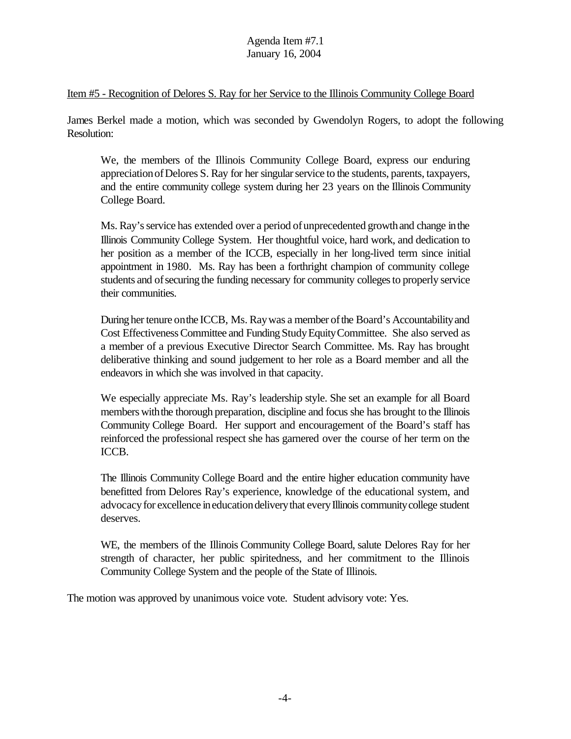Item #5 - Recognition of Delores S. Ray for her Service to the Illinois Community College Board

James Berkel made a motion, which was seconded by Gwendolyn Rogers, to adopt the following Resolution:

> We, the members of the Illinois Community College Board, express our enduring appreciation of Delores S. Ray for her singular service to the students, parents, taxpayers, and the entire community college system during her 23 years on the Illinois Community College Board.
>
> Ms. Ray's service has extended over a period of unprecedented growth and change in the Illinois Community College System. Her thoughtful voice, hard work, and dedication to her position as a member of the ICCB, especially in her long-lived term since initial appointment in 1980. Ms. Ray has been a forthright champion of community college students and of securing the funding necessary for community colleges to properly service their communities.
>
> During her tenure on the ICCB, Ms. Ray was a member of the Board's Accountability and Cost Effectiveness Committee and Funding Study Equity Committee. She also served as a member of a previous Executive Director Search Committee. Ms. Ray has brought deliberative thinking and sound judgement to her role as a Board member and all the endeavors in which she was involved in that capacity.
>
> We especially appreciate Ms. Ray's leadership style. She set an example for all Board members with the thorough preparation, discipline and focus she has brought to the Illinois Community College Board. Her support and encouragement of the Board's staff has reinforced the professional respect she has garnered over the course of her term on the ICCB.
>
> The Illinois Community College Board and the entire higher education community have benefitted from Delores Ray's experience, knowledge of the educational system, and advocacy for excellence in education delivery that every Illinois community college student deserves.
>
> WE, the members of the Illinois Community College Board, salute Delores Ray for her strength of character, her public spiritedness, and her commitment to the Illinois Community College System and the people of the State of Illinois.

The motion was approved by unanimous voice vote. Student advisory vote: Yes.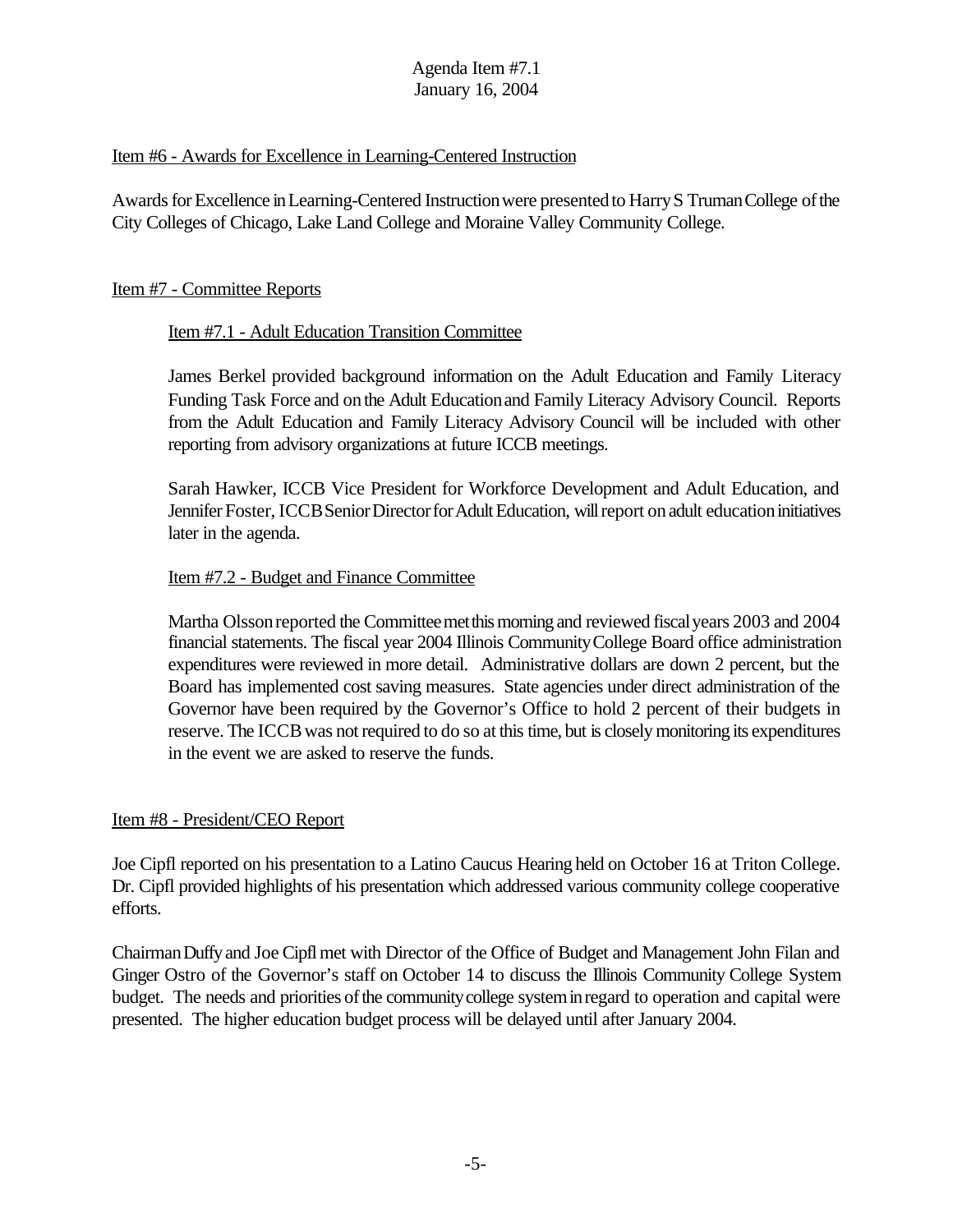Item #6 - Awards for Excellence in Learning-Centered Instruction

Awards for Excellence in Learning-Centered Instruction were presented to Harry S Truman College of the City Colleges of Chicago, Lake Land College and Moraine Valley Community College.

Item #7 - Committee Reports

Item #7.1 - Adult Education Transition Committee

James Berkel provided background information on the Adult Education and Family Literacy Funding Task Force and on the Adult Education and Family Literacy Advisory Council. Reports from the Adult Education and Family Literacy Advisory Council will be included with other reporting from advisory organizations at future ICCB meetings.

Sarah Hawker, ICCB Vice President for Workforce Development and Adult Education, and Jennifer Foster, ICCB Senior Director for Adult Education, will report on adult education initiatives later in the agenda.

Item #7.2 - Budget and Finance Committee

Martha Olsson reported the Committee met this morning and reviewed fiscal years 2003 and 2004 financial statements. The fiscal year 2004 Illinois Community College Board office administration expenditures were reviewed in more detail. Administrative dollars are down 2 percent, but the Board has implemented cost saving measures. State agencies under direct administration of the Governor have been required by the Governor's Office to hold 2 percent of their budgets in reserve. The ICCB was not required to do so at this time, but is closely monitoring its expenditures in the event we are asked to reserve the funds.

Item #8 - President/CEO Report

Joe Cipfl reported on his presentation to a Latino Caucus Hearing held on October 16 at Triton College. Dr. Cipfl provided highlights of his presentation which addressed various community college cooperative efforts.

Chairman Duffy and Joe Cipfl met with Director of the Office of Budget and Management John Filan and Ginger Ostro of the Governor's staff on October 14 to discuss the Illinois Community College System budget. The needs and priorities of the community college system in regard to operation and capital were presented. The higher education budget process will be delayed until after January 2004.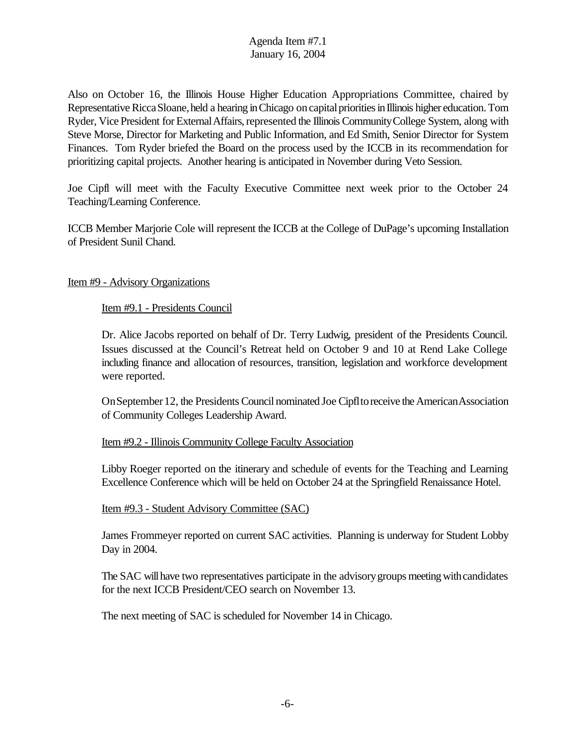Also on October 16, the Illinois House Higher Education Appropriations Committee, chaired by Representative Ricca Sloane, held a hearing in Chicago on capital priorities in Illinois higher education. Tom Ryder, Vice President for External Affairs, represented the Illinois Community College System, along with Steve Morse, Director for Marketing and Public Information, and Ed Smith, Senior Director for System Finances. Tom Ryder briefed the Board on the process used by the ICCB in its recommendation for prioritizing capital projects. Another hearing is anticipated in November during Veto Session.

Joe Cipfl will meet with the Faculty Executive Committee next week prior to the October 24 Teaching/Learning Conference.

ICCB Member Marjorie Cole will represent the ICCB at the College of DuPage's upcoming Installation of President Sunil Chand.

<u>Item #9 - Advisory Organizations</u>

<u>Item #9.1 - Presidents Council</u>

Dr. Alice Jacobs reported on behalf of Dr. Terry Ludwig, president of the Presidents Council. Issues discussed at the Council's Retreat held on October 9 and 10 at Rend Lake College including finance and allocation of resources, transition, legislation and workforce development were reported.

On September 12, the Presidents Council nominated Joe Cipfl to receive the American Association of Community Colleges Leadership Award.

<u>Item #9.2 - Illinois Community College Faculty Association</u>

Libby Roeger reported on the itinerary and schedule of events for the Teaching and Learning Excellence Conference which will be held on October 24 at the Springfield Renaissance Hotel.

<u>Item #9.3 - Student Advisory Committee (SAC)</u>

James Frommeyer reported on current SAC activities. Planning is underway for Student Lobby Day in 2004.

The SAC will have two representatives participate in the advisory groups meeting with candidates for the next ICCB President/CEO search on November 13.

The next meeting of SAC is scheduled for November 14 in Chicago.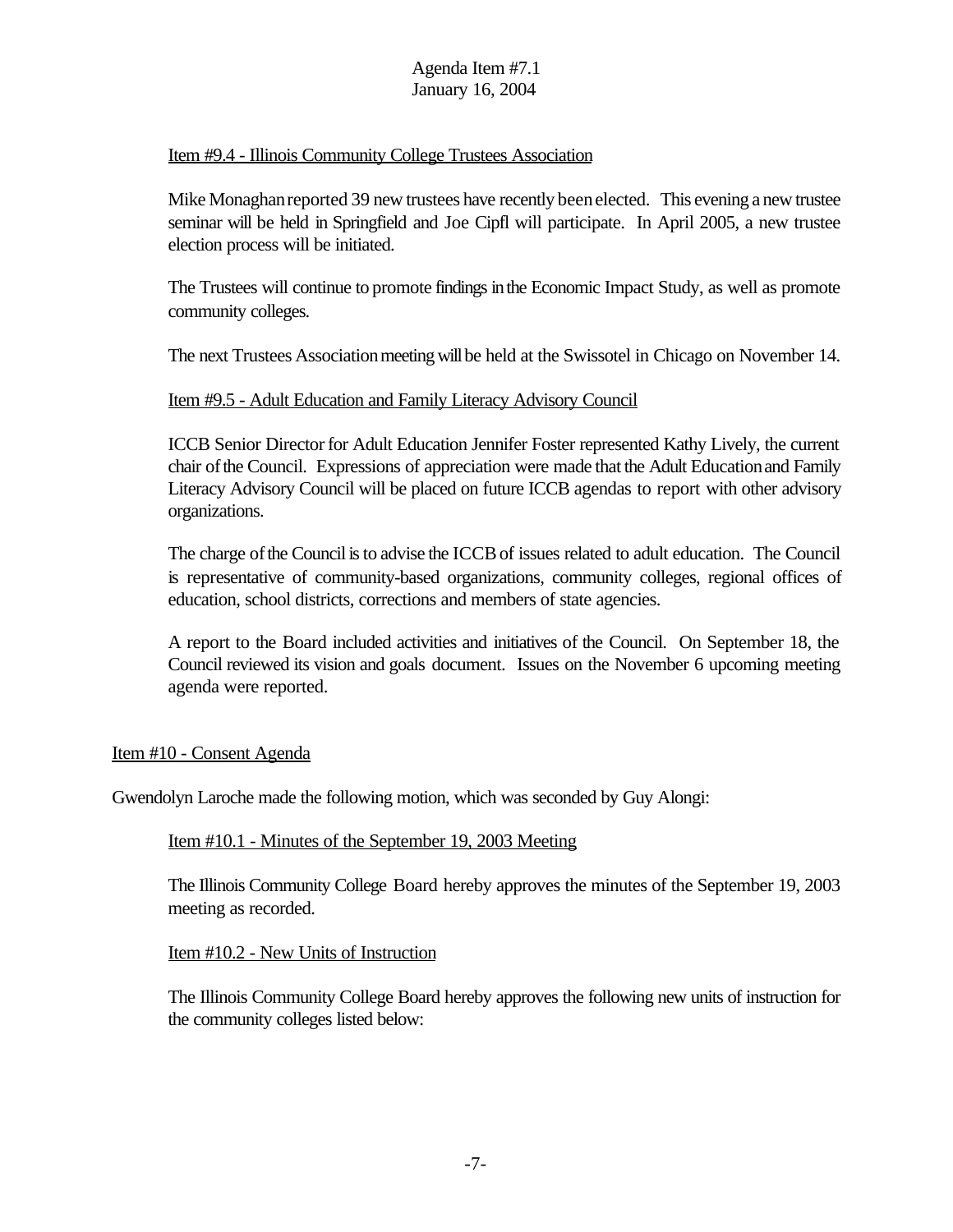Item #9.4 - Illinois Community College Trustees Association

Mike Monaghan reported 39 new trustees have recently been elected. This evening a new trustee seminar will be held in Springfield and Joe Cipfl will participate. In April 2005, a new trustee election process will be initiated.

The Trustees will continue to promote findings in the Economic Impact Study, as well as promote community colleges.

The next Trustees Association meeting will be held at the Swissotel in Chicago on November 14.

Item #9.5 - Adult Education and Family Literacy Advisory Council

ICCB Senior Director for Adult Education Jennifer Foster represented Kathy Lively, the current chair of the Council. Expressions of appreciation were made that the Adult Education and Family Literacy Advisory Council will be placed on future ICCB agendas to report with other advisory organizations.

The charge of the Council is to advise the ICCB of issues related to adult education. The Council is representative of community-based organizations, community colleges, regional offices of education, school districts, corrections and members of state agencies.

A report to the Board included activities and initiatives of the Council. On September 18, the Council reviewed its vision and goals document. Issues on the November 6 upcoming meeting agenda were reported.

Item #10 - Consent Agenda

Gwendolyn Laroche made the following motion, which was seconded by Guy Alongi:

Item #10.1 - Minutes of the September 19, 2003 Meeting

The Illinois Community College Board hereby approves the minutes of the September 19, 2003 meeting as recorded.

Item #10.2 - New Units of Instruction

The Illinois Community College Board hereby approves the following new units of instruction for the community colleges listed below: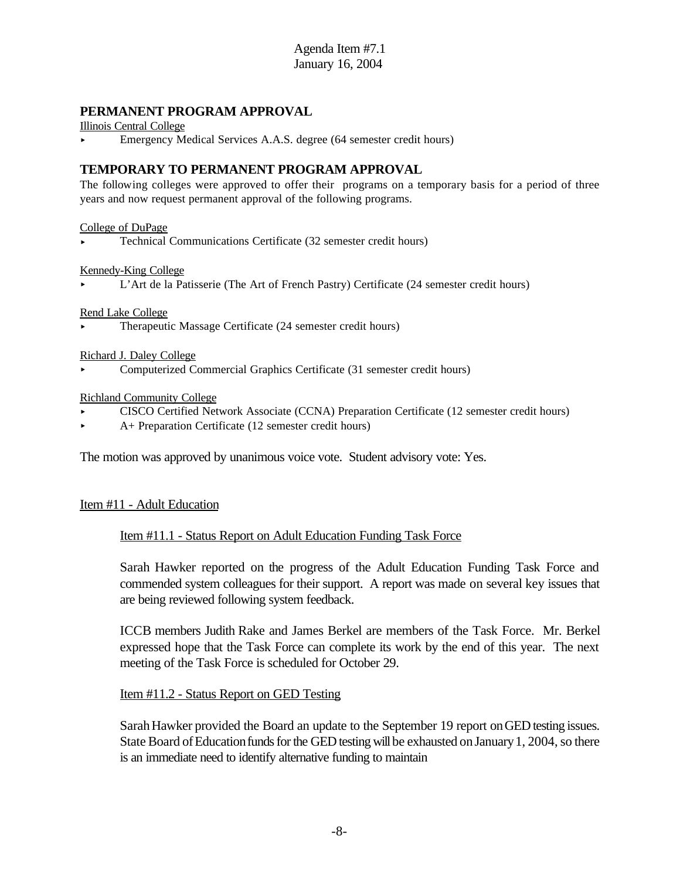## PERMANENT PROGRAM APPROVAL

Illinois Central College

- Emergency Medical Services A.A.S. degree (64 semester credit hours)

## TEMPORARY TO PERMANENT PROGRAM APPROVAL

The following colleges were approved to offer their programs on a temporary basis for a period of three years and now request permanent approval of the following programs.

College of DuPage

- Technical Communications Certificate (32 semester credit hours)

Kennedy-King College

- L'Art de la Patisserie (The Art of French Pastry) Certificate (24 semester credit hours)

Rend Lake College

- Therapeutic Massage Certificate (24 semester credit hours)

Richard J. Daley College

- Computerized Commercial Graphics Certificate (31 semester credit hours)

Richland Community College

- CISCO Certified Network Associate (CCNA) Preparation Certificate (12 semester credit hours)
- A+ Preparation Certificate (12 semester credit hours)

The motion was approved by unanimous voice vote. Student advisory vote: Yes.

Item #11 - Adult Education

Item #11.1 - Status Report on Adult Education Funding Task Force

Sarah Hawker reported on the progress of the Adult Education Funding Task Force and commended system colleagues for their support. A report was made on several key issues that are being reviewed following system feedback.

ICCB members Judith Rake and James Berkel are members of the Task Force. Mr. Berkel expressed hope that the Task Force can complete its work by the end of this year. The next meeting of the Task Force is scheduled for October 29.

Item #11.2 - Status Report on GED Testing

Sarah Hawker provided the Board an update to the September 19 report on GED testing issues. State Board of Education funds for the GED testing will be exhausted on January 1, 2004, so there is an immediate need to identify alternative funding to maintain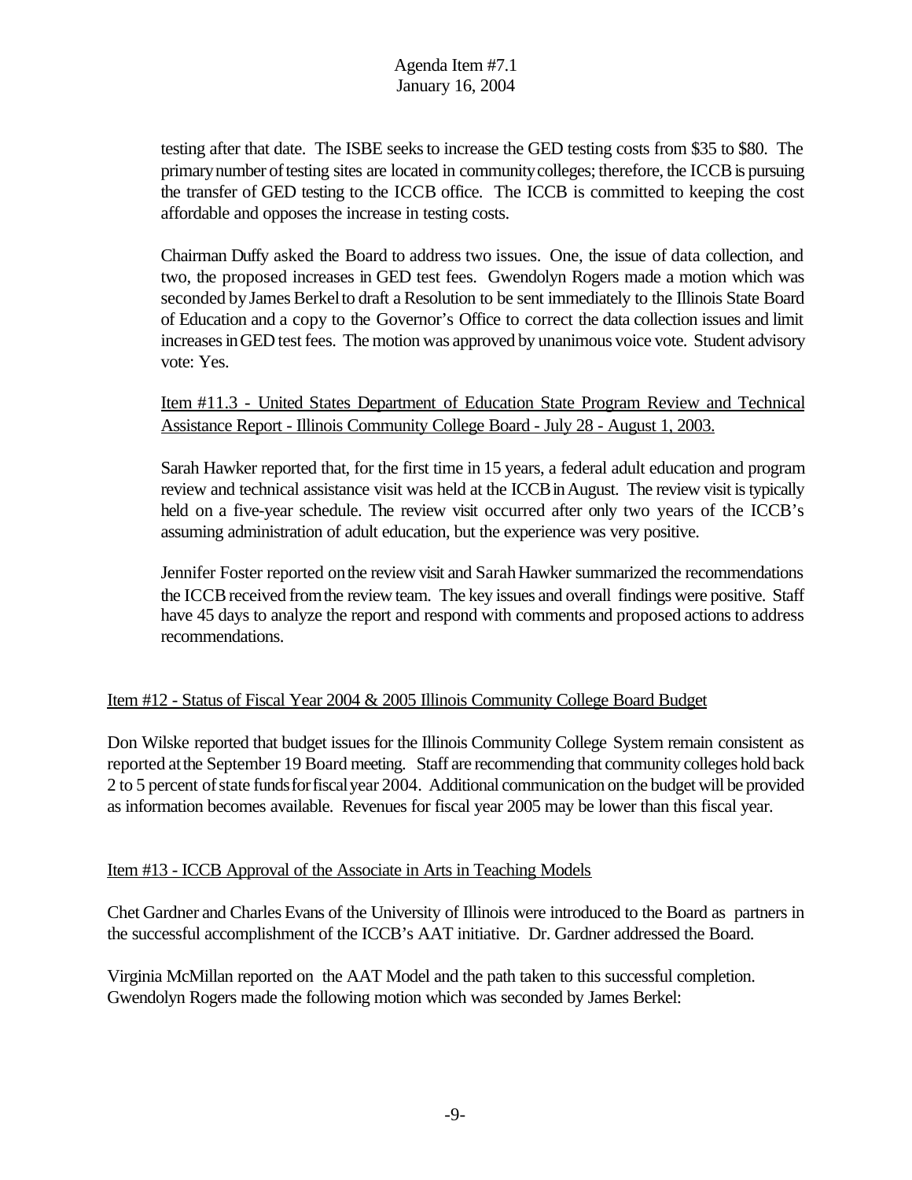testing after that date. The ISBE seeks to increase the GED testing costs from $35 to $80. The primary number of testing sites are located in community colleges; therefore, the ICCB is pursuing the transfer of GED testing to the ICCB office. The ICCB is committed to keeping the cost affordable and opposes the increase in testing costs.

Chairman Duffy asked the Board to address two issues. One, the issue of data collection, and two, the proposed increases in GED test fees. Gwendolyn Rogers made a motion which was seconded by James Berkel to draft a Resolution to be sent immediately to the Illinois State Board of Education and a copy to the Governor's Office to correct the data collection issues and limit increases in GED test fees. The motion was approved by unanimous voice vote. Student advisory vote: Yes.

Item #11.3 - United States Department of Education State Program Review and Technical Assistance Report - Illinois Community College Board - July 28 - August 1, 2003.

Sarah Hawker reported that, for the first time in 15 years, a federal adult education and program review and technical assistance visit was held at the ICCB in August. The review visit is typically held on a five-year schedule. The review visit occurred after only two years of the ICCB's assuming administration of adult education, but the experience was very positive.

Jennifer Foster reported on the review visit and Sarah Hawker summarized the recommendations the ICCB received from the review team. The key issues and overall findings were positive. Staff have 45 days to analyze the report and respond with comments and proposed actions to address recommendations.

Item #12 - Status of Fiscal Year 2004 & 2005 Illinois Community College Board Budget

Don Wilske reported that budget issues for the Illinois Community College System remain consistent as reported at the September 19 Board meeting. Staff are recommending that community colleges hold back 2 to 5 percent of state funds for fiscal year 2004. Additional communication on the budget will be provided as information becomes available. Revenues for fiscal year 2005 may be lower than this fiscal year.

Item #13 - ICCB Approval of the Associate in Arts in Teaching Models

Chet Gardner and Charles Evans of the University of Illinois were introduced to the Board as partners in the successful accomplishment of the ICCB's AAT initiative. Dr. Gardner addressed the Board.

Virginia McMillan reported on the AAT Model and the path taken to this successful completion. Gwendolyn Rogers made the following motion which was seconded by James Berkel: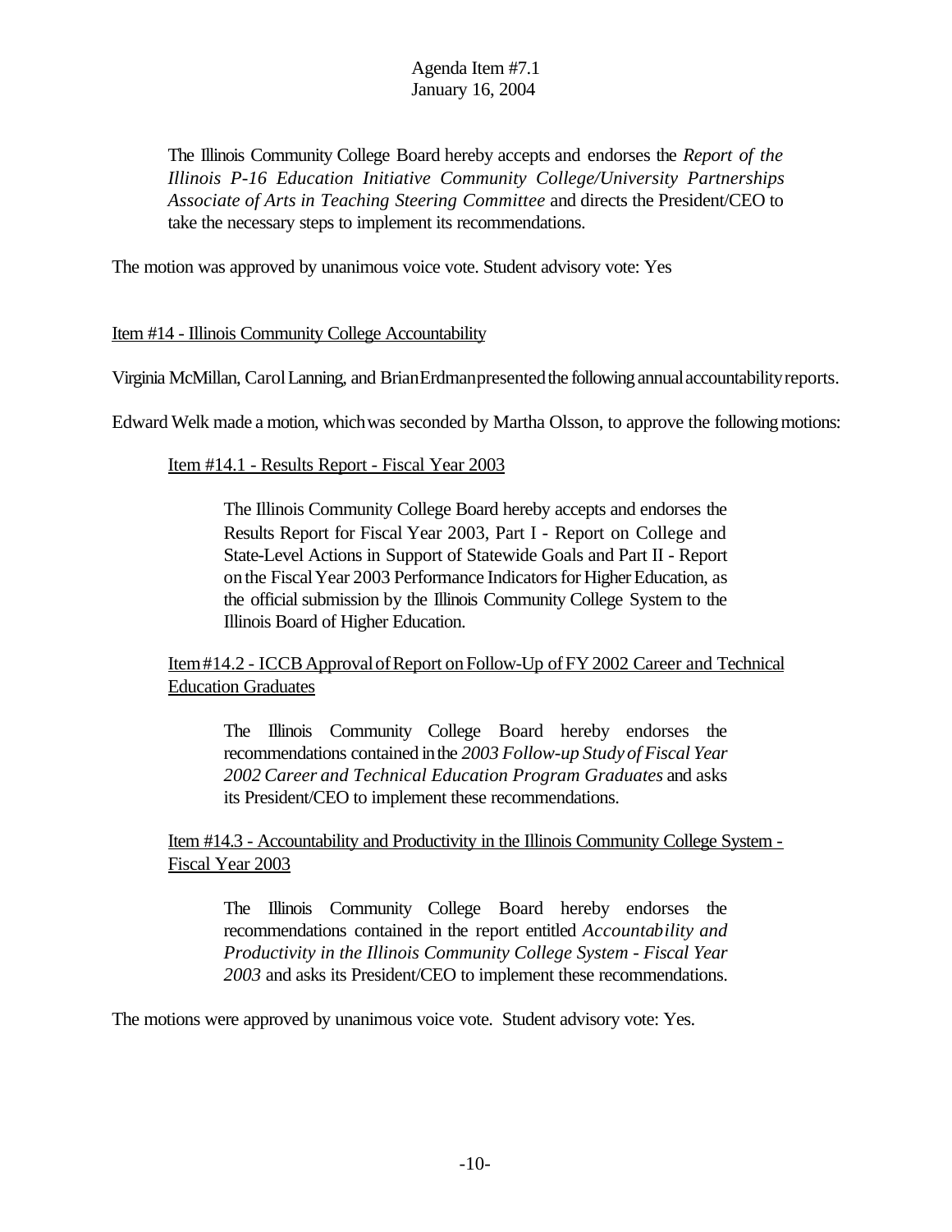Agenda Item #7.1
January 16, 2004

> The Illinois Community College Board hereby accepts and endorses the *Report of the Illinois P-16 Education Initiative Community College/University Partnerships Associate of Arts in Teaching Steering Committee* and directs the President/CEO to take the necessary steps to implement its recommendations.

The motion was approved by unanimous voice vote. Student advisory vote: Yes

Item #14 - Illinois Community College Accountability

Virginia McMillan, Carol Lanning, and Brian Erdman presented the following annual accountability reports.

Edward Welk made a motion, which was seconded by Martha Olsson, to approve the following motions:

Item #14.1 - Results Report - Fiscal Year 2003

> The Illinois Community College Board hereby accepts and endorses the Results Report for Fiscal Year 2003, Part I - Report on College and State-Level Actions in Support of Statewide Goals and Part II - Report on the Fiscal Year 2003 Performance Indicators for Higher Education, as the official submission by the Illinois Community College System to the Illinois Board of Higher Education.

Item #14.2 - ICCB Approval of Report on Follow-Up of FY 2002 Career and Technical Education Graduates

> The Illinois Community College Board hereby endorses the recommendations contained in the *2003 Follow-up Study of Fiscal Year 2002 Career and Technical Education Program Graduates* and asks its President/CEO to implement these recommendations.

Item #14.3 - Accountability and Productivity in the Illinois Community College System - Fiscal Year 2003

> The Illinois Community College Board hereby endorses the recommendations contained in the report entitled *Accountability and Productivity in the Illinois Community College System - Fiscal Year 2003* and asks its President/CEO to implement these recommendations.

The motions were approved by unanimous voice vote. Student advisory vote: Yes.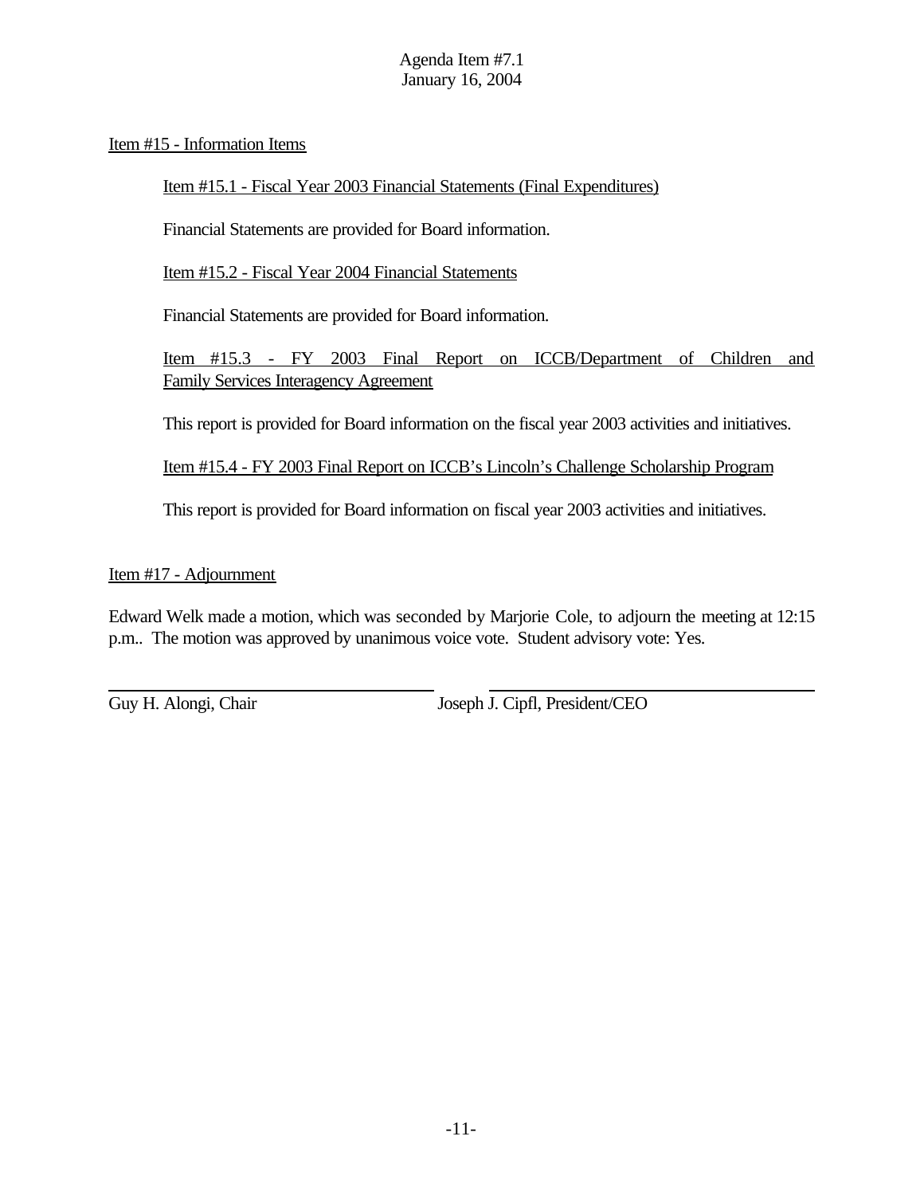Agenda Item #7.1
January 16, 2004

Item #15 - Information Items

Item #15.1 - Fiscal Year 2003 Financial Statements (Final Expenditures)

Financial Statements are provided for Board information.

Item #15.2 - Fiscal Year 2004 Financial Statements

Financial Statements are provided for Board information.

Item #15.3 - FY 2003 Final Report on ICCB/Department of Children and Family Services Interagency Agreement

This report is provided for Board information on the fiscal year 2003 activities and initiatives.

Item #15.4 - FY 2003 Final Report on ICCB's Lincoln's Challenge Scholarship Program

This report is provided for Board information on fiscal year 2003 activities and initiatives.

Item #17 - Adjournment

Edward Welk made a motion, which was seconded by Marjorie Cole, to adjourn the meeting at 12:15 p.m.. The motion was approved by unanimous voice vote. Student advisory vote: Yes.

Guy H. Alongi, Chair

Joseph J. Cipfl, President/CEO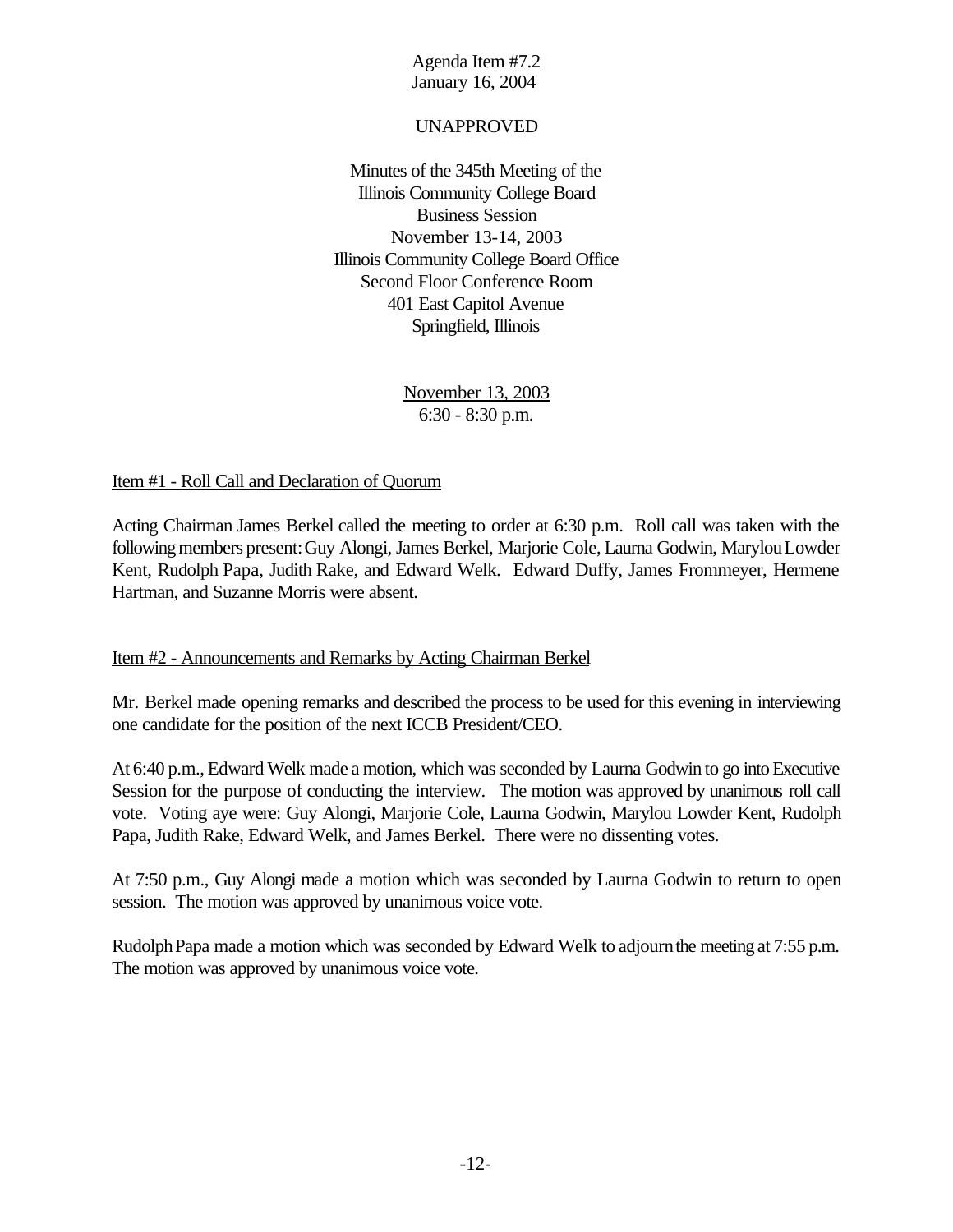Agenda Item #7.2
January 16, 2004

UNAPPROVED

Minutes of the 345th Meeting of the
Illinois Community College Board
Business Session
November 13-14, 2003
Illinois Community College Board Office
Second Floor Conference Room
401 East Capitol Avenue
Springfield, Illinois

November 13, 2003
6:30 - 8:30 p.m.

Item #1 - Roll Call and Declaration of Quorum

Acting Chairman James Berkel called the meeting to order at 6:30 p.m. Roll call was taken with the following members present: Guy Alongi, James Berkel, Marjorie Cole, Laurna Godwin, Marylou Lowder Kent, Rudolph Papa, Judith Rake, and Edward Welk. Edward Duffy, James Frommeyer, Hermene Hartman, and Suzanne Morris were absent.

Item #2 - Announcements and Remarks by Acting Chairman Berkel

Mr. Berkel made opening remarks and described the process to be used for this evening in interviewing one candidate for the position of the next ICCB President/CEO.

At 6:40 p.m., Edward Welk made a motion, which was seconded by Laurna Godwin to go into Executive Session for the purpose of conducting the interview. The motion was approved by unanimous roll call vote. Voting aye were: Guy Alongi, Marjorie Cole, Laurna Godwin, Marylou Lowder Kent, Rudolph Papa, Judith Rake, Edward Welk, and James Berkel. There were no dissenting votes.

At 7:50 p.m., Guy Alongi made a motion which was seconded by Laurna Godwin to return to open session. The motion was approved by unanimous voice vote.

Rudolph Papa made a motion which was seconded by Edward Welk to adjourn the meeting at 7:55 p.m. The motion was approved by unanimous voice vote.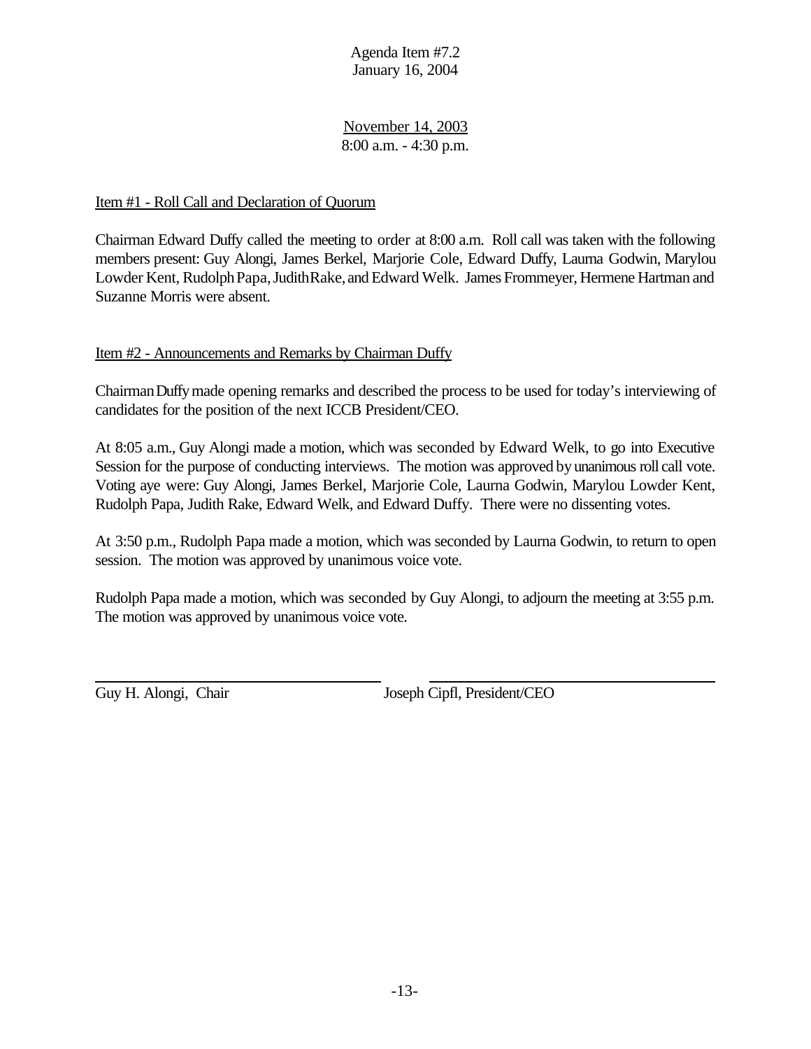Agenda Item #7.2
January 16, 2004

November 14, 2003
8:00 a.m. - 4:30 p.m.

Item #1 - Roll Call and Declaration of Quorum

Chairman Edward Duffy called the meeting to order at 8:00 a.m. Roll call was taken with the following members present: Guy Alongi, James Berkel, Marjorie Cole, Edward Duffy, Laurna Godwin, Marylou Lowder Kent, Rudolph Papa, Judith Rake, and Edward Welk. James Frommeyer, Hermene Hartman and Suzanne Morris were absent.

Item #2 - Announcements and Remarks by Chairman Duffy

Chairman Duffy made opening remarks and described the process to be used for today's interviewing of candidates for the position of the next ICCB President/CEO.

At 8:05 a.m., Guy Alongi made a motion, which was seconded by Edward Welk, to go into Executive Session for the purpose of conducting interviews. The motion was approved by unanimous roll call vote. Voting aye were: Guy Alongi, James Berkel, Marjorie Cole, Laurna Godwin, Marylou Lowder Kent, Rudolph Papa, Judith Rake, Edward Welk, and Edward Duffy. There were no dissenting votes.

At 3:50 p.m., Rudolph Papa made a motion, which was seconded by Laurna Godwin, to return to open session. The motion was approved by unanimous voice vote.

Rudolph Papa made a motion, which was seconded by Guy Alongi, to adjourn the meeting at 3:55 p.m. The motion was approved by unanimous voice vote.

Guy H. Alongi, Chair

Joseph Cipfl, President/CEO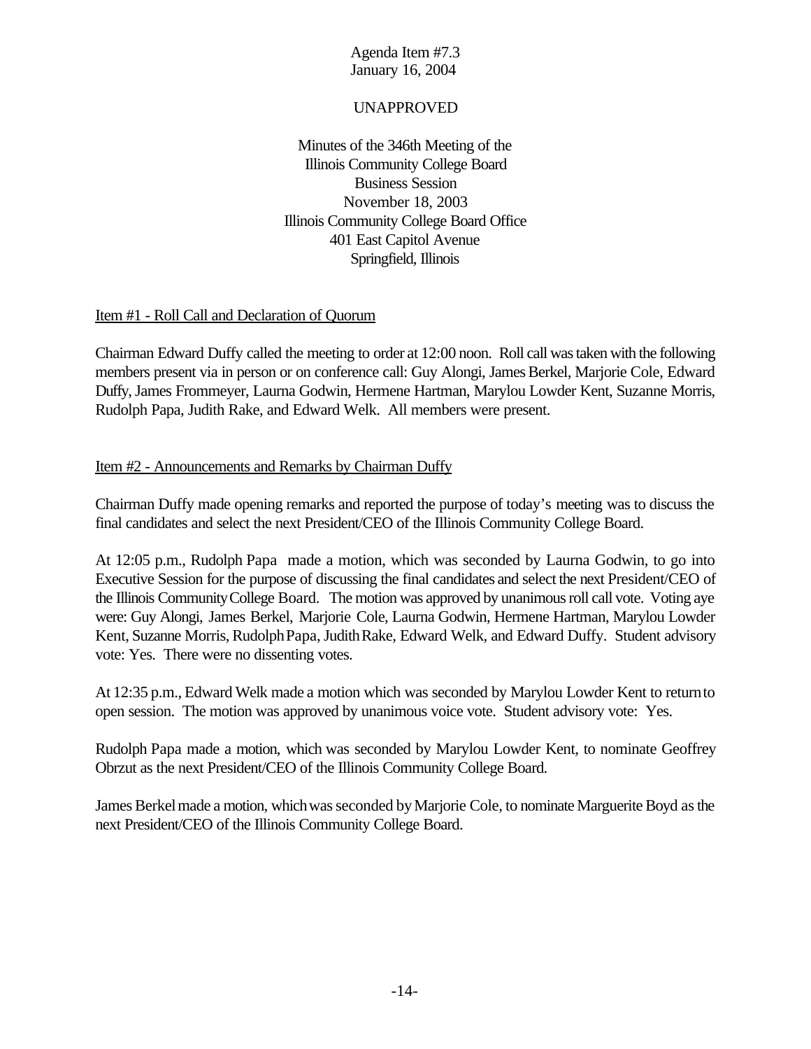Agenda Item #7.3
January 16, 2004

UNAPPROVED

Minutes of the 346th Meeting of the
Illinois Community College Board
Business Session
November 18, 2003
Illinois Community College Board Office
401 East Capitol Avenue
Springfield, Illinois

Item #1 - Roll Call and Declaration of Quorum

Chairman Edward Duffy called the meeting to order at 12:00 noon. Roll call was taken with the following members present via in person or on conference call: Guy Alongi, James Berkel, Marjorie Cole, Edward Duffy, James Frommeyer, Laurna Godwin, Hermene Hartman, Marylou Lowder Kent, Suzanne Morris, Rudolph Papa, Judith Rake, and Edward Welk. All members were present.

Item #2 - Announcements and Remarks by Chairman Duffy

Chairman Duffy made opening remarks and reported the purpose of today's meeting was to discuss the final candidates and select the next President/CEO of the Illinois Community College Board.

At 12:05 p.m., Rudolph Papa made a motion, which was seconded by Laurna Godwin, to go into Executive Session for the purpose of discussing the final candidates and select the next President/CEO of the Illinois Community College Board. The motion was approved by unanimous roll call vote. Voting aye were: Guy Alongi, James Berkel, Marjorie Cole, Laurna Godwin, Hermene Hartman, Marylou Lowder Kent, Suzanne Morris, Rudolph Papa, Judith Rake, Edward Welk, and Edward Duffy. Student advisory vote: Yes. There were no dissenting votes.

At 12:35 p.m., Edward Welk made a motion which was seconded by Marylou Lowder Kent to return to open session. The motion was approved by unanimous voice vote. Student advisory vote: Yes.

Rudolph Papa made a motion, which was seconded by Marylou Lowder Kent, to nominate Geoffrey Obrzut as the next President/CEO of the Illinois Community College Board.

James Berkel made a motion, which was seconded by Marjorie Cole, to nominate Marguerite Boyd as the next President/CEO of the Illinois Community College Board.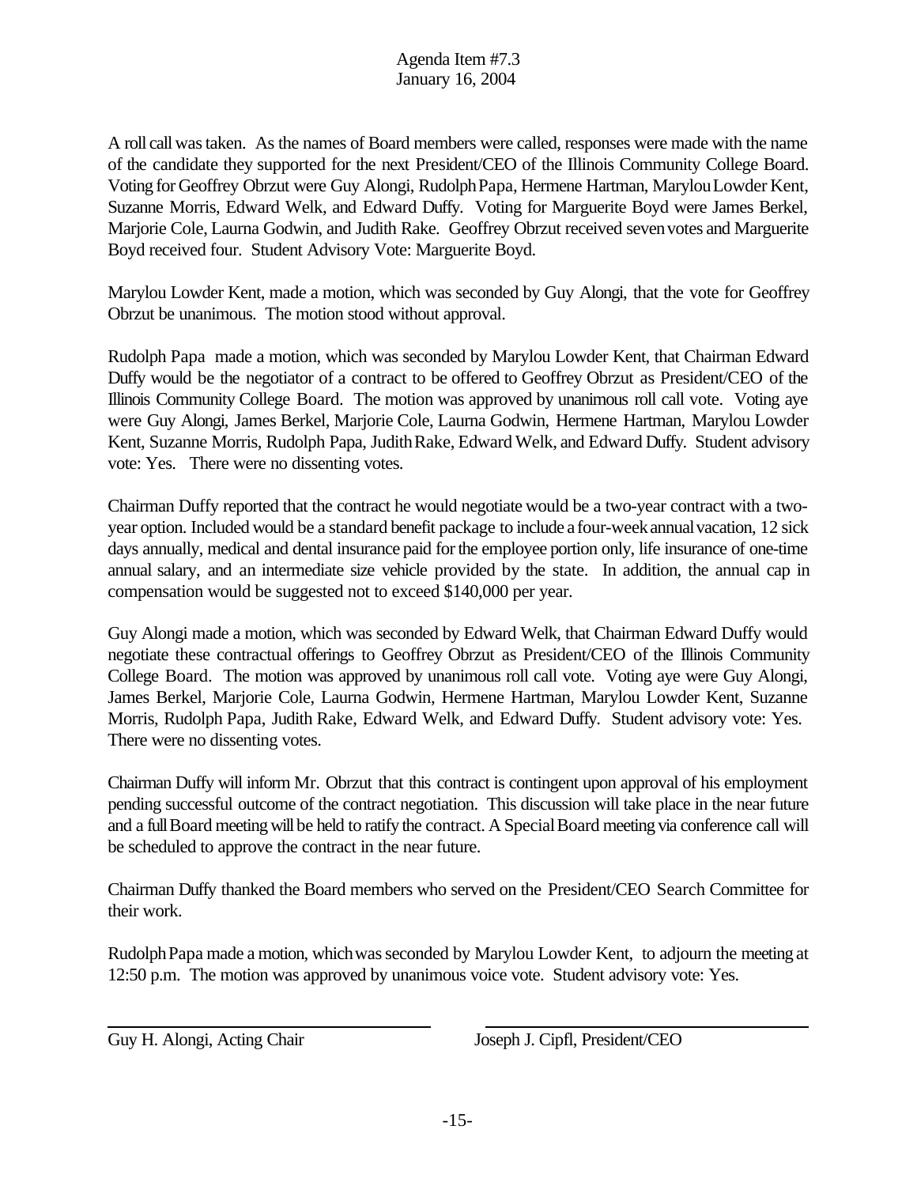A roll call was taken. As the names of Board members were called, responses were made with the name of the candidate they supported for the next President/CEO of the Illinois Community College Board. Voting for Geoffrey Obrzut were Guy Alongi, Rudolph Papa, Hermene Hartman, Marylou Lowder Kent, Suzanne Morris, Edward Welk, and Edward Duffy. Voting for Marguerite Boyd were James Berkel, Marjorie Cole, Laurna Godwin, and Judith Rake. Geoffrey Obrzut received seven votes and Marguerite Boyd received four. Student Advisory Vote: Marguerite Boyd.

Marylou Lowder Kent, made a motion, which was seconded by Guy Alongi, that the vote for Geoffrey Obrzut be unanimous. The motion stood without approval.

Rudolph Papa made a motion, which was seconded by Marylou Lowder Kent, that Chairman Edward Duffy would be the negotiator of a contract to be offered to Geoffrey Obrzut as President/CEO of the Illinois Community College Board. The motion was approved by unanimous roll call vote. Voting aye were Guy Alongi, James Berkel, Marjorie Cole, Laurna Godwin, Hermene Hartman, Marylou Lowder Kent, Suzanne Morris, Rudolph Papa, Judith Rake, Edward Welk, and Edward Duffy. Student advisory vote: Yes. There were no dissenting votes.

Chairman Duffy reported that the contract he would negotiate would be a two-year contract with a two-year option. Included would be a standard benefit package to include a four-week annual vacation, 12 sick days annually, medical and dental insurance paid for the employee portion only, life insurance of one-time annual salary, and an intermediate size vehicle provided by the state. In addition, the annual cap in compensation would be suggested not to exceed $140,000 per year.

Guy Alongi made a motion, which was seconded by Edward Welk, that Chairman Edward Duffy would negotiate these contractual offerings to Geoffrey Obrzut as President/CEO of the Illinois Community College Board. The motion was approved by unanimous roll call vote. Voting aye were Guy Alongi, James Berkel, Marjorie Cole, Laurna Godwin, Hermene Hartman, Marylou Lowder Kent, Suzanne Morris, Rudolph Papa, Judith Rake, Edward Welk, and Edward Duffy. Student advisory vote: Yes. There were no dissenting votes.

Chairman Duffy will inform Mr. Obrzut that this contract is contingent upon approval of his employment pending successful outcome of the contract negotiation. This discussion will take place in the near future and a full Board meeting will be held to ratify the contract. A Special Board meeting via conference call will be scheduled to approve the contract in the near future.

Chairman Duffy thanked the Board members who served on the President/CEO Search Committee for their work.

Rudolph Papa made a motion, which was seconded by Marylou Lowder Kent, to adjourn the meeting at 12:50 p.m. The motion was approved by unanimous voice vote. Student advisory vote: Yes.

| Guy H. Alongi, Acting Chair | Joseph J. Cipfl, President/CEO |
| --- | --- |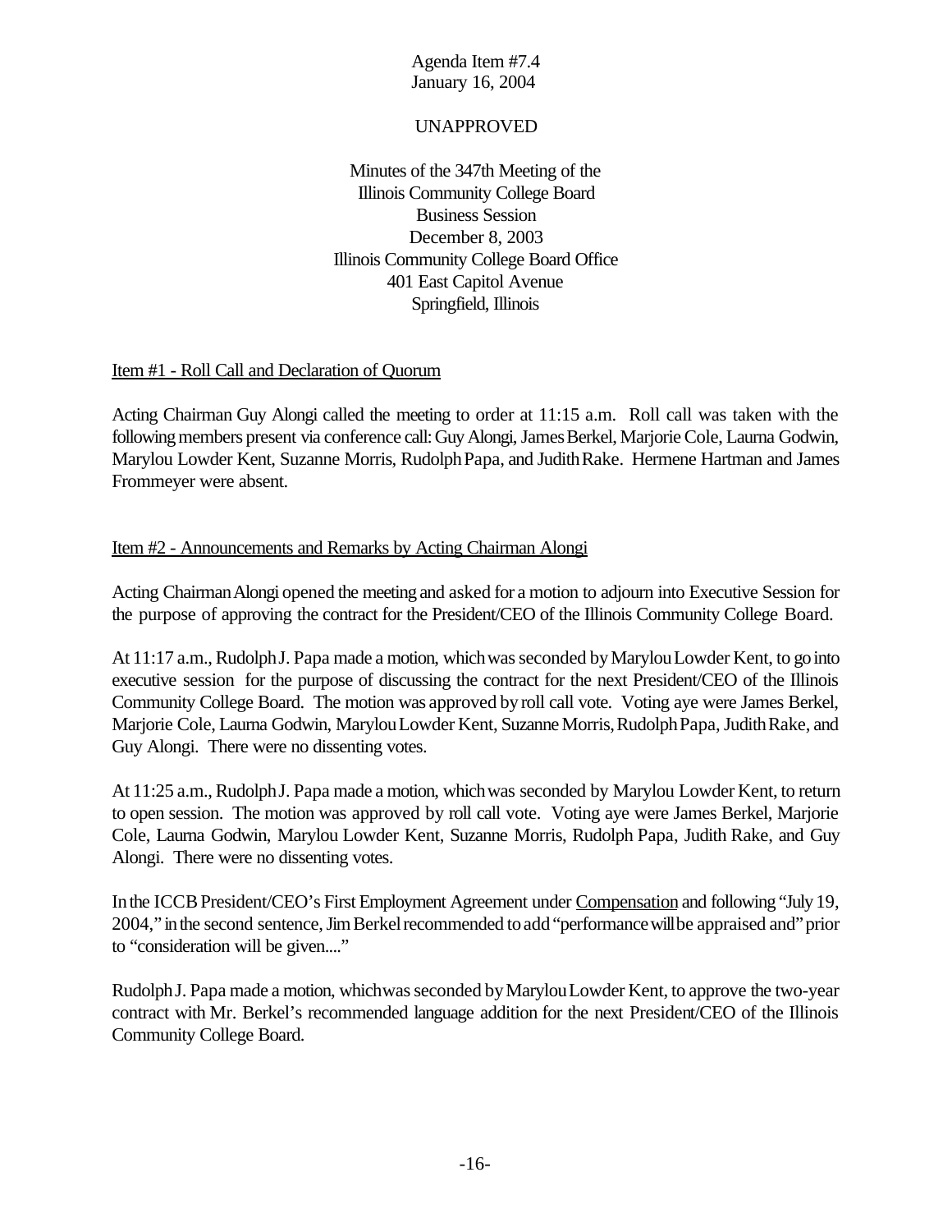Agenda Item #7.4
January 16, 2004

UNAPPROVED

Minutes of the 347th Meeting of the
Illinois Community College Board
Business Session
December 8, 2003
Illinois Community College Board Office
401 East Capitol Avenue
Springfield, Illinois

Item #1 - Roll Call and Declaration of Quorum

Acting Chairman Guy Alongi called the meeting to order at 11:15 a.m. Roll call was taken with the following members present via conference call: Guy Alongi, James Berkel, Marjorie Cole, Laurna Godwin, Marylou Lowder Kent, Suzanne Morris, Rudolph Papa, and Judith Rake. Hermene Hartman and James Frommeyer were absent.

Item #2 - Announcements and Remarks by Acting Chairman Alongi

Acting Chairman Alongi opened the meeting and asked for a motion to adjourn into Executive Session for the purpose of approving the contract for the President/CEO of the Illinois Community College Board.

At 11:17 a.m., Rudolph J. Papa made a motion, which was seconded by Marylou Lowder Kent, to go into executive session for the purpose of discussing the contract for the next President/CEO of the Illinois Community College Board. The motion was approved by roll call vote. Voting aye were James Berkel, Marjorie Cole, Laurna Godwin, Marylou Lowder Kent, Suzanne Morris, Rudolph Papa, Judith Rake, and Guy Alongi. There were no dissenting votes.

At 11:25 a.m., Rudolph J. Papa made a motion, which was seconded by Marylou Lowder Kent, to return to open session. The motion was approved by roll call vote. Voting aye were James Berkel, Marjorie Cole, Laurna Godwin, Marylou Lowder Kent, Suzanne Morris, Rudolph Papa, Judith Rake, and Guy Alongi. There were no dissenting votes.

In the ICCB President/CEO's First Employment Agreement under Compensation and following "July 19, 2004," in the second sentence, Jim Berkel recommended to add "performance will be appraised and" prior to "consideration will be given...."

Rudolph J. Papa made a motion, which was seconded by Marylou Lowder Kent, to approve the two-year contract with Mr. Berkel's recommended language addition for the next President/CEO of the Illinois Community College Board.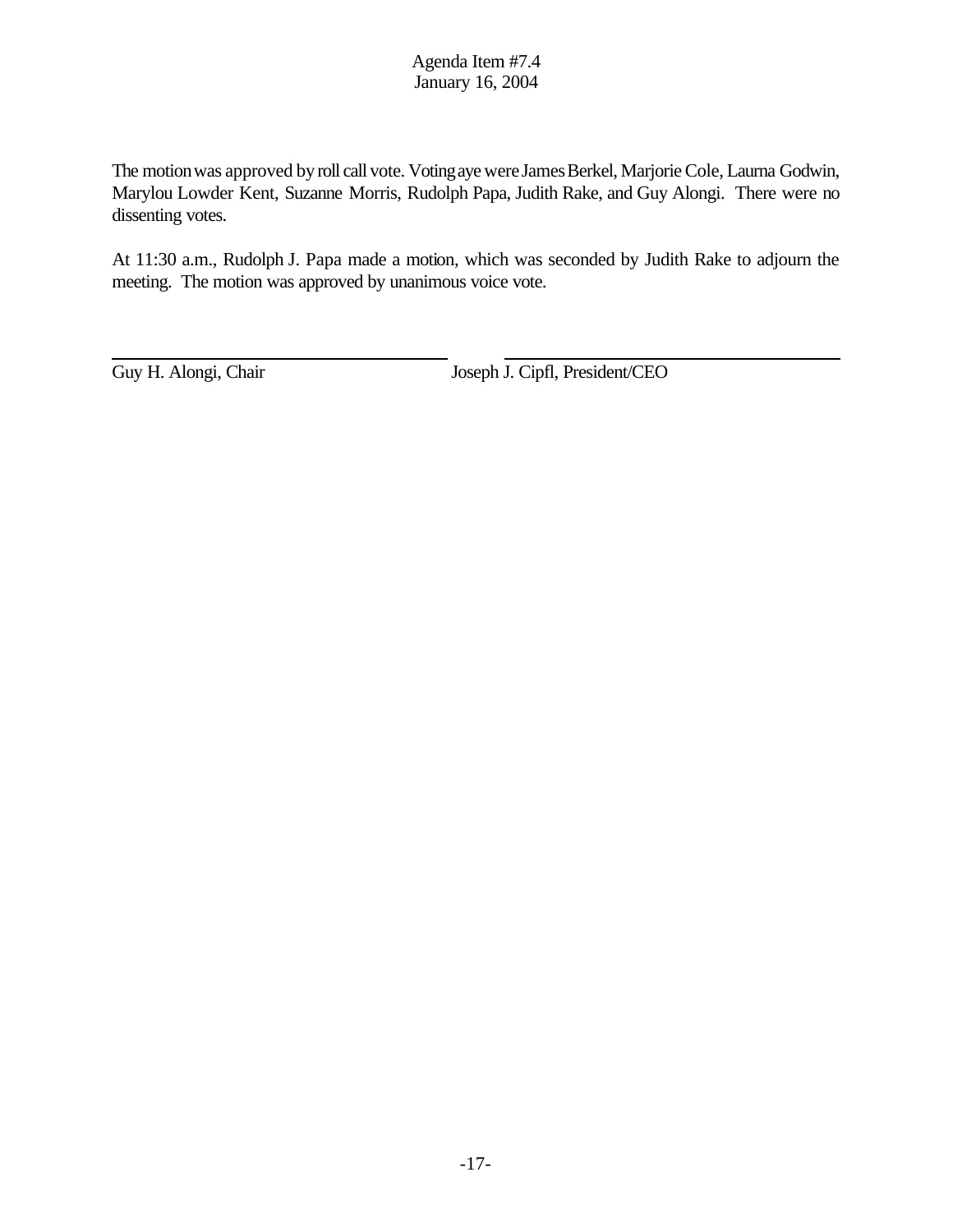The motion was approved by roll call vote. Voting aye were James Berkel, Marjorie Cole, Laurna Godwin, Marylou Lowder Kent, Suzanne Morris, Rudolph Papa, Judith Rake, and Guy Alongi. There were no dissenting votes.

At 11:30 a.m., Rudolph J. Papa made a motion, which was seconded by Judith Rake to adjourn the meeting. The motion was approved by unanimous voice vote.

Guy H. Alongi, Chair

Joseph J. Cipfl, President/CEO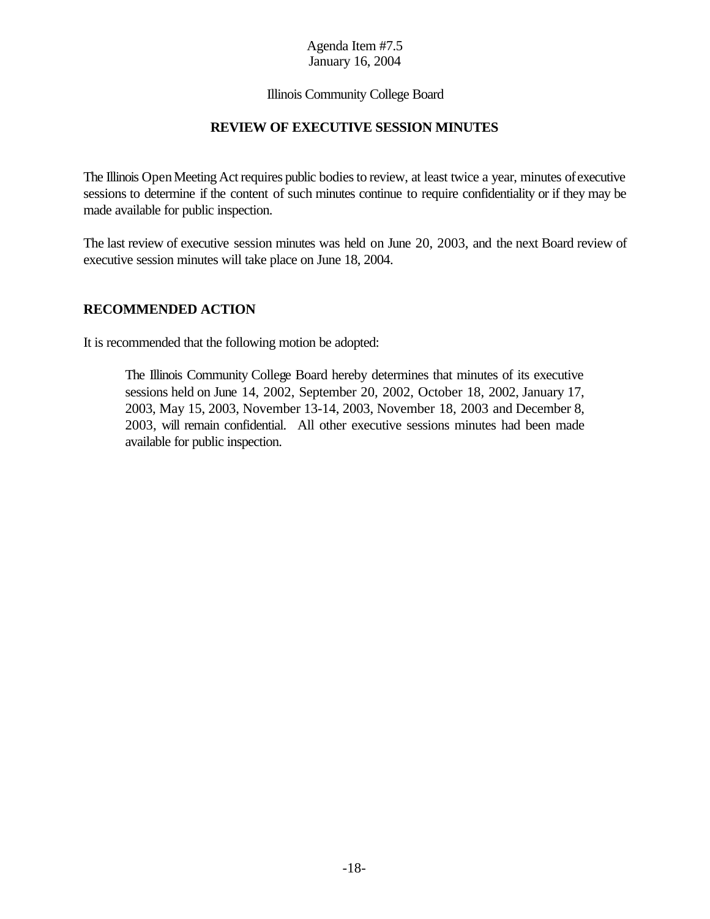Agenda Item #7.5
January 16, 2004

Illinois Community College Board

# REVIEW OF EXECUTIVE SESSION MINUTES

The Illinois Open Meeting Act requires public bodies to review, at least twice a year, minutes of executive sessions to determine if the content of such minutes continue to require confidentiality or if they may be made available for public inspection.

The last review of executive session minutes was held on June 20, 2003, and the next Board review of executive session minutes will take place on June 18, 2004.

## RECOMMENDED ACTION

It is recommended that the following motion be adopted:

> The Illinois Community College Board hereby determines that minutes of its executive sessions held on June 14, 2002, September 20, 2002, October 18, 2002, January 17, 2003, May 15, 2003, November 13-14, 2003, November 18, 2003 and December 8, 2003, will remain confidential. All other executive sessions minutes had been made available for public inspection.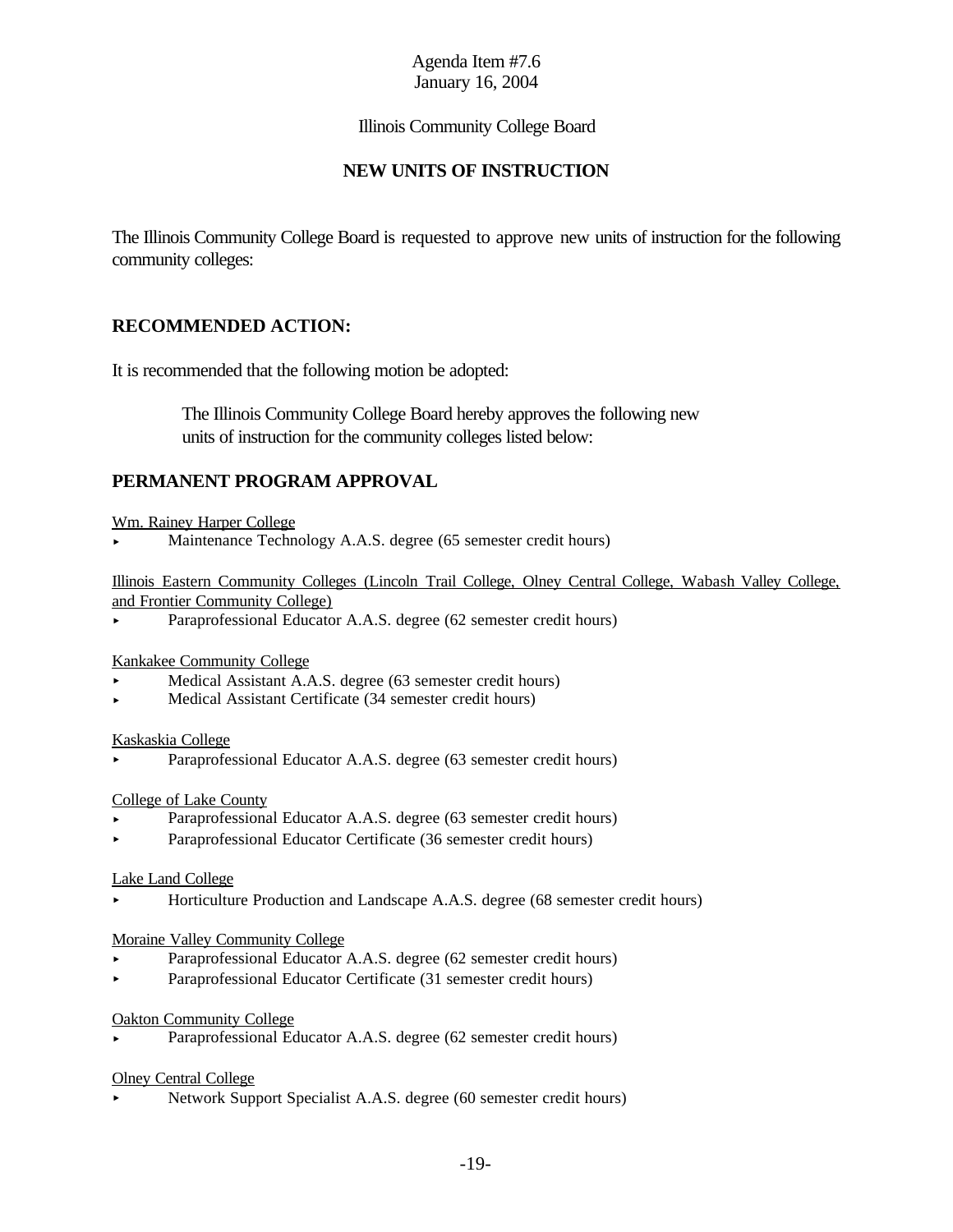Agenda Item #7.6
January 16, 2004

Illinois Community College Board

## NEW UNITS OF INSTRUCTION

The Illinois Community College Board is requested to approve new units of instruction for the following community colleges:

## RECOMMENDED ACTION:

It is recommended that the following motion be adopted:

> The Illinois Community College Board hereby approves the following new units of instruction for the community colleges listed below:

## PERMANENT PROGRAM APPROVAL

Wm. Rainey Harper College

- Maintenance Technology A.A.S. degree (65 semester credit hours)

Illinois Eastern Community Colleges (Lincoln Trail College, Olney Central College, Wabash Valley College, and Frontier Community College)

- Paraprofessional Educator A.A.S. degree (62 semester credit hours)

Kankakee Community College

- Medical Assistant A.A.S. degree (63 semester credit hours)
- Medical Assistant Certificate (34 semester credit hours)

Kaskaskia College

- Paraprofessional Educator A.A.S. degree (63 semester credit hours)

College of Lake County

- Paraprofessional Educator A.A.S. degree (63 semester credit hours)
- Paraprofessional Educator Certificate (36 semester credit hours)

Lake Land College

- Horticulture Production and Landscape A.A.S. degree (68 semester credit hours)

Moraine Valley Community College

- Paraprofessional Educator A.A.S. degree (62 semester credit hours)
- Paraprofessional Educator Certificate (31 semester credit hours)

Oakton Community College

- Paraprofessional Educator A.A.S. degree (62 semester credit hours)

Olney Central College

- Network Support Specialist A.A.S. degree (60 semester credit hours)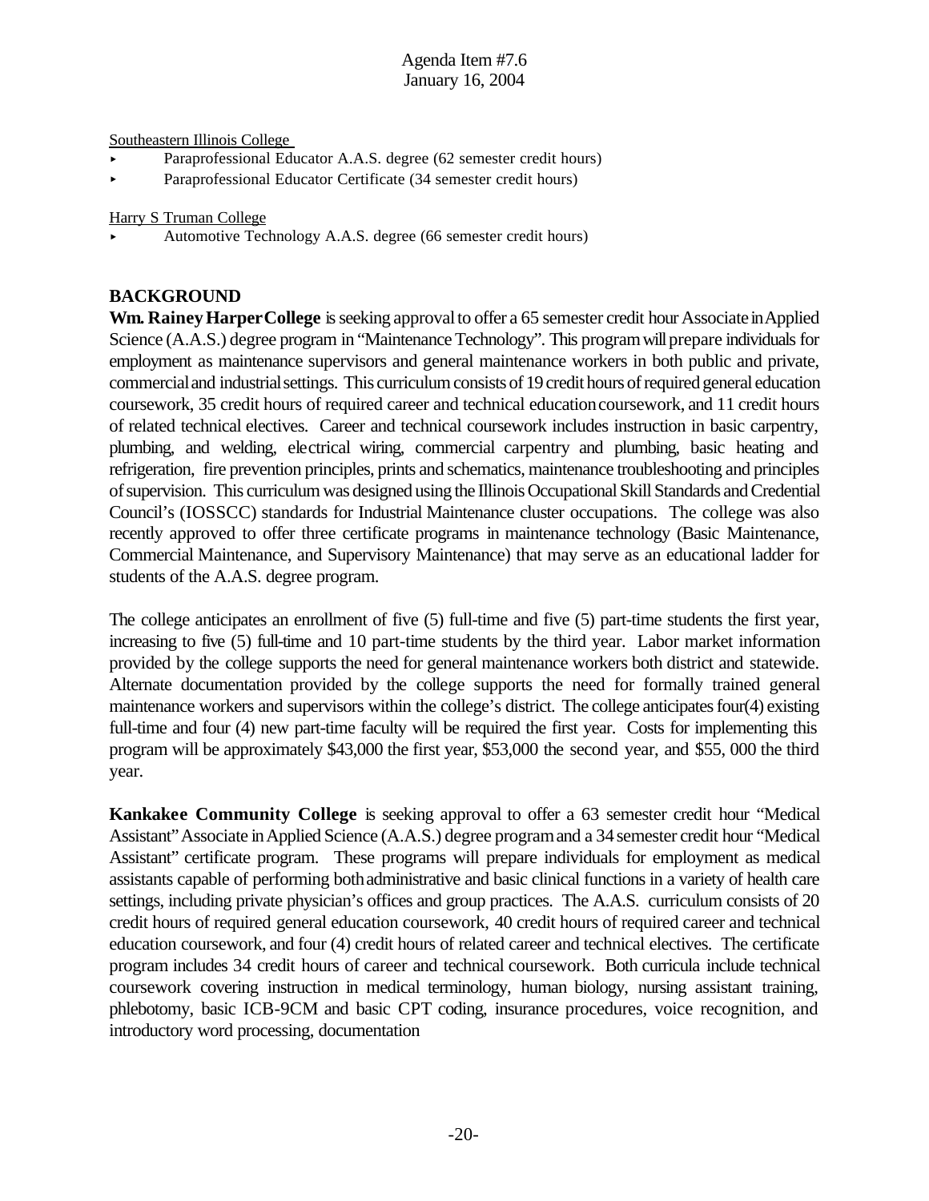Southeastern Illinois College

- Paraprofessional Educator A.A.S. degree (62 semester credit hours)
- Paraprofessional Educator Certificate (34 semester credit hours)

Harry S Truman College

- Automotive Technology A.A.S. degree (66 semester credit hours)

## BACKGROUND

**Wm. Rainey Harper College** is seeking approval to offer a 65 semester credit hour Associate in Applied Science (A.A.S.) degree program in "Maintenance Technology". This program will prepare individuals for employment as maintenance supervisors and general maintenance workers in both public and private, commercial and industrial settings. This curriculum consists of 19 credit hours of required general education coursework, 35 credit hours of required career and technical education coursework, and 11 credit hours of related technical electives. Career and technical coursework includes instruction in basic carpentry, plumbing, and welding, electrical wiring, commercial carpentry and plumbing, basic heating and refrigeration, fire prevention principles, prints and schematics, maintenance troubleshooting and principles of supervision. This curriculum was designed using the Illinois Occupational Skill Standards and Credential Council's (IOSSCC) standards for Industrial Maintenance cluster occupations. The college was also recently approved to offer three certificate programs in maintenance technology (Basic Maintenance, Commercial Maintenance, and Supervisory Maintenance) that may serve as an educational ladder for students of the A.A.S. degree program.

The college anticipates an enrollment of five (5) full-time and five (5) part-time students the first year, increasing to five (5) full-time and 10 part-time students by the third year. Labor market information provided by the college supports the need for general maintenance workers both district and statewide. Alternate documentation provided by the college supports the need for formally trained general maintenance workers and supervisors within the college's district. The college anticipates four(4) existing full-time and four (4) new part-time faculty will be required the first year. Costs for implementing this program will be approximately $43,000 the first year, $53,000 the second year, and $55, 000 the third year.

**Kankakee Community College** is seeking approval to offer a 63 semester credit hour "Medical Assistant" Associate in Applied Science (A.A.S.) degree program and a 34 semester credit hour "Medical Assistant" certificate program. These programs will prepare individuals for employment as medical assistants capable of performing both administrative and basic clinical functions in a variety of health care settings, including private physician's offices and group practices. The A.A.S. curriculum consists of 20 credit hours of required general education coursework, 40 credit hours of required career and technical education coursework, and four (4) credit hours of related career and technical electives. The certificate program includes 34 credit hours of career and technical coursework. Both curricula include technical coursework covering instruction in medical terminology, human biology, nursing assistant training, phlebotomy, basic ICB-9CM and basic CPT coding, insurance procedures, voice recognition, and introductory word processing, documentation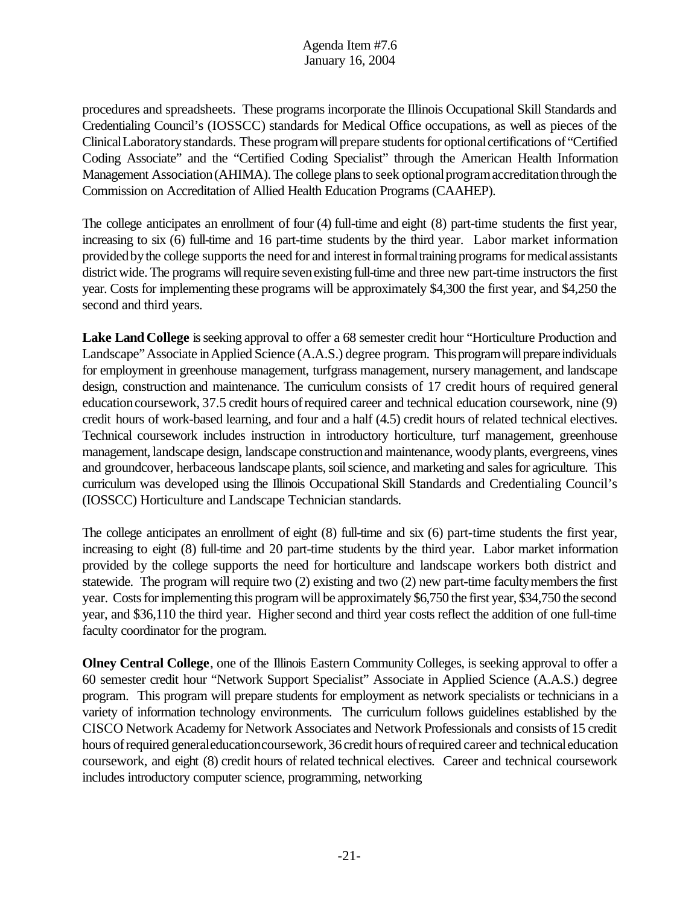procedures and spreadsheets. These programs incorporate the Illinois Occupational Skill Standards and Credentialing Council's (IOSSCC) standards for Medical Office occupations, as well as pieces of the Clinical Laboratory standards. These program will prepare students for optional certifications of "Certified Coding Associate" and the "Certified Coding Specialist" through the American Health Information Management Association (AHIMA). The college plans to seek optional program accreditation through the Commission on Accreditation of Allied Health Education Programs (CAAHEP).

The college anticipates an enrollment of four (4) full-time and eight (8) part-time students the first year, increasing to six (6) full-time and 16 part-time students by the third year. Labor market information provided by the college supports the need for and interest in formal training programs for medical assistants district wide. The programs will require seven existing full-time and three new part-time instructors the first year. Costs for implementing these programs will be approximately $4,300 the first year, and $4,250 the second and third years.

**Lake Land College** is seeking approval to offer a 68 semester credit hour "Horticulture Production and Landscape" Associate in Applied Science (A.A.S.) degree program. This program will prepare individuals for employment in greenhouse management, turfgrass management, nursery management, and landscape design, construction and maintenance. The curriculum consists of 17 credit hours of required general education coursework, 37.5 credit hours of required career and technical education coursework, nine (9) credit hours of work-based learning, and four and a half (4.5) credit hours of related technical electives. Technical coursework includes instruction in introductory horticulture, turf management, greenhouse management, landscape design, landscape construction and maintenance, woody plants, evergreens, vines and groundcover, herbaceous landscape plants, soil science, and marketing and sales for agriculture. This curriculum was developed using the Illinois Occupational Skill Standards and Credentialing Council's (IOSSCC) Horticulture and Landscape Technician standards.

The college anticipates an enrollment of eight (8) full-time and six (6) part-time students the first year, increasing to eight (8) full-time and 20 part-time students by the third year. Labor market information provided by the college supports the need for horticulture and landscape workers both district and statewide. The program will require two (2) existing and two (2) new part-time faculty members the first year. Costs for implementing this program will be approximately $6,750 the first year, $34,750 the second year, and $36,110 the third year. Higher second and third year costs reflect the addition of one full-time faculty coordinator for the program.

**Olney Central College**, one of the Illinois Eastern Community Colleges, is seeking approval to offer a 60 semester credit hour "Network Support Specialist" Associate in Applied Science (A.A.S.) degree program. This program will prepare students for employment as network specialists or technicians in a variety of information technology environments. The curriculum follows guidelines established by the CISCO Network Academy for Network Associates and Network Professionals and consists of 15 credit hours of required general education coursework, 36 credit hours of required career and technical education coursework, and eight (8) credit hours of related technical electives. Career and technical coursework includes introductory computer science, programming, networking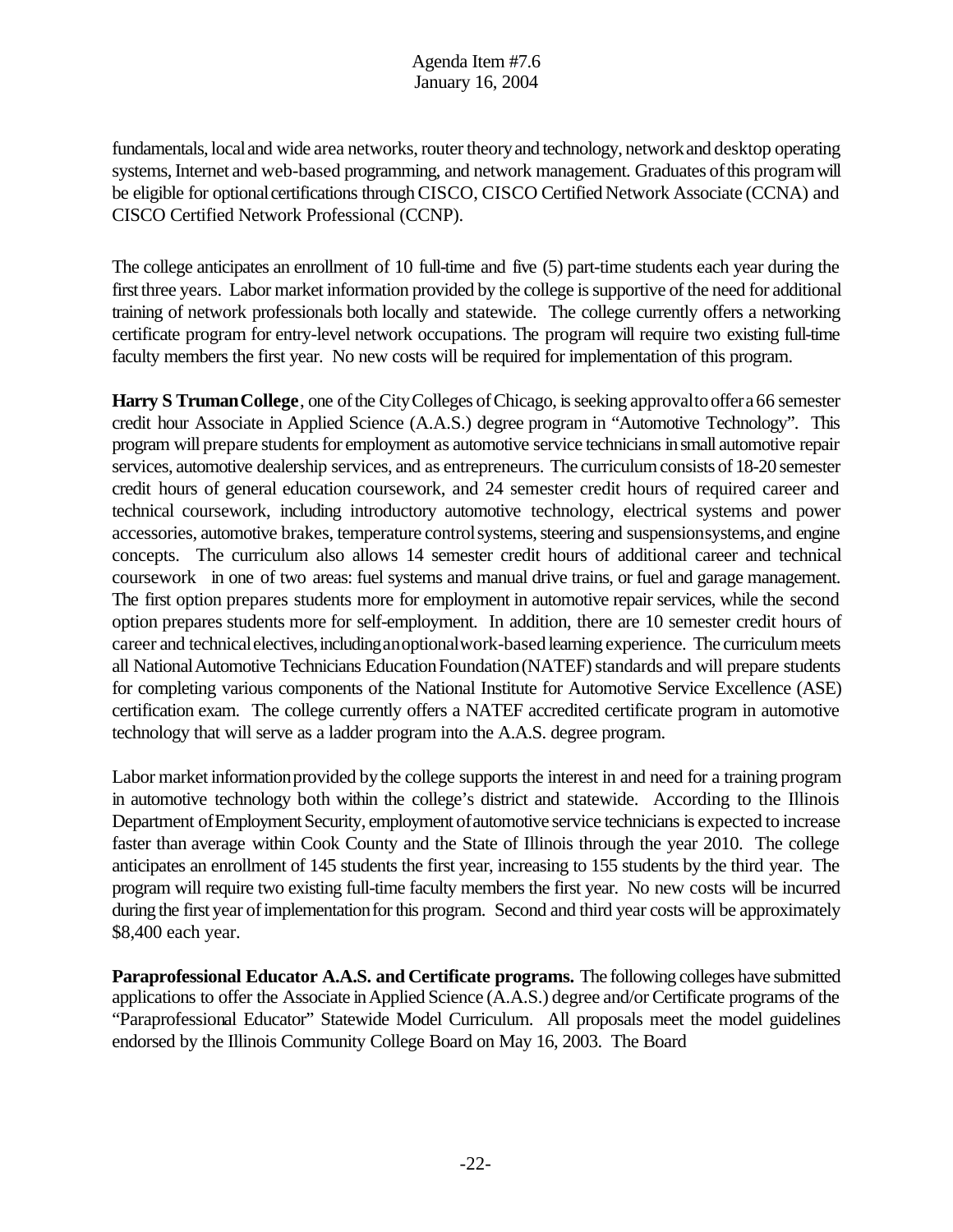fundamentals, local and wide area networks, router theory and technology, network and desktop operating systems, Internet and web-based programming, and network management. Graduates of this program will be eligible for optional certifications through CISCO, CISCO Certified Network Associate (CCNA) and CISCO Certified Network Professional (CCNP).

The college anticipates an enrollment of 10 full-time and five (5) part-time students each year during the first three years. Labor market information provided by the college is supportive of the need for additional training of network professionals both locally and statewide. The college currently offers a networking certificate program for entry-level network occupations. The program will require two existing full-time faculty members the first year. No new costs will be required for implementation of this program.

**Harry S Truman College**, one of the City Colleges of Chicago, is seeking approval to offer a 66 semester credit hour Associate in Applied Science (A.A.S.) degree program in "Automotive Technology". This program will prepare students for employment as automotive service technicians in small automotive repair services, automotive dealership services, and as entrepreneurs. The curriculum consists of 18-20 semester credit hours of general education coursework, and 24 semester credit hours of required career and technical coursework, including introductory automotive technology, electrical systems and power accessories, automotive brakes, temperature control systems, steering and suspension systems, and engine concepts. The curriculum also allows 14 semester credit hours of additional career and technical coursework in one of two areas: fuel systems and manual drive trains, or fuel and garage management. The first option prepares students more for employment in automotive repair services, while the second option prepares students more for self-employment. In addition, there are 10 semester credit hours of career and technical electives, including an optional work-based learning experience. The curriculum meets all National Automotive Technicians Education Foundation (NATEF) standards and will prepare students for completing various components of the National Institute for Automotive Service Excellence (ASE) certification exam. The college currently offers a NATEF accredited certificate program in automotive technology that will serve as a ladder program into the A.A.S. degree program.

Labor market information provided by the college supports the interest in and need for a training program in automotive technology both within the college's district and statewide. According to the Illinois Department of Employment Security, employment of automotive service technicians is expected to increase faster than average within Cook County and the State of Illinois through the year 2010. The college anticipates an enrollment of 145 students the first year, increasing to 155 students by the third year. The program will require two existing full-time faculty members the first year. No new costs will be incurred during the first year of implementation for this program. Second and third year costs will be approximately $8,400 each year.

**Paraprofessional Educator A.A.S. and Certificate programs.** The following colleges have submitted applications to offer the Associate in Applied Science (A.A.S.) degree and/or Certificate programs of the "Paraprofessional Educator" Statewide Model Curriculum. All proposals meet the model guidelines endorsed by the Illinois Community College Board on May 16, 2003. The Board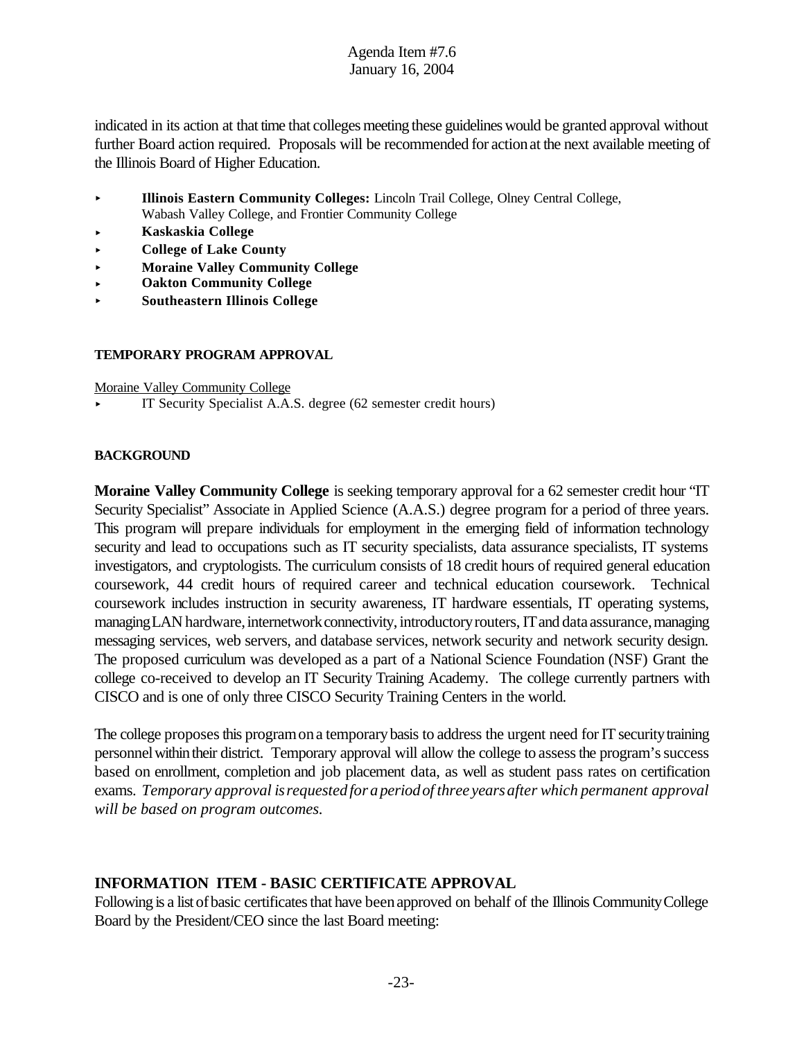indicated in its action at that time that colleges meeting these guidelines would be granted approval without further Board action required. Proposals will be recommended for action at the next available meeting of the Illinois Board of Higher Education.

- **Illinois Eastern Community Colleges:** Lincoln Trail College, Olney Central College, Wabash Valley College, and Frontier Community College
- **Kaskaskia College**
- **College of Lake County**
- **Moraine Valley Community College**
- **Oakton Community College**
- **Southeastern Illinois College**

**TEMPORARY PROGRAM APPROVAL**

Moraine Valley Community College

- IT Security Specialist A.A.S. degree (62 semester credit hours)

**BACKGROUND**

**Moraine Valley Community College** is seeking temporary approval for a 62 semester credit hour "IT Security Specialist" Associate in Applied Science (A.A.S.) degree program for a period of three years. This program will prepare individuals for employment in the emerging field of information technology security and lead to occupations such as IT security specialists, data assurance specialists, IT systems investigators, and cryptologists. The curriculum consists of 18 credit hours of required general education coursework, 44 credit hours of required career and technical education coursework. Technical coursework includes instruction in security awareness, IT hardware essentials, IT operating systems, managing LAN hardware, internetwork connectivity, introductory routers, IT and data assurance, managing messaging services, web servers, and database services, network security and network security design. The proposed curriculum was developed as a part of a National Science Foundation (NSF) Grant the college co-received to develop an IT Security Training Academy. The college currently partners with CISCO and is one of only three CISCO Security Training Centers in the world.

The college proposes this program on a temporary basis to address the urgent need for IT security training personnel within their district. Temporary approval will allow the college to assess the program's success based on enrollment, completion and job placement data, as well as student pass rates on certification exams. *Temporary approval is requested for a period of three years after which permanent approval will be based on program outcomes.*

## INFORMATION ITEM - BASIC CERTIFICATE APPROVAL

Following is a list of basic certificates that have been approved on behalf of the Illinois Community College Board by the President/CEO since the last Board meeting: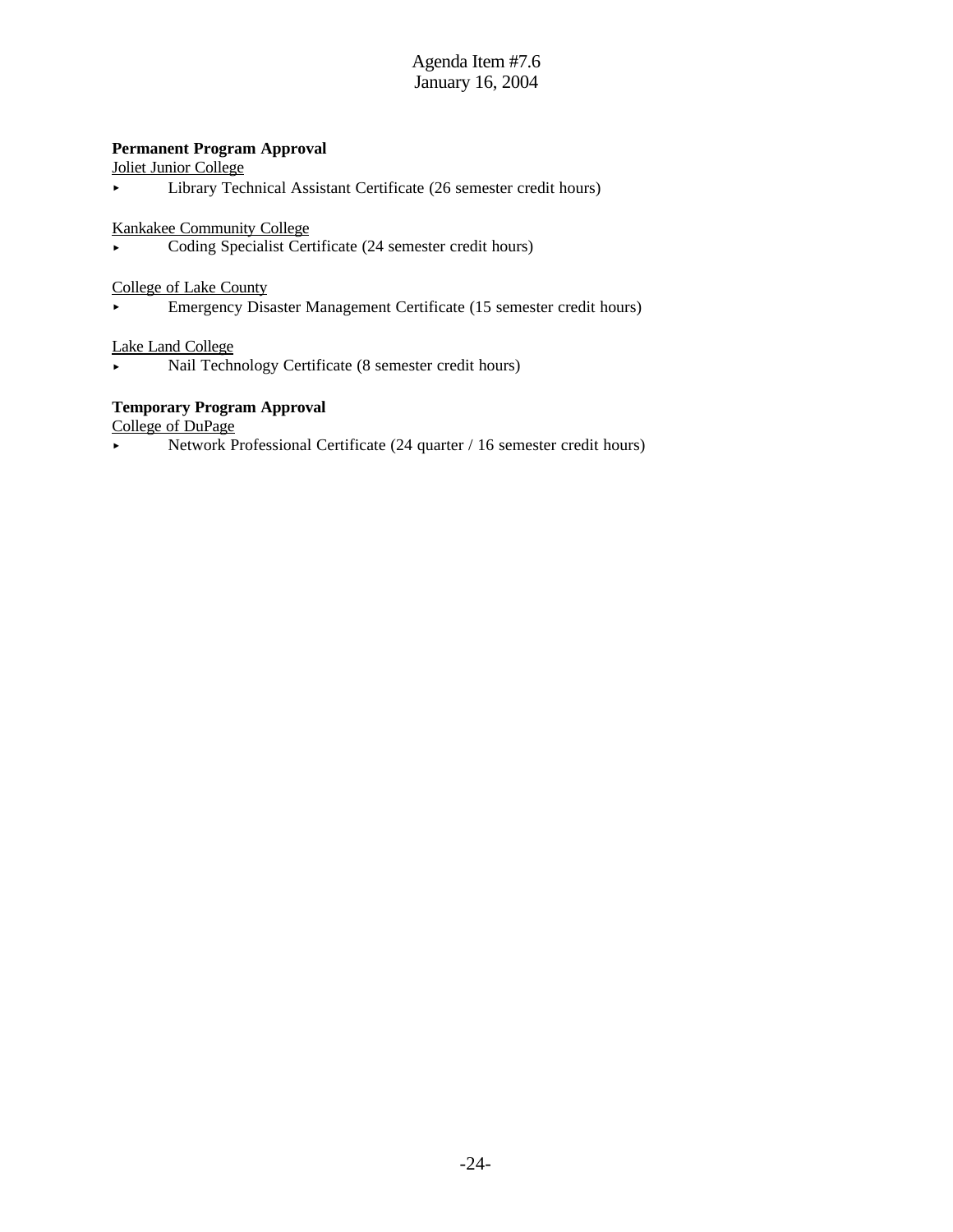**Permanent Program Approval**

Joliet Junior College

- Library Technical Assistant Certificate (26 semester credit hours)

Kankakee Community College

- Coding Specialist Certificate (24 semester credit hours)

College of Lake County

- Emergency Disaster Management Certificate (15 semester credit hours)

Lake Land College

- Nail Technology Certificate (8 semester credit hours)

**Temporary Program Approval**

College of DuPage

- Network Professional Certificate (24 quarter / 16 semester credit hours)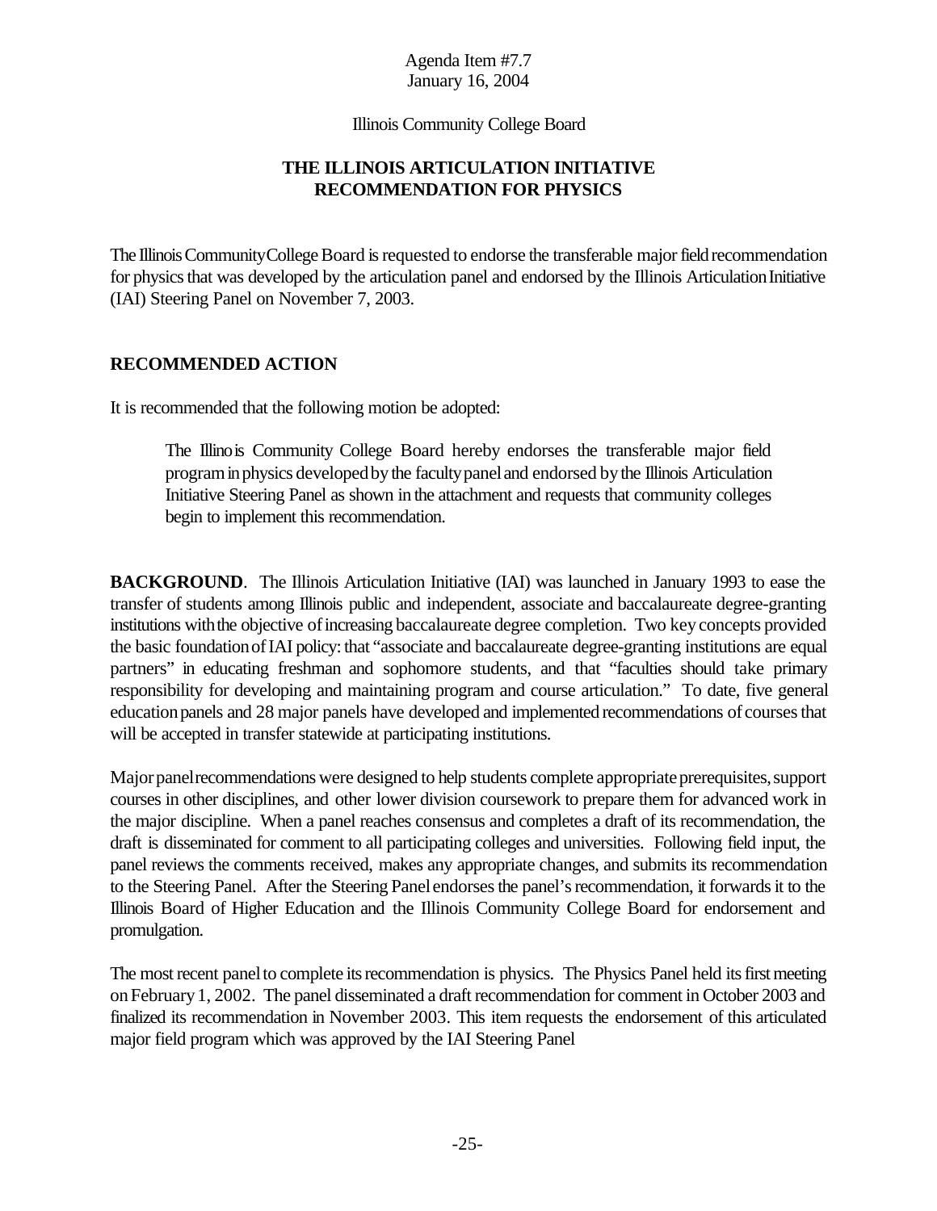Agenda Item #7.7
January 16, 2004

Illinois Community College Board

# THE ILLINOIS ARTICULATION INITIATIVE RECOMMENDATION FOR PHYSICS

The Illinois Community College Board is requested to endorse the transferable major field recommendation for physics that was developed by the articulation panel and endorsed by the Illinois Articulation Initiative (IAI) Steering Panel on November 7, 2003.

## RECOMMENDED ACTION

It is recommended that the following motion be adopted:

> The Illinois Community College Board hereby endorses the transferable major field program in physics developed by the faculty panel and endorsed by the Illinois Articulation Initiative Steering Panel as shown in the attachment and requests that community colleges begin to implement this recommendation.

**BACKGROUND**. The Illinois Articulation Initiative (IAI) was launched in January 1993 to ease the transfer of students among Illinois public and independent, associate and baccalaureate degree-granting institutions with the objective of increasing baccalaureate degree completion. Two key concepts provided the basic foundation of IAI policy: that "associate and baccalaureate degree-granting institutions are equal partners" in educating freshman and sophomore students, and that "faculties should take primary responsibility for developing and maintaining program and course articulation." To date, five general education panels and 28 major panels have developed and implemented recommendations of courses that will be accepted in transfer statewide at participating institutions.

Major panel recommendations were designed to help students complete appropriate prerequisites, support courses in other disciplines, and other lower division coursework to prepare them for advanced work in the major discipline. When a panel reaches consensus and completes a draft of its recommendation, the draft is disseminated for comment to all participating colleges and universities. Following field input, the panel reviews the comments received, makes any appropriate changes, and submits its recommendation to the Steering Panel. After the Steering Panel endorses the panel's recommendation, it forwards it to the Illinois Board of Higher Education and the Illinois Community College Board for endorsement and promulgation.

The most recent panel to complete its recommendation is physics. The Physics Panel held its first meeting on February 1, 2002. The panel disseminated a draft recommendation for comment in October 2003 and finalized its recommendation in November 2003. This item requests the endorsement of this articulated major field program which was approved by the IAI Steering Panel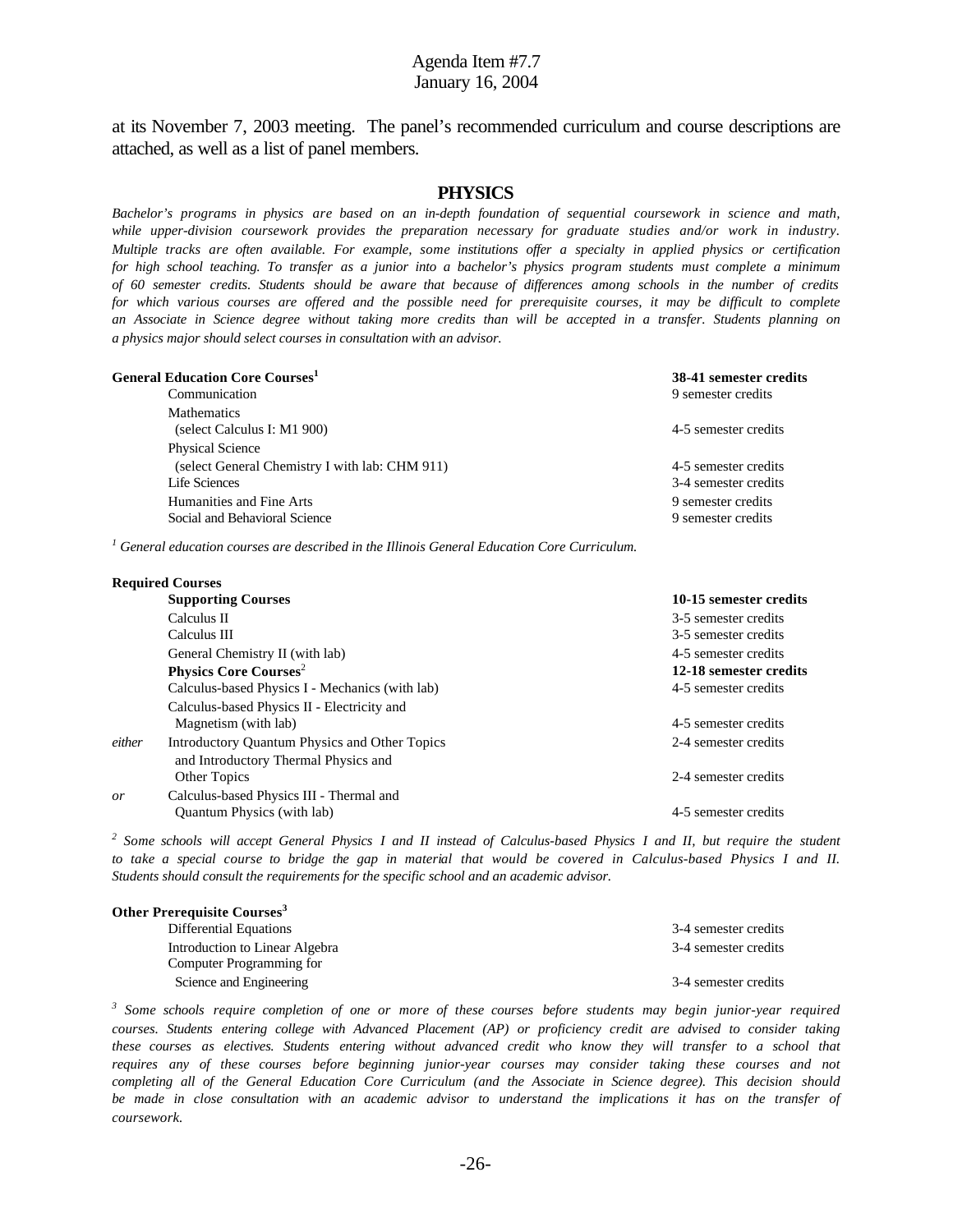at its November 7, 2003 meeting. The panel's recommended curriculum and course descriptions are attached, as well as a list of panel members.

## PHYSICS

*Bachelor's programs in physics are based on an in-depth foundation of sequential coursework in science and math, while upper-division coursework provides the preparation necessary for graduate studies and/or work in industry. Multiple tracks are often available. For example, some institutions offer a specialty in applied physics or certification for high school teaching. To transfer as a junior into a bachelor's physics program students must complete a minimum of 60 semester credits. Students should be aware that because of differences among schools in the number of credits for which various courses are offered and the possible need for prerequisite courses, it may be difficult to complete an Associate in Science degree without taking more credits than will be accepted in a transfer. Students planning on a physics major should select courses in consultation with an advisor.*

| **General Education Core Courses**[1] | **38-41 semester credits** |
|---|---|
| Communication | 9 semester credits |
| Mathematics (select Calculus I: M1 900) | 4-5 semester credits |
| Physical Science (select General Chemistry I with lab: CHM 911) | 4-5 semester credits |
| Life Sciences | 3-4 semester credits |
| Humanities and Fine Arts | 9 semester credits |
| Social and Behavioral Science | 9 semester credits |

*[1] General education courses are described in the Illinois General Education Core Curriculum.*

**Required Courses**

| | **Supporting Courses** | **10-15 semester credits** |
|---|---|---|
| | Calculus II | 3-5 semester credits |
| | Calculus III | 3-5 semester credits |
| | General Chemistry II (with lab) | 4-5 semester credits |
| | **Physics Core Courses**[2] | **12-18 semester credits** |
| | Calculus-based Physics I - Mechanics (with lab) | 4-5 semester credits |
| | Calculus-based Physics II - Electricity and Magnetism (with lab) | 4-5 semester credits |
| *either* | Introductory Quantum Physics and Other Topics | 2-4 semester credits |
| | and Introductory Thermal Physics and Other Topics | 2-4 semester credits |
| *or* | Calculus-based Physics III - Thermal and Quantum Physics (with lab) | 4-5 semester credits |

*[2] Some schools will accept General Physics I and II instead of Calculus-based Physics I and II, but require the student to take a special course to bridge the gap in material that would be covered in Calculus-based Physics I and II. Students should consult the requirements for the specific school and an academic advisor.*

| **Other Prerequisite Courses**[3] | |
|---|---|
| Differential Equations | 3-4 semester credits |
| Introduction to Linear Algebra | 3-4 semester credits |
| Computer Programming for Science and Engineering | 3-4 semester credits |

*[3] Some schools require completion of one or more of these courses before students may begin junior-year required courses. Students entering college with Advanced Placement (AP) or proficiency credit are advised to consider taking these courses as electives. Students entering without advanced credit who know they will transfer to a school that requires any of these courses before beginning junior-year courses may consider taking these courses and not completing all of the General Education Core Curriculum (and the Associate in Science degree). This decision should be made in close consultation with an academic advisor to understand the implications it has on the transfer of coursework.*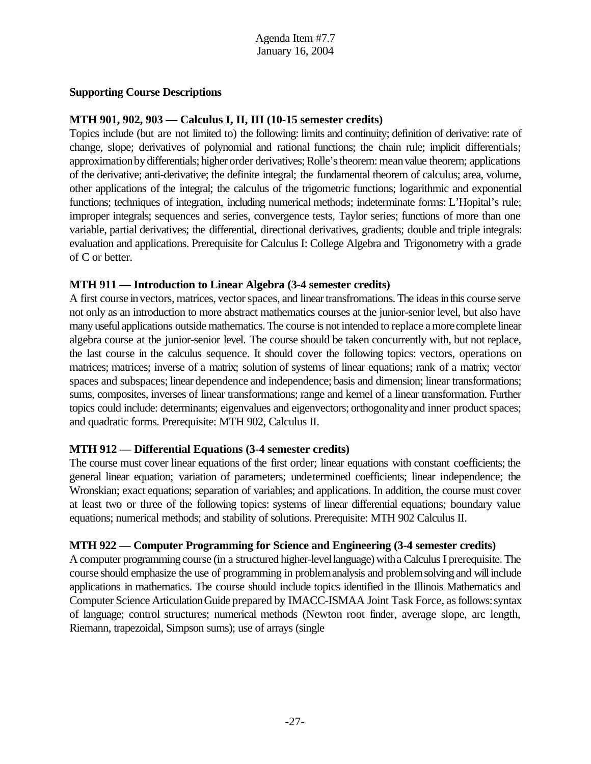**Supporting Course Descriptions**

**MTH 901, 902, 903 — Calculus I, II, III (10-15 semester credits)**

Topics include (but are not limited to) the following: limits and continuity; definition of derivative: rate of change, slope; derivatives of polynomial and rational functions; the chain rule; implicit differentials; approximation by differentials; higher order derivatives; Rolle's theorem: mean value theorem; applications of the derivative; anti-derivative; the definite integral; the fundamental theorem of calculus; area, volume, other applications of the integral; the calculus of the trigometric functions; logarithmic and exponential functions; techniques of integration, including numerical methods; indeterminate forms: L'Hopital's rule; improper integrals; sequences and series, convergence tests, Taylor series; functions of more than one variable, partial derivatives; the differential, directional derivatives, gradients; double and triple integrals: evaluation and applications. Prerequisite for Calculus I: College Algebra and Trigonometry with a grade of C or better.

**MTH 911 — Introduction to Linear Algebra (3-4 semester credits)**

A first course in vectors, matrices, vector spaces, and linear transfromations. The ideas in this course serve not only as an introduction to more abstract mathematics courses at the junior-senior level, but also have many useful applications outside mathematics. The course is not intended to replace a more complete linear algebra course at the junior-senior level. The course should be taken concurrently with, but not replace, the last course in the calculus sequence. It should cover the following topics: vectors, operations on matrices; matrices; inverse of a matrix; solution of systems of linear equations; rank of a matrix; vector spaces and subspaces; linear dependence and independence; basis and dimension; linear transformations; sums, composites, inverses of linear transformations; range and kernel of a linear transformation. Further topics could include: determinants; eigenvalues and eigenvectors; orthogonality and inner product spaces; and quadratic forms. Prerequisite: MTH 902, Calculus II.

**MTH 912 — Differential Equations (3-4 semester credits)**

The course must cover linear equations of the first order; linear equations with constant coefficients; the general linear equation; variation of parameters; undetermined coefficients; linear independence; the Wronskian; exact equations; separation of variables; and applications. In addition, the course must cover at least two or three of the following topics: systems of linear differential equations; boundary value equations; numerical methods; and stability of solutions. Prerequisite: MTH 902 Calculus II.

**MTH 922 — Computer Programming for Science and Engineering (3-4 semester credits)**

A computer programming course (in a structured higher-level language) with a Calculus I prerequisite. The course should emphasize the use of programming in problem analysis and problem solving and will include applications in mathematics. The course should include topics identified in the Illinois Mathematics and Computer Science Articulation Guide prepared by IMACC-ISMAA Joint Task Force, as follows: syntax of language; control structures; numerical methods (Newton root finder, average slope, arc length, Riemann, trapezoidal, Simpson sums); use of arrays (single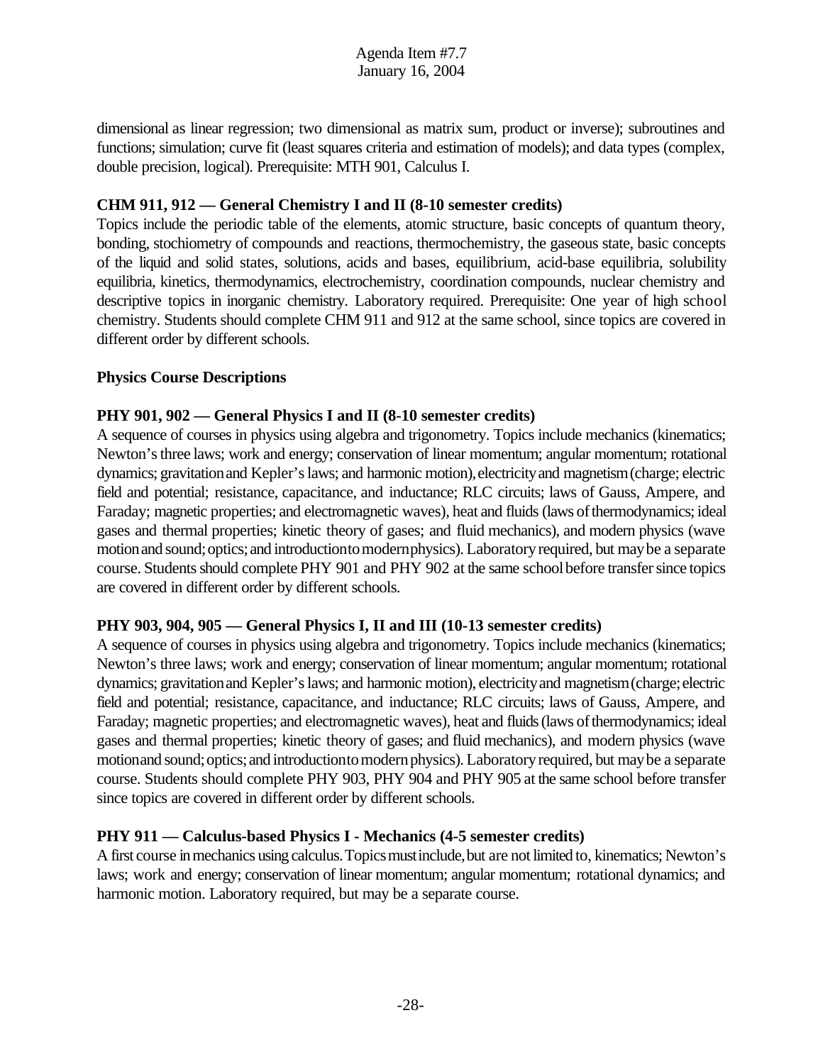dimensional as linear regression; two dimensional as matrix sum, product or inverse); subroutines and functions; simulation; curve fit (least squares criteria and estimation of models); and data types (complex, double precision, logical). Prerequisite: MTH 901, Calculus I.

**CHM 911, 912 — General Chemistry I and II (8-10 semester credits)**
Topics include the periodic table of the elements, atomic structure, basic concepts of quantum theory, bonding, stochiometry of compounds and reactions, thermochemistry, the gaseous state, basic concepts of the liquid and solid states, solutions, acids and bases, equilibrium, acid-base equilibria, solubility equilibria, kinetics, thermodynamics, electrochemistry, coordination compounds, nuclear chemistry and descriptive topics in inorganic chemistry. Laboratory required. Prerequisite: One year of high school chemistry. Students should complete CHM 911 and 912 at the same school, since topics are covered in different order by different schools.

**Physics Course Descriptions**

**PHY 901, 902 — General Physics I and II (8-10 semester credits)**
A sequence of courses in physics using algebra and trigonometry. Topics include mechanics (kinematics; Newton's three laws; work and energy; conservation of linear momentum; angular momentum; rotational dynamics; gravitation and Kepler's laws; and harmonic motion), electricity and magnetism (charge; electric field and potential; resistance, capacitance, and inductance; RLC circuits; laws of Gauss, Ampere, and Faraday; magnetic properties; and electromagnetic waves), heat and fluids (laws of thermodynamics; ideal gases and thermal properties; kinetic theory of gases; and fluid mechanics), and modern physics (wave motion and sound; optics; and introduction to modern physics). Laboratory required, but may be a separate course. Students should complete PHY 901 and PHY 902 at the same school before transfer since topics are covered in different order by different schools.

**PHY 903, 904, 905 — General Physics I, II and III (10-13 semester credits)**
A sequence of courses in physics using algebra and trigonometry. Topics include mechanics (kinematics; Newton's three laws; work and energy; conservation of linear momentum; angular momentum; rotational dynamics; gravitation and Kepler's laws; and harmonic motion), electricity and magnetism (charge; electric field and potential; resistance, capacitance, and inductance; RLC circuits; laws of Gauss, Ampere, and Faraday; magnetic properties; and electromagnetic waves), heat and fluids (laws of thermodynamics; ideal gases and thermal properties; kinetic theory of gases; and fluid mechanics), and modern physics (wave motion and sound; optics; and introduction to modern physics). Laboratory required, but may be a separate course. Students should complete PHY 903, PHY 904 and PHY 905 at the same school before transfer since topics are covered in different order by different schools.

**PHY 911 — Calculus-based Physics I - Mechanics (4-5 semester credits)**
A first course in mechanics using calculus. Topics must include, but are not limited to, kinematics; Newton's laws; work and energy; conservation of linear momentum; angular momentum; rotational dynamics; and harmonic motion. Laboratory required, but may be a separate course.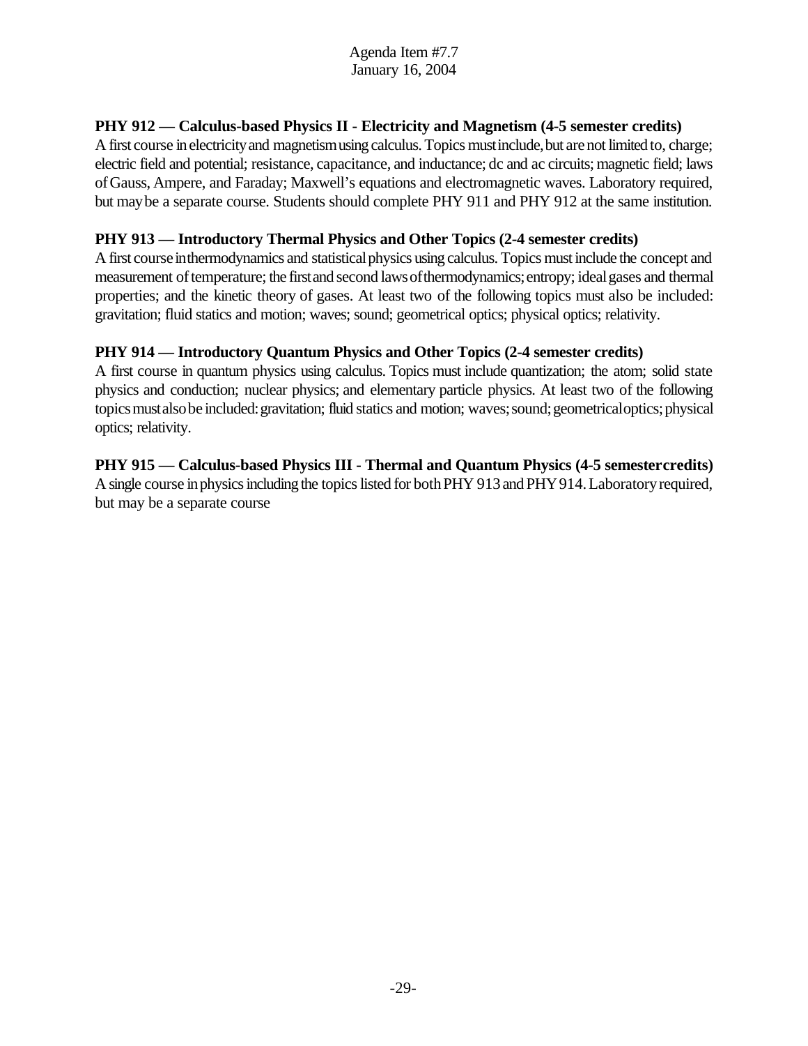**PHY 912 — Calculus-based Physics II - Electricity and Magnetism (4-5 semester credits)**
A first course in electricity and magnetism using calculus. Topics must include, but are not limited to, charge; electric field and potential; resistance, capacitance, and inductance; dc and ac circuits; magnetic field; laws of Gauss, Ampere, and Faraday; Maxwell's equations and electromagnetic waves. Laboratory required, but may be a separate course. Students should complete PHY 911 and PHY 912 at the same institution.

**PHY 913 — Introductory Thermal Physics and Other Topics (2-4 semester credits)**
A first course in thermodynamics and statistical physics using calculus. Topics must include the concept and measurement of temperature; the first and second laws of thermodynamics; entropy; ideal gases and thermal properties; and the kinetic theory of gases. At least two of the following topics must also be included: gravitation; fluid statics and motion; waves; sound; geometrical optics; physical optics; relativity.

**PHY 914 — Introductory Quantum Physics and Other Topics (2-4 semester credits)**
A first course in quantum physics using calculus. Topics must include quantization; the atom; solid state physics and conduction; nuclear physics; and elementary particle physics. At least two of the following topics must also be included: gravitation; fluid statics and motion; waves; sound; geometrical optics; physical optics; relativity.

**PHY 915 — Calculus-based Physics III - Thermal and Quantum Physics (4-5 semester credits)**
A single course in physics including the topics listed for both PHY 913 and PHY 914. Laboratory required, but may be a separate course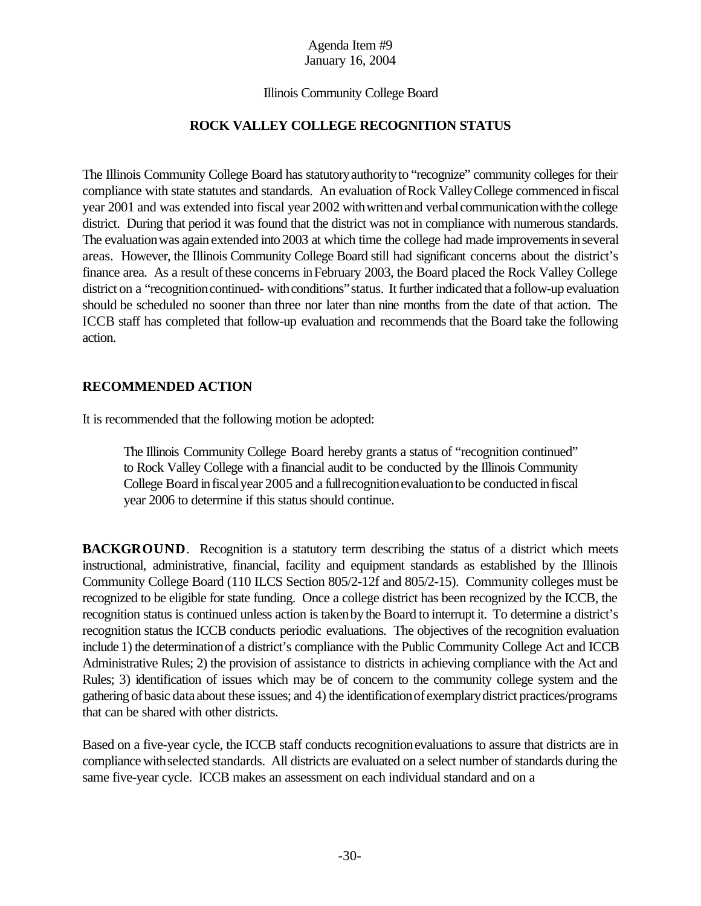Agenda Item #9
January 16, 2004

Illinois Community College Board

## ROCK VALLEY COLLEGE RECOGNITION STATUS

The Illinois Community College Board has statutory authority to "recognize" community colleges for their compliance with state statutes and standards. An evaluation of Rock Valley College commenced in fiscal year 2001 and was extended into fiscal year 2002 with written and verbal communication with the college district. During that period it was found that the district was not in compliance with numerous standards. The evaluation was again extended into 2003 at which time the college had made improvements in several areas. However, the Illinois Community College Board still had significant concerns about the district's finance area. As a result of these concerns in February 2003, the Board placed the Rock Valley College district on a "recognition continued- with conditions" status. It further indicated that a follow-up evaluation should be scheduled no sooner than three nor later than nine months from the date of that action. The ICCB staff has completed that follow-up evaluation and recommends that the Board take the following action.

### RECOMMENDED ACTION

It is recommended that the following motion be adopted:

> The Illinois Community College Board hereby grants a status of "recognition continued" to Rock Valley College with a financial audit to be conducted by the Illinois Community College Board in fiscal year 2005 and a full recognition evaluation to be conducted in fiscal year 2006 to determine if this status should continue.

**BACKGROUND**. Recognition is a statutory term describing the status of a district which meets instructional, administrative, financial, facility and equipment standards as established by the Illinois Community College Board (110 ILCS Section 805/2-12f and 805/2-15). Community colleges must be recognized to be eligible for state funding. Once a college district has been recognized by the ICCB, the recognition status is continued unless action is taken by the Board to interrupt it. To determine a district's recognition status the ICCB conducts periodic evaluations. The objectives of the recognition evaluation include 1) the determination of a district's compliance with the Public Community College Act and ICCB Administrative Rules; 2) the provision of assistance to districts in achieving compliance with the Act and Rules; 3) identification of issues which may be of concern to the community college system and the gathering of basic data about these issues; and 4) the identification of exemplary district practices/programs that can be shared with other districts.

Based on a five-year cycle, the ICCB staff conducts recognition evaluations to assure that districts are in compliance with selected standards. All districts are evaluated on a select number of standards during the same five-year cycle. ICCB makes an assessment on each individual standard and on a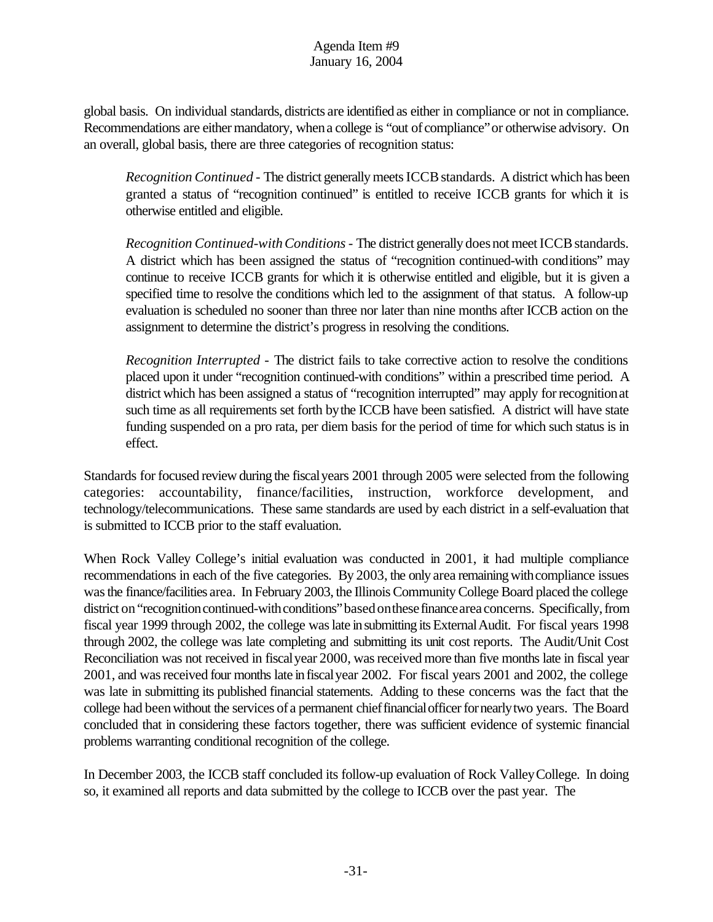global basis. On individual standards, districts are identified as either in compliance or not in compliance. Recommendations are either mandatory, when a college is "out of compliance" or otherwise advisory. On an overall, global basis, there are three categories of recognition status:

> *Recognition Continued* - The district generally meets ICCB standards. A district which has been granted a status of "recognition continued" is entitled to receive ICCB grants for which it is otherwise entitled and eligible.
>
> *Recognition Continued-with Conditions* - The district generally does not meet ICCB standards. A district which has been assigned the status of "recognition continued-with conditions" may continue to receive ICCB grants for which it is otherwise entitled and eligible, but it is given a specified time to resolve the conditions which led to the assignment of that status. A follow-up evaluation is scheduled no sooner than three nor later than nine months after ICCB action on the assignment to determine the district's progress in resolving the conditions.
>
> *Recognition Interrupted* - The district fails to take corrective action to resolve the conditions placed upon it under "recognition continued-with conditions" within a prescribed time period. A district which has been assigned a status of "recognition interrupted" may apply for recognition at such time as all requirements set forth by the ICCB have been satisfied. A district will have state funding suspended on a pro rata, per diem basis for the period of time for which such status is in effect.

Standards for focused review during the fiscal years 2001 through 2005 were selected from the following categories: accountability, finance/facilities, instruction, workforce development, and technology/telecommunications. These same standards are used by each district in a self-evaluation that is submitted to ICCB prior to the staff evaluation.

When Rock Valley College's initial evaluation was conducted in 2001, it had multiple compliance recommendations in each of the five categories. By 2003, the only area remaining with compliance issues was the finance/facilities area. In February 2003, the Illinois Community College Board placed the college district on "recognition continued-with conditions" based on these finance area concerns. Specifically, from fiscal year 1999 through 2002, the college was late in submitting its External Audit. For fiscal years 1998 through 2002, the college was late completing and submitting its unit cost reports. The Audit/Unit Cost Reconciliation was not received in fiscal year 2000, was received more than five months late in fiscal year 2001, and was received four months late in fiscal year 2002. For fiscal years 2001 and 2002, the college was late in submitting its published financial statements. Adding to these concerns was the fact that the college had been without the services of a permanent chief financial officer for nearly two years. The Board concluded that in considering these factors together, there was sufficient evidence of systemic financial problems warranting conditional recognition of the college.

In December 2003, the ICCB staff concluded its follow-up evaluation of Rock Valley College. In doing so, it examined all reports and data submitted by the college to ICCB over the past year. The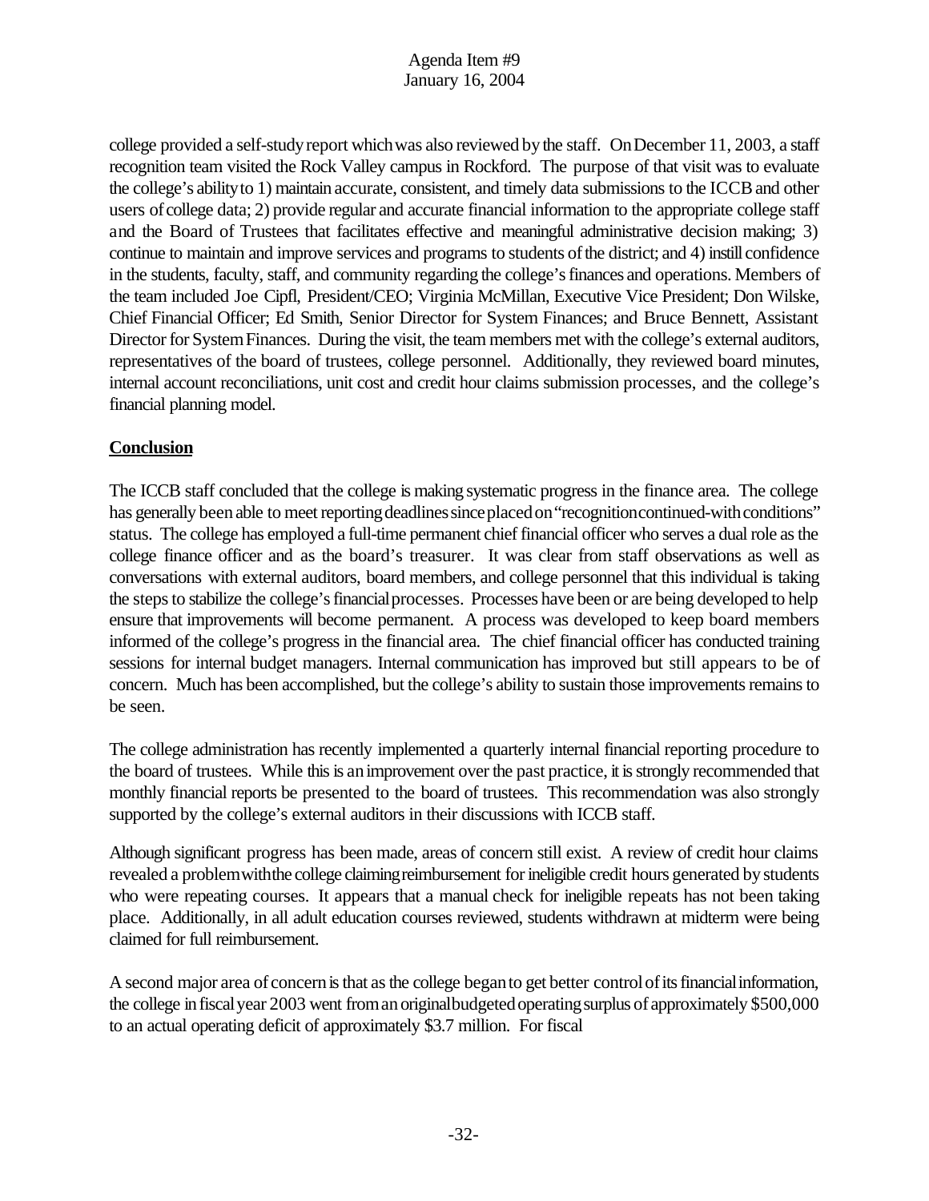college provided a self-study report which was also reviewed by the staff. On December 11, 2003, a staff recognition team visited the Rock Valley campus in Rockford. The purpose of that visit was to evaluate the college's ability to 1) maintain accurate, consistent, and timely data submissions to the ICCB and other users of college data; 2) provide regular and accurate financial information to the appropriate college staff and the Board of Trustees that facilitates effective and meaningful administrative decision making; 3) continue to maintain and improve services and programs to students of the district; and 4) instill confidence in the students, faculty, staff, and community regarding the college's finances and operations. Members of the team included Joe Cipfl, President/CEO; Virginia McMillan, Executive Vice President; Don Wilske, Chief Financial Officer; Ed Smith, Senior Director for System Finances; and Bruce Bennett, Assistant Director for System Finances. During the visit, the team members met with the college's external auditors, representatives of the board of trustees, college personnel. Additionally, they reviewed board minutes, internal account reconciliations, unit cost and credit hour claims submission processes, and the college's financial planning model.

**Conclusion**

The ICCB staff concluded that the college is making systematic progress in the finance area. The college has generally been able to meet reporting deadlines since placed on "recognition continued-with conditions" status. The college has employed a full-time permanent chief financial officer who serves a dual role as the college finance officer and as the board's treasurer. It was clear from staff observations as well as conversations with external auditors, board members, and college personnel that this individual is taking the steps to stabilize the college's financial processes. Processes have been or are being developed to help ensure that improvements will become permanent. A process was developed to keep board members informed of the college's progress in the financial area. The chief financial officer has conducted training sessions for internal budget managers. Internal communication has improved but still appears to be of concern. Much has been accomplished, but the college's ability to sustain those improvements remains to be seen.

The college administration has recently implemented a quarterly internal financial reporting procedure to the board of trustees. While this is an improvement over the past practice, it is strongly recommended that monthly financial reports be presented to the board of trustees. This recommendation was also strongly supported by the college's external auditors in their discussions with ICCB staff.

Although significant progress has been made, areas of concern still exist. A review of credit hour claims revealed a problem with the college claiming reimbursement for ineligible credit hours generated by students who were repeating courses. It appears that a manual check for ineligible repeats has not been taking place. Additionally, in all adult education courses reviewed, students withdrawn at midterm were being claimed for full reimbursement.

A second major area of concern is that as the college began to get better control of its financial information, the college in fiscal year 2003 went from an original budgeted operating surplus of approximately $500,000 to an actual operating deficit of approximately $3.7 million. For fiscal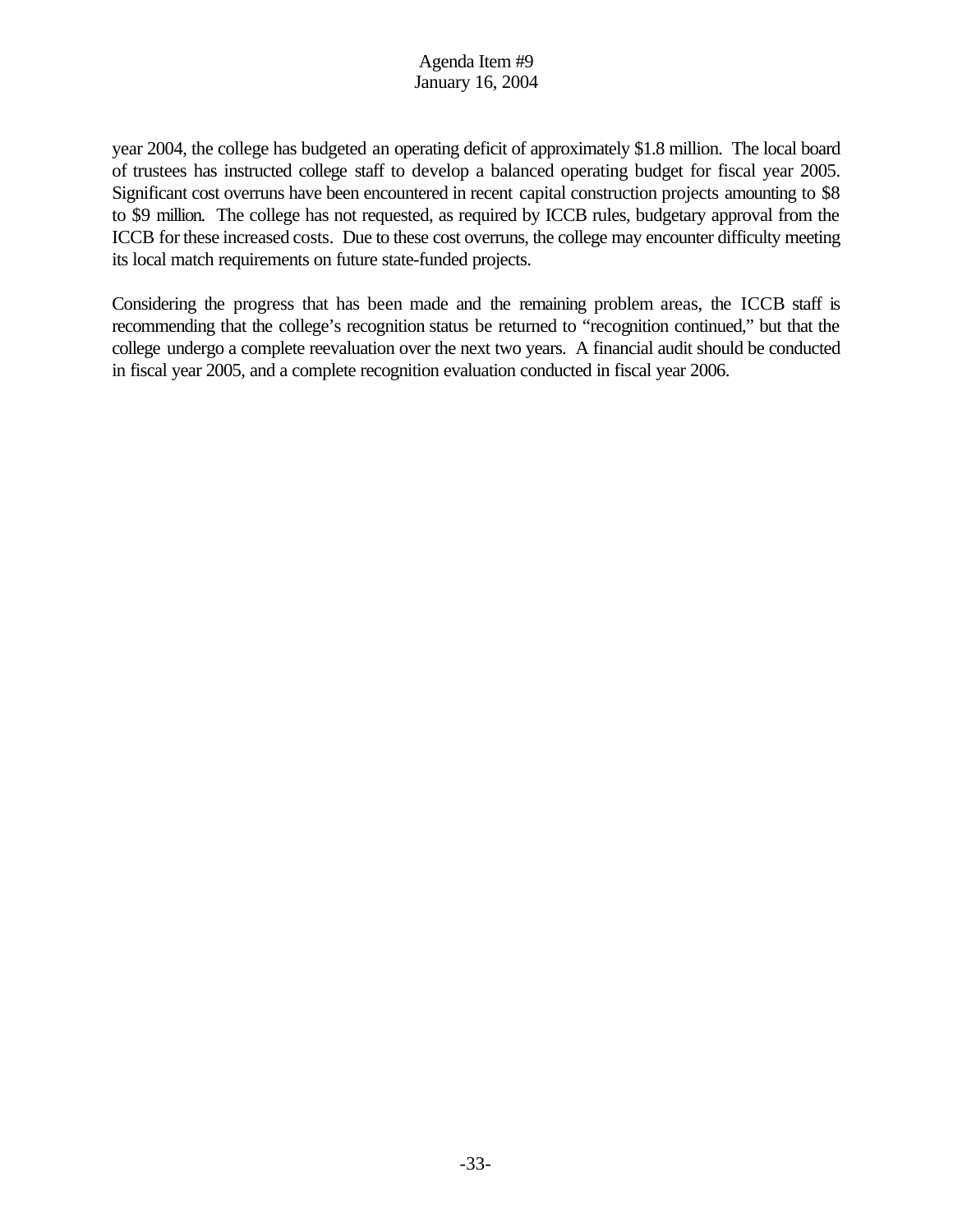year 2004, the college has budgeted an operating deficit of approximately $1.8 million. The local board of trustees has instructed college staff to develop a balanced operating budget for fiscal year 2005. Significant cost overruns have been encountered in recent capital construction projects amounting to $8 to $9 million. The college has not requested, as required by ICCB rules, budgetary approval from the ICCB for these increased costs. Due to these cost overruns, the college may encounter difficulty meeting its local match requirements on future state-funded projects.

Considering the progress that has been made and the remaining problem areas, the ICCB staff is recommending that the college's recognition status be returned to "recognition continued," but that the college undergo a complete reevaluation over the next two years. A financial audit should be conducted in fiscal year 2005, and a complete recognition evaluation conducted in fiscal year 2006.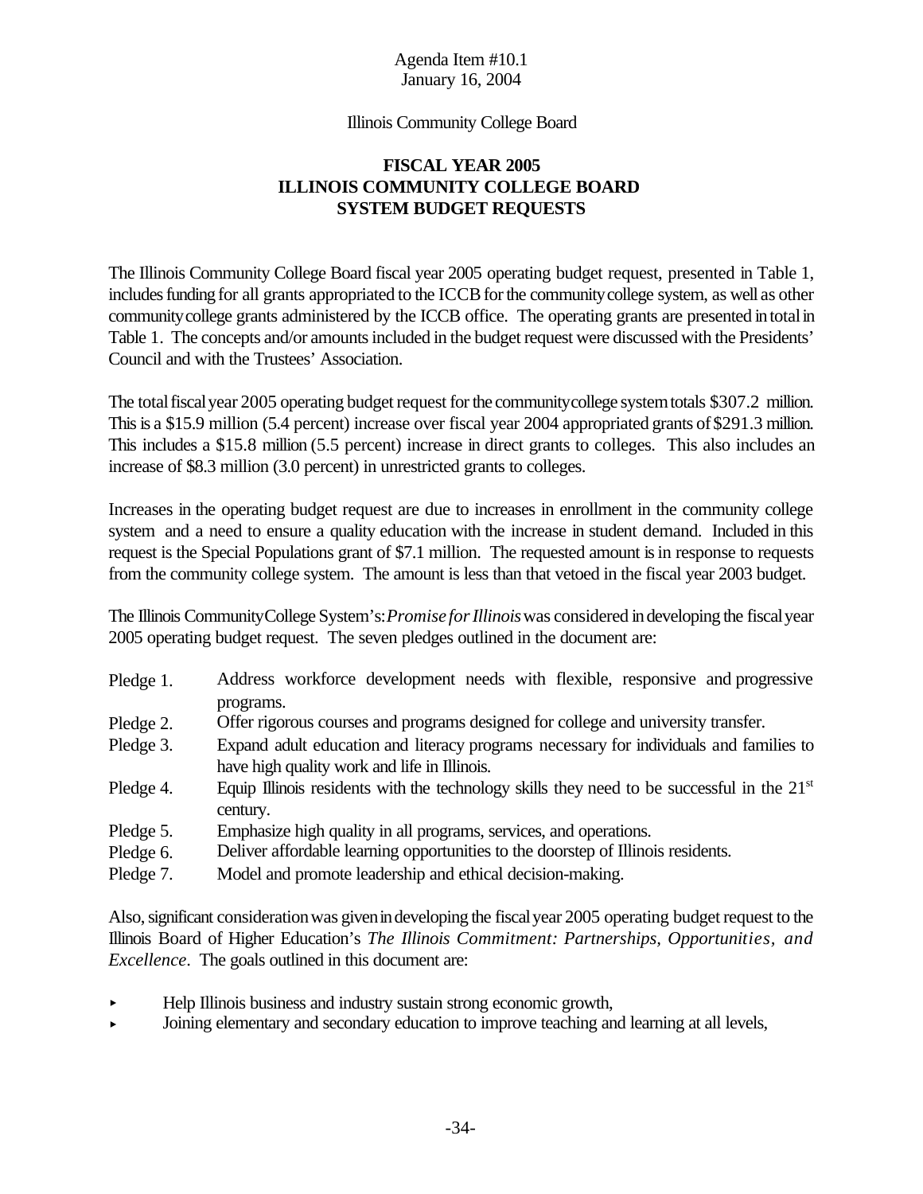Agenda Item #10.1
January 16, 2004

Illinois Community College Board

## FISCAL YEAR 2005
## ILLINOIS COMMUNITY COLLEGE BOARD
## SYSTEM BUDGET REQUESTS

The Illinois Community College Board fiscal year 2005 operating budget request, presented in Table 1, includes funding for all grants appropriated to the ICCB for the community college system, as well as other community college grants administered by the ICCB office. The operating grants are presented in total in Table 1. The concepts and/or amounts included in the budget request were discussed with the Presidents' Council and with the Trustees' Association.

The total fiscal year 2005 operating budget request for the community college system totals \$307.2 million. This is a \$15.9 million (5.4 percent) increase over fiscal year 2004 appropriated grants of \$291.3 million. This includes a \$15.8 million (5.5 percent) increase in direct grants to colleges. This also includes an increase of \$8.3 million (3.0 percent) in unrestricted grants to colleges.

Increases in the operating budget request are due to increases in enrollment in the community college system and a need to ensure a quality education with the increase in student demand. Included in this request is the Special Populations grant of \$7.1 million. The requested amount is in response to requests from the community college system. The amount is less than that vetoed in the fiscal year 2003 budget.

The Illinois Community College System's: *Promise for Illinois* was considered in developing the fiscal year 2005 operating budget request. The seven pledges outlined in the document are:

- Pledge 1. Address workforce development needs with flexible, responsive and progressive programs.
- Pledge 2. Offer rigorous courses and programs designed for college and university transfer.
- Pledge 3. Expand adult education and literacy programs necessary for individuals and families to have high quality work and life in Illinois.
- Pledge 4. Equip Illinois residents with the technology skills they need to be successful in the 21st century.
- Pledge 5. Emphasize high quality in all programs, services, and operations.
- Pledge 6. Deliver affordable learning opportunities to the doorstep of Illinois residents.
- Pledge 7. Model and promote leadership and ethical decision-making.

Also, significant consideration was given in developing the fiscal year 2005 operating budget request to the Illinois Board of Higher Education's *The Illinois Commitment: Partnerships, Opportunities, and Excellence*. The goals outlined in this document are:

- Help Illinois business and industry sustain strong economic growth,
- Joining elementary and secondary education to improve teaching and learning at all levels,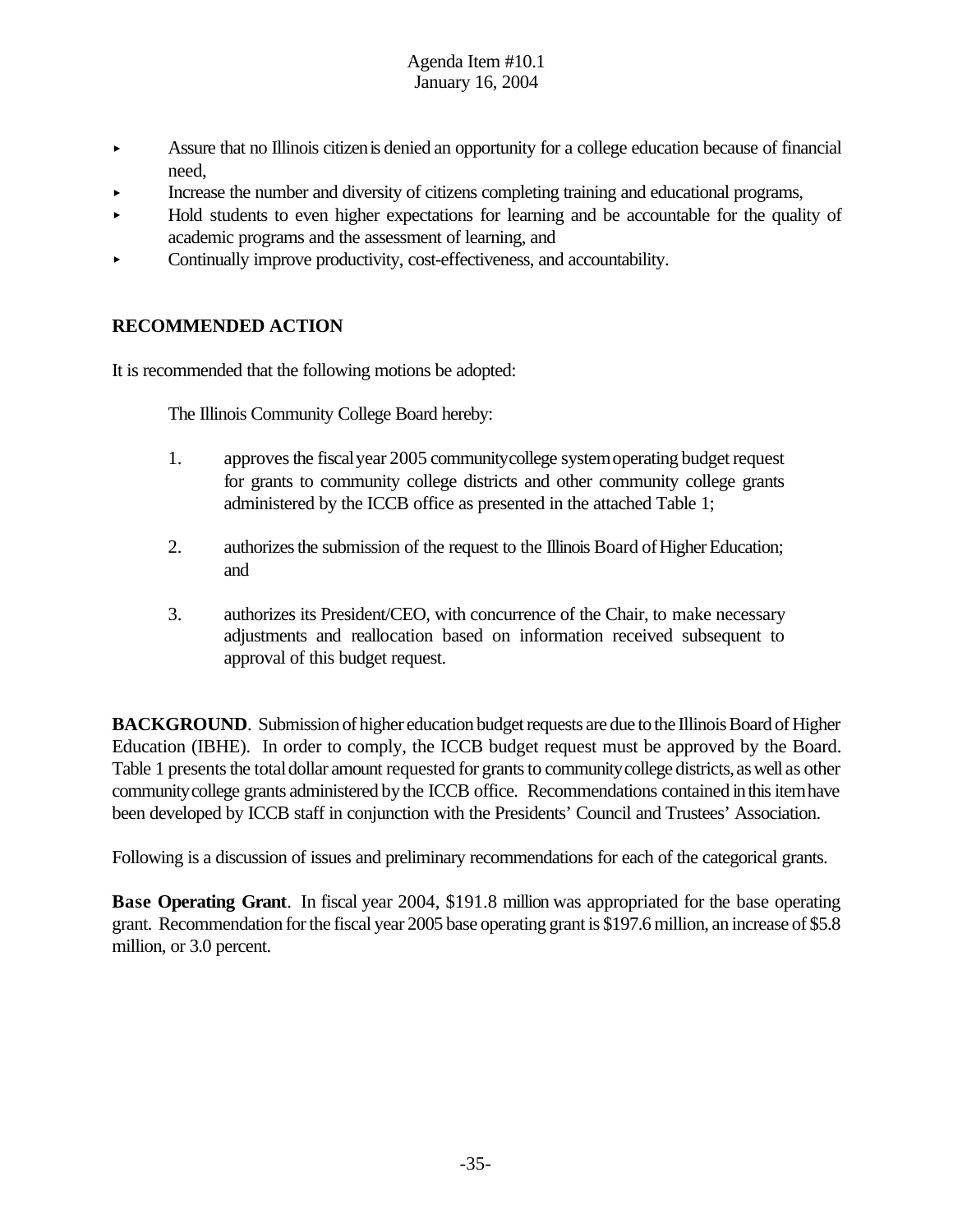- Assure that no Illinois citizen is denied an opportunity for a college education because of financial need,
- Increase the number and diversity of citizens completing training and educational programs,
- Hold students to even higher expectations for learning and be accountable for the quality of academic programs and the assessment of learning, and
- Continually improve productivity, cost-effectiveness, and accountability.

## RECOMMENDED ACTION

It is recommended that the following motions be adopted:

The Illinois Community College Board hereby:

1. approves the fiscal year 2005 community college system operating budget request for grants to community college districts and other community college grants administered by the ICCB office as presented in the attached Table 1;

2. authorizes the submission of the request to the Illinois Board of Higher Education; and

3. authorizes its President/CEO, with concurrence of the Chair, to make necessary adjustments and reallocation based on information received subsequent to approval of this budget request.

**BACKGROUND**. Submission of higher education budget requests are due to the Illinois Board of Higher Education (IBHE). In order to comply, the ICCB budget request must be approved by the Board. Table 1 presents the total dollar amount requested for grants to community college districts, as well as other community college grants administered by the ICCB office. Recommendations contained in this item have been developed by ICCB staff in conjunction with the Presidents' Council and Trustees' Association.

Following is a discussion of issues and preliminary recommendations for each of the categorical grants.

**Base Operating Grant**. In fiscal year 2004, $191.8 million was appropriated for the base operating grant. Recommendation for the fiscal year 2005 base operating grant is $197.6 million, an increase of $5.8 million, or 3.0 percent.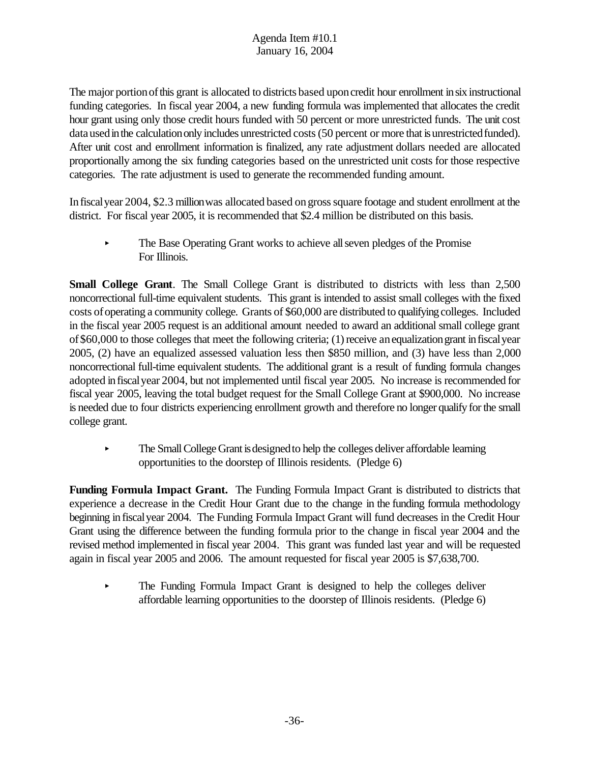The major portion of this grant is allocated to districts based upon credit hour enrollment in six instructional funding categories. In fiscal year 2004, a new funding formula was implemented that allocates the credit hour grant using only those credit hours funded with 50 percent or more unrestricted funds. The unit cost data used in the calculation only includes unrestricted costs (50 percent or more that is unrestricted funded). After unit cost and enrollment information is finalized, any rate adjustment dollars needed are allocated proportionally among the six funding categories based on the unrestricted unit costs for those respective categories. The rate adjustment is used to generate the recommended funding amount.

In fiscal year 2004, $2.3 million was allocated based on gross square footage and student enrollment at the district. For fiscal year 2005, it is recommended that $2.4 million be distributed on this basis.

- The Base Operating Grant works to achieve all seven pledges of the Promise For Illinois.

**Small College Grant**. The Small College Grant is distributed to districts with less than 2,500 noncorrectional full-time equivalent students. This grant is intended to assist small colleges with the fixed costs of operating a community college. Grants of $60,000 are distributed to qualifying colleges. Included in the fiscal year 2005 request is an additional amount needed to award an additional small college grant of $60,000 to those colleges that meet the following criteria; (1) receive an equalization grant in fiscal year 2005, (2) have an equalized assessed valuation less then $850 million, and (3) have less than 2,000 noncorrectional full-time equivalent students. The additional grant is a result of funding formula changes adopted in fiscal year 2004, but not implemented until fiscal year 2005. No increase is recommended for fiscal year 2005, leaving the total budget request for the Small College Grant at $900,000. No increase is needed due to four districts experiencing enrollment growth and therefore no longer qualify for the small college grant.

- The Small College Grant is designed to help the colleges deliver affordable learning opportunities to the doorstep of Illinois residents. (Pledge 6)

**Funding Formula Impact Grant.** The Funding Formula Impact Grant is distributed to districts that experience a decrease in the Credit Hour Grant due to the change in the funding formula methodology beginning in fiscal year 2004. The Funding Formula Impact Grant will fund decreases in the Credit Hour Grant using the difference between the funding formula prior to the change in fiscal year 2004 and the revised method implemented in fiscal year 2004. This grant was funded last year and will be requested again in fiscal year 2005 and 2006. The amount requested for fiscal year 2005 is $7,638,700.

- The Funding Formula Impact Grant is designed to help the colleges deliver affordable learning opportunities to the doorstep of Illinois residents. (Pledge 6)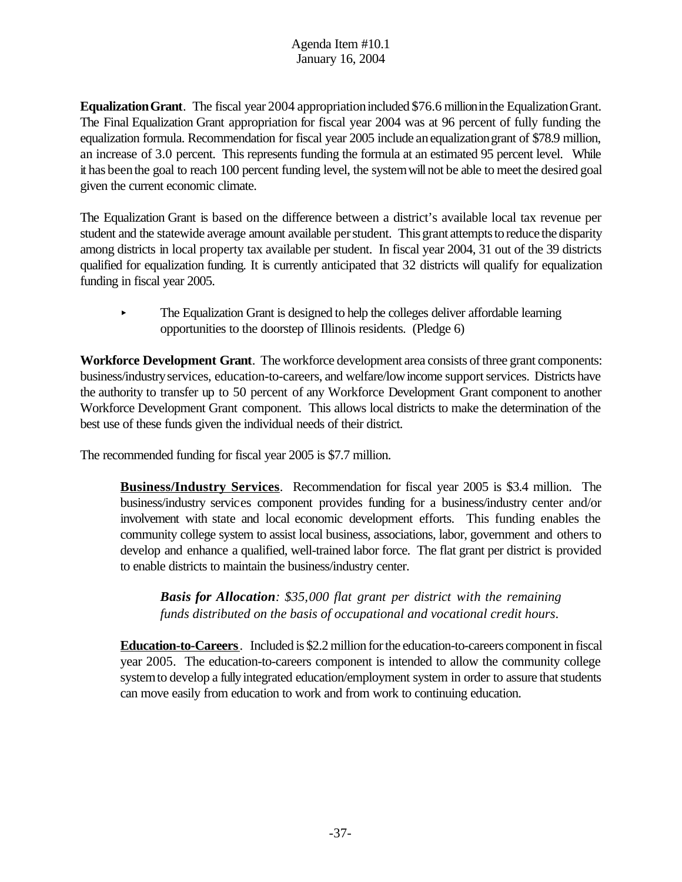**Equalization Grant**. The fiscal year 2004 appropriation included $76.6 million in the Equalization Grant. The Final Equalization Grant appropriation for fiscal year 2004 was at 96 percent of fully funding the equalization formula. Recommendation for fiscal year 2005 include an equalization grant of $78.9 million, an increase of 3.0 percent. This represents funding the formula at an estimated 95 percent level. While it has been the goal to reach 100 percent funding level, the system will not be able to meet the desired goal given the current economic climate.

The Equalization Grant is based on the difference between a district's available local tax revenue per student and the statewide average amount available per student. This grant attempts to reduce the disparity among districts in local property tax available per student. In fiscal year 2004, 31 out of the 39 districts qualified for equalization funding. It is currently anticipated that 32 districts will qualify for equalization funding in fiscal year 2005.

- The Equalization Grant is designed to help the colleges deliver affordable learning opportunities to the doorstep of Illinois residents. (Pledge 6)

**Workforce Development Grant**. The workforce development area consists of three grant components: business/industry services, education-to-careers, and welfare/low income support services. Districts have the authority to transfer up to 50 percent of any Workforce Development Grant component to another Workforce Development Grant component. This allows local districts to make the determination of the best use of these funds given the individual needs of their district.

The recommended funding for fiscal year 2005 is $7.7 million.

**Business/Industry Services**. Recommendation for fiscal year 2005 is $3.4 million. The business/industry services component provides funding for a business/industry center and/or involvement with state and local economic development efforts. This funding enables the community college system to assist local business, associations, labor, government and others to develop and enhance a qualified, well-trained labor force. The flat grant per district is provided to enable districts to maintain the business/industry center.

***Basis for Allocation**: $35,000 flat grant per district with the remaining funds distributed on the basis of occupational and vocational credit hours.*

**Education-to-Careers**. Included is $2.2 million for the education-to-careers component in fiscal year 2005. The education-to-careers component is intended to allow the community college system to develop a fully integrated education/employment system in order to assure that students can move easily from education to work and from work to continuing education.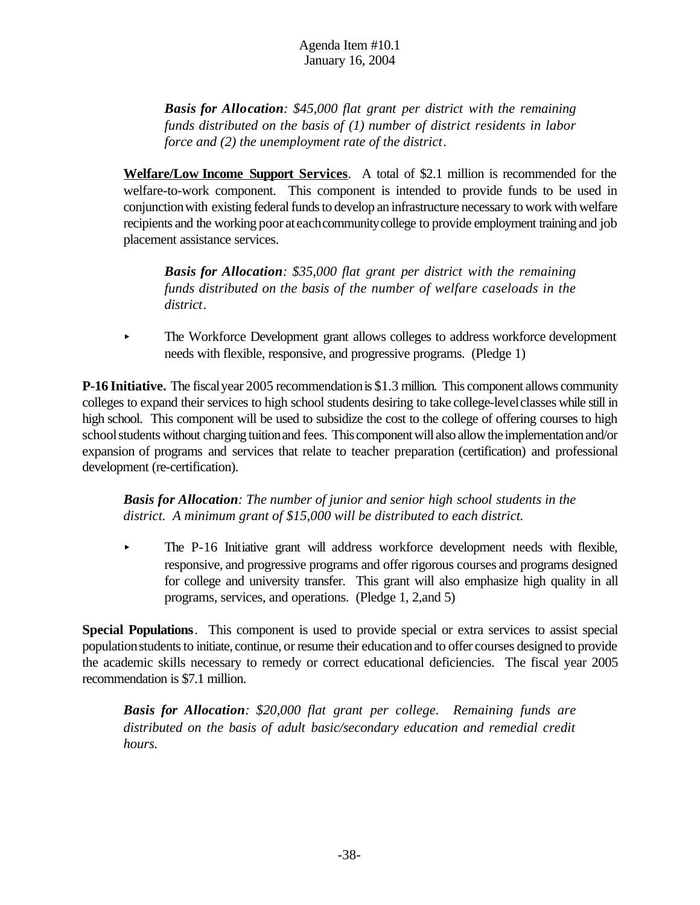*__Basis for Allocation__: $45,000 flat grant per district with the remaining funds distributed on the basis of (1) number of district residents in labor force and (2) the unemployment rate of the district.*

**Welfare/Low Income Support Services**. A total of $2.1 million is recommended for the welfare-to-work component. This component is intended to provide funds to be used in conjunction with existing federal funds to develop an infrastructure necessary to work with welfare recipients and the working poor at each community college to provide employment training and job placement assistance services.

*__Basis for Allocation__: $35,000 flat grant per district with the remaining funds distributed on the basis of the number of welfare caseloads in the district.*

- The Workforce Development grant allows colleges to address workforce development needs with flexible, responsive, and progressive programs. (Pledge 1)

**P-16 Initiative.** The fiscal year 2005 recommendation is $1.3 million. This component allows community colleges to expand their services to high school students desiring to take college-level classes while still in high school. This component will be used to subsidize the cost to the college of offering courses to high school students without charging tuition and fees. This component will also allow the implementation and/or expansion of programs and services that relate to teacher preparation (certification) and professional development (re-certification).

*__Basis for Allocation__: The number of junior and senior high school students in the district. A minimum grant of $15,000 will be distributed to each district.*

- The P-16 Initiative grant will address workforce development needs with flexible, responsive, and progressive programs and offer rigorous courses and programs designed for college and university transfer. This grant will also emphasize high quality in all programs, services, and operations. (Pledge 1, 2,and 5)

**Special Populations**. This component is used to provide special or extra services to assist special population students to initiate, continue, or resume their education and to offer courses designed to provide the academic skills necessary to remedy or correct educational deficiencies. The fiscal year 2005 recommendation is $7.1 million.

*__Basis for Allocation__: $20,000 flat grant per college. Remaining funds are distributed on the basis of adult basic/secondary education and remedial credit hours.*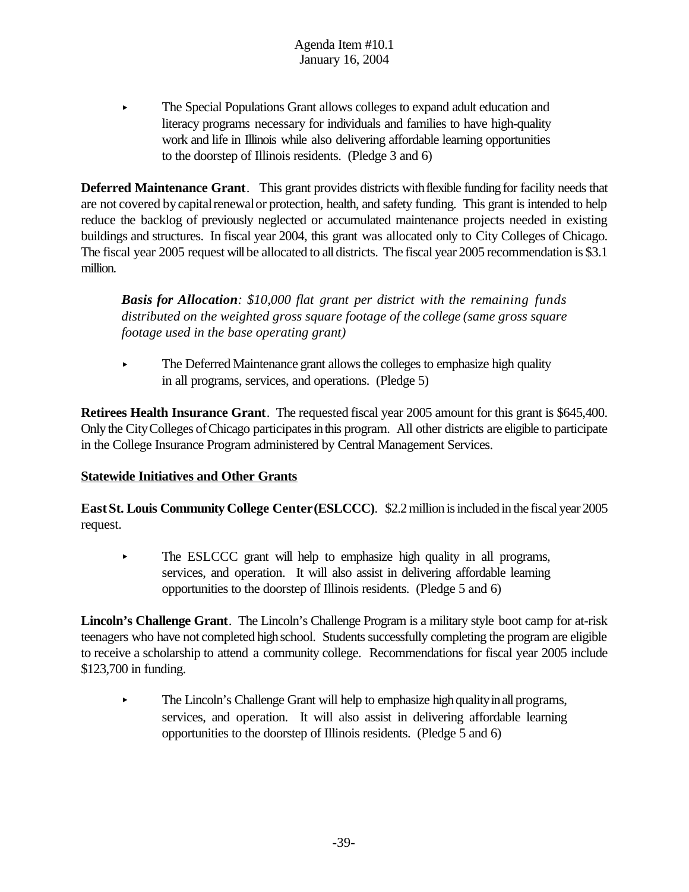- The Special Populations Grant allows colleges to expand adult education and literacy programs necessary for individuals and families to have high-quality work and life in Illinois while also delivering affordable learning opportunities to the doorstep of Illinois residents. (Pledge 3 and 6)

**Deferred Maintenance Grant**. This grant provides districts with flexible funding for facility needs that are not covered by capital renewal or protection, health, and safety funding. This grant is intended to help reduce the backlog of previously neglected or accumulated maintenance projects needed in existing buildings and structures. In fiscal year 2004, this grant was allocated only to City Colleges of Chicago. The fiscal year 2005 request will be allocated to all districts. The fiscal year 2005 recommendation is $3.1 million.

> ***Basis for Allocation**: $10,000 flat grant per district with the remaining funds distributed on the weighted gross square footage of the college (same gross square footage used in the base operating grant)*

- The Deferred Maintenance grant allows the colleges to emphasize high quality in all programs, services, and operations. (Pledge 5)

**Retirees Health Insurance Grant**. The requested fiscal year 2005 amount for this grant is $645,400. Only the City Colleges of Chicago participates in this program. All other districts are eligible to participate in the College Insurance Program administered by Central Management Services.

**<u>Statewide Initiatives and Other Grants</u>**

**East St. Louis Community College Center (ESLCCC)**. $2.2 million is included in the fiscal year 2005 request.

- The ESLCCC grant will help to emphasize high quality in all programs, services, and operation. It will also assist in delivering affordable learning opportunities to the doorstep of Illinois residents. (Pledge 5 and 6)

**Lincoln's Challenge Grant**. The Lincoln's Challenge Program is a military style boot camp for at-risk teenagers who have not completed high school. Students successfully completing the program are eligible to receive a scholarship to attend a community college. Recommendations for fiscal year 2005 include $123,700 in funding.

- The Lincoln's Challenge Grant will help to emphasize high quality in all programs, services, and operation. It will also assist in delivering affordable learning opportunities to the doorstep of Illinois residents. (Pledge 5 and 6)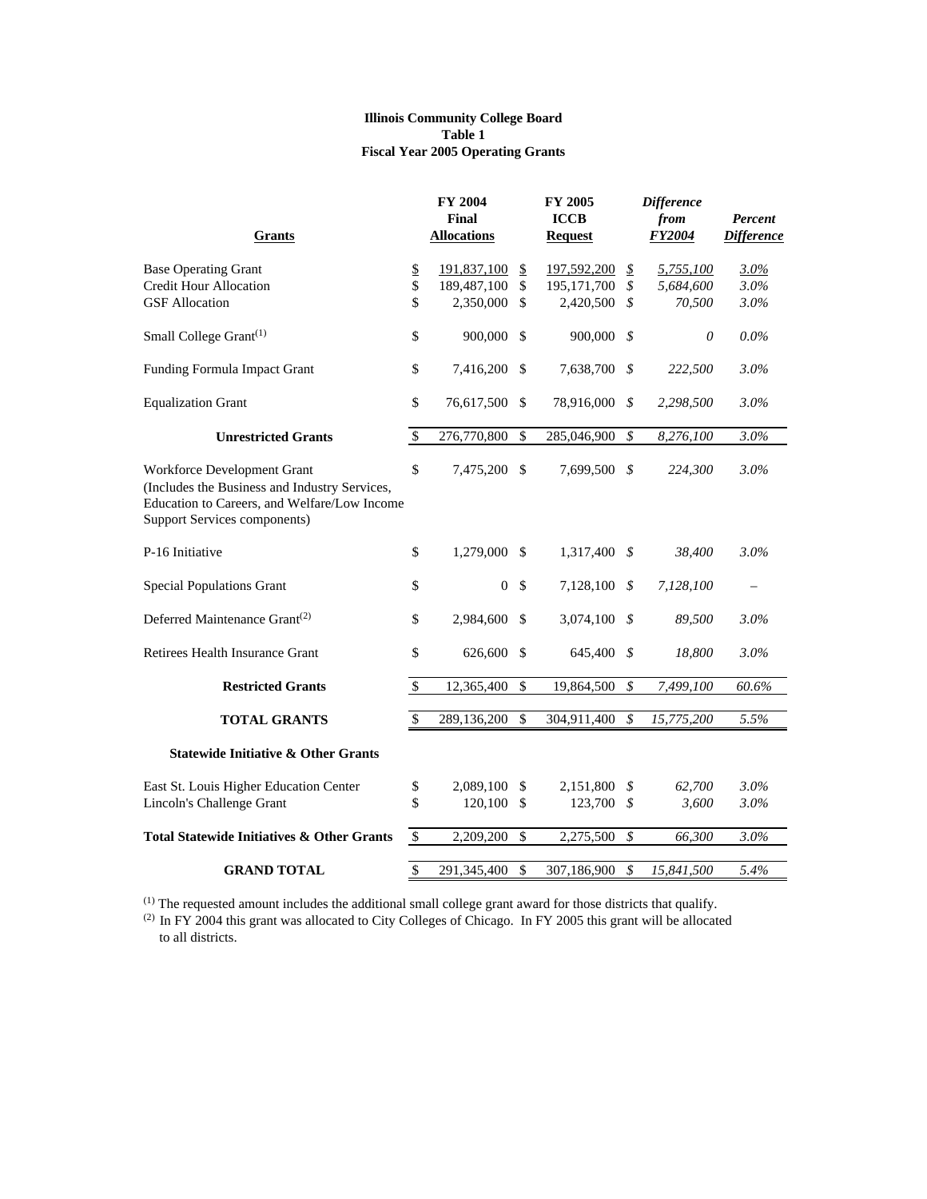**Illinois Community College Board**
**Table 1**
**Fiscal Year 2005 Operating Grants**

| Grants | FY 2004 Final Allocations | FY 2005 ICCB Request | *Difference from FY2004* | *Percent Difference* |
|---|---|---|---|---|
| Base Operating Grant | $ 191,837,100 | $ 197,592,200 | *$ 5,755,100* | *3.0%* |
| Credit Hour Allocation | $ 189,487,100 | $ 195,171,700 | *$ 5,684,600* | *3.0%* |
| GSF Allocation | $ 2,350,000 | $ 2,420,500 | *$ 70,500* | *3.0%* |
| Small College Grant[(1)] | $ 900,000 | $ 900,000 | *$ 0* | *0.0%* |
| Funding Formula Impact Grant | $ 7,416,200 | $ 7,638,700 | *$ 222,500* | *3.0%* |
| Equalization Grant | $ 76,617,500 | $ 78,916,000 | *$ 2,298,500* | *3.0%* |
| **Unrestricted Grants** | $ 276,770,800 | $ 285,046,900 | *$ 8,276,100* | *3.0%* |
| Workforce Development Grant (Includes the Business and Industry Services, Education to Careers, and Welfare/Low Income Support Services components) | $ 7,475,200 | $ 7,699,500 | *$ 224,300* | *3.0%* |
| P-16 Initiative | $ 1,279,000 | $ 1,317,400 | *$ 38,400* | *3.0%* |
| Special Populations Grant | $ 0 | $ 7,128,100 | *$ 7,128,100* | – |
| Deferred Maintenance Grant[(2)] | $ 2,984,600 | $ 3,074,100 | *$ 89,500* | *3.0%* |
| Retirees Health Insurance Grant | $ 626,600 | $ 645,400 | *$ 18,800* | *3.0%* |
| **Restricted Grants** | $ 12,365,400 | $ 19,864,500 | *$ 7,499,100* | *60.6%* |
| **TOTAL GRANTS** | $ 289,136,200 | $ 304,911,400 | *$ 15,775,200* | *5.5%* |
| **Statewide Initiative & Other Grants** | | | | |
| East St. Louis Higher Education Center | $ 2,089,100 | $ 2,151,800 | *$ 62,700* | *3.0%* |
| Lincoln's Challenge Grant | $ 120,100 | $ 123,700 | *$ 3,600* | *3.0%* |
| **Total Statewide Initiatives & Other Grants** | $ 2,209,200 | $ 2,275,500 | *$ 66,300* | *3.0%* |
| **GRAND TOTAL** | $ 291,345,400 | $ 307,186,900 | *$ 15,841,500* | *5.4%* |

(1) The requested amount includes the additional small college grant award for those districts that qualify.

(2) In FY 2004 this grant was allocated to City Colleges of Chicago. In FY 2005 this grant will be allocated to all districts.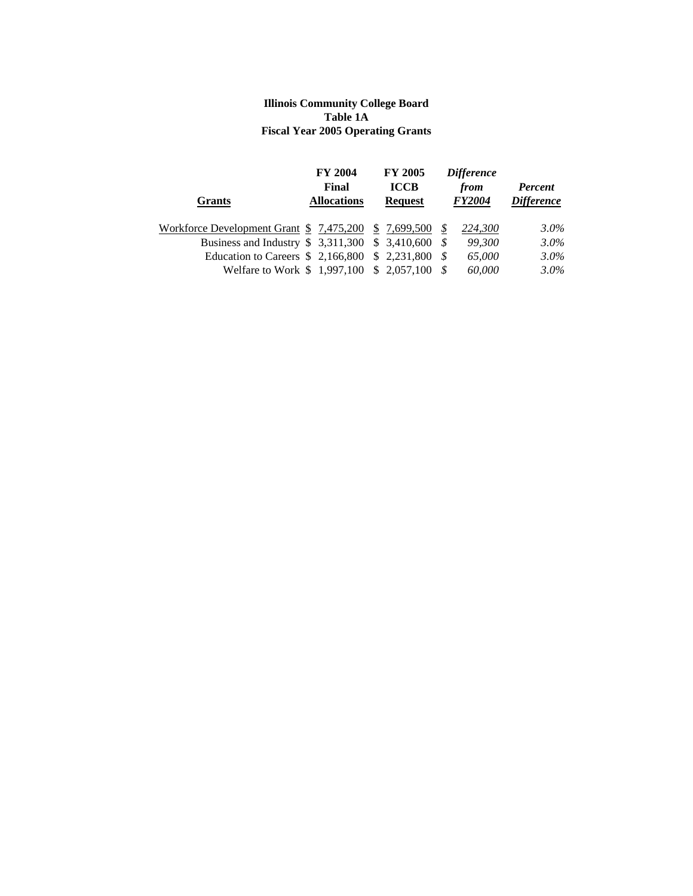**Illinois Community College Board**
**Table 1A**
**Fiscal Year 2005 Operating Grants**

| Grants | FY 2004 Final Allocations | FY 2005 ICCB Request | *Difference from FY2004* | *Percent Difference* |
|---|---|---|---|---|
| Workforce Development Grant | $ 7,475,200 | $ 7,699,500 | *$ 224,300* | *3.0%* |
| Business and Industry | $ 3,311,300 | $ 3,410,600 | *$ 99,300* | *3.0%* |
| Education to Careers | $ 2,166,800 | $ 2,231,800 | *$ 65,000* | *3.0%* |
| Welfare to Work | $ 1,997,100 | $ 2,057,100 | *$ 60,000* | *3.0%* |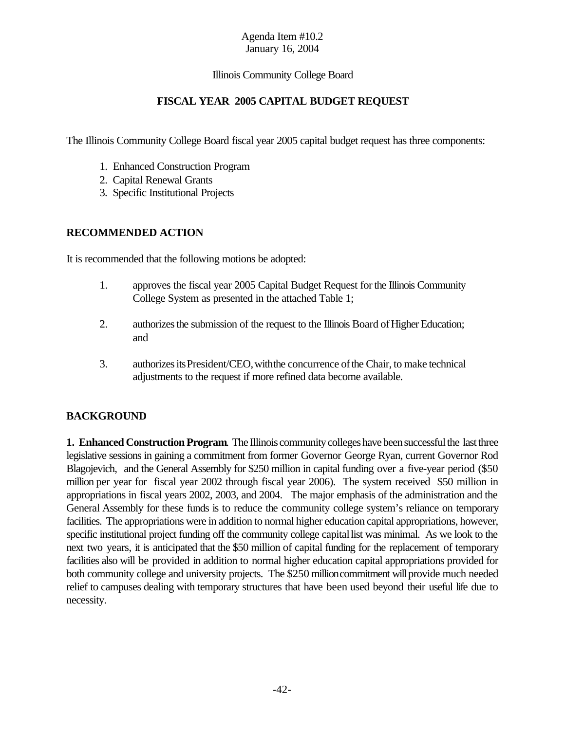Agenda Item #10.2
January 16, 2004

Illinois Community College Board

# FISCAL YEAR 2005 CAPITAL BUDGET REQUEST

The Illinois Community College Board fiscal year 2005 capital budget request has three components:

1. Enhanced Construction Program
2. Capital Renewal Grants
3. Specific Institutional Projects

## RECOMMENDED ACTION

It is recommended that the following motions be adopted:

1. approves the fiscal year 2005 Capital Budget Request for the Illinois Community College System as presented in the attached Table 1;

2. authorizes the submission of the request to the Illinois Board of Higher Education; and

3. authorizes its President/CEO, with the concurrence of the Chair, to make technical adjustments to the request if more refined data become available.

## BACKGROUND

**1. Enhanced Construction Program**. The Illinois community colleges have been successful the last three legislative sessions in gaining a commitment from former Governor George Ryan, current Governor Rod Blagojevich, and the General Assembly for $250 million in capital funding over a five-year period ($50 million per year for fiscal year 2002 through fiscal year 2006). The system received $50 million in appropriations in fiscal years 2002, 2003, and 2004. The major emphasis of the administration and the General Assembly for these funds is to reduce the community college system's reliance on temporary facilities. The appropriations were in addition to normal higher education capital appropriations, however, specific institutional project funding off the community college capital list was minimal. As we look to the next two years, it is anticipated that the $50 million of capital funding for the replacement of temporary facilities also will be provided in addition to normal higher education capital appropriations provided for both community college and university projects. The $250 million commitment will provide much needed relief to campuses dealing with temporary structures that have been used beyond their useful life due to necessity.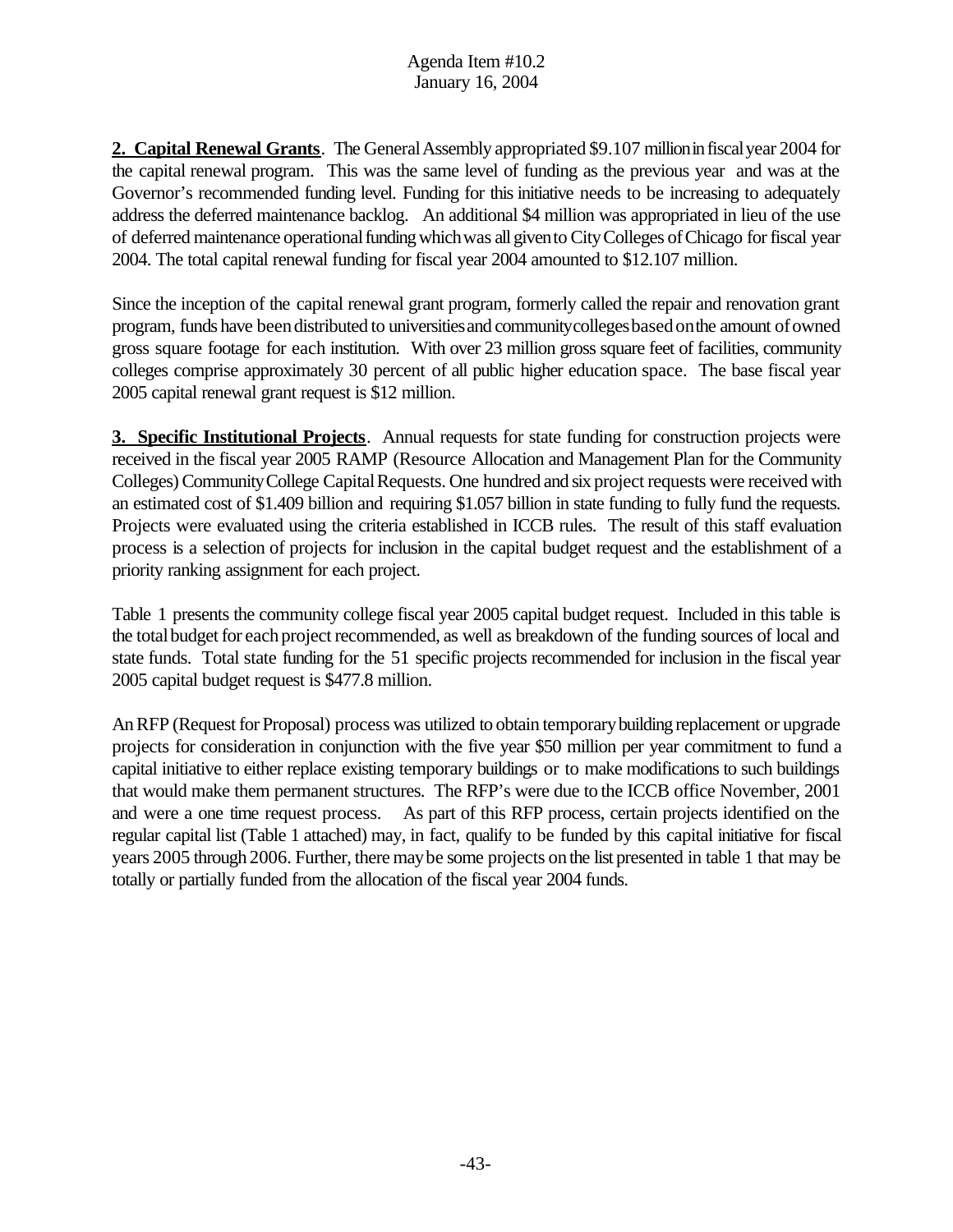**2. Capital Renewal Grants**. The General Assembly appropriated \$9.107 million in fiscal year 2004 for the capital renewal program. This was the same level of funding as the previous year and was at the Governor's recommended funding level. Funding for this initiative needs to be increasing to adequately address the deferred maintenance backlog. An additional \$4 million was appropriated in lieu of the use of deferred maintenance operational funding which was all given to City Colleges of Chicago for fiscal year 2004. The total capital renewal funding for fiscal year 2004 amounted to \$12.107 million.

Since the inception of the capital renewal grant program, formerly called the repair and renovation grant program, funds have been distributed to universities and community colleges based on the amount of owned gross square footage for each institution. With over 23 million gross square feet of facilities, community colleges comprise approximately 30 percent of all public higher education space. The base fiscal year 2005 capital renewal grant request is \$12 million.

**3. Specific Institutional Projects**. Annual requests for state funding for construction projects were received in the fiscal year 2005 RAMP (Resource Allocation and Management Plan for the Community Colleges) Community College Capital Requests. One hundred and six project requests were received with an estimated cost of \$1.409 billion and requiring \$1.057 billion in state funding to fully fund the requests. Projects were evaluated using the criteria established in ICCB rules. The result of this staff evaluation process is a selection of projects for inclusion in the capital budget request and the establishment of a priority ranking assignment for each project.

Table 1 presents the community college fiscal year 2005 capital budget request. Included in this table is the total budget for each project recommended, as well as breakdown of the funding sources of local and state funds. Total state funding for the 51 specific projects recommended for inclusion in the fiscal year 2005 capital budget request is \$477.8 million.

An RFP (Request for Proposal) process was utilized to obtain temporary building replacement or upgrade projects for consideration in conjunction with the five year \$50 million per year commitment to fund a capital initiative to either replace existing temporary buildings or to make modifications to such buildings that would make them permanent structures. The RFP's were due to the ICCB office November, 2001 and were a one time request process. As part of this RFP process, certain projects identified on the regular capital list (Table 1 attached) may, in fact, qualify to be funded by this capital initiative for fiscal years 2005 through 2006. Further, there may be some projects on the list presented in table 1 that may be totally or partially funded from the allocation of the fiscal year 2004 funds.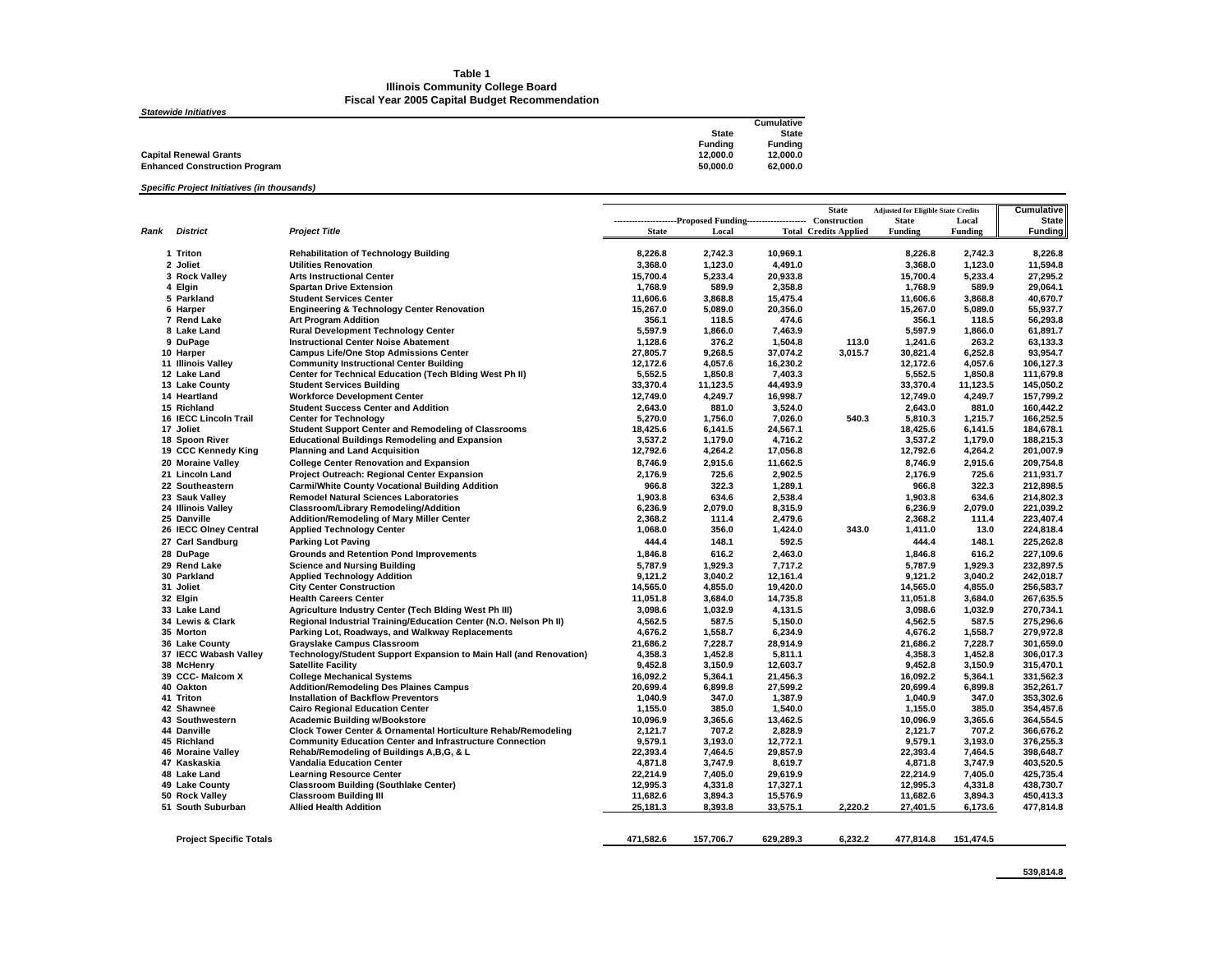**Table 1**
**Illinois Community College Board**
**Fiscal Year 2005 Capital Budget Recommendation**

***Statewide Initiatives***

| | State Funding | Cumulative State Funding |
|---|---|---|
| **Capital Renewal Grants** | 12,000.0 | 12,000.0 |
| **Enhanced Construction Program** | 50,000.0 | 62,000.0 |

***Specific Project Initiatives (in thousands)***

| Rank | District | Project Title | Proposed Funding State | Proposed Funding Local | Proposed Funding Total | State Construction Credits Applied | Adjusted for Eligible State Credits State Funding | Adjusted for Eligible State Credits Local Funding | Cumulative State Funding |
|---|---|---|---|---|---|---|---|---|---|
| 1 | Triton | Rehabilitation of Technology Building | 8,226.8 | 2,742.3 | 10,969.1 | | 8,226.8 | 2,742.3 | 8,226.8 |
| 2 | Joliet | Utilities Renovation | 3,368.0 | 1,123.0 | 4,491.0 | | 3,368.0 | 1,123.0 | 11,594.8 |
| 3 | Rock Valley | Arts Instructional Center | 15,700.4 | 5,233.4 | 20,933.8 | | 15,700.4 | 5,233.4 | 27,295.2 |
| 4 | Elgin | Spartan Drive Extension | 1,768.9 | 589.9 | 2,358.8 | | 1,768.9 | 589.9 | 29,064.1 |
| 5 | Parkland | Student Services Center | 11,606.6 | 3,868.8 | 15,475.4 | | 11,606.6 | 3,868.8 | 40,670.7 |
| 6 | Harper | Engineering & Technology Center Renovation | 15,267.0 | 5,089.0 | 20,356.0 | | 15,267.0 | 5,089.0 | 55,937.7 |
| 7 | Rend Lake | Art Program Addition | 356.1 | 118.5 | 474.6 | | 356.1 | 118.5 | 56,293.8 |
| 8 | Lake Land | Rural Development Technology Center | 5,597.9 | 1,866.0 | 7,463.9 | | 5,597.9 | 1,866.0 | 61,891.7 |
| 9 | DuPage | Instructional Center Noise Abatement | 1,128.6 | 376.2 | 1,504.8 | 113.0 | 1,241.6 | 263.2 | 63,133.3 |
| 10 | Harper | Campus Life/One Stop Admissions Center | 27,805.7 | 9,268.5 | 37,074.2 | 3,015.7 | 30,821.4 | 6,252.8 | 93,954.7 |
| 11 | Illinois Valley | Community Instructional Center Building | 12,172.6 | 4,057.6 | 16,230.2 | | 12,172.6 | 4,057.6 | 106,127.3 |
| 12 | Lake Land | Center for Technical Education (Tech Blding West Ph II) | 5,552.5 | 1,850.8 | 7,403.3 | | 5,552.5 | 1,850.8 | 111,679.8 |
| 13 | Lake County | Student Services Building | 33,370.4 | 11,123.5 | 44,493.9 | | 33,370.4 | 11,123.5 | 145,050.2 |
| 14 | Heartland | Workforce Development Center | 12,749.0 | 4,249.7 | 16,998.7 | | 12,749.0 | 4,249.7 | 157,799.2 |
| 15 | Richland | Student Success Center and Addition | 2,643.0 | 881.0 | 3,524.0 | | 2,643.0 | 881.0 | 160,442.2 |
| 16 | IECC Lincoln Trail | Center for Technology | 5,270.0 | 1,756.0 | 7,026.0 | 540.3 | 5,810.3 | 1,215.7 | 166,252.5 |
| 17 | Joliet | Student Support Center and Remodeling of Classrooms | 18,425.6 | 6,141.5 | 24,567.1 | | 18,425.6 | 6,141.5 | 184,678.1 |
| 18 | Spoon River | Educational Buildings Remodeling and Expansion | 3,537.2 | 1,179.0 | 4,716.2 | | 3,537.2 | 1,179.0 | 188,215.3 |
| 19 | CCC Kennedy King | Planning and Land Acquisition | 12,792.6 | 4,264.2 | 17,056.8 | | 12,792.6 | 4,264.2 | 201,007.9 |
| 20 | Moraine Valley | College Center Renovation and Expansion | 8,746.9 | 2,915.6 | 11,662.5 | | 8,746.9 | 2,915.6 | 209,754.8 |
| 21 | Lincoln Land | Project Outreach: Regional Center Expansion | 2,176.9 | 725.6 | 2,902.5 | | 2,176.9 | 725.6 | 211,931.7 |
| 22 | Southeastern | Carmi/White County Vocational Building Addition | 966.8 | 322.3 | 1,289.1 | | 966.8 | 322.3 | 212,898.5 |
| 23 | Sauk Valley | Remodel Natural Sciences Laboratories | 1,903.8 | 634.6 | 2,538.4 | | 1,903.8 | 634.6 | 214,802.3 |
| 24 | Illinois Valley | Classroom/Library Remodeling/Addition | 6,236.9 | 2,079.0 | 8,315.9 | | 6,236.9 | 2,079.0 | 221,039.2 |
| 25 | Danville | Addition/Remodeling of Mary Miller Center | 2,368.2 | 111.4 | 2,479.6 | | 2,368.2 | 111.4 | 223,407.4 |
| 26 | IECC Olney Central | Applied Technology Center | 1,068.0 | 356.0 | 1,424.0 | 343.0 | 1,411.0 | 13.0 | 224,818.4 |
| 27 | Carl Sandburg | Parking Lot Paving | 444.4 | 148.1 | 592.5 | | 444.4 | 148.1 | 225,262.8 |
| 28 | DuPage | Grounds and Retention Pond Improvements | 1,846.8 | 616.2 | 2,463.0 | | 1,846.8 | 616.2 | 227,109.6 |
| 29 | Rend Lake | Science and Nursing Building | 5,787.9 | 1,929.3 | 7,717.2 | | 5,787.9 | 1,929.3 | 232,897.5 |
| 30 | Parkland | Applied Technology Addition | 9,121.2 | 3,040.2 | 12,161.4 | | 9,121.2 | 3,040.2 | 242,018.7 |
| 31 | Joliet | City Center Construction | 14,565.0 | 4,855.0 | 19,420.0 | | 14,565.0 | 4,855.0 | 256,583.7 |
| 32 | Elgin | Health Careers Center | 11,051.8 | 3,684.0 | 14,735.8 | | 11,051.8 | 3,684.0 | 267,635.5 |
| 33 | Lake Land | Agriculture Industry Center (Tech Blding West Ph III) | 3,098.6 | 1,032.9 | 4,131.5 | | 3,098.6 | 1,032.9 | 270,734.1 |
| 34 | Lewis & Clark | Regional Industrial Training/Education Center (N.O. Nelson Ph II) | 4,562.5 | 587.5 | 5,150.0 | | 4,562.5 | 587.5 | 275,296.6 |
| 35 | Morton | Parking Lot, Roadways, and Walkway Replacements | 4,676.2 | 1,558.7 | 6,234.9 | | 4,676.2 | 1,558.7 | 279,972.8 |
| 36 | Lake County | Grayslake Campus Classroom | 21,686.2 | 7,228.7 | 28,914.9 | | 21,686.2 | 7,228.7 | 301,659.0 |
| 37 | IECC Wabash Valley | Technology/Student Support Expansion to Main Hall (and Renovation) | 4,358.3 | 1,452.8 | 5,811.1 | | 4,358.3 | 1,452.8 | 306,017.3 |
| 38 | McHenry | Satellite Facility | 9,452.8 | 3,150.9 | 12,603.7 | | 9,452.8 | 3,150.9 | 315,470.1 |
| 39 | CCC- Malcom X | College Mechanical Systems | 16,092.2 | 5,364.1 | 21,456.3 | | 16,092.2 | 5,364.1 | 331,562.3 |
| 40 | Oakton | Addition/Remodeling Des Plaines Campus | 20,699.4 | 6,899.8 | 27,599.2 | | 20,699.4 | 6,899.8 | 352,261.7 |
| 41 | Triton | Installation of Backflow Preventors | 1,040.9 | 347.0 | 1,387.9 | | 1,040.9 | 347.0 | 353,302.6 |
| 42 | Shawnee | Cairo Regional Education Center | 1,155.0 | 385.0 | 1,540.0 | | 1,155.0 | 385.0 | 354,457.6 |
| 43 | Southwestern | Academic Building w/Bookstore | 10,096.9 | 3,365.6 | 13,462.5 | | 10,096.9 | 3,365.6 | 364,554.5 |
| 44 | Danville | Clock Tower Center & Ornamental Horticulture Rehab/Remodeling | 2,121.7 | 707.2 | 2,828.9 | | 2,121.7 | 707.2 | 366,676.2 |
| 45 | Richland | Community Education Center and Infrastructure Connection | 9,579.1 | 3,193.0 | 12,772.1 | | 9,579.1 | 3,193.0 | 376,255.3 |
| 46 | Moraine Valley | Rehab/Remodeling of Buildings A,B,G, & L | 22,393.4 | 7,464.5 | 29,857.9 | | 22,393.4 | 7,464.5 | 398,648.7 |
| 47 | Kaskaskia | Vandalia Education Center | 4,871.8 | 3,747.9 | 8,619.7 | | 4,871.8 | 3,747.9 | 403,520.5 |
| 48 | Lake Land | Learning Resource Center | 22,214.9 | 7,405.0 | 29,619.9 | | 22,214.9 | 7,405.0 | 425,735.4 |
| 49 | Lake County | Classroom Building (Southlake Center) | 12,995.3 | 4,331.8 | 17,327.1 | | 12,995.3 | 4,331.8 | 438,730.7 |
| 50 | Rock Valley | Classroom Building III | 11,682.6 | 3,894.3 | 15,576.9 | | 11,682.6 | 3,894.3 | 450,413.3 |
| 51 | South Suburban | Allied Health Addition | 25,181.3 | 8,393.8 | 33,575.1 | 2,220.2 | 27,401.5 | 6,173.6 | 477,814.8 |
| | **Project Specific Totals** | | 471,582.6 | 157,706.7 | 629,289.3 | 6,232.2 | 477,814.8 | 151,474.5 | |
| | | | | | | | | | 539,814.8 |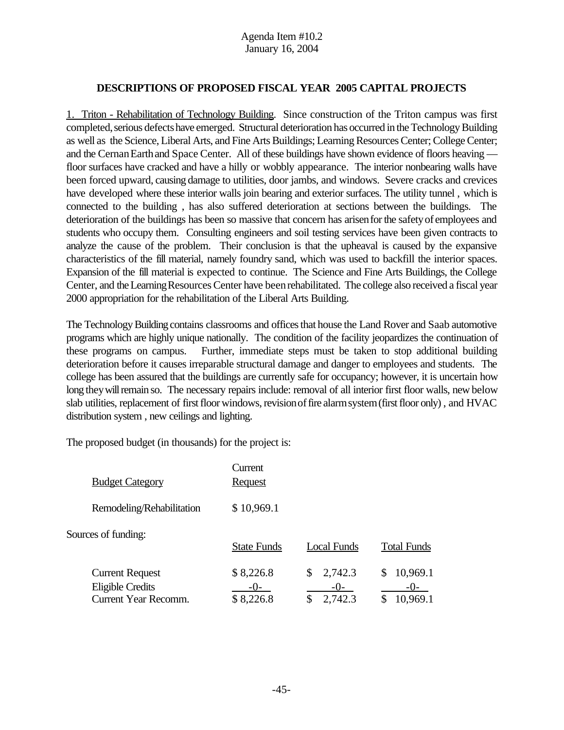Agenda Item #10.2
January 16, 2004

## DESCRIPTIONS OF PROPOSED FISCAL YEAR 2005 CAPITAL PROJECTS

1. Triton - Rehabilitation of Technology Building. Since construction of the Triton campus was first completed, serious defects have emerged. Structural deterioration has occurred in the Technology Building as well as the Science, Liberal Arts, and Fine Arts Buildings; Learning Resources Center; College Center; and the Cernan Earth and Space Center. All of these buildings have shown evidence of floors heaving — floor surfaces have cracked and have a hilly or wobbly appearance. The interior nonbearing walls have been forced upward, causing damage to utilities, door jambs, and windows. Severe cracks and crevices have developed where these interior walls join bearing and exterior surfaces. The utility tunnel , which is connected to the building , has also suffered deterioration at sections between the buildings. The deterioration of the buildings has been so massive that concern has arisen for the safety of employees and students who occupy them. Consulting engineers and soil testing services have been given contracts to analyze the cause of the problem. Their conclusion is that the upheaval is caused by the expansive characteristics of the fill material, namely foundry sand, which was used to backfill the interior spaces. Expansion of the fill material is expected to continue. The Science and Fine Arts Buildings, the College Center, and the Learning Resources Center have been rehabilitated. The college also received a fiscal year 2000 appropriation for the rehabilitation of the Liberal Arts Building.

The Technology Building contains classrooms and offices that house the Land Rover and Saab automotive programs which are highly unique nationally. The condition of the facility jeopardizes the continuation of these programs on campus. Further, immediate steps must be taken to stop additional building deterioration before it causes irreparable structural damage and danger to employees and students. The college has been assured that the buildings are currently safe for occupancy; however, it is uncertain how long they will remain so. The necessary repairs include: removal of all interior first floor walls, new below slab utilities, replacement of first floor windows, revision of fire alarm system (first floor only) , and HVAC distribution system , new ceilings and lighting.

The proposed budget (in thousands) for the project is:

| Budget Category | Current Request |
|---|---|
| Remodeling/Rehabilitation | $ 10,969.1 |

Sources of funding:

| | State Funds | Local Funds | Total Funds |
|---|---|---|---|
| Current Request | $ 8,226.8 | $ 2,742.3 | $ 10,969.1 |
| Eligible Credits | -0- | -0- | -0- |
| Current Year Recomm. | $ 8,226.8 | $ 2,742.3 | $ 10,969.1 |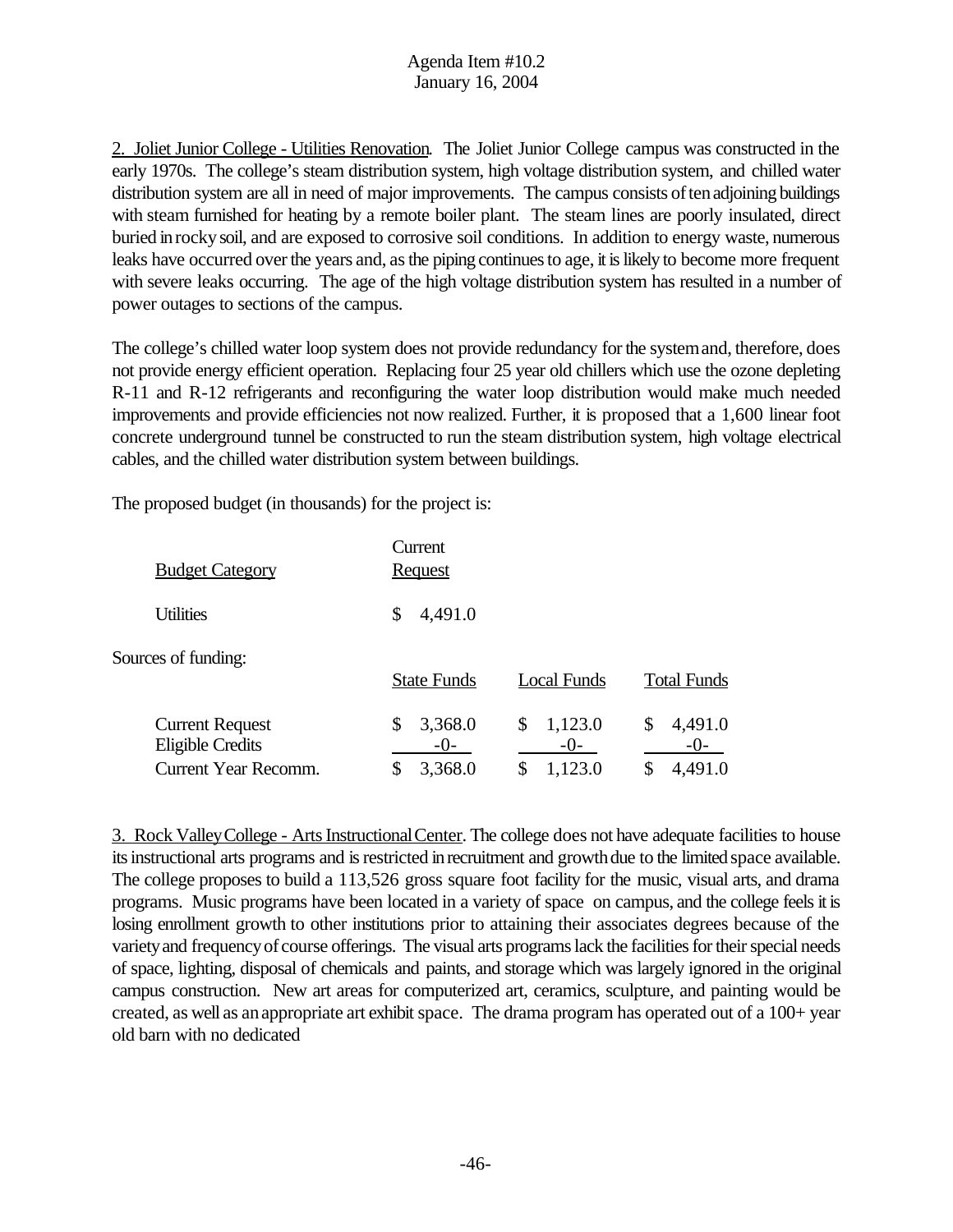2. Joliet Junior College - Utilities Renovation. The Joliet Junior College campus was constructed in the early 1970s. The college's steam distribution system, high voltage distribution system, and chilled water distribution system are all in need of major improvements. The campus consists of ten adjoining buildings with steam furnished for heating by a remote boiler plant. The steam lines are poorly insulated, direct buried in rocky soil, and are exposed to corrosive soil conditions. In addition to energy waste, numerous leaks have occurred over the years and, as the piping continues to age, it is likely to become more frequent with severe leaks occurring. The age of the high voltage distribution system has resulted in a number of power outages to sections of the campus.

The college's chilled water loop system does not provide redundancy for the system and, therefore, does not provide energy efficient operation. Replacing four 25 year old chillers which use the ozone depleting R-11 and R-12 refrigerants and reconfiguring the water loop distribution would make much needed improvements and provide efficiencies not now realized. Further, it is proposed that a 1,600 linear foot concrete underground tunnel be constructed to run the steam distribution system, high voltage electrical cables, and the chilled water distribution system between buildings.

The proposed budget (in thousands) for the project is:

| Budget Category | Current Request |
|---|---|
| Utilities | $ 4,491.0 |

Sources of funding:

| | State Funds | Local Funds | Total Funds |
|---|---|---|---|
| Current Request | $ 3,368.0 | $ 1,123.0 | $ 4,491.0 |
| Eligible Credits | -0- | -0- | -0- |
| Current Year Recomm. | $ 3,368.0 | $ 1,123.0 | $ 4,491.0 |

3. Rock Valley College - Arts Instructional Center. The college does not have adequate facilities to house its instructional arts programs and is restricted in recruitment and growth due to the limited space available. The college proposes to build a 113,526 gross square foot facility for the music, visual arts, and drama programs. Music programs have been located in a variety of space on campus, and the college feels it is losing enrollment growth to other institutions prior to attaining their associates degrees because of the variety and frequency of course offerings. The visual arts programs lack the facilities for their special needs of space, lighting, disposal of chemicals and paints, and storage which was largely ignored in the original campus construction. New art areas for computerized art, ceramics, sculpture, and painting would be created, as well as an appropriate art exhibit space. The drama program has operated out of a 100+ year old barn with no dedicated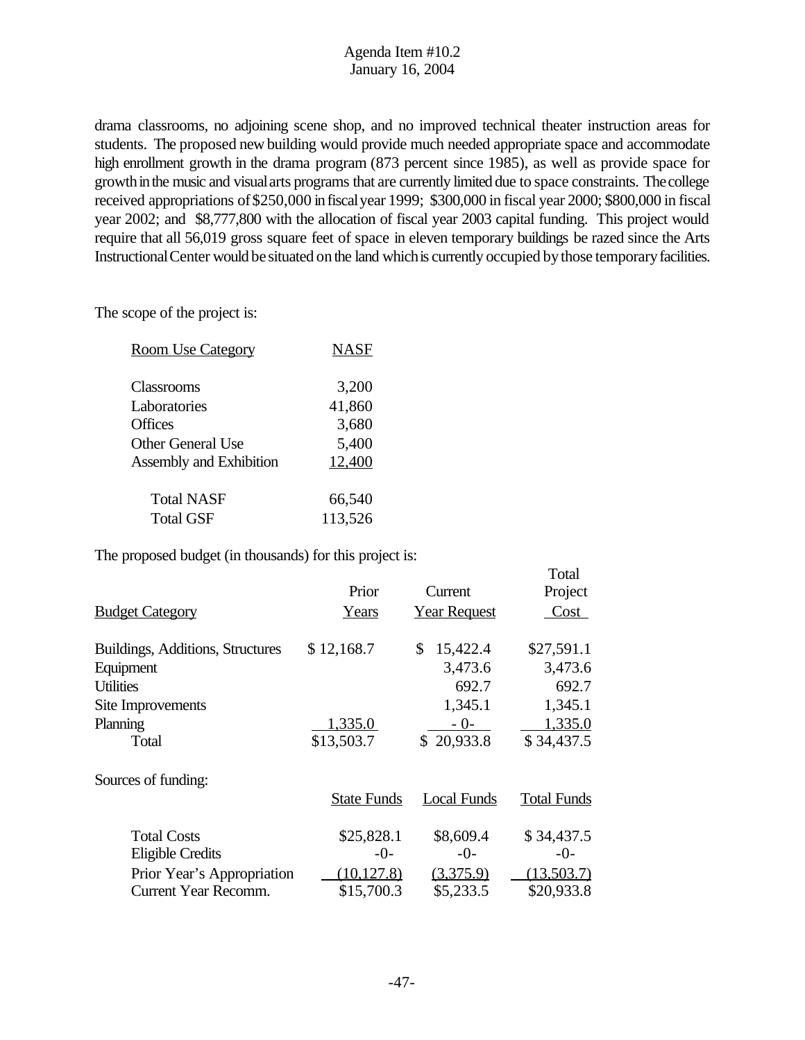drama classrooms, no adjoining scene shop, and no improved technical theater instruction areas for students. The proposed new building would provide much needed appropriate space and accommodate high enrollment growth in the drama program (873 percent since 1985), as well as provide space for growth in the music and visual arts programs that are currently limited due to space constraints. The college received appropriations of $250,000 in fiscal year 1999; $300,000 in fiscal year 2000; $800,000 in fiscal year 2002; and $8,777,800 with the allocation of fiscal year 2003 capital funding. This project would require that all 56,019 gross square feet of space in eleven temporary buildings be razed since the Arts Instructional Center would be situated on the land which is currently occupied by those temporary facilities.

The scope of the project is:

| Room Use Category | NASF |
|---|---|
| Classrooms | 3,200 |
| Laboratories | 41,860 |
| Offices | 3,680 |
| Other General Use | 5,400 |
| Assembly and Exhibition | 12,400 |
| Total NASF | 66,540 |
| Total GSF | 113,526 |

The proposed budget (in thousands) for this project is:

| Budget Category | Prior Years | Current Year Request | Total Project Cost |
|---|---|---|---|
| Buildings, Additions, Structures | $ 12,168.7 | $ 15,422.4 | $27,591.1 |
| Equipment | | 3,473.6 | 3,473.6 |
| Utilities | | 692.7 | 692.7 |
| Site Improvements | | 1,345.1 | 1,345.1 |
| Planning | 1,335.0 | - 0- | 1,335.0 |
| Total | $13,503.7 | $ 20,933.8 | $ 34,437.5 |

Sources of funding:

| | State Funds | Local Funds | Total Funds |
|---|---|---|---|
| Total Costs | $25,828.1 | $8,609.4 | $ 34,437.5 |
| Eligible Credits | -0- | -0- | -0- |
| Prior Year's Appropriation | (10,127.8) | (3,375.9) | (13,503.7) |
| Current Year Recomm. | $15,700.3 | $5,233.5 | $20,933.8 |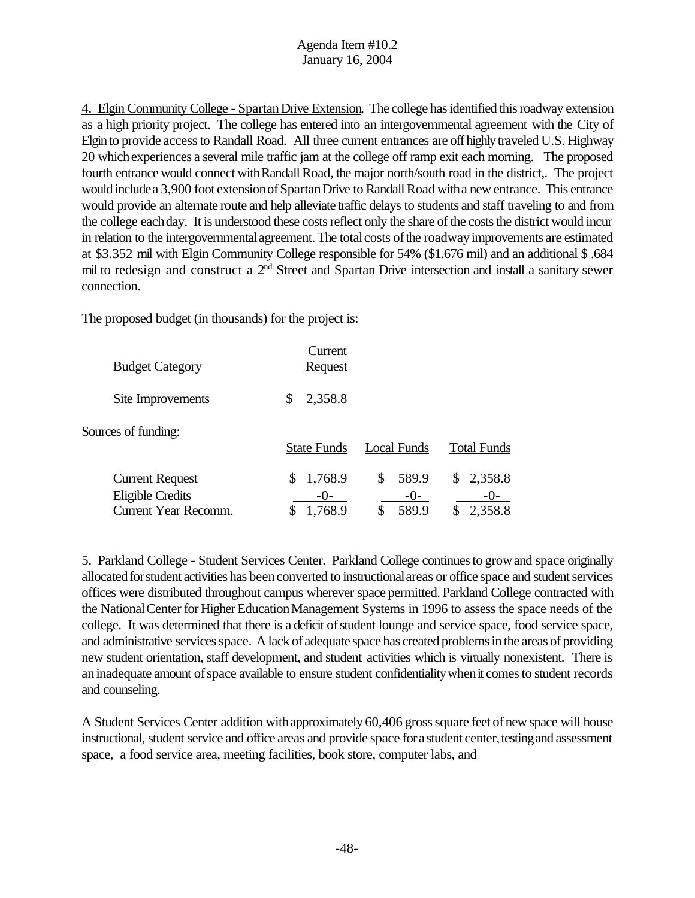Agenda Item #10.2
January 16, 2004

4. Elgin Community College - Spartan Drive Extension. The college has identified this roadway extension as a high priority project. The college has entered into an intergovernmental agreement with the City of Elgin to provide access to Randall Road. All three current entrances are off highly traveled U.S. Highway 20 which experiences a several mile traffic jam at the college off ramp exit each morning. The proposed fourth entrance would connect with Randall Road, the major north/south road in the district,. The project would include a 3,900 foot extension of Spartan Drive to Randall Road with a new entrance. This entrance would provide an alternate route and help alleviate traffic delays to students and staff traveling to and from the college each day. It is understood these costs reflect only the share of the costs the district would incur in relation to the intergovernmental agreement. The total costs of the roadway improvements are estimated at $3.352 mil with Elgin Community College responsible for 54% ($1.676 mil) and an additional $ .684 mil to redesign and construct a 2nd Street and Spartan Drive intersection and install a sanitary sewer connection.

The proposed budget (in thousands) for the project is:

| Budget Category | Current Request |
|---|---|
| Site Improvements | $ 2,358.8 |

Sources of funding:

| | State Funds | Local Funds | Total Funds |
|---|---|---|---|
| Current Request | $ 1,768.9 | $ 589.9 | $ 2,358.8 |
| Eligible Credits | -0- | -0- | -0- |
| Current Year Recomm. | $ 1,768.9 | $ 589.9 | $ 2,358.8 |

5. Parkland College - Student Services Center. Parkland College continues to grow and space originally allocated for student activities has been converted to instructional areas or office space and student services offices were distributed throughout campus wherever space permitted. Parkland College contracted with the National Center for Higher Education Management Systems in 1996 to assess the space needs of the college. It was determined that there is a deficit of student lounge and service space, food service space, and administrative services space. A lack of adequate space has created problems in the areas of providing new student orientation, staff development, and student activities which is virtually nonexistent. There is an inadequate amount of space available to ensure student confidentiality when it comes to student records and counseling.

A Student Services Center addition with approximately 60,406 gross square feet of new space will house instructional, student service and office areas and provide space for a student center, testing and assessment space, a food service area, meeting facilities, book store, computer labs, and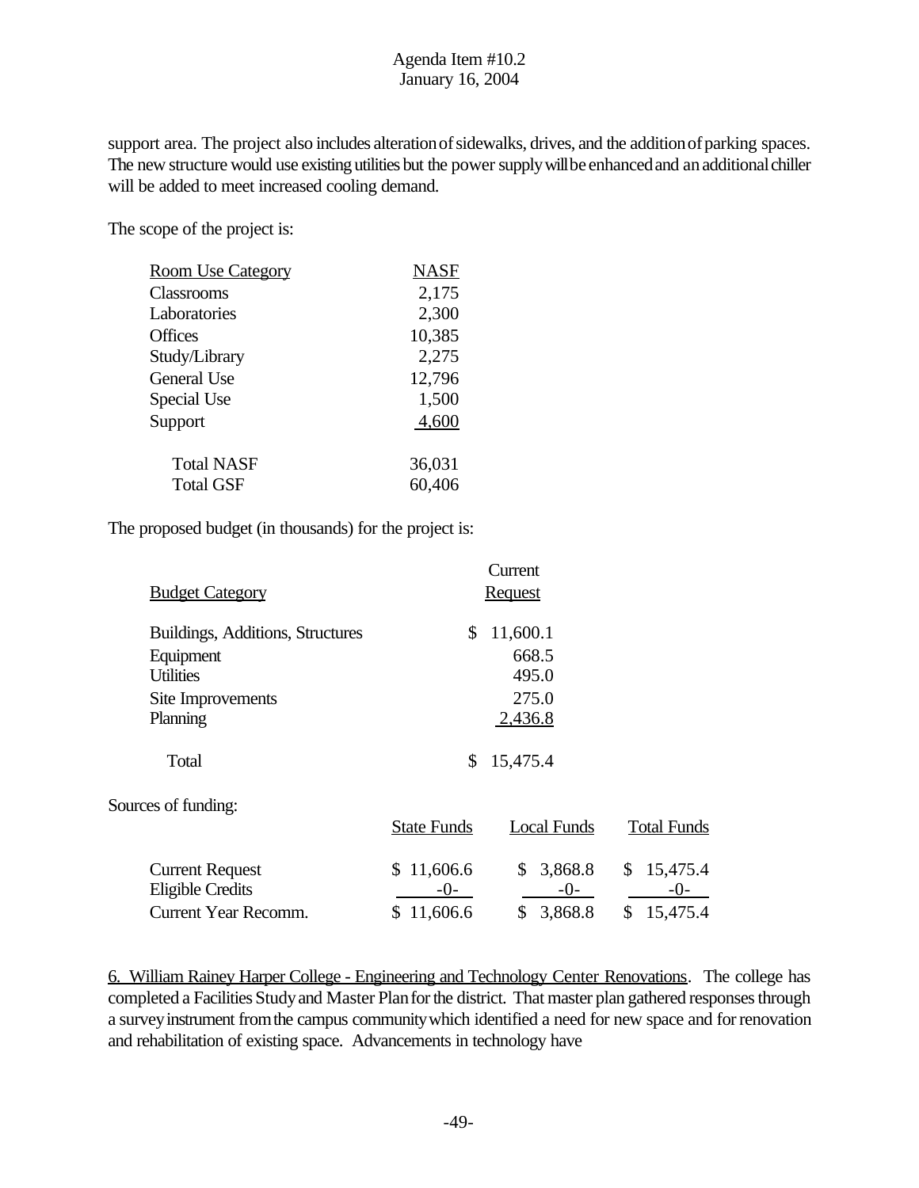support area. The project also includes alteration of sidewalks, drives, and the addition of parking spaces. The new structure would use existing utilities but the power supply will be enhanced and an additional chiller will be added to meet increased cooling demand.

The scope of the project is:

| Room Use Category | NASF |
|---|---|
| Classrooms | 2,175 |
| Laboratories | 2,300 |
| Offices | 10,385 |
| Study/Library | 2,275 |
| General Use | 12,796 |
| Special Use | 1,500 |
| Support | 4,600 |
| Total NASF | 36,031 |
| Total GSF | 60,406 |

The proposed budget (in thousands) for the project is:

| Budget Category | Current Request |
|---|---|
| Buildings, Additions, Structures | $ 11,600.1 |
| Equipment | 668.5 |
| Utilities | 495.0 |
| Site Improvements | 275.0 |
| Planning | 2,436.8 |
| Total | $ 15,475.4 |

Sources of funding:

| | State Funds | Local Funds | Total Funds |
|---|---|---|---|
| Current Request | $ 11,606.6 | $ 3,868.8 | $ 15,475.4 |
| Eligible Credits | -0- | -0- | -0- |
| Current Year Recomm. | $ 11,606.6 | $ 3,868.8 | $ 15,475.4 |

6. William Rainey Harper College - Engineering and Technology Center Renovations. The college has completed a Facilities Study and Master Plan for the district. That master plan gathered responses through a survey instrument from the campus community which identified a need for new space and for renovation and rehabilitation of existing space. Advancements in technology have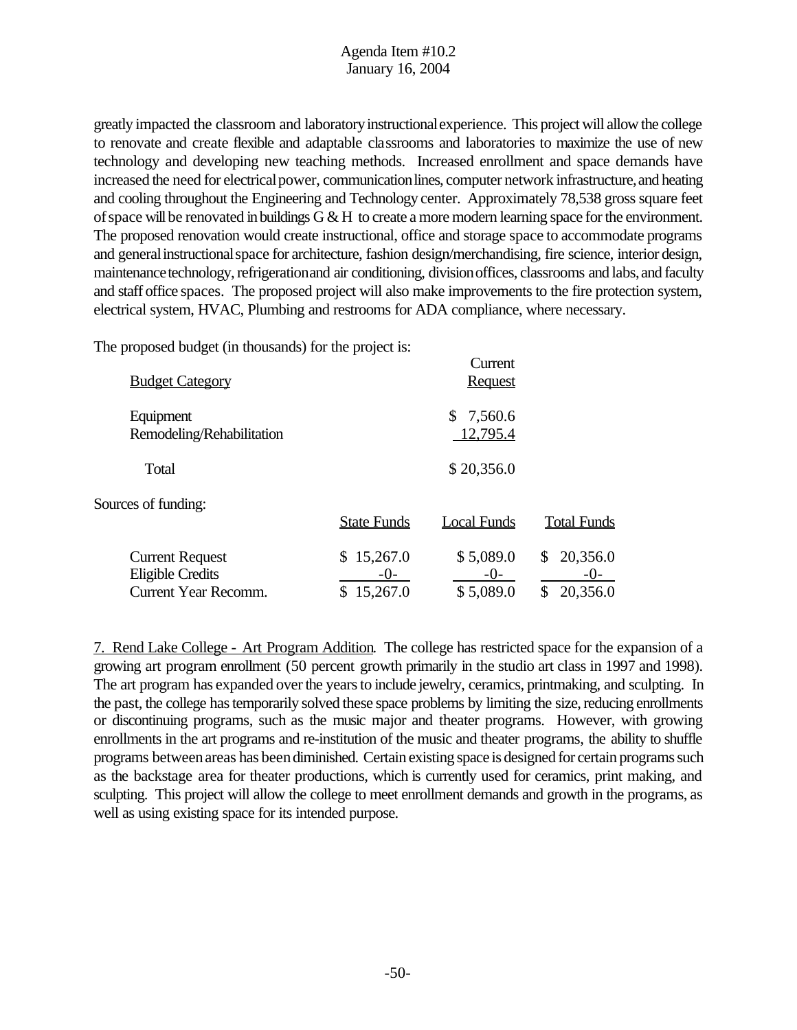greatly impacted the classroom and laboratory instructional experience. This project will allow the college to renovate and create flexible and adaptable classrooms and laboratories to maximize the use of new technology and developing new teaching methods. Increased enrollment and space demands have increased the need for electrical power, communication lines, computer network infrastructure, and heating and cooling throughout the Engineering and Technology center. Approximately 78,538 gross square feet of space will be renovated in buildings G & H to create a more modern learning space for the environment. The proposed renovation would create instructional, office and storage space to accommodate programs and general instructional space for architecture, fashion design/merchandising, fire science, interior design, maintenance technology, refrigeration and air conditioning, division offices, classrooms and labs, and faculty and staff office spaces. The proposed project will also make improvements to the fire protection system, electrical system, HVAC, Plumbing and restrooms for ADA compliance, where necessary.

The proposed budget (in thousands) for the project is:

| Budget Category | Current Request |
|---|---|
| Equipment | $ 7,560.6 |
| Remodeling/Rehabilitation | 12,795.4 |
| Total | $ 20,356.0 |

Sources of funding:

| | State Funds | Local Funds | Total Funds |
|---|---|---|---|
| Current Request | $ 15,267.0 | $ 5,089.0 | $ 20,356.0 |
| Eligible Credits | -0- | -0- | -0- |
| Current Year Recomm. | $ 15,267.0 | $ 5,089.0 | $ 20,356.0 |

7. Rend Lake College - Art Program Addition. The college has restricted space for the expansion of a growing art program enrollment (50 percent growth primarily in the studio art class in 1997 and 1998). The art program has expanded over the years to include jewelry, ceramics, printmaking, and sculpting. In the past, the college has temporarily solved these space problems by limiting the size, reducing enrollments or discontinuing programs, such as the music major and theater programs. However, with growing enrollments in the art programs and re-institution of the music and theater programs, the ability to shuffle programs between areas has been diminished. Certain existing space is designed for certain programs such as the backstage area for theater productions, which is currently used for ceramics, print making, and sculpting. This project will allow the college to meet enrollment demands and growth in the programs, as well as using existing space for its intended purpose.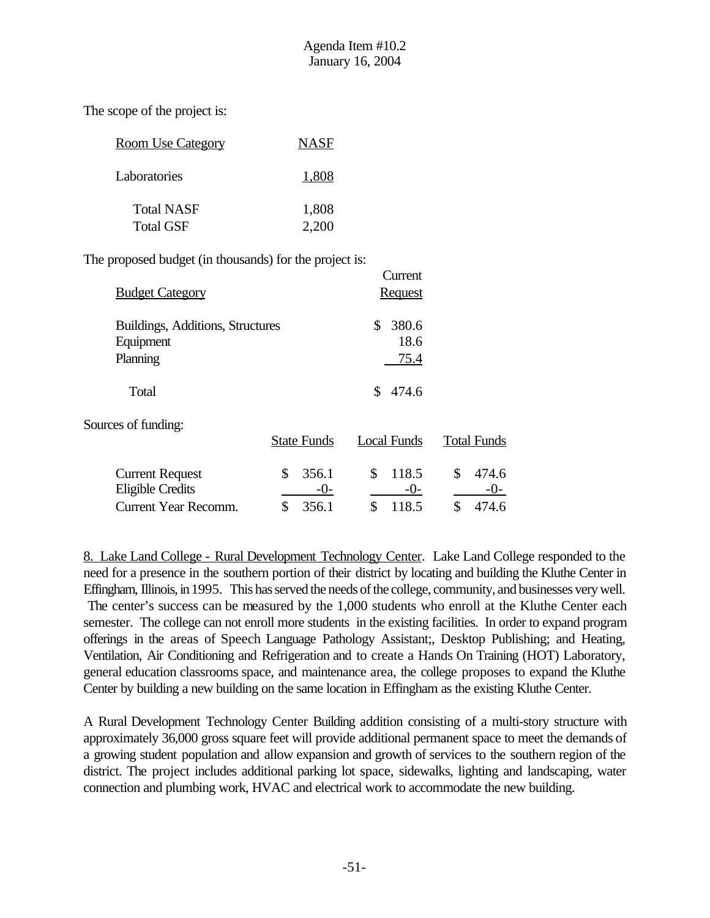Agenda Item #10.2
January 16, 2004

The scope of the project is:

| Room Use Category | NASF |
|---|---|
| Laboratories | 1,808 |
| Total NASF | 1,808 |
| Total GSF | 2,200 |

The proposed budget (in thousands) for the project is:

| Budget Category | Current Request |
|---|---|
| Buildings, Additions, Structures | $ 380.6 |
| Equipment | 18.6 |
| Planning | 75.4 |
| Total | $ 474.6 |

Sources of funding:

| | State Funds | Local Funds | Total Funds |
|---|---|---|---|
| Current Request | $ 356.1 | $ 118.5 | $ 474.6 |
| Eligible Credits | -0- | -0- | -0- |
| Current Year Recomm. | $ 356.1 | $ 118.5 | $ 474.6 |

8. Lake Land College - Rural Development Technology Center. Lake Land College responded to the need for a presence in the southern portion of their district by locating and building the Kluthe Center in Effingham, Illinois, in 1995. This has served the needs of the college, community, and businesses very well. The center's success can be measured by the 1,000 students who enroll at the Kluthe Center each semester. The college can not enroll more students in the existing facilities. In order to expand program offerings in the areas of Speech Language Pathology Assistant;, Desktop Publishing; and Heating, Ventilation, Air Conditioning and Refrigeration and to create a Hands On Training (HOT) Laboratory, general education classrooms space, and maintenance area, the college proposes to expand the Kluthe Center by building a new building on the same location in Effingham as the existing Kluthe Center.

A Rural Development Technology Center Building addition consisting of a multi-story structure with approximately 36,000 gross square feet will provide additional permanent space to meet the demands of a growing student population and allow expansion and growth of services to the southern region of the district. The project includes additional parking lot space, sidewalks, lighting and landscaping, water connection and plumbing work, HVAC and electrical work to accommodate the new building.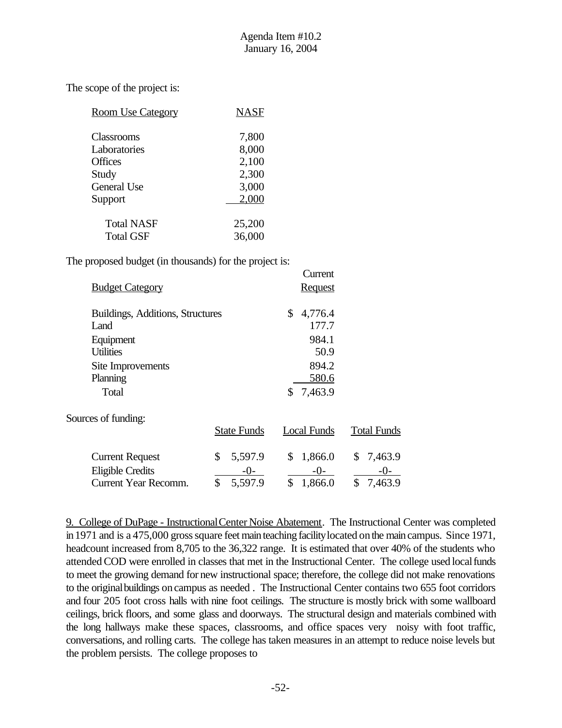The scope of the project is:

| Room Use Category | NASF |
|---|---|
| Classrooms | 7,800 |
| Laboratories | 8,000 |
| Offices | 2,100 |
| Study | 2,300 |
| General Use | 3,000 |
| Support | 2,000 |
| Total NASF | 25,200 |
| Total GSF | 36,000 |

The proposed budget (in thousands) for the project is:

| Budget Category | Current Request |
|---|---|
| Buildings, Additions, Structures | $ 4,776.4 |
| Land | 177.7 |
| Equipment | 984.1 |
| Utilities | 50.9 |
| Site Improvements | 894.2 |
| Planning | 580.6 |
| Total | $ 7,463.9 |

Sources of funding:

| | State Funds | Local Funds | Total Funds |
|---|---|---|---|
| Current Request | $ 5,597.9 | $ 1,866.0 | $ 7,463.9 |
| Eligible Credits | -0- | -0- | -0- |
| Current Year Recomm. | $ 5,597.9 | $ 1,866.0 | $ 7,463.9 |

9. College of DuPage - Instructional Center Noise Abatement. The Instructional Center was completed in 1971 and is a 475,000 gross square feet main teaching facility located on the main campus. Since 1971, headcount increased from 8,705 to the 36,322 range. It is estimated that over 40% of the students who attended COD were enrolled in classes that met in the Instructional Center. The college used local funds to meet the growing demand for new instructional space; therefore, the college did not make renovations to the original buildings on campus as needed . The Instructional Center contains two 655 foot corridors and four 205 foot cross halls with nine foot ceilings. The structure is mostly brick with some wallboard ceilings, brick floors, and some glass and doorways. The structural design and materials combined with the long hallways make these spaces, classrooms, and office spaces very noisy with foot traffic, conversations, and rolling carts. The college has taken measures in an attempt to reduce noise levels but the problem persists. The college proposes to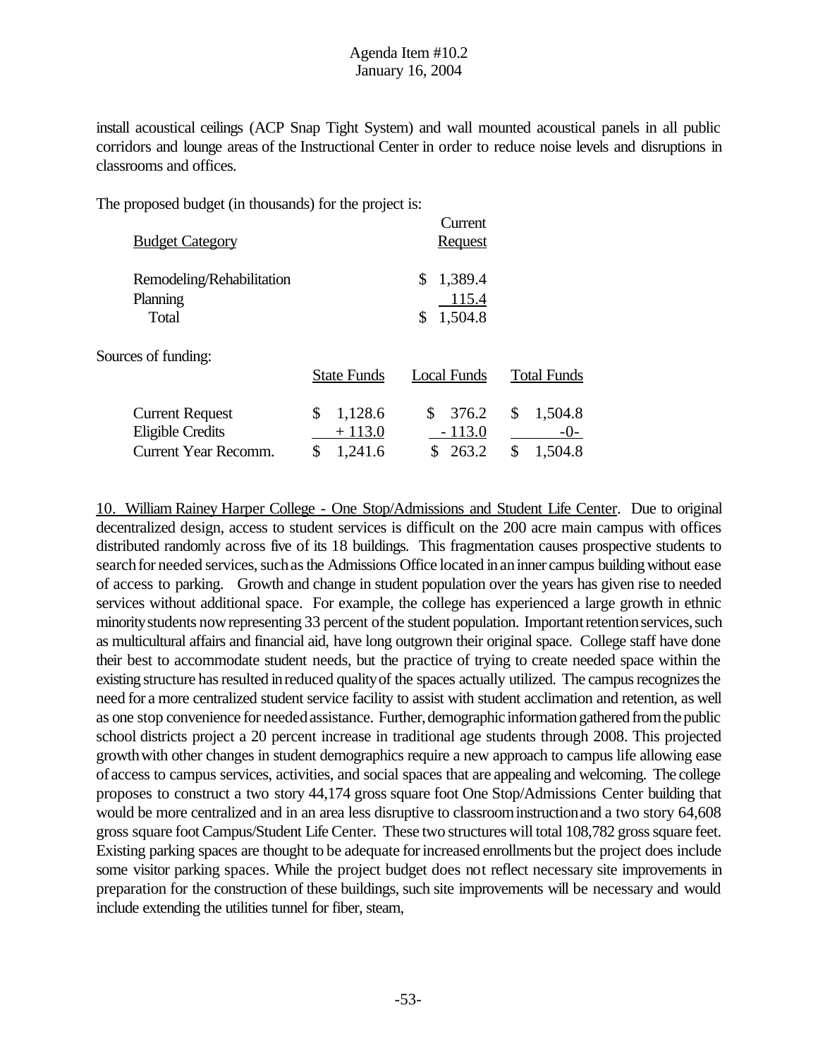install acoustical ceilings (ACP Snap Tight System) and wall mounted acoustical panels in all public corridors and lounge areas of the Instructional Center in order to reduce noise levels and disruptions in classrooms and offices.

The proposed budget (in thousands) for the project is:

| Budget Category | Current Request |
|---|---|
| Remodeling/Rehabilitation | $ 1,389.4 |
| Planning | 115.4 |
| Total | $ 1,504.8 |

Sources of funding:

| | State Funds | Local Funds | Total Funds |
|---|---|---|---|
| Current Request | $ 1,128.6 | $ 376.2 | $ 1,504.8 |
| Eligible Credits | + 113.0 | - 113.0 | -0- |
| Current Year Recomm. | $ 1,241.6 | $ 263.2 | $ 1,504.8 |

10. William Rainey Harper College - One Stop/Admissions and Student Life Center. Due to original decentralized design, access to student services is difficult on the 200 acre main campus with offices distributed randomly across five of its 18 buildings. This fragmentation causes prospective students to search for needed services, such as the Admissions Office located in an inner campus building without ease of access to parking. Growth and change in student population over the years has given rise to needed services without additional space. For example, the college has experienced a large growth in ethnic minority students now representing 33 percent of the student population. Important retention services, such as multicultural affairs and financial aid, have long outgrown their original space. College staff have done their best to accommodate student needs, but the practice of trying to create needed space within the existing structure has resulted in reduced quality of the spaces actually utilized. The campus recognizes the need for a more centralized student service facility to assist with student acclimation and retention, as well as one stop convenience for needed assistance. Further, demographic information gathered from the public school districts project a 20 percent increase in traditional age students through 2008. This projected growth with other changes in student demographics require a new approach to campus life allowing ease of access to campus services, activities, and social spaces that are appealing and welcoming. The college proposes to construct a two story 44,174 gross square foot One Stop/Admissions Center building that would be more centralized and in an area less disruptive to classroom instruction and a two story 64,608 gross square foot Campus/Student Life Center. These two structures will total 108,782 gross square feet. Existing parking spaces are thought to be adequate for increased enrollments but the project does include some visitor parking spaces. While the project budget does not reflect necessary site improvements in preparation for the construction of these buildings, such site improvements will be necessary and would include extending the utilities tunnel for fiber, steam,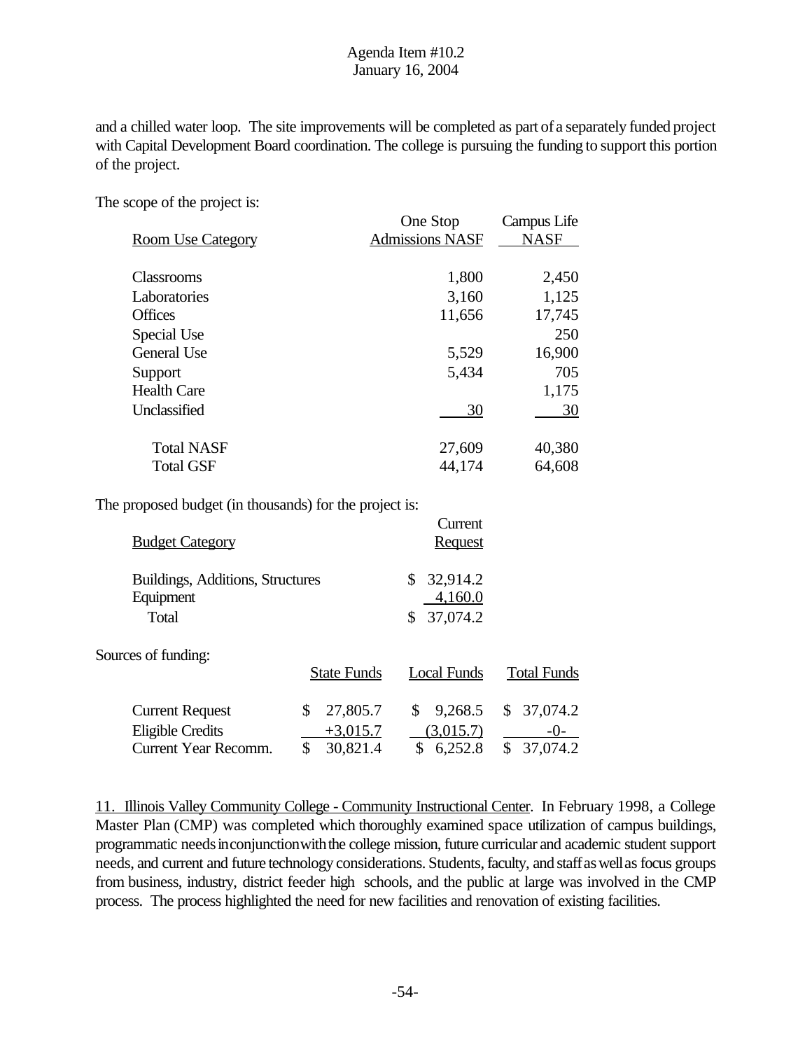and a chilled water loop. The site improvements will be completed as part of a separately funded project with Capital Development Board coordination. The college is pursuing the funding to support this portion of the project.

The scope of the project is:

| Room Use Category | One Stop Admissions NASF | Campus Life NASF |
|---|---|---|
| Classrooms | 1,800 | 2,450 |
| Laboratories | 3,160 | 1,125 |
| Offices | 11,656 | 17,745 |
| Special Use | | 250 |
| General Use | 5,529 | 16,900 |
| Support | 5,434 | 705 |
| Health Care | | 1,175 |
| Unclassified | 30 | 30 |
| Total NASF | 27,609 | 40,380 |
| Total GSF | 44,174 | 64,608 |

The proposed budget (in thousands) for the project is:

| Budget Category | Current Request |
|---|---|
| Buildings, Additions, Structures | $ 32,914.2 |
| Equipment | 4,160.0 |
| Total | $ 37,074.2 |

Sources of funding:

| | State Funds | Local Funds | Total Funds |
|---|---|---|---|
| Current Request | $ 27,805.7 | $ 9,268.5 | $ 37,074.2 |
| Eligible Credits | +3,015.7 | (3,015.7) | -0- |
| Current Year Recomm. | $ 30,821.4 | $ 6,252.8 | $ 37,074.2 |

11. Illinois Valley Community College - Community Instructional Center. In February 1998, a College Master Plan (CMP) was completed which thoroughly examined space utilization of campus buildings, programmatic needs in conjunction with the college mission, future curricular and academic student support needs, and current and future technology considerations. Students, faculty, and staff as well as focus groups from business, industry, district feeder high schools, and the public at large was involved in the CMP process. The process highlighted the need for new facilities and renovation of existing facilities.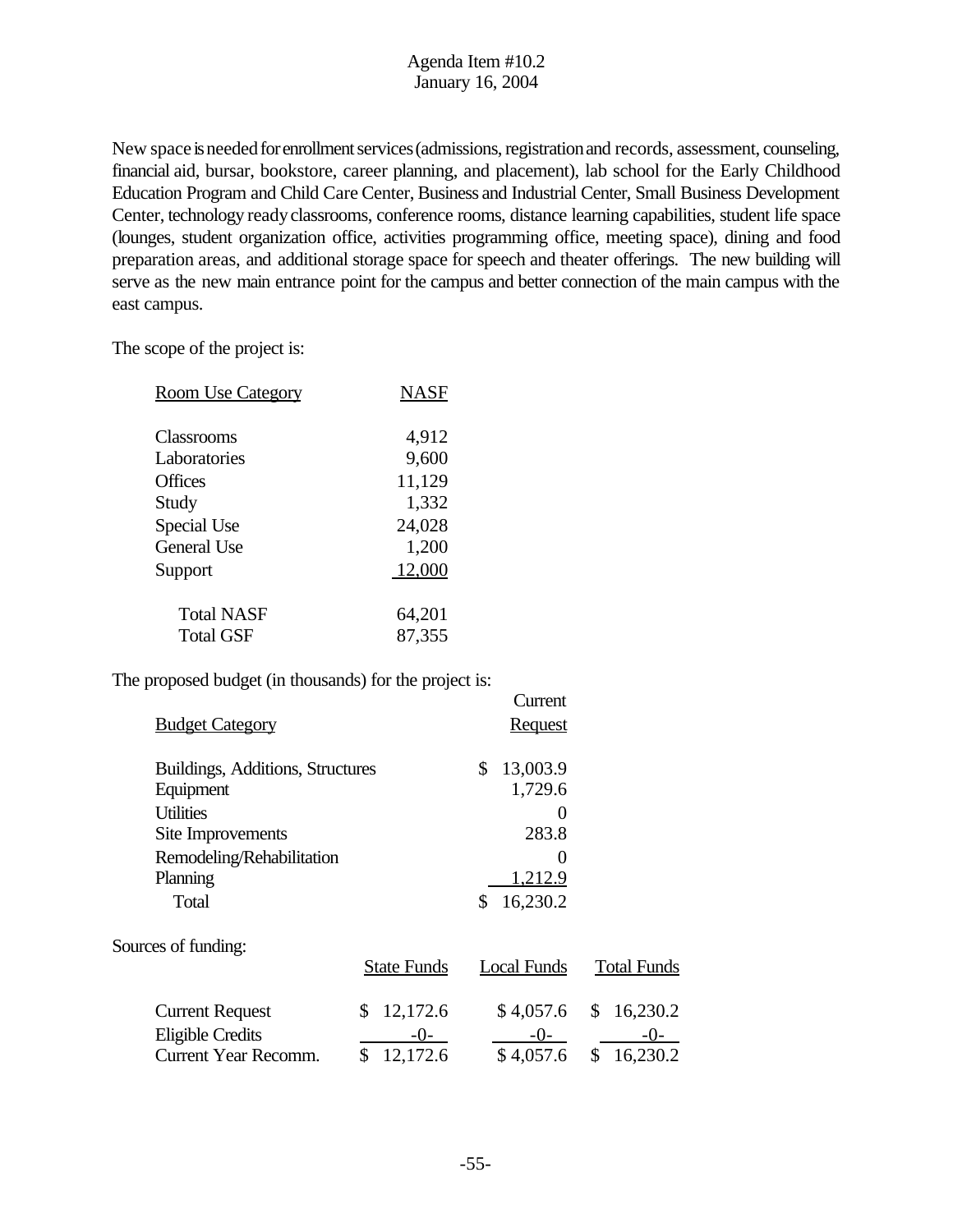Agenda Item #10.2
January 16, 2004

New space is needed for enrollment services (admissions, registration and records, assessment, counseling, financial aid, bursar, bookstore, career planning, and placement), lab school for the Early Childhood Education Program and Child Care Center, Business and Industrial Center, Small Business Development Center, technology ready classrooms, conference rooms, distance learning capabilities, student life space (lounges, student organization office, activities programming office, meeting space), dining and food preparation areas, and additional storage space for speech and theater offerings. The new building will serve as the new main entrance point for the campus and better connection of the main campus with the east campus.

The scope of the project is:

| Room Use Category | NASF |
|---|---|
| Classrooms | 4,912 |
| Laboratories | 9,600 |
| Offices | 11,129 |
| Study | 1,332 |
| Special Use | 24,028 |
| General Use | 1,200 |
| Support | 12,000 |
| Total NASF | 64,201 |
| Total GSF | 87,355 |

The proposed budget (in thousands) for the project is:

| Budget Category | Current Request |
|---|---|
| Buildings, Additions, Structures | $ 13,003.9 |
| Equipment | 1,729.6 |
| Utilities | 0 |
| Site Improvements | 283.8 |
| Remodeling/Rehabilitation | 0 |
| Planning | 1,212.9 |
| Total | $ 16,230.2 |

Sources of funding:

| | State Funds | Local Funds | Total Funds |
|---|---|---|---|
| Current Request | $ 12,172.6 | $ 4,057.6 | $ 16,230.2 |
| Eligible Credits | -0- | -0- | -0- |
| Current Year Recomm. | $ 12,172.6 | $ 4,057.6 | $ 16,230.2 |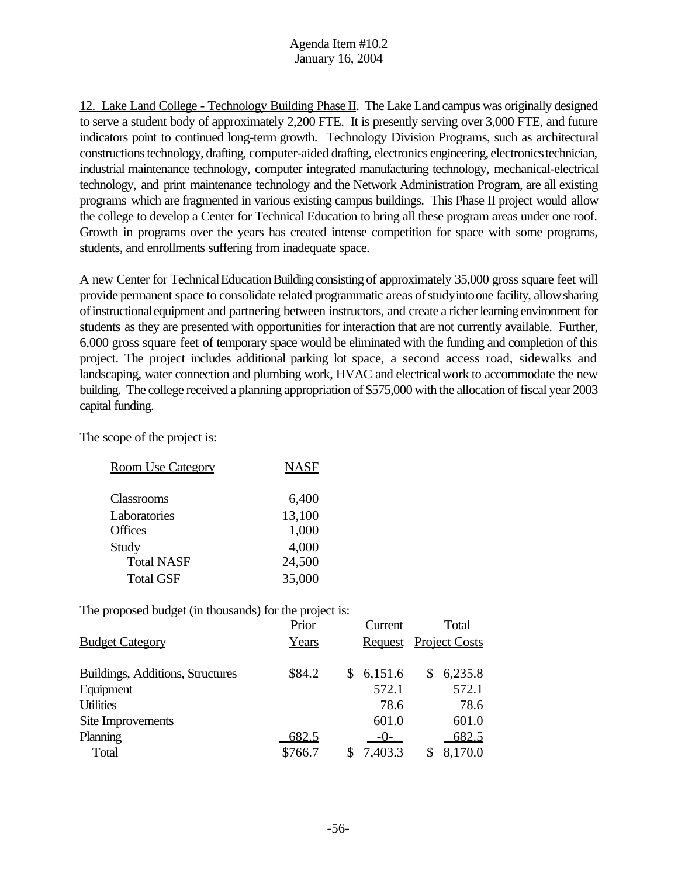12. Lake Land College - Technology Building Phase II. The Lake Land campus was originally designed to serve a student body of approximately 2,200 FTE. It is presently serving over 3,000 FTE, and future indicators point to continued long-term growth. Technology Division Programs, such as architectural constructions technology, drafting, computer-aided drafting, electronics engineering, electronics technician, industrial maintenance technology, computer integrated manufacturing technology, mechanical-electrical technology, and print maintenance technology and the Network Administration Program, are all existing programs which are fragmented in various existing campus buildings. This Phase II project would allow the college to develop a Center for Technical Education to bring all these program areas under one roof. Growth in programs over the years has created intense competition for space with some programs, students, and enrollments suffering from inadequate space.

A new Center for Technical Education Building consisting of approximately 35,000 gross square feet will provide permanent space to consolidate related programmatic areas of study into one facility, allow sharing of instructional equipment and partnering between instructors, and create a richer learning environment for students as they are presented with opportunities for interaction that are not currently available. Further, 6,000 gross square feet of temporary space would be eliminated with the funding and completion of this project. The project includes additional parking lot space, a second access road, sidewalks and landscaping, water connection and plumbing work, HVAC and electrical work to accommodate the new building. The college received a planning appropriation of $575,000 with the allocation of fiscal year 2003 capital funding.

The scope of the project is:

| Room Use Category | NASF |
|---|---|
| Classrooms | 6,400 |
| Laboratories | 13,100 |
| Offices | 1,000 |
| Study | 4,000 |
| Total NASF | 24,500 |
| Total GSF | 35,000 |

The proposed budget (in thousands) for the project is:

| Budget Category | Prior Years | Current Request | Total Project Costs |
|---|---|---|---|
| Buildings, Additions, Structures | $84.2 | $ 6,151.6 | $ 6,235.8 |
| Equipment | | 572.1 | 572.1 |
| Utilities | | 78.6 | 78.6 |
| Site Improvements | | 601.0 | 601.0 |
| Planning | 682.5 | -0- | 682.5 |
| Total | $766.7 | $ 7,403.3 | $ 8,170.0 |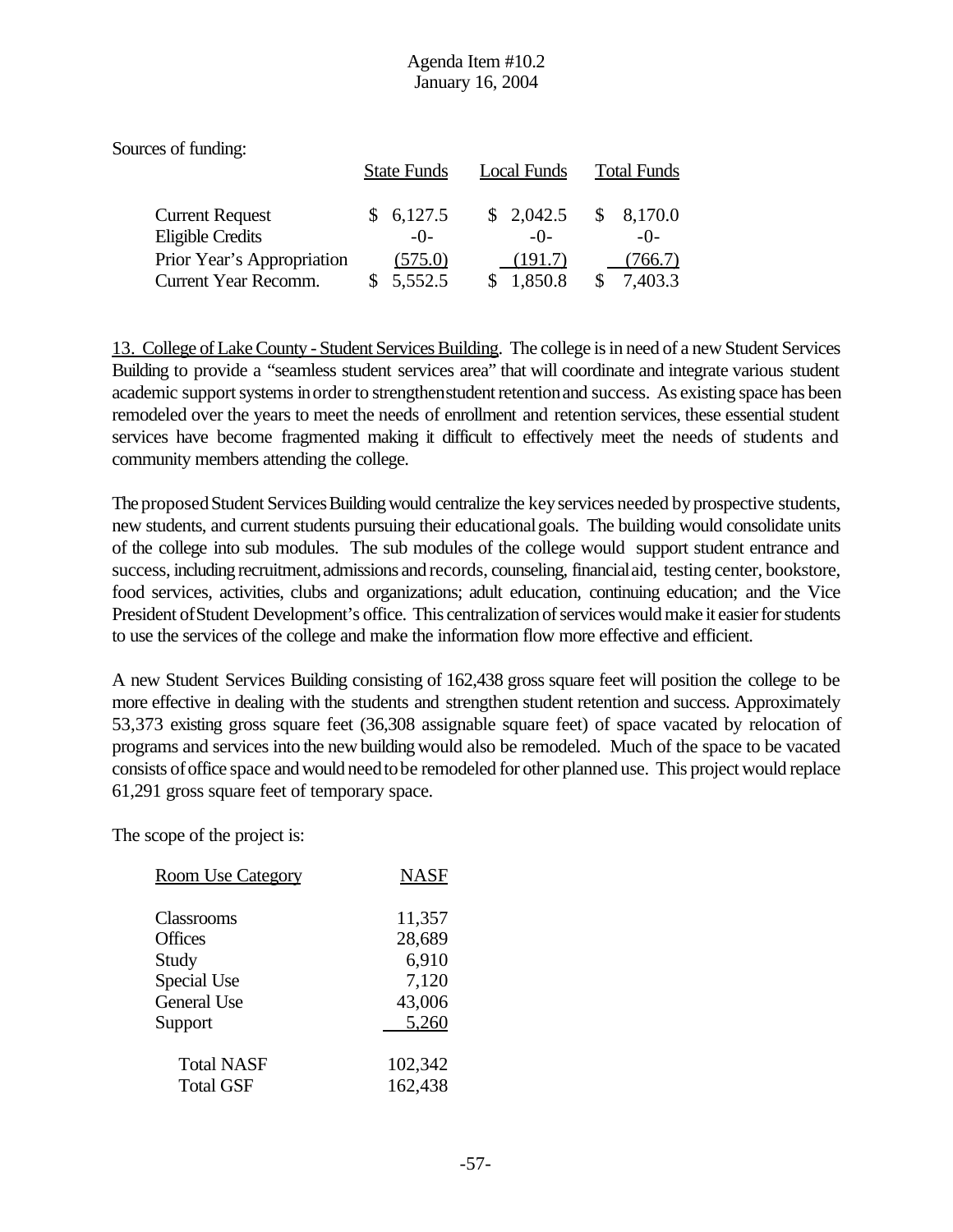Agenda Item #10.2
January 16, 2004

Sources of funding:

| | State Funds | Local Funds | Total Funds |
|---|---|---|---|
| Current Request | $ 6,127.5 | $ 2,042.5 | $ 8,170.0 |
| Eligible Credits | -0- | -0- | -0- |
| Prior Year's Appropriation | (575.0) | (191.7) | (766.7) |
| Current Year Recomm. | $ 5,552.5 | $ 1,850.8 | $ 7,403.3 |

13. College of Lake County - Student Services Building. The college is in need of a new Student Services Building to provide a "seamless student services area" that will coordinate and integrate various student academic support systems in order to strengthen student retention and success. As existing space has been remodeled over the years to meet the needs of enrollment and retention services, these essential student services have become fragmented making it difficult to effectively meet the needs of students and community members attending the college.

The proposed Student Services Building would centralize the key services needed by prospective students, new students, and current students pursuing their educational goals. The building would consolidate units of the college into sub modules. The sub modules of the college would support student entrance and success, including recruitment, admissions and records, counseling, financial aid, testing center, bookstore, food services, activities, clubs and organizations; adult education, continuing education; and the Vice President of Student Development's office. This centralization of services would make it easier for students to use the services of the college and make the information flow more effective and efficient.

A new Student Services Building consisting of 162,438 gross square feet will position the college to be more effective in dealing with the students and strengthen student retention and success. Approximately 53,373 existing gross square feet (36,308 assignable square feet) of space vacated by relocation of programs and services into the new building would also be remodeled. Much of the space to be vacated consists of office space and would need to be remodeled for other planned use. This project would replace 61,291 gross square feet of temporary space.

The scope of the project is:

| Room Use Category | NASF |
|---|---|
| Classrooms | 11,357 |
| Offices | 28,689 |
| Study | 6,910 |
| Special Use | 7,120 |
| General Use | 43,006 |
| Support | 5,260 |
| Total NASF | 102,342 |
| Total GSF | 162,438 |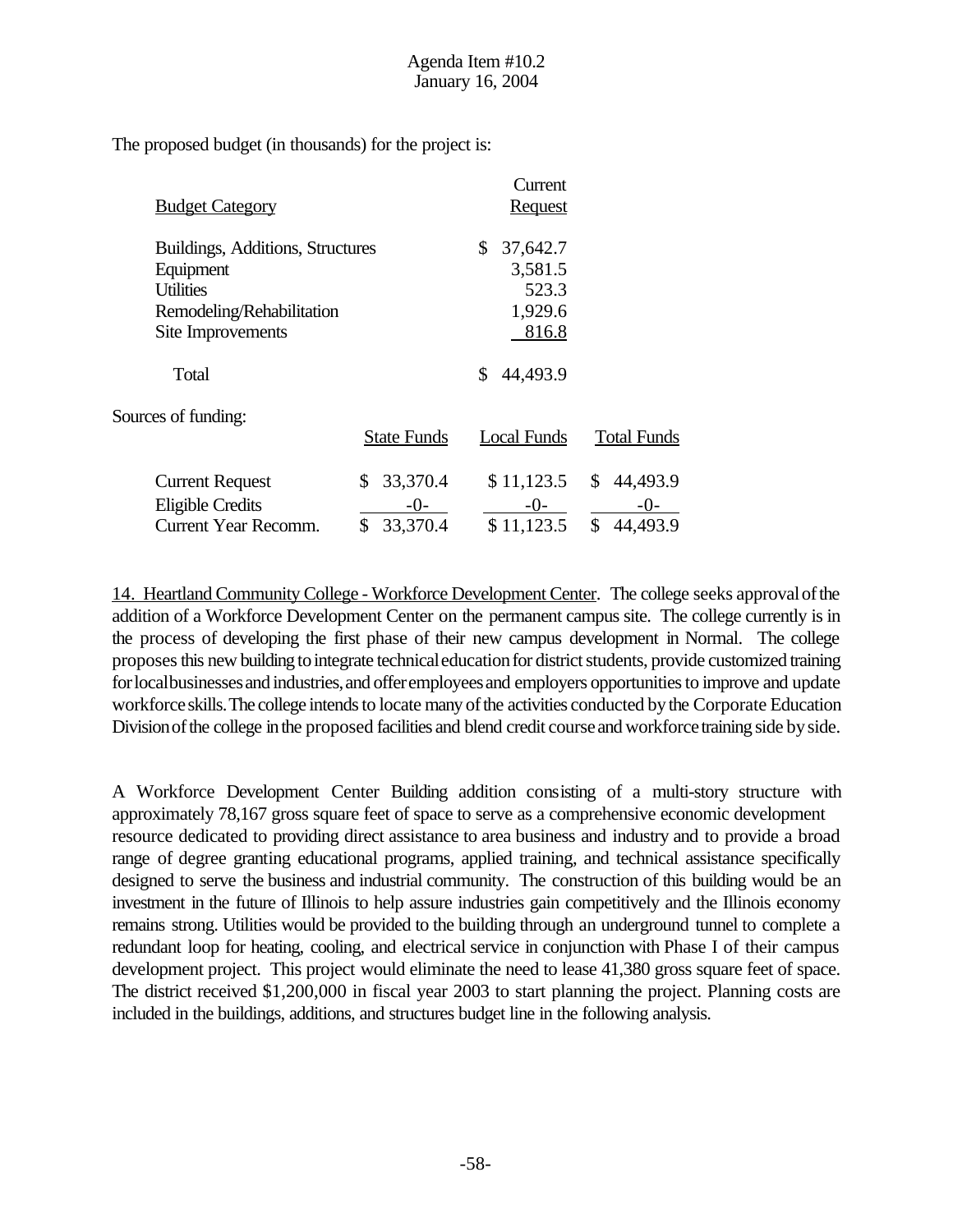The proposed budget (in thousands) for the project is:

| Budget Category | Current Request |
|---|---|
| Buildings, Additions, Structures | $ 37,642.7 |
| Equipment | 3,581.5 |
| Utilities | 523.3 |
| Remodeling/Rehabilitation | 1,929.6 |
| Site Improvements | 816.8 |
| Total | $ 44,493.9 |

Sources of funding:

| | State Funds | Local Funds | Total Funds |
|---|---|---|---|
| Current Request | $ 33,370.4 | $ 11,123.5 | $ 44,493.9 |
| Eligible Credits | -0- | -0- | -0- |
| Current Year Recomm. | $ 33,370.4 | $ 11,123.5 | $ 44,493.9 |

14. Heartland Community College - Workforce Development Center. The college seeks approval of the addition of a Workforce Development Center on the permanent campus site. The college currently is in the process of developing the first phase of their new campus development in Normal. The college proposes this new building to integrate technical education for district students, provide customized training for local businesses and industries, and offer employees and employers opportunities to improve and update workforce skills. The college intends to locate many of the activities conducted by the Corporate Education Division of the college in the proposed facilities and blend credit course and workforce training side by side.

A Workforce Development Center Building addition consisting of a multi-story structure with approximately 78,167 gross square feet of space to serve as a comprehensive economic development resource dedicated to providing direct assistance to area business and industry and to provide a broad range of degree granting educational programs, applied training, and technical assistance specifically designed to serve the business and industrial community. The construction of this building would be an investment in the future of Illinois to help assure industries gain competitively and the Illinois economy remains strong. Utilities would be provided to the building through an underground tunnel to complete a redundant loop for heating, cooling, and electrical service in conjunction with Phase I of their campus development project. This project would eliminate the need to lease 41,380 gross square feet of space. The district received $1,200,000 in fiscal year 2003 to start planning the project. Planning costs are included in the buildings, additions, and structures budget line in the following analysis.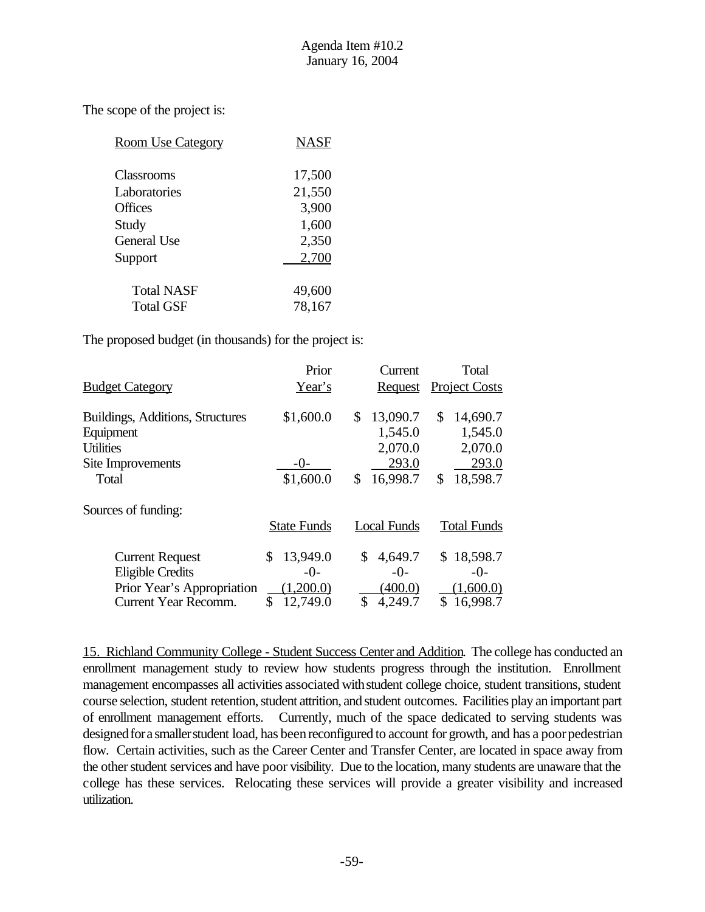The scope of the project is:

| Room Use Category | NASF |
|---|---|
| Classrooms | 17,500 |
| Laboratories | 21,550 |
| Offices | 3,900 |
| Study | 1,600 |
| General Use | 2,350 |
| Support | 2,700 |
| Total NASF | 49,600 |
| Total GSF | 78,167 |

The proposed budget (in thousands) for the project is:

| Budget Category | Prior Year's | Current Request | Total Project Costs |
|---|---|---|---|
| Buildings, Additions, Structures | $1,600.0 | $ 13,090.7 | $ 14,690.7 |
| Equipment | | 1,545.0 | 1,545.0 |
| Utilities | | 2,070.0 | 2,070.0 |
| Site Improvements | -0- | 293.0 | 293.0 |
| Total | $1,600.0 | $ 16,998.7 | $ 18,598.7 |

Sources of funding:

| | State Funds | Local Funds | Total Funds |
|---|---|---|---|
| Current Request | $ 13,949.0 | $ 4,649.7 | $ 18,598.7 |
| Eligible Credits | -0- | -0- | -0- |
| Prior Year's Appropriation | (1,200.0) | (400.0) | (1,600.0) |
| Current Year Recomm. | $ 12,749.0 | $ 4,249.7 | $ 16,998.7 |

15. Richland Community College - Student Success Center and Addition. The college has conducted an enrollment management study to review how students progress through the institution. Enrollment management encompasses all activities associated with student college choice, student transitions, student course selection, student retention, student attrition, and student outcomes. Facilities play an important part of enrollment management efforts. Currently, much of the space dedicated to serving students was designed for a smaller student load, has been reconfigured to account for growth, and has a poor pedestrian flow. Certain activities, such as the Career Center and Transfer Center, are located in space away from the other student services and have poor visibility. Due to the location, many students are unaware that the college has these services. Relocating these services will provide a greater visibility and increased utilization.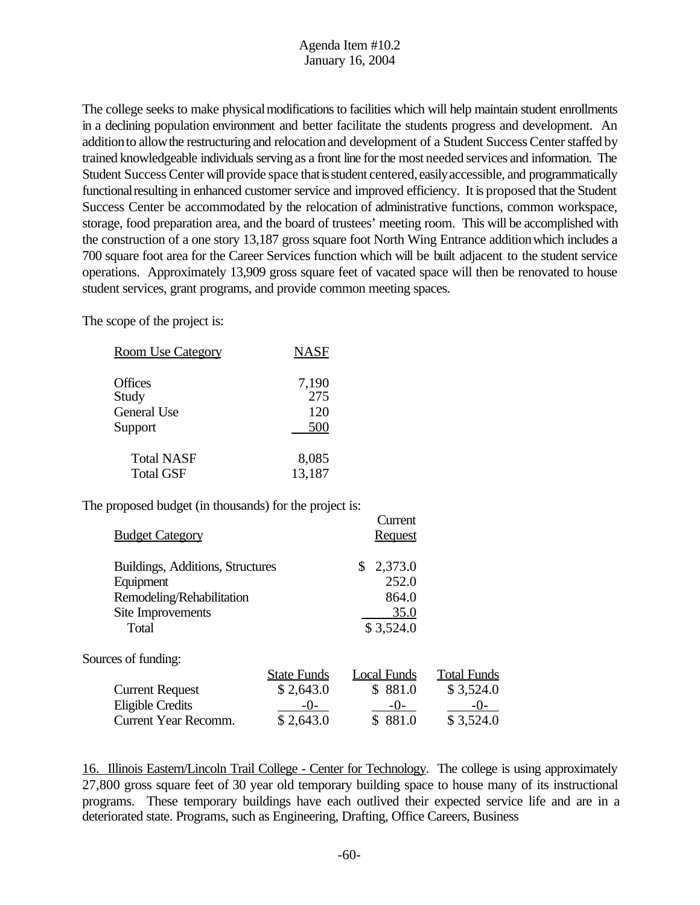The college seeks to make physical modifications to facilities which will help maintain student enrollments in a declining population environment and better facilitate the students progress and development. An addition to allow the restructuring and relocation and development of a Student Success Center staffed by trained knowledgeable individuals serving as a front line for the most needed services and information. The Student Success Center will provide space that is student centered, easily accessible, and programmatically functional resulting in enhanced customer service and improved efficiency. It is proposed that the Student Success Center be accommodated by the relocation of administrative functions, common workspace, storage, food preparation area, and the board of trustees' meeting room. This will be accomplished with the construction of a one story 13,187 gross square foot North Wing Entrance addition which includes a 700 square foot area for the Career Services function which will be built adjacent to the student service operations. Approximately 13,909 gross square feet of vacated space will then be renovated to house student services, grant programs, and provide common meeting spaces.

The scope of the project is:

| Room Use Category | NASF |
|---|---|
| Offices | 7,190 |
| Study | 275 |
| General Use | 120 |
| Support | 500 |
| Total NASF | 8,085 |
| Total GSF | 13,187 |

The proposed budget (in thousands) for the project is:

| Budget Category | Current Request |
|---|---|
| Buildings, Additions, Structures | $ 2,373.0 |
| Equipment | 252.0 |
| Remodeling/Rehabilitation | 864.0 |
| Site Improvements | 35.0 |
| Total | $ 3,524.0 |

Sources of funding:

| | State Funds | Local Funds | Total Funds |
|---|---|---|---|
| Current Request | $ 2,643.0 | $ 881.0 | $ 3,524.0 |
| Eligible Credits | -0- | -0- | -0- |
| Current Year Recomm. | $ 2,643.0 | $ 881.0 | $ 3,524.0 |

16. Illinois Eastern/Lincoln Trail College - Center for Technology. The college is using approximately 27,800 gross square feet of 30 year old temporary building space to house many of its instructional programs. These temporary buildings have each outlived their expected service life and are in a deteriorated state. Programs, such as Engineering, Drafting, Office Careers, Business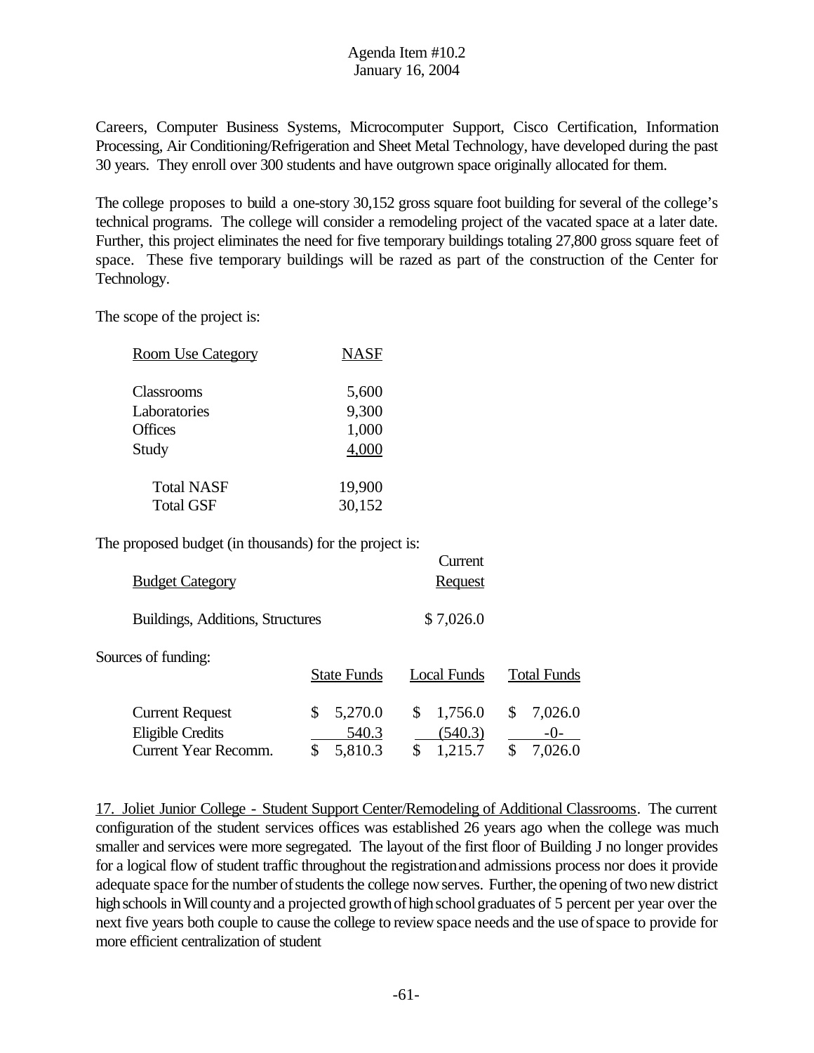Careers, Computer Business Systems, Microcomputer Support, Cisco Certification, Information Processing, Air Conditioning/Refrigeration and Sheet Metal Technology, have developed during the past 30 years. They enroll over 300 students and have outgrown space originally allocated for them.

The college proposes to build a one-story 30,152 gross square foot building for several of the college's technical programs. The college will consider a remodeling project of the vacated space at a later date. Further, this project eliminates the need for five temporary buildings totaling 27,800 gross square feet of space. These five temporary buildings will be razed as part of the construction of the Center for Technology.

The scope of the project is:

| Room Use Category | NASF |
|---|---|
| Classrooms | 5,600 |
| Laboratories | 9,300 |
| Offices | 1,000 |
| Study | 4,000 |
| Total NASF | 19,900 |
| Total GSF | 30,152 |

The proposed budget (in thousands) for the project is:

| Budget Category | Current Request |
|---|---|
| Buildings, Additions, Structures | $ 7,026.0 |

Sources of funding:

| | State Funds | Local Funds | Total Funds |
|---|---|---|---|
| Current Request | $ 5,270.0 | $ 1,756.0 | $ 7,026.0 |
| Eligible Credits | 540.3 | (540.3) | -0- |
| Current Year Recomm. | $ 5,810.3 | $ 1,215.7 | $ 7,026.0 |

17. Joliet Junior College - Student Support Center/Remodeling of Additional Classrooms. The current configuration of the student services offices was established 26 years ago when the college was much smaller and services were more segregated. The layout of the first floor of Building J no longer provides for a logical flow of student traffic throughout the registration and admissions process nor does it provide adequate space for the number of students the college now serves. Further, the opening of two new district high schools in Will county and a projected growth of high school graduates of 5 percent per year over the next five years both couple to cause the college to review space needs and the use of space to provide for more efficient centralization of student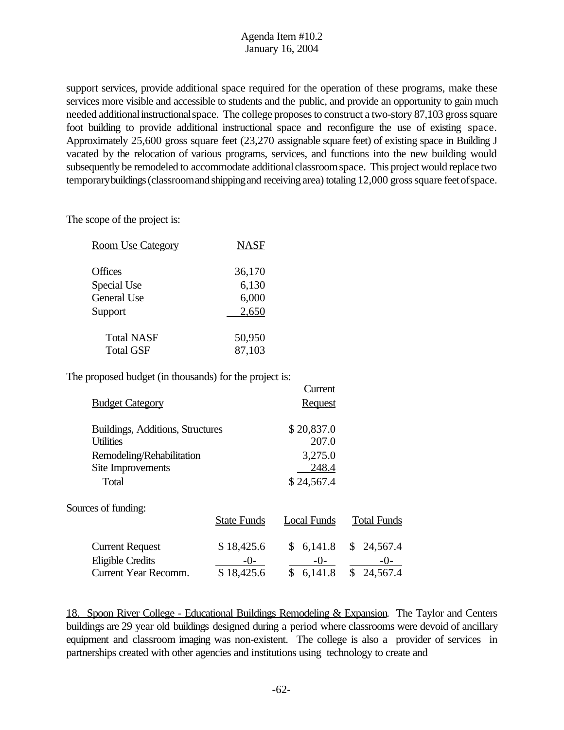support services, provide additional space required for the operation of these programs, make these services more visible and accessible to students and the public, and provide an opportunity to gain much needed additional instructional space. The college proposes to construct a two-story 87,103 gross square foot building to provide additional instructional space and reconfigure the use of existing space. Approximately 25,600 gross square feet (23,270 assignable square feet) of existing space in Building J vacated by the relocation of various programs, services, and functions into the new building would subsequently be remodeled to accommodate additional classroom space. This project would replace two temporary buildings (classroom and shipping and receiving area) totaling 12,000 gross square feet of space.

The scope of the project is:

| Room Use Category | NASF |
|---|---|
| Offices | 36,170 |
| Special Use | 6,130 |
| General Use | 6,000 |
| Support | 2,650 |
| Total NASF | 50,950 |
| Total GSF | 87,103 |

The proposed budget (in thousands) for the project is:

| Budget Category | Current Request |
|---|---|
| Buildings, Additions, Structures | $ 20,837.0 |
| Utilities | 207.0 |
| Remodeling/Rehabilitation | 3,275.0 |
| Site Improvements | 248.4 |
| Total | $ 24,567.4 |

Sources of funding:

| | State Funds | Local Funds | Total Funds |
|---|---|---|---|
| Current Request | $ 18,425.6 | $ 6,141.8 | $ 24,567.4 |
| Eligible Credits | -0- | -0- | -0- |
| Current Year Recomm. | $ 18,425.6 | $ 6,141.8 | $ 24,567.4 |

18. Spoon River College - Educational Buildings Remodeling & Expansion. The Taylor and Centers buildings are 29 year old buildings designed during a period where classrooms were devoid of ancillary equipment and classroom imaging was non-existent. The college is also a provider of services in partnerships created with other agencies and institutions using technology to create and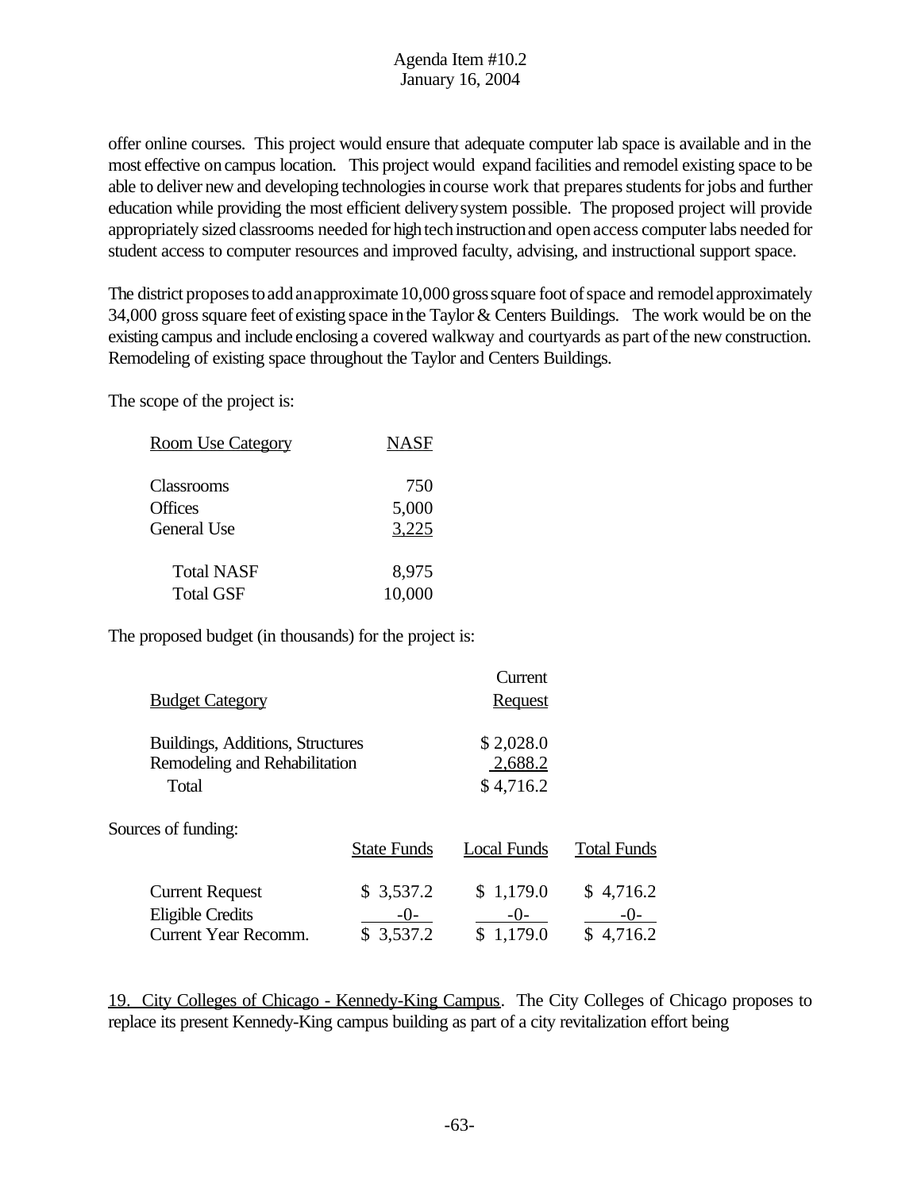offer online courses. This project would ensure that adequate computer lab space is available and in the most effective on campus location. This project would expand facilities and remodel existing space to be able to deliver new and developing technologies in course work that prepares students for jobs and further education while providing the most efficient delivery system possible. The proposed project will provide appropriately sized classrooms needed for high tech instruction and open access computer labs needed for student access to computer resources and improved faculty, advising, and instructional support space.

The district proposes to add an approximate 10,000 gross square foot of space and remodel approximately 34,000 gross square feet of existing space in the Taylor & Centers Buildings. The work would be on the existing campus and include enclosing a covered walkway and courtyards as part of the new construction. Remodeling of existing space throughout the Taylor and Centers Buildings.

The scope of the project is:

| Room Use Category | NASF |
|---|---|
| Classrooms | 750 |
| Offices | 5,000 |
| General Use | 3,225 |
| Total NASF | 8,975 |
| Total GSF | 10,000 |

The proposed budget (in thousands) for the project is:

| Budget Category | Current Request |
|---|---|
| Buildings, Additions, Structures | $ 2,028.0 |
| Remodeling and Rehabilitation | 2,688.2 |
| Total | $ 4,716.2 |

Sources of funding:

| | State Funds | Local Funds | Total Funds |
|---|---|---|---|
| Current Request | $ 3,537.2 | $ 1,179.0 | $ 4,716.2 |
| Eligible Credits | -0- | -0- | -0- |
| Current Year Recomm. | $ 3,537.2 | $ 1,179.0 | $ 4,716.2 |

19. City Colleges of Chicago - Kennedy-King Campus. The City Colleges of Chicago proposes to replace its present Kennedy-King campus building as part of a city revitalization effort being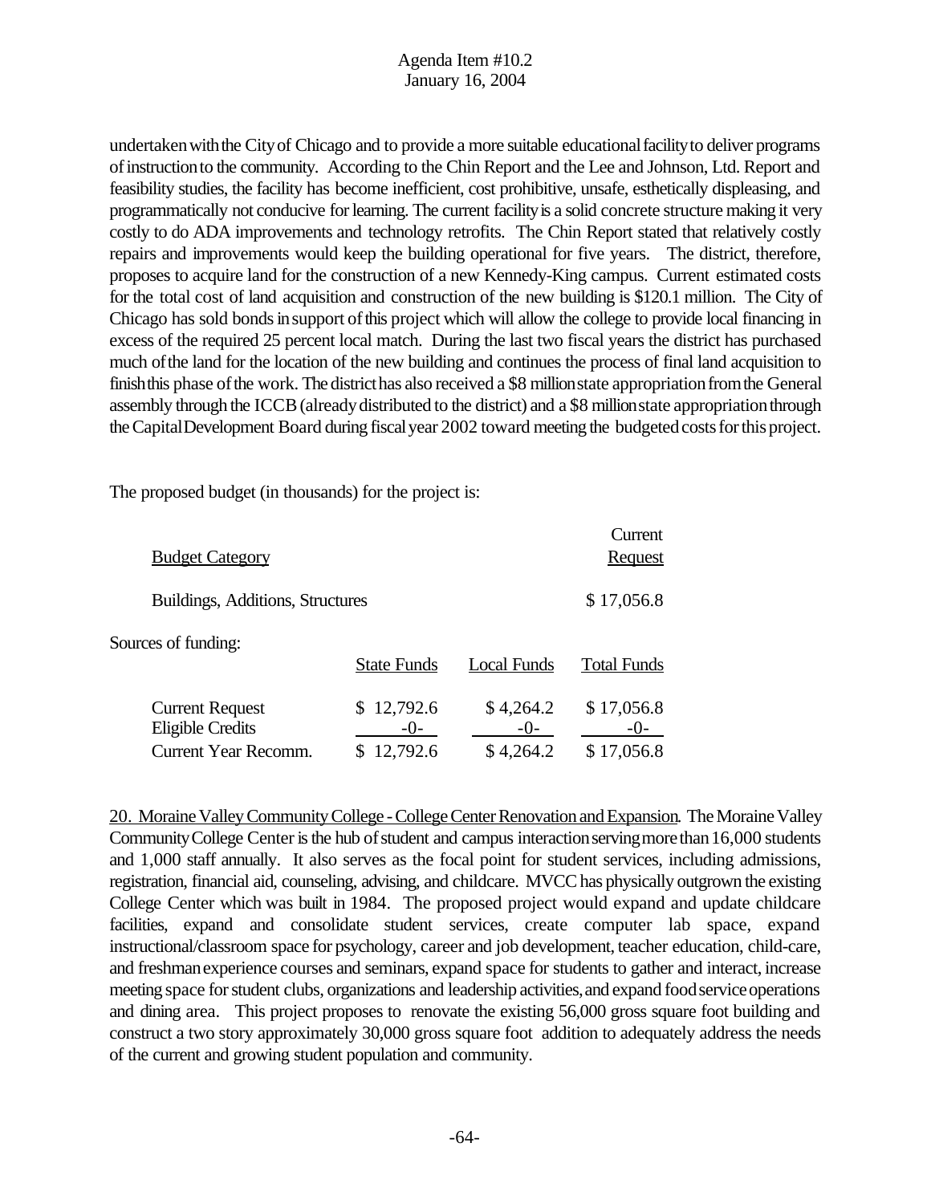undertaken with the City of Chicago and to provide a more suitable educational facility to deliver programs of instruction to the community. According to the Chin Report and the Lee and Johnson, Ltd. Report and feasibility studies, the facility has become inefficient, cost prohibitive, unsafe, esthetically displeasing, and programmatically not conducive for learning. The current facility is a solid concrete structure making it very costly to do ADA improvements and technology retrofits. The Chin Report stated that relatively costly repairs and improvements would keep the building operational for five years. The district, therefore, proposes to acquire land for the construction of a new Kennedy-King campus. Current estimated costs for the total cost of land acquisition and construction of the new building is \$120.1 million. The City of Chicago has sold bonds in support of this project which will allow the college to provide local financing in excess of the required 25 percent local match. During the last two fiscal years the district has purchased much of the land for the location of the new building and continues the process of final land acquisition to finish this phase of the work. The district has also received a \$8 million state appropriation from the General assembly through the ICCB (already distributed to the district) and a \$8 million state appropriation through the Capital Development Board during fiscal year 2002 toward meeting the budgeted costs for this project.

The proposed budget (in thousands) for the project is:

| Budget Category | | | Current Request |
|---|---|---|---|
| Buildings, Additions, Structures | | | $ 17,056.8 |

Sources of funding:

| | State Funds | Local Funds | Total Funds |
|---|---|---|---|
| Current Request | $ 12,792.6 | $ 4,264.2 | $ 17,056.8 |
| Eligible Credits | -0- | -0- | -0- |
| Current Year Recomm. | $ 12,792.6 | $ 4,264.2 | $ 17,056.8 |

20. Moraine Valley Community College - College Center Renovation and Expansion. The Moraine Valley Community College Center is the hub of student and campus interaction serving more than 16,000 students and 1,000 staff annually. It also serves as the focal point for student services, including admissions, registration, financial aid, counseling, advising, and childcare. MVCC has physically outgrown the existing College Center which was built in 1984. The proposed project would expand and update childcare facilities, expand and consolidate student services, create computer lab space, expand instructional/classroom space for psychology, career and job development, teacher education, child-care, and freshman experience courses and seminars, expand space for students to gather and interact, increase meeting space for student clubs, organizations and leadership activities, and expand food service operations and dining area. This project proposes to renovate the existing 56,000 gross square foot building and construct a two story approximately 30,000 gross square foot addition to adequately address the needs of the current and growing student population and community.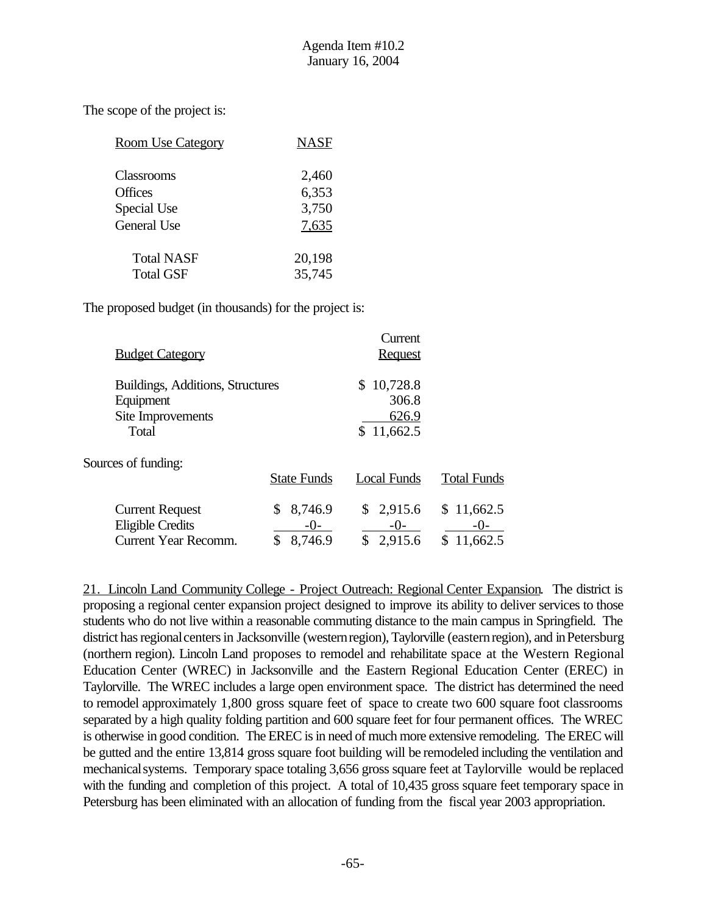The scope of the project is:

| Room Use Category | NASF |
|---|---|
| Classrooms | 2,460 |
| Offices | 6,353 |
| Special Use | 3,750 |
| General Use | 7,635 |
| Total NASF | 20,198 |
| Total GSF | 35,745 |

The proposed budget (in thousands) for the project is:

| Budget Category | Current Request |
|---|---|
| Buildings, Additions, Structures | $ 10,728.8 |
| Equipment | 306.8 |
| Site Improvements | 626.9 |
| Total | $ 11,662.5 |

Sources of funding:

| | State Funds | Local Funds | Total Funds |
|---|---|---|---|
| Current Request | $ 8,746.9 | $ 2,915.6 | $ 11,662.5 |
| Eligible Credits | -0- | -0- | -0- |
| Current Year Recomm. | $ 8,746.9 | $ 2,915.6 | $ 11,662.5 |

21. Lincoln Land Community College - Project Outreach: Regional Center Expansion. The district is proposing a regional center expansion project designed to improve its ability to deliver services to those students who do not live within a reasonable commuting distance to the main campus in Springfield. The district has regional centers in Jacksonville (western region), Taylorville (eastern region), and in Petersburg (northern region). Lincoln Land proposes to remodel and rehabilitate space at the Western Regional Education Center (WREC) in Jacksonville and the Eastern Regional Education Center (EREC) in Taylorville. The WREC includes a large open environment space. The district has determined the need to remodel approximately 1,800 gross square feet of space to create two 600 square foot classrooms separated by a high quality folding partition and 600 square feet for four permanent offices. The WREC is otherwise in good condition. The EREC is in need of much more extensive remodeling. The EREC will be gutted and the entire 13,814 gross square foot building will be remodeled including the ventilation and mechanical systems. Temporary space totaling 3,656 gross square feet at Taylorville would be replaced with the funding and completion of this project. A total of 10,435 gross square feet temporary space in Petersburg has been eliminated with an allocation of funding from the fiscal year 2003 appropriation.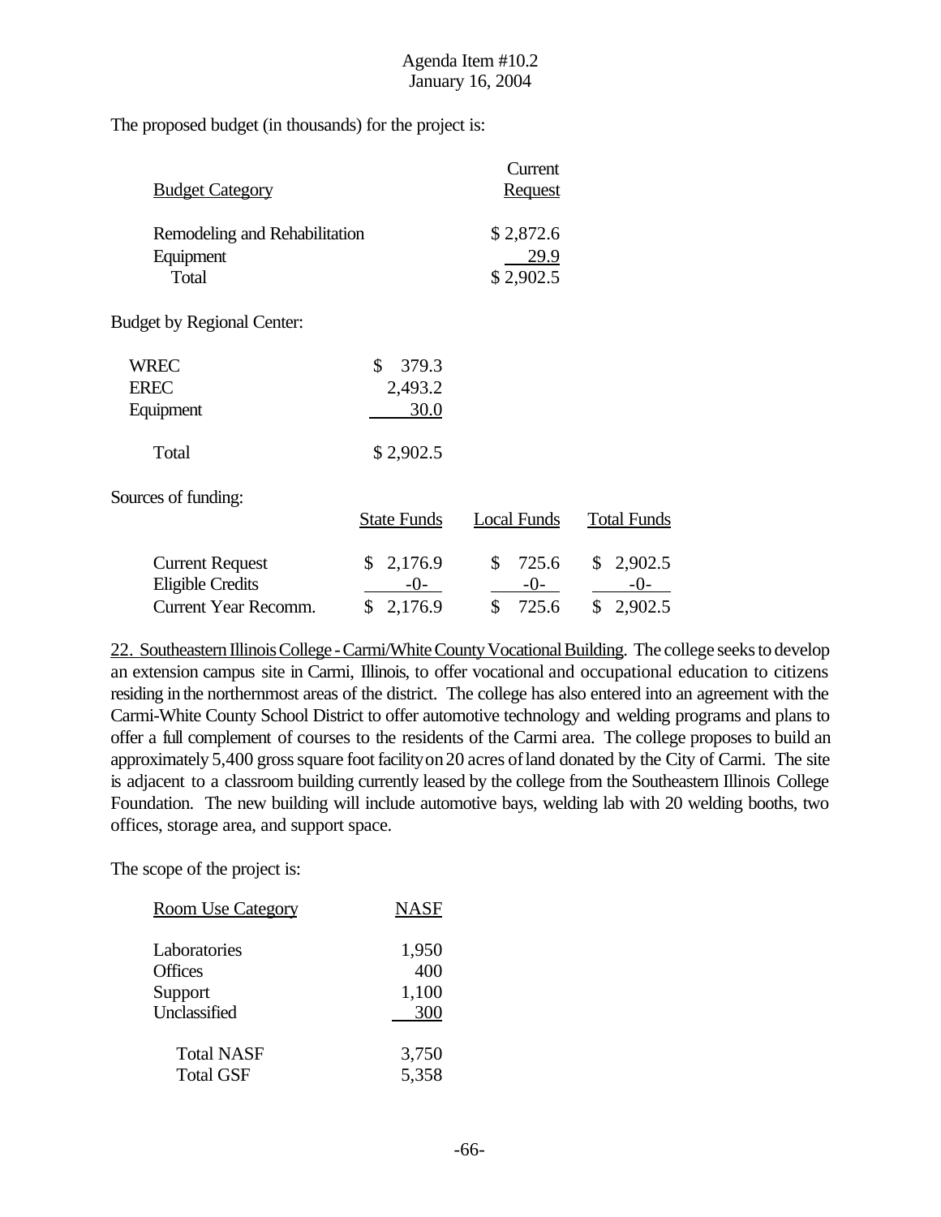Agenda Item #10.2
January 16, 2004

The proposed budget (in thousands) for the project is:

| Budget Category | Current Request |
|---|---|
| Remodeling and Rehabilitation | $ 2,872.6 |
| Equipment | 29.9 |
| Total | $ 2,902.5 |

Budget by Regional Center:

| | |
|---|---|
| WREC | $ 379.3 |
| EREC | 2,493.2 |
| Equipment | 30.0 |
| Total | $ 2,902.5 |

Sources of funding:

| | State Funds | Local Funds | Total Funds |
|---|---|---|---|
| Current Request | $ 2,176.9 | $ 725.6 | $ 2,902.5 |
| Eligible Credits | -0- | -0- | -0- |
| Current Year Recomm. | $ 2,176.9 | $ 725.6 | $ 2,902.5 |

22. Southeastern Illinois College - Carmi/White County Vocational Building. The college seeks to develop an extension campus site in Carmi, Illinois, to offer vocational and occupational education to citizens residing in the northernmost areas of the district. The college has also entered into an agreement with the Carmi-White County School District to offer automotive technology and welding programs and plans to offer a full complement of courses to the residents of the Carmi area. The college proposes to build an approximately 5,400 gross square foot facility on 20 acres of land donated by the City of Carmi. The site is adjacent to a classroom building currently leased by the college from the Southeastern Illinois College Foundation. The new building will include automotive bays, welding lab with 20 welding booths, two offices, storage area, and support space.

The scope of the project is:

| Room Use Category | NASF |
|---|---|
| Laboratories | 1,950 |
| Offices | 400 |
| Support | 1,100 |
| Unclassified | 300 |
| Total NASF | 3,750 |
| Total GSF | 5,358 |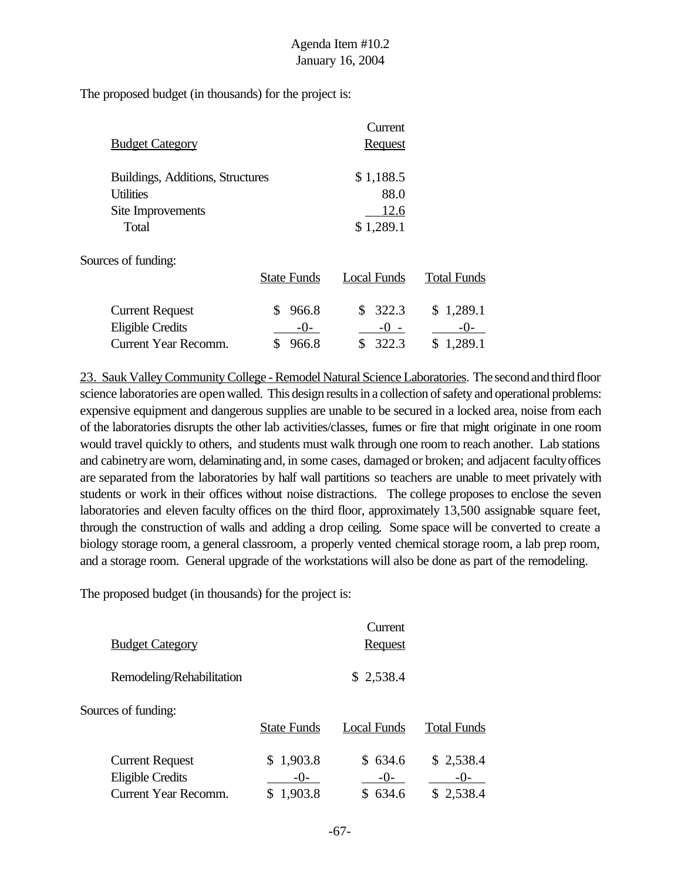The proposed budget (in thousands) for the project is:

| Budget Category | Current Request |
|---|---|
| Buildings, Additions, Structures | $ 1,188.5 |
| Utilities | 88.0 |
| Site Improvements | 12.6 |
| Total | $ 1,289.1 |

Sources of funding:

| | State Funds | Local Funds | Total Funds |
|---|---|---|---|
| Current Request | $ 966.8 | $ 322.3 | $ 1,289.1 |
| Eligible Credits | -0- | -0 - | -0- |
| Current Year Recomm. | $ 966.8 | $ 322.3 | $ 1,289.1 |

23. Sauk Valley Community College - Remodel Natural Science Laboratories. The second and third floor science laboratories are open walled. This design results in a collection of safety and operational problems: expensive equipment and dangerous supplies are unable to be secured in a locked area, noise from each of the laboratories disrupts the other lab activities/classes, fumes or fire that might originate in one room would travel quickly to others, and students must walk through one room to reach another. Lab stations and cabinetry are worn, delaminating and, in some cases, damaged or broken; and adjacent faculty offices are separated from the laboratories by half wall partitions so teachers are unable to meet privately with students or work in their offices without noise distractions. The college proposes to enclose the seven laboratories and eleven faculty offices on the third floor, approximately 13,500 assignable square feet, through the construction of walls and adding a drop ceiling. Some space will be converted to create a biology storage room, a general classroom, a properly vented chemical storage room, a lab prep room, and a storage room. General upgrade of the workstations will also be done as part of the remodeling.

The proposed budget (in thousands) for the project is:

| Budget Category | Current Request |
|---|---|
| Remodeling/Rehabilitation | $ 2,538.4 |

Sources of funding:

| | State Funds | Local Funds | Total Funds |
|---|---|---|---|
| Current Request | $ 1,903.8 | $ 634.6 | $ 2,538.4 |
| Eligible Credits | -0- | -0- | -0- |
| Current Year Recomm. | $ 1,903.8 | $ 634.6 | $ 2,538.4 |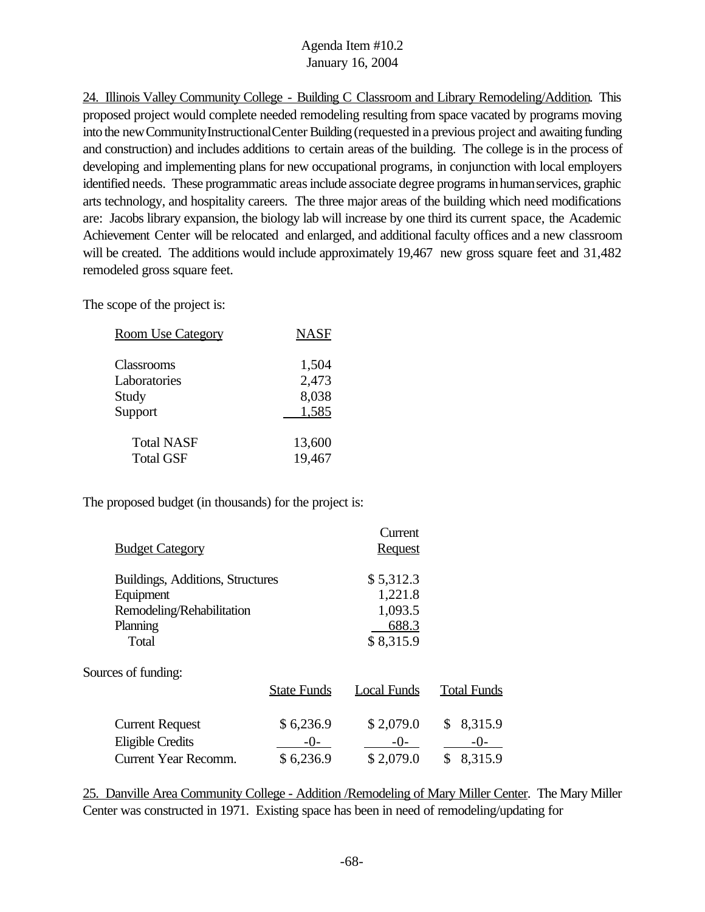24. Illinois Valley Community College - Building C Classroom and Library Remodeling/Addition. This proposed project would complete needed remodeling resulting from space vacated by programs moving into the new Community Instructional Center Building (requested in a previous project and awaiting funding and construction) and includes additions to certain areas of the building. The college is in the process of developing and implementing plans for new occupational programs, in conjunction with local employers identified needs. These programmatic areas include associate degree programs in human services, graphic arts technology, and hospitality careers. The three major areas of the building which need modifications are: Jacobs library expansion, the biology lab will increase by one third its current space, the Academic Achievement Center will be relocated and enlarged, and additional faculty offices and a new classroom will be created. The additions would include approximately 19,467 new gross square feet and 31,482 remodeled gross square feet.

The scope of the project is:

| Room Use Category | NASF |
|---|---|
| Classrooms | 1,504 |
| Laboratories | 2,473 |
| Study | 8,038 |
| Support | 1,585 |
| Total NASF | 13,600 |
| Total GSF | 19,467 |

The proposed budget (in thousands) for the project is:

| Budget Category | Current Request |
|---|---|
| Buildings, Additions, Structures | $ 5,312.3 |
| Equipment | 1,221.8 |
| Remodeling/Rehabilitation | 1,093.5 |
| Planning | 688.3 |
| Total | $ 8,315.9 |

Sources of funding:

| | State Funds | Local Funds | Total Funds |
|---|---|---|---|
| Current Request | $ 6,236.9 | $ 2,079.0 | $ 8,315.9 |
| Eligible Credits | -0- | -0- | -0- |
| Current Year Recomm. | $ 6,236.9 | $ 2,079.0 | $ 8,315.9 |

25. Danville Area Community College - Addition /Remodeling of Mary Miller Center. The Mary Miller Center was constructed in 1971. Existing space has been in need of remodeling/updating for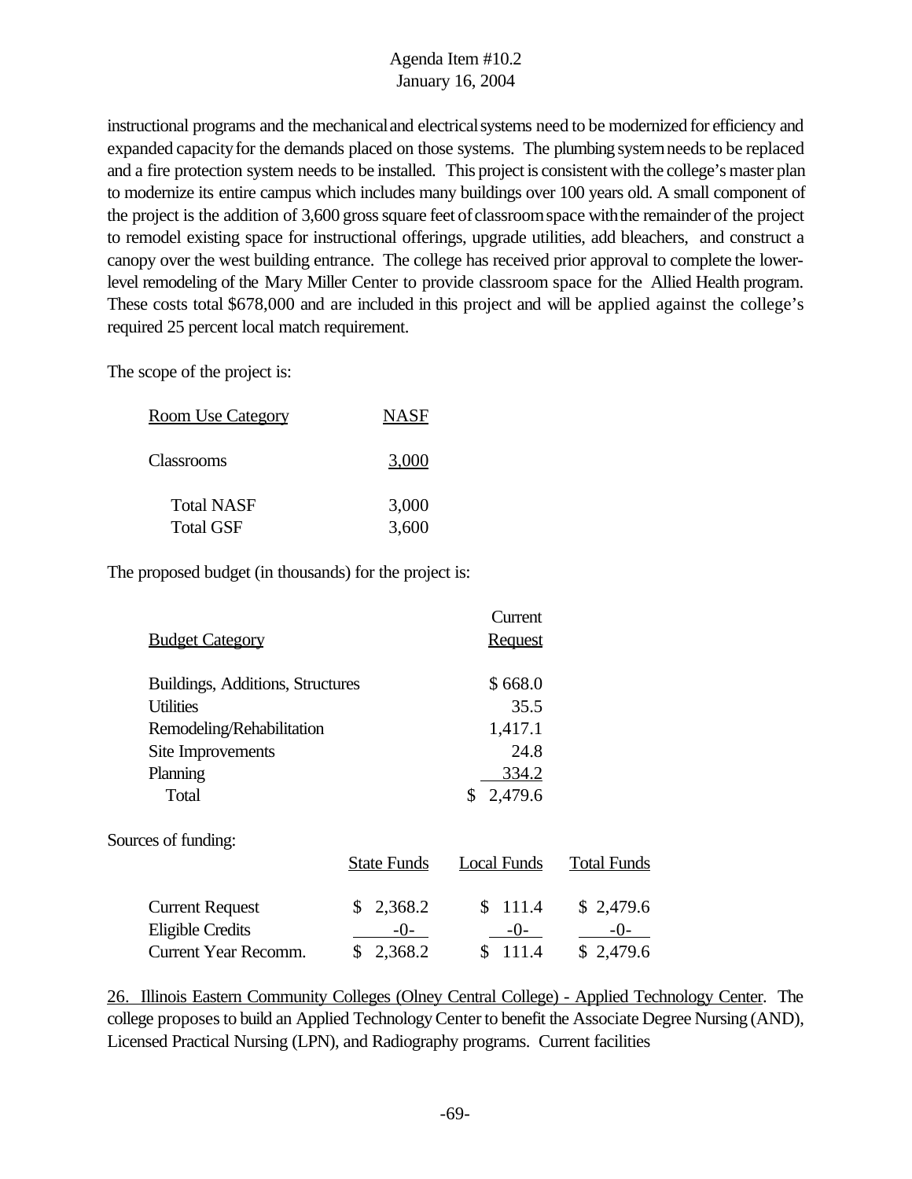instructional programs and the mechanical and electrical systems need to be modernized for efficiency and expanded capacity for the demands placed on those systems. The plumbing system needs to be replaced and a fire protection system needs to be installed. This project is consistent with the college's master plan to modernize its entire campus which includes many buildings over 100 years old. A small component of the project is the addition of 3,600 gross square feet of classroom space with the remainder of the project to remodel existing space for instructional offerings, upgrade utilities, add bleachers, and construct a canopy over the west building entrance. The college has received prior approval to complete the lower-level remodeling of the Mary Miller Center to provide classroom space for the Allied Health program. These costs total $678,000 and are included in this project and will be applied against the college's required 25 percent local match requirement.

The scope of the project is:

| Room Use Category | NASF |
|---|---|
| Classrooms | 3,000 |
| Total NASF | 3,000 |
| Total GSF | 3,600 |

The proposed budget (in thousands) for the project is:

| Budget Category | Current Request |
|---|---|
| Buildings, Additions, Structures | $ 668.0 |
| Utilities | 35.5 |
| Remodeling/Rehabilitation | 1,417.1 |
| Site Improvements | 24.8 |
| Planning | 334.2 |
| Total | $ 2,479.6 |

Sources of funding:

| | State Funds | Local Funds | Total Funds |
|---|---|---|---|
| Current Request | $ 2,368.2 | $ 111.4 | $ 2,479.6 |
| Eligible Credits | -0- | -0- | -0- |
| Current Year Recomm. | $ 2,368.2 | $ 111.4 | $ 2,479.6 |

26. Illinois Eastern Community Colleges (Olney Central College) - Applied Technology Center. The college proposes to build an Applied Technology Center to benefit the Associate Degree Nursing (AND), Licensed Practical Nursing (LPN), and Radiography programs. Current facilities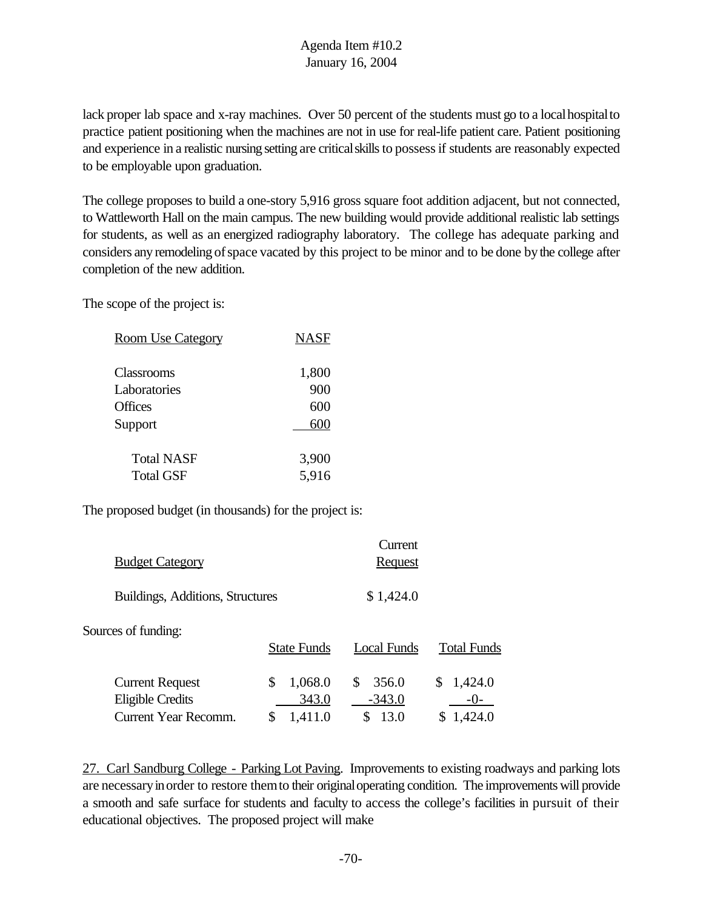lack proper lab space and x-ray machines. Over 50 percent of the students must go to a local hospital to practice patient positioning when the machines are not in use for real-life patient care. Patient positioning and experience in a realistic nursing setting are critical skills to possess if students are reasonably expected to be employable upon graduation.

The college proposes to build a one-story 5,916 gross square foot addition adjacent, but not connected, to Wattleworth Hall on the main campus. The new building would provide additional realistic lab settings for students, as well as an energized radiography laboratory. The college has adequate parking and considers any remodeling of space vacated by this project to be minor and to be done by the college after completion of the new addition.

The scope of the project is:

| Room Use Category | NASF |
|---|---|
| Classrooms | 1,800 |
| Laboratories | 900 |
| Offices | 600 |
| Support | 600 |
| Total NASF | 3,900 |
| Total GSF | 5,916 |

The proposed budget (in thousands) for the project is:

| Budget Category | Current Request |
|---|---|
| Buildings, Additions, Structures | $ 1,424.0 |

Sources of funding:

| | State Funds | Local Funds | Total Funds |
|---|---|---|---|
| Current Request | $ 1,068.0 | $ 356.0 | $ 1,424.0 |
| Eligible Credits | 343.0 | -343.0 | -0- |
| Current Year Recomm. | $ 1,411.0 | $ 13.0 | $ 1,424.0 |

27. Carl Sandburg College - Parking Lot Paving. Improvements to existing roadways and parking lots are necessary in order to restore them to their original operating condition. The improvements will provide a smooth and safe surface for students and faculty to access the college's facilities in pursuit of their educational objectives. The proposed project will make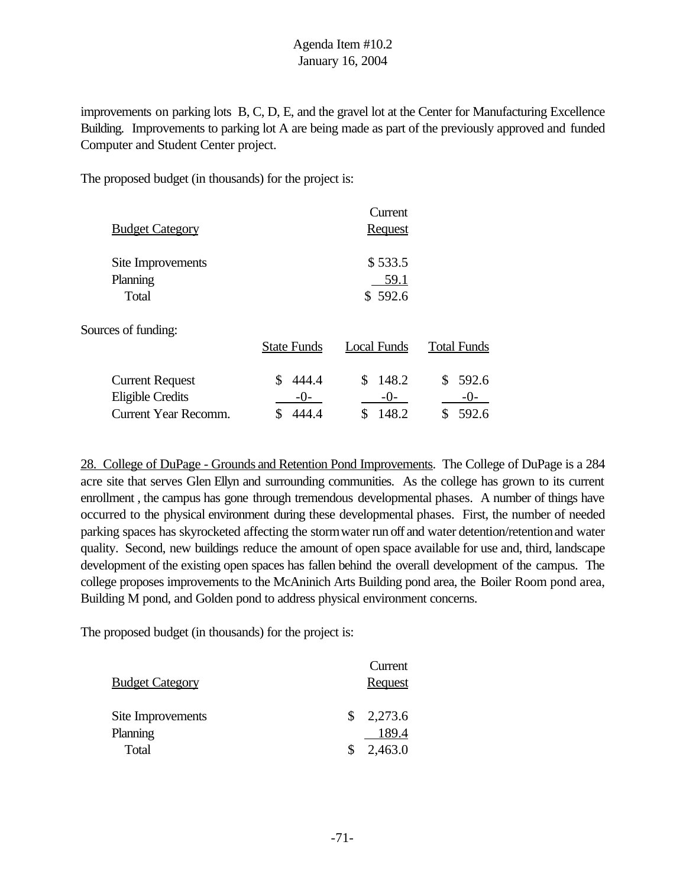improvements on parking lots B, C, D, E, and the gravel lot at the Center for Manufacturing Excellence Building. Improvements to parking lot A are being made as part of the previously approved and funded Computer and Student Center project.

The proposed budget (in thousands) for the project is:

| Budget Category | Current Request |
|---|---|
| Site Improvements | $ 533.5 |
| Planning | 59.1 |
| Total | $ 592.6 |

Sources of funding:

| | State Funds | Local Funds | Total Funds |
|---|---|---|---|
| Current Request | $ 444.4 | $ 148.2 | $ 592.6 |
| Eligible Credits | -0- | -0- | -0- |
| Current Year Recomm. | $ 444.4 | $ 148.2 | $ 592.6 |

28. College of DuPage - Grounds and Retention Pond Improvements. The College of DuPage is a 284 acre site that serves Glen Ellyn and surrounding communities. As the college has grown to its current enrollment , the campus has gone through tremendous developmental phases. A number of things have occurred to the physical environment during these developmental phases. First, the number of needed parking spaces has skyrocketed affecting the storm water run off and water detention/retention and water quality. Second, new buildings reduce the amount of open space available for use and, third, landscape development of the existing open spaces has fallen behind the overall development of the campus. The college proposes improvements to the McAninich Arts Building pond area, the Boiler Room pond area, Building M pond, and Golden pond to address physical environment concerns.

The proposed budget (in thousands) for the project is:

| Budget Category | Current Request |
|---|---|
| Site Improvements | $ 2,273.6 |
| Planning | 189.4 |
| Total | $ 2,463.0 |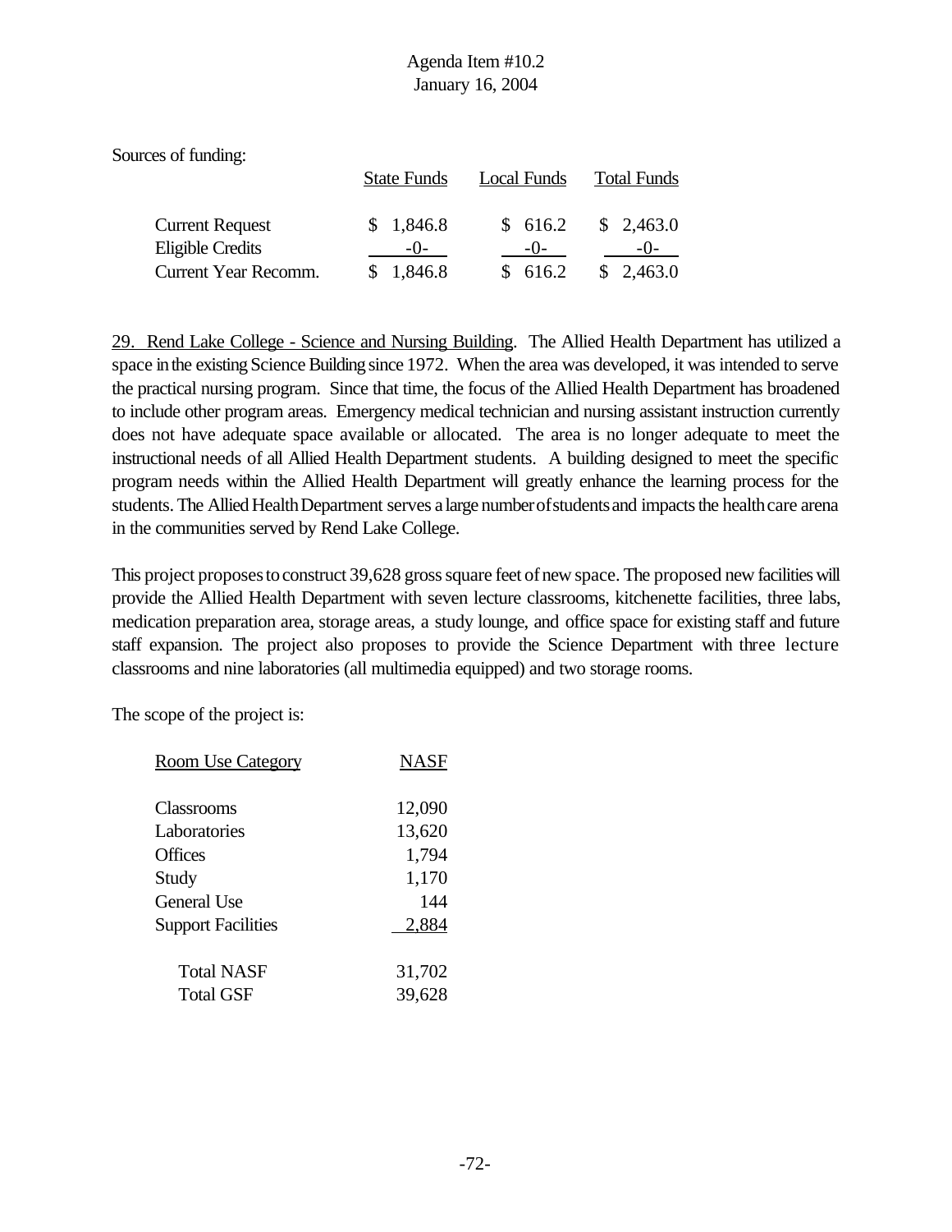Sources of funding:

| | State Funds | Local Funds | Total Funds |
|---|---|---|---|
| Current Request | $ 1,846.8 | $ 616.2 | $ 2,463.0 |
| Eligible Credits | -0- | -0- | -0- |
| Current Year Recomm. | $ 1,846.8 | $ 616.2 | $ 2,463.0 |

29. Rend Lake College - Science and Nursing Building. The Allied Health Department has utilized a space in the existing Science Building since 1972. When the area was developed, it was intended to serve the practical nursing program. Since that time, the focus of the Allied Health Department has broadened to include other program areas. Emergency medical technician and nursing assistant instruction currently does not have adequate space available or allocated. The area is no longer adequate to meet the instructional needs of all Allied Health Department students. A building designed to meet the specific program needs within the Allied Health Department will greatly enhance the learning process for the students. The Allied Health Department serves a large number of students and impacts the health care arena in the communities served by Rend Lake College.

This project proposes to construct 39,628 gross square feet of new space. The proposed new facilities will provide the Allied Health Department with seven lecture classrooms, kitchenette facilities, three labs, medication preparation area, storage areas, a study lounge, and office space for existing staff and future staff expansion. The project also proposes to provide the Science Department with three lecture classrooms and nine laboratories (all multimedia equipped) and two storage rooms.

The scope of the project is:

| Room Use Category | NASF |
|---|---|
| Classrooms | 12,090 |
| Laboratories | 13,620 |
| Offices | 1,794 |
| Study | 1,170 |
| General Use | 144 |
| Support Facilities | 2,884 |
| Total NASF | 31,702 |
| Total GSF | 39,628 |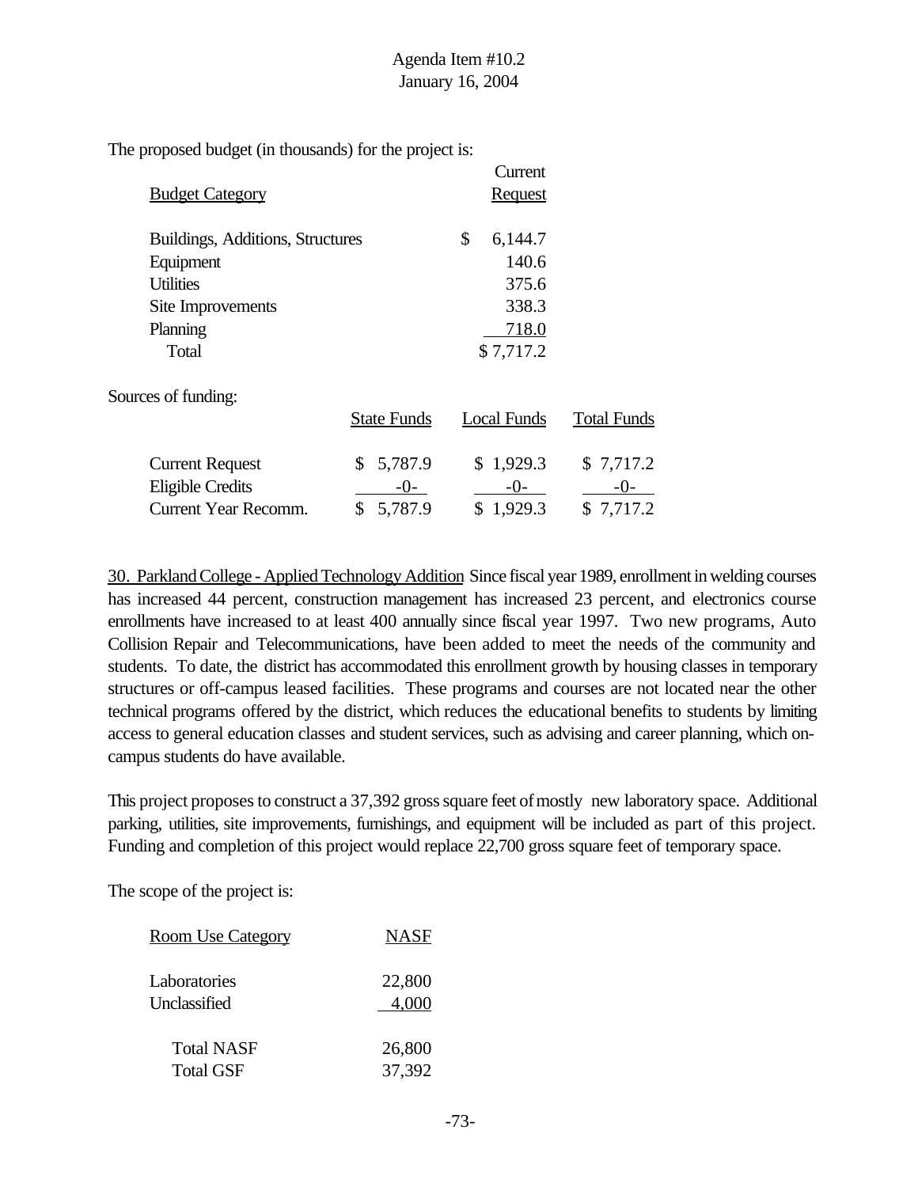The proposed budget (in thousands) for the project is:

| Budget Category | Current Request |
|---|---|
| Buildings, Additions, Structures | $ 6,144.7 |
| Equipment | 140.6 |
| Utilities | 375.6 |
| Site Improvements | 338.3 |
| Planning | 718.0 |
| Total | $ 7,717.2 |

Sources of funding:

| | State Funds | Local Funds | Total Funds |
|---|---|---|---|
| Current Request | $ 5,787.9 | $ 1,929.3 | $ 7,717.2 |
| Eligible Credits | -0- | -0- | -0- |
| Current Year Recomm. | $ 5,787.9 | $ 1,929.3 | $ 7,717.2 |

30. Parkland College - Applied Technology Addition Since fiscal year 1989, enrollment in welding courses has increased 44 percent, construction management has increased 23 percent, and electronics course enrollments have increased to at least 400 annually since fiscal year 1997. Two new programs, Auto Collision Repair and Telecommunications, have been added to meet the needs of the community and students. To date, the district has accommodated this enrollment growth by housing classes in temporary structures or off-campus leased facilities. These programs and courses are not located near the other technical programs offered by the district, which reduces the educational benefits to students by limiting access to general education classes and student services, such as advising and career planning, which on-campus students do have available.

This project proposes to construct a 37,392 gross square feet of mostly new laboratory space. Additional parking, utilities, site improvements, furnishings, and equipment will be included as part of this project. Funding and completion of this project would replace 22,700 gross square feet of temporary space.

The scope of the project is:

| Room Use Category | NASF |
|---|---|
| Laboratories | 22,800 |
| Unclassified | 4,000 |
| Total NASF | 26,800 |
| Total GSF | 37,392 |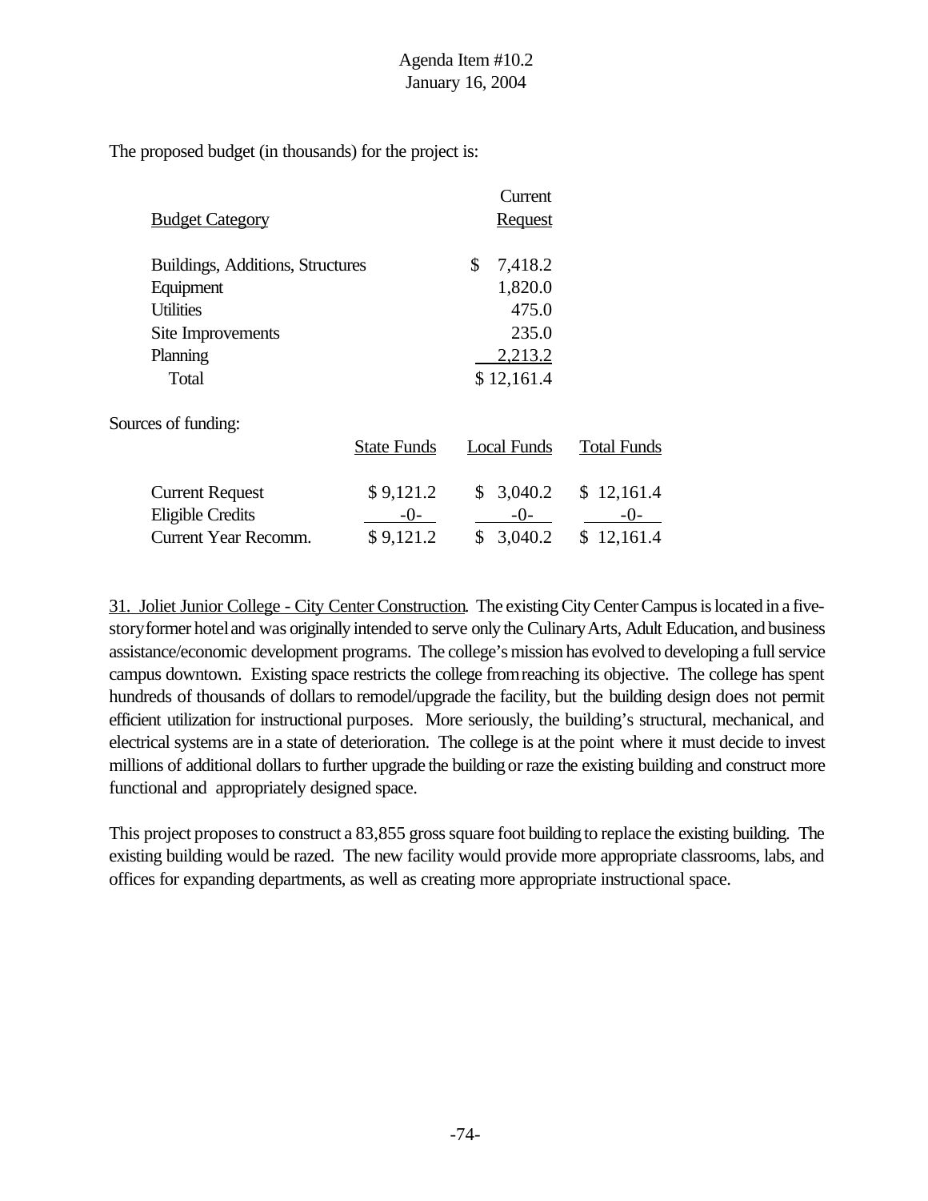The proposed budget (in thousands) for the project is:

| Budget Category | Current Request |
|---|---|
| Buildings, Additions, Structures | $ 7,418.2 |
| Equipment | 1,820.0 |
| Utilities | 475.0 |
| Site Improvements | 235.0 |
| Planning | 2,213.2 |
| Total | $ 12,161.4 |

Sources of funding:

| | State Funds | Local Funds | Total Funds |
|---|---|---|---|
| Current Request | $ 9,121.2 | $ 3,040.2 | $ 12,161.4 |
| Eligible Credits | -0- | -0- | -0- |
| Current Year Recomm. | $ 9,121.2 | $ 3,040.2 | $ 12,161.4 |

31. Joliet Junior College - City Center Construction. The existing City Center Campus is located in a five-story former hotel and was originally intended to serve only the Culinary Arts, Adult Education, and business assistance/economic development programs. The college's mission has evolved to developing a full service campus downtown. Existing space restricts the college from reaching its objective. The college has spent hundreds of thousands of dollars to remodel/upgrade the facility, but the building design does not permit efficient utilization for instructional purposes. More seriously, the building's structural, mechanical, and electrical systems are in a state of deterioration. The college is at the point where it must decide to invest millions of additional dollars to further upgrade the building or raze the existing building and construct more functional and appropriately designed space.

This project proposes to construct a 83,855 gross square foot building to replace the existing building. The existing building would be razed. The new facility would provide more appropriate classrooms, labs, and offices for expanding departments, as well as creating more appropriate instructional space.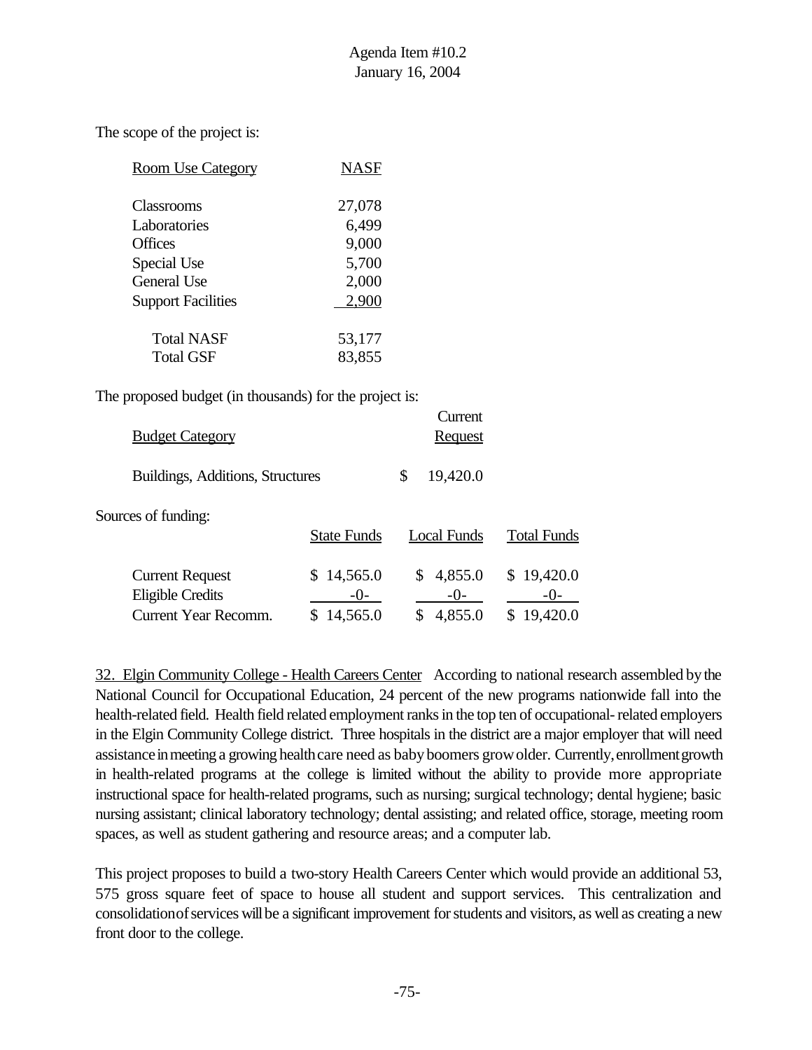The scope of the project is:

| Room Use Category | NASF |
|---|---|
| Classrooms | 27,078 |
| Laboratories | 6,499 |
| Offices | 9,000 |
| Special Use | 5,700 |
| General Use | 2,000 |
| Support Facilities | 2,900 |
| Total NASF | 53,177 |
| Total GSF | 83,855 |

The proposed budget (in thousands) for the project is:

| Budget Category | Current Request |
|---|---|
| Buildings, Additions, Structures | $ 19,420.0 |

Sources of funding:

| | State Funds | Local Funds | Total Funds |
|---|---|---|---|
| Current Request | $ 14,565.0 | $ 4,855.0 | $ 19,420.0 |
| Eligible Credits | -0- | -0- | -0- |
| Current Year Recomm. | $ 14,565.0 | $ 4,855.0 | $ 19,420.0 |

32. Elgin Community College - Health Careers Center According to national research assembled by the National Council for Occupational Education, 24 percent of the new programs nationwide fall into the health-related field. Health field related employment ranks in the top ten of occupational-related employers in the Elgin Community College district. Three hospitals in the district are a major employer that will need assistance in meeting a growing health care need as baby boomers grow older. Currently, enrollment growth in health-related programs at the college is limited without the ability to provide more appropriate instructional space for health-related programs, such as nursing; surgical technology; dental hygiene; basic nursing assistant; clinical laboratory technology; dental assisting; and related office, storage, meeting room spaces, as well as student gathering and resource areas; and a computer lab.

This project proposes to build a two-story Health Careers Center which would provide an additional 53, 575 gross square feet of space to house all student and support services. This centralization and consolidation of services will be a significant improvement for students and visitors, as well as creating a new front door to the college.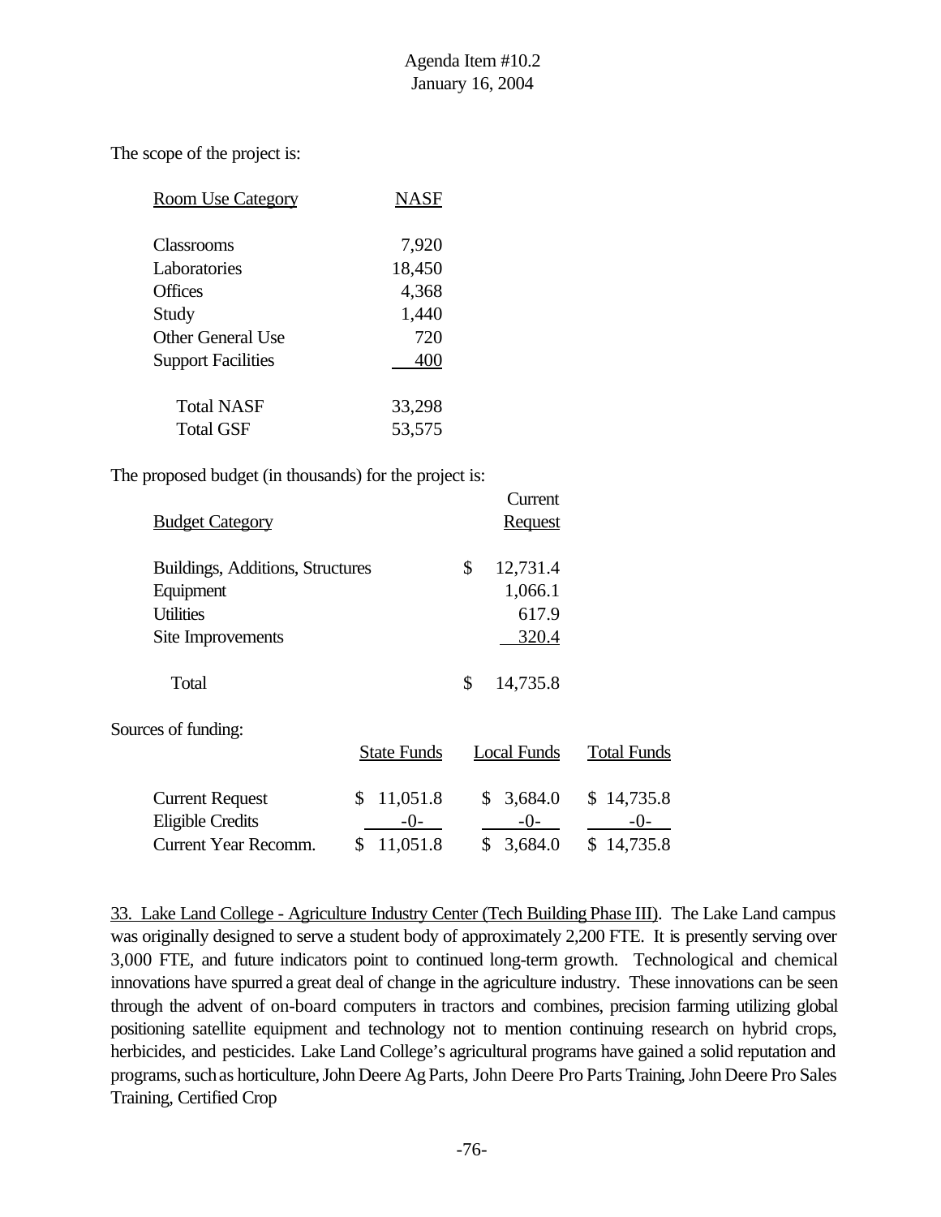The scope of the project is:

| Room Use Category | NASF |
|---|---|
| Classrooms | 7,920 |
| Laboratories | 18,450 |
| Offices | 4,368 |
| Study | 1,440 |
| Other General Use | 720 |
| Support Facilities | 400 |
| Total NASF | 33,298 |
| Total GSF | 53,575 |

The proposed budget (in thousands) for the project is:

| Budget Category | Current Request |
|---|---|
| Buildings, Additions, Structures | $ 12,731.4 |
| Equipment | 1,066.1 |
| Utilities | 617.9 |
| Site Improvements | 320.4 |
| Total | $ 14,735.8 |

Sources of funding:

| | State Funds | Local Funds | Total Funds |
|---|---|---|---|
| Current Request | $ 11,051.8 | $ 3,684.0 | $ 14,735.8 |
| Eligible Credits | -0- | -0- | -0- |
| Current Year Recomm. | $ 11,051.8 | $ 3,684.0 | $ 14,735.8 |

33. Lake Land College - Agriculture Industry Center (Tech Building Phase III). The Lake Land campus was originally designed to serve a student body of approximately 2,200 FTE. It is presently serving over 3,000 FTE, and future indicators point to continued long-term growth. Technological and chemical innovations have spurred a great deal of change in the agriculture industry. These innovations can be seen through the advent of on-board computers in tractors and combines, precision farming utilizing global positioning satellite equipment and technology not to mention continuing research on hybrid crops, herbicides, and pesticides. Lake Land College's agricultural programs have gained a solid reputation and programs, such as horticulture, John Deere Ag Parts, John Deere Pro Parts Training, John Deere Pro Sales Training, Certified Crop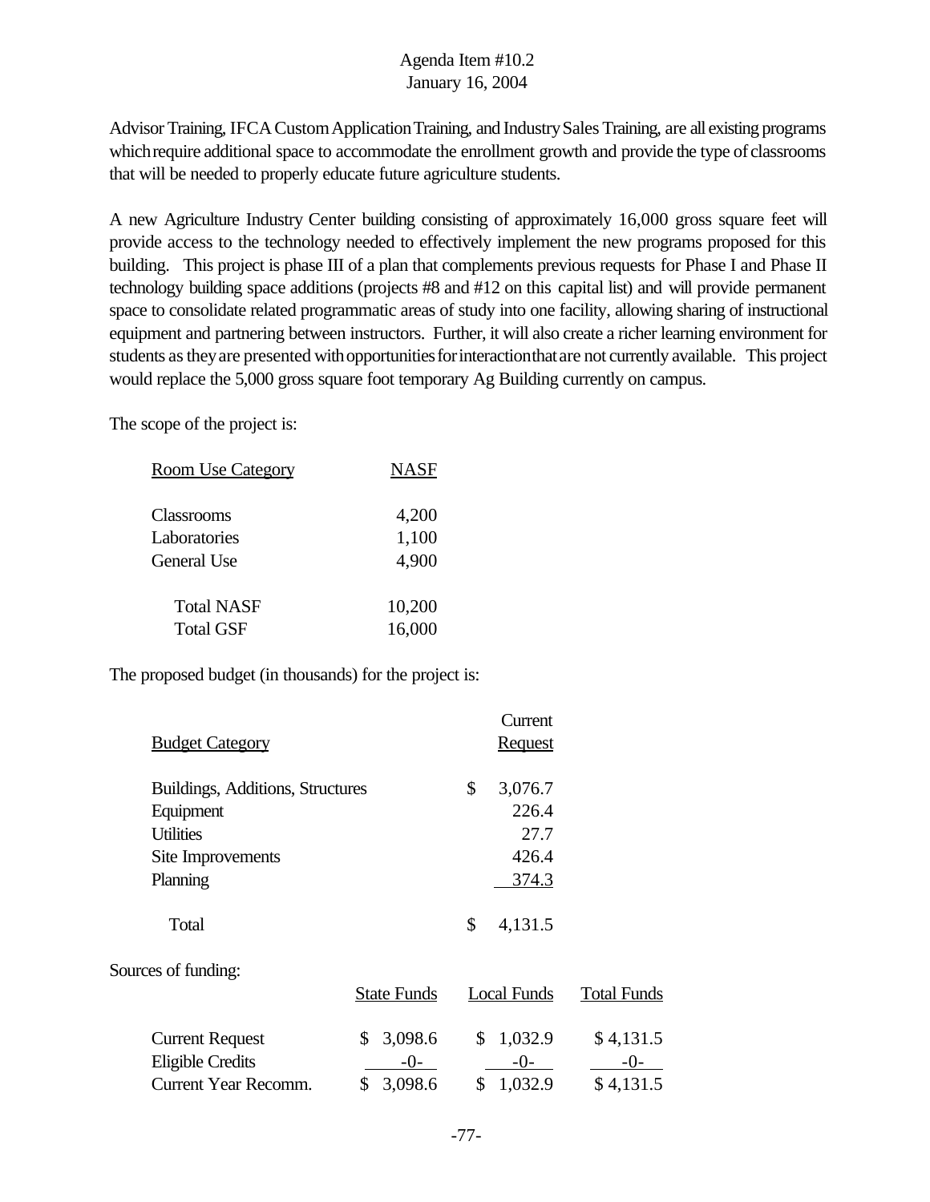Advisor Training, IFCA Custom Application Training, and Industry Sales Training, are all existing programs which require additional space to accommodate the enrollment growth and provide the type of classrooms that will be needed to properly educate future agriculture students.

A new Agriculture Industry Center building consisting of approximately 16,000 gross square feet will provide access to the technology needed to effectively implement the new programs proposed for this building. This project is phase III of a plan that complements previous requests for Phase I and Phase II technology building space additions (projects #8 and #12 on this capital list) and will provide permanent space to consolidate related programmatic areas of study into one facility, allowing sharing of instructional equipment and partnering between instructors. Further, it will also create a richer learning environment for students as they are presented with opportunities for interaction that are not currently available. This project would replace the 5,000 gross square foot temporary Ag Building currently on campus.

The scope of the project is:

| Room Use Category | NASF |
|---|---|
| Classrooms | 4,200 |
| Laboratories | 1,100 |
| General Use | 4,900 |
| Total NASF | 10,200 |
| Total GSF | 16,000 |

The proposed budget (in thousands) for the project is:

| Budget Category | Current Request |
|---|---|
| Buildings, Additions, Structures | $ 3,076.7 |
| Equipment | 226.4 |
| Utilities | 27.7 |
| Site Improvements | 426.4 |
| Planning | 374.3 |
| Total | $ 4,131.5 |

Sources of funding:

| | State Funds | Local Funds | Total Funds |
|---|---|---|---|
| Current Request | $ 3,098.6 | $ 1,032.9 | $ 4,131.5 |
| Eligible Credits | -0- | -0- | -0- |
| Current Year Recomm. | $ 3,098.6 | $ 1,032.9 | $ 4,131.5 |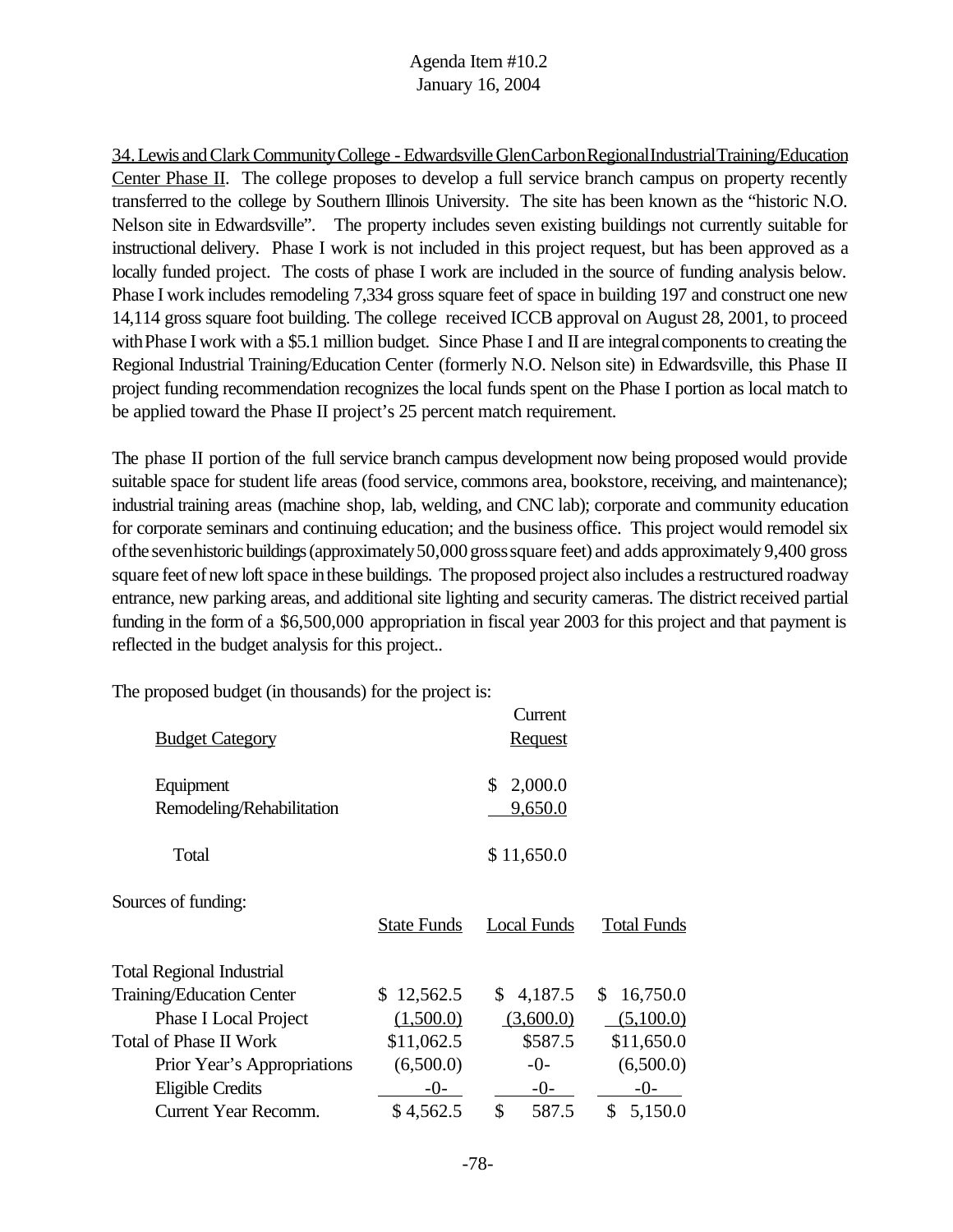Agenda Item #10.2
January 16, 2004

34. Lewis and Clark Community College - Edwardsville Glen Carbon Regional Industrial Training/Education Center Phase II. The college proposes to develop a full service branch campus on property recently transferred to the college by Southern Illinois University. The site has been known as the "historic N.O. Nelson site in Edwardsville". The property includes seven existing buildings not currently suitable for instructional delivery. Phase I work is not included in this project request, but has been approved as a locally funded project. The costs of phase I work are included in the source of funding analysis below. Phase I work includes remodeling 7,334 gross square feet of space in building 197 and construct one new 14,114 gross square foot building. The college received ICCB approval on August 28, 2001, to proceed with Phase I work with a $5.1 million budget. Since Phase I and II are integral components to creating the Regional Industrial Training/Education Center (formerly N.O. Nelson site) in Edwardsville, this Phase II project funding recommendation recognizes the local funds spent on the Phase I portion as local match to be applied toward the Phase II project's 25 percent match requirement.

The phase II portion of the full service branch campus development now being proposed would provide suitable space for student life areas (food service, commons area, bookstore, receiving, and maintenance); industrial training areas (machine shop, lab, welding, and CNC lab); corporate and community education for corporate seminars and continuing education; and the business office. This project would remodel six of the seven historic buildings (approximately 50,000 gross square feet) and adds approximately 9,400 gross square feet of new loft space in these buildings. The proposed project also includes a restructured roadway entrance, new parking areas, and additional site lighting and security cameras. The district received partial funding in the form of a $6,500,000 appropriation in fiscal year 2003 for this project and that payment is reflected in the budget analysis for this project..

The proposed budget (in thousands) for the project is:

| Budget Category | Current Request |
|---|---|
| Equipment | $ 2,000.0 |
| Remodeling/Rehabilitation | 9,650.0 |
| Total | $ 11,650.0 |

Sources of funding:

| | State Funds | Local Funds | Total Funds |
|---|---|---|---|
| Total Regional Industrial Training/Education Center | $ 12,562.5 | $ 4,187.5 | $ 16,750.0 |
| Phase I Local Project | (1,500.0) | (3,600.0) | (5,100.0) |
| Total of Phase II Work | $11,062.5 | $587.5 | $11,650.0 |
| Prior Year's Appropriations | (6,500.0) | -0- | (6,500.0) |
| Eligible Credits | -0- | -0- | -0- |
| Current Year Recomm. | $ 4,562.5 | $ 587.5 | $ 5,150.0 |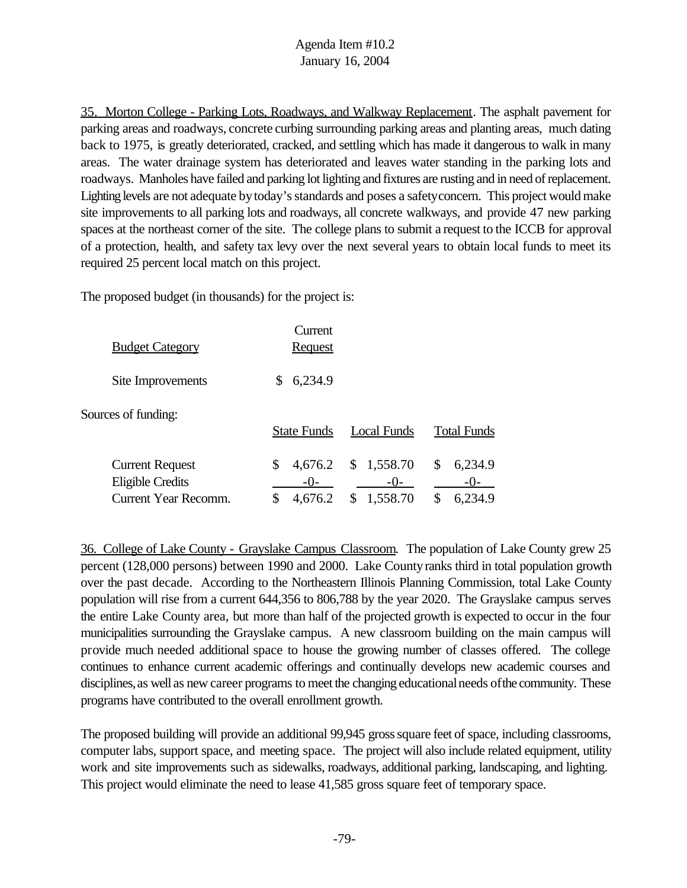Agenda Item #10.2
January 16, 2004

35. Morton College - Parking Lots, Roadways, and Walkway Replacement. The asphalt pavement for parking areas and roadways, concrete curbing surrounding parking areas and planting areas, much dating back to 1975, is greatly deteriorated, cracked, and settling which has made it dangerous to walk in many areas. The water drainage system has deteriorated and leaves water standing in the parking lots and roadways. Manholes have failed and parking lot lighting and fixtures are rusting and in need of replacement. Lighting levels are not adequate by today's standards and poses a safety concern. This project would make site improvements to all parking lots and roadways, all concrete walkways, and provide 47 new parking spaces at the northeast corner of the site. The college plans to submit a request to the ICCB for approval of a protection, health, and safety tax levy over the next several years to obtain local funds to meet its required 25 percent local match on this project.

The proposed budget (in thousands) for the project is:

| Budget Category | Current Request |
|---|---|
| Site Improvements | $ 6,234.9 |

Sources of funding:

| | State Funds | Local Funds | Total Funds |
|---|---|---|---|
| Current Request | $ 4,676.2 | $ 1,558.70 | $ 6,234.9 |
| Eligible Credits | -0- | -0- | -0- |
| Current Year Recomm. | $ 4,676.2 | $ 1,558.70 | $ 6,234.9 |

36. College of Lake County - Grayslake Campus Classroom. The population of Lake County grew 25 percent (128,000 persons) between 1990 and 2000. Lake County ranks third in total population growth over the past decade. According to the Northeastern Illinois Planning Commission, total Lake County population will rise from a current 644,356 to 806,788 by the year 2020. The Grayslake campus serves the entire Lake County area, but more than half of the projected growth is expected to occur in the four municipalities surrounding the Grayslake campus. A new classroom building on the main campus will provide much needed additional space to house the growing number of classes offered. The college continues to enhance current academic offerings and continually develops new academic courses and disciplines, as well as new career programs to meet the changing educational needs of the community. These programs have contributed to the overall enrollment growth.

The proposed building will provide an additional 99,945 gross square feet of space, including classrooms, computer labs, support space, and meeting space. The project will also include related equipment, utility work and site improvements such as sidewalks, roadways, additional parking, landscaping, and lighting. This project would eliminate the need to lease 41,585 gross square feet of temporary space.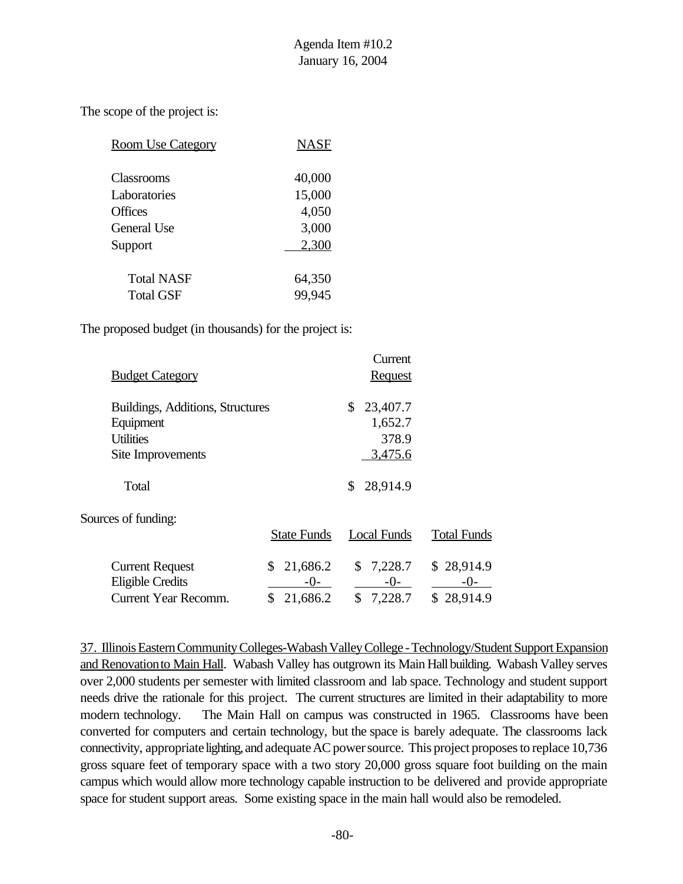Agenda Item #10.2
January 16, 2004

The scope of the project is:

| Room Use Category | NASF |
|---|---|
| Classrooms | 40,000 |
| Laboratories | 15,000 |
| Offices | 4,050 |
| General Use | 3,000 |
| Support | 2,300 |
| Total NASF | 64,350 |
| Total GSF | 99,945 |

The proposed budget (in thousands) for the project is:

| Budget Category | Current Request |
|---|---|
| Buildings, Additions, Structures | $ 23,407.7 |
| Equipment | 1,652.7 |
| Utilities | 378.9 |
| Site Improvements | 3,475.6 |
| Total | $ 28,914.9 |

Sources of funding:

| | State Funds | Local Funds | Total Funds |
|---|---|---|---|
| Current Request | $ 21,686.2 | $ 7,228.7 | $ 28,914.9 |
| Eligible Credits | -0- | -0- | -0- |
| Current Year Recomm. | $ 21,686.2 | $ 7,228.7 | $ 28,914.9 |

37. Illinois Eastern Community Colleges-Wabash Valley College - Technology/Student Support Expansion and Renovation to Main Hall. Wabash Valley has outgrown its Main Hall building. Wabash Valley serves over 2,000 students per semester with limited classroom and lab space. Technology and student support needs drive the rationale for this project. The current structures are limited in their adaptability to more modern technology. The Main Hall on campus was constructed in 1965. Classrooms have been converted for computers and certain technology, but the space is barely adequate. The classrooms lack connectivity, appropriate lighting, and adequate AC power source. This project proposes to replace 10,736 gross square feet of temporary space with a two story 20,000 gross square foot building on the main campus which would allow more technology capable instruction to be delivered and provide appropriate space for student support areas. Some existing space in the main hall would also be remodeled.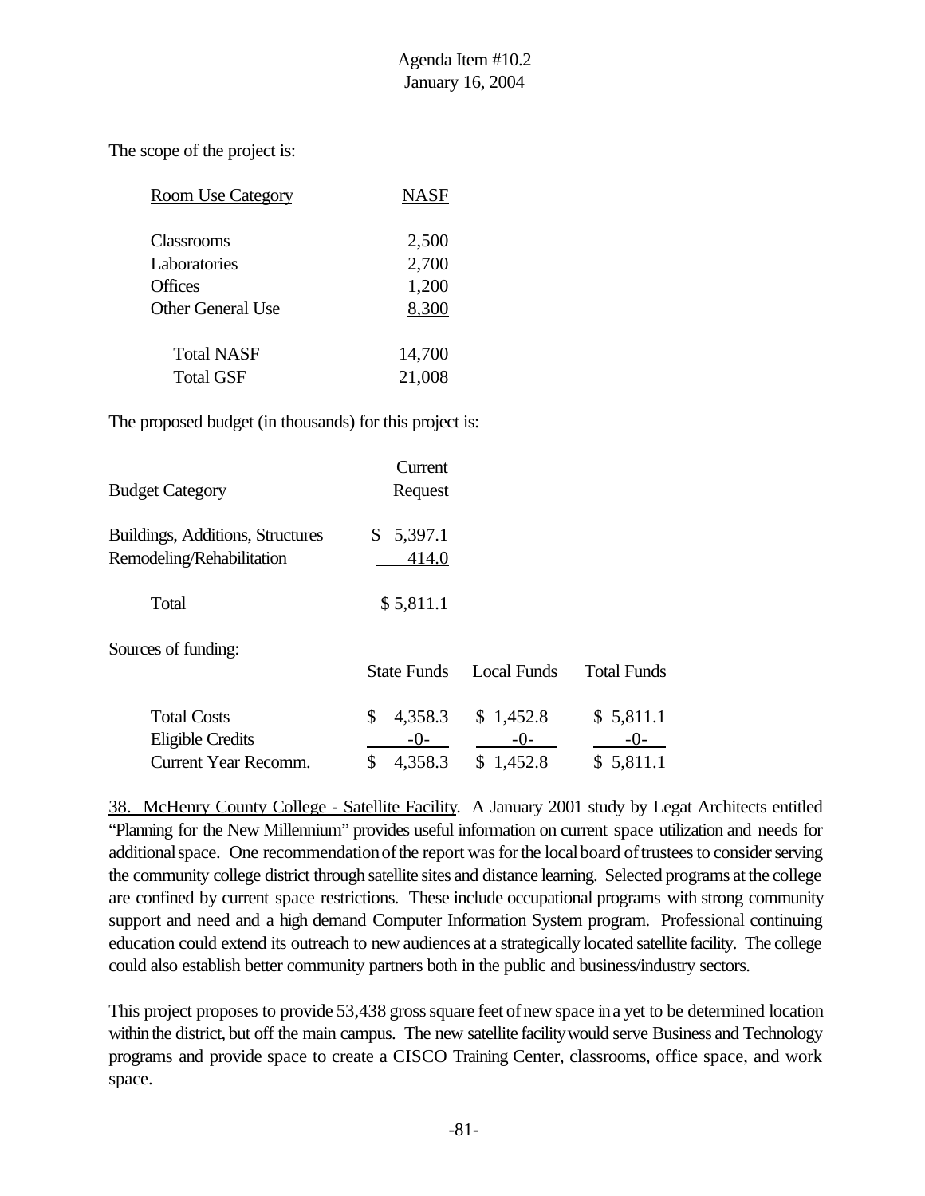Agenda Item #10.2
January 16, 2004

The scope of the project is:

| Room Use Category | NASF |
|---|---|
| Classrooms | 2,500 |
| Laboratories | 2,700 |
| Offices | 1,200 |
| Other General Use | 8,300 |
| Total NASF | 14,700 |
| Total GSF | 21,008 |

The proposed budget (in thousands) for this project is:

| Budget Category | Current Request |
|---|---|
| Buildings, Additions, Structures | $ 5,397.1 |
| Remodeling/Rehabilitation | 414.0 |
| Total | $ 5,811.1 |

Sources of funding:

| | State Funds | Local Funds | Total Funds |
|---|---|---|---|
| Total Costs | $ 4,358.3 | $ 1,452.8 | $ 5,811.1 |
| Eligible Credits | -0- | -0- | -0- |
| Current Year Recomm. | $ 4,358.3 | $ 1,452.8 | $ 5,811.1 |

38. McHenry County College - Satellite Facility. A January 2001 study by Legat Architects entitled "Planning for the New Millennium" provides useful information on current space utilization and needs for additional space. One recommendation of the report was for the local board of trustees to consider serving the community college district through satellite sites and distance learning. Selected programs at the college are confined by current space restrictions. These include occupational programs with strong community support and need and a high demand Computer Information System program. Professional continuing education could extend its outreach to new audiences at a strategically located satellite facility. The college could also establish better community partners both in the public and business/industry sectors.

This project proposes to provide 53,438 gross square feet of new space in a yet to be determined location within the district, but off the main campus. The new satellite facility would serve Business and Technology programs and provide space to create a CISCO Training Center, classrooms, office space, and work space.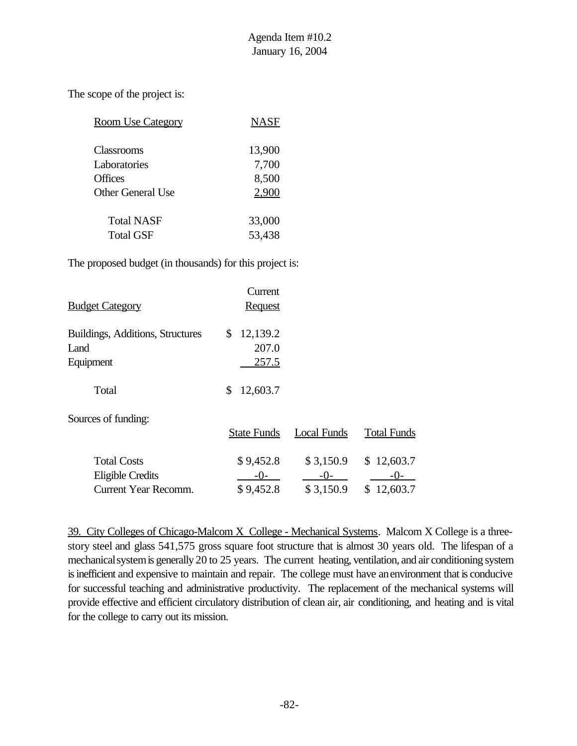The scope of the project is:

| Room Use Category | NASF |
|---|---|
| Classrooms | 13,900 |
| Laboratories | 7,700 |
| Offices | 8,500 |
| Other General Use | 2,900 |
| Total NASF | 33,000 |
| Total GSF | 53,438 |

The proposed budget (in thousands) for this project is:

| Budget Category | Current Request |
|---|---|
| Buildings, Additions, Structures | $ 12,139.2 |
| Land | 207.0 |
| Equipment | 257.5 |
| Total | $ 12,603.7 |

Sources of funding:

| | State Funds | Local Funds | Total Funds |
|---|---|---|---|
| Total Costs | $ 9,452.8 | $ 3,150.9 | $ 12,603.7 |
| Eligible Credits | -0- | -0- | -0- |
| Current Year Recomm. | $ 9,452.8 | $ 3,150.9 | $ 12,603.7 |

39. City Colleges of Chicago-Malcom X College - Mechanical Systems. Malcom X College is a three-story steel and glass 541,575 gross square foot structure that is almost 30 years old. The lifespan of a mechanical system is generally 20 to 25 years. The current heating, ventilation, and air conditioning system is inefficient and expensive to maintain and repair. The college must have an environment that is conducive for successful teaching and administrative productivity. The replacement of the mechanical systems will provide effective and efficient circulatory distribution of clean air, air conditioning, and heating and is vital for the college to carry out its mission.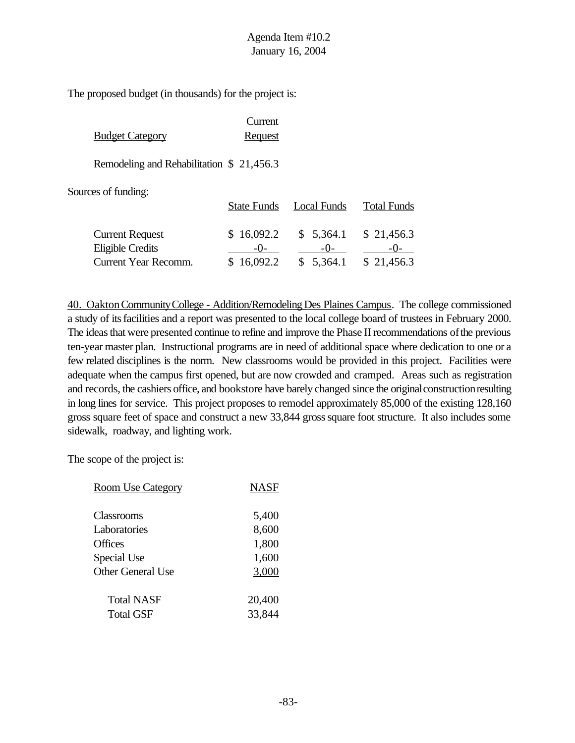The proposed budget (in thousands) for the project is:

| Budget Category | Current Request |
|---|---|
| Remodeling and Rehabilitation | $ 21,456.3 |

Sources of funding:

| | State Funds | Local Funds | Total Funds |
|---|---|---|---|
| Current Request | $ 16,092.2 | $ 5,364.1 | $ 21,456.3 |
| Eligible Credits | -0- | -0- | -0- |
| Current Year Recomm. | $ 16,092.2 | $ 5,364.1 | $ 21,456.3 |

40. Oakton Community College - Addition/Remodeling Des Plaines Campus. The college commissioned a study of its facilities and a report was presented to the local college board of trustees in February 2000. The ideas that were presented continue to refine and improve the Phase II recommendations of the previous ten-year master plan. Instructional programs are in need of additional space where dedication to one or a few related disciplines is the norm. New classrooms would be provided in this project. Facilities were adequate when the campus first opened, but are now crowded and cramped. Areas such as registration and records, the cashiers office, and bookstore have barely changed since the original construction resulting in long lines for service. This project proposes to remodel approximately 85,000 of the existing 128,160 gross square feet of space and construct a new 33,844 gross square foot structure. It also includes some sidewalk, roadway, and lighting work.

The scope of the project is:

| Room Use Category | NASF |
|---|---|
| Classrooms | 5,400 |
| Laboratories | 8,600 |
| Offices | 1,800 |
| Special Use | 1,600 |
| Other General Use | 3,000 |
| Total NASF | 20,400 |
| Total GSF | 33,844 |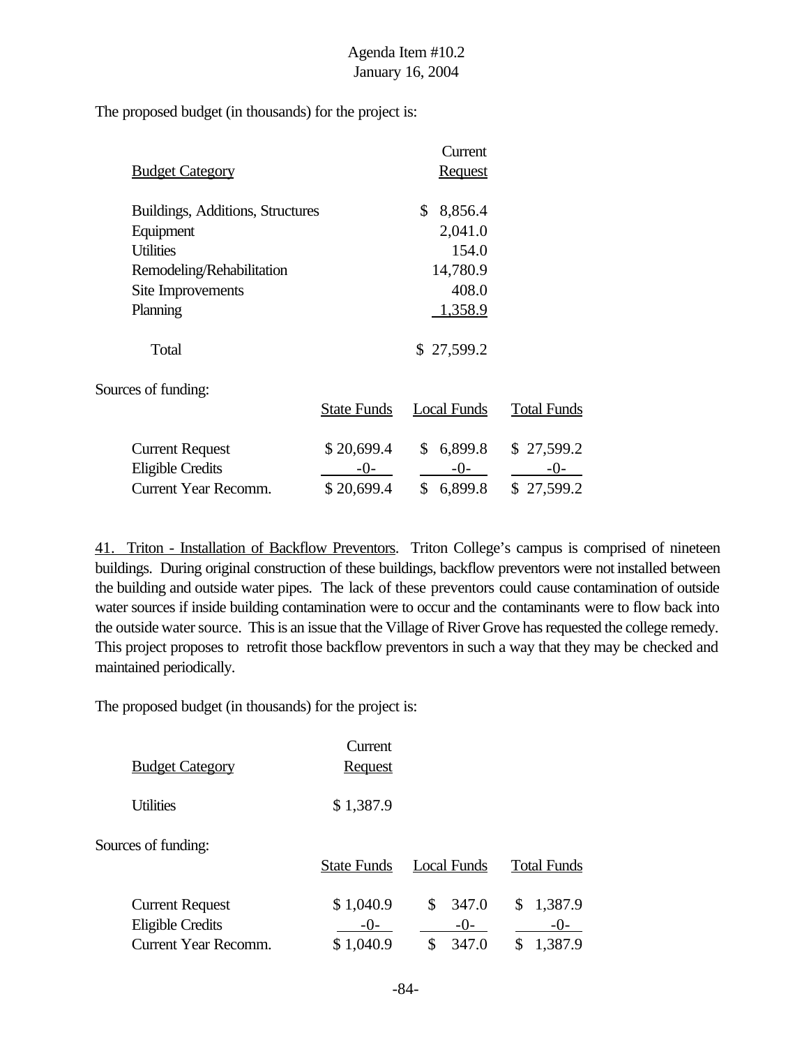The proposed budget (in thousands) for the project is:

| Budget Category | Current Request |
|---|---|
| Buildings, Additions, Structures | $ 8,856.4 |
| Equipment | 2,041.0 |
| Utilities | 154.0 |
| Remodeling/Rehabilitation | 14,780.9 |
| Site Improvements | 408.0 |
| Planning | 1,358.9 |
| Total | $ 27,599.2 |

Sources of funding:

| | State Funds | Local Funds | Total Funds |
|---|---|---|---|
| Current Request | $ 20,699.4 | $ 6,899.8 | $ 27,599.2 |
| Eligible Credits | -0- | -0- | -0- |
| Current Year Recomm. | $ 20,699.4 | $ 6,899.8 | $ 27,599.2 |

41. Triton - Installation of Backflow Preventors. Triton College's campus is comprised of nineteen buildings. During original construction of these buildings, backflow preventors were not installed between the building and outside water pipes. The lack of these preventors could cause contamination of outside water sources if inside building contamination were to occur and the contaminants were to flow back into the outside water source. This is an issue that the Village of River Grove has requested the college remedy. This project proposes to retrofit those backflow preventors in such a way that they may be checked and maintained periodically.

The proposed budget (in thousands) for the project is:

| Budget Category | Current Request |
|---|---|
| Utilities | $ 1,387.9 |

Sources of funding:

| | State Funds | Local Funds | Total Funds |
|---|---|---|---|
| Current Request | $ 1,040.9 | $ 347.0 | $ 1,387.9 |
| Eligible Credits | -0- | -0- | -0- |
| Current Year Recomm. | $ 1,040.9 | $ 347.0 | $ 1,387.9 |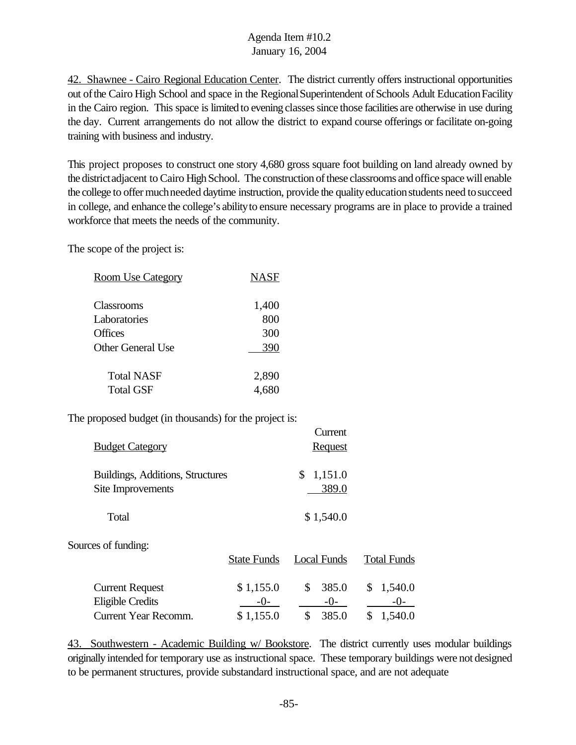42. Shawnee - Cairo Regional Education Center. The district currently offers instructional opportunities out of the Cairo High School and space in the Regional Superintendent of Schools Adult Education Facility in the Cairo region. This space is limited to evening classes since those facilities are otherwise in use during the day. Current arrangements do not allow the district to expand course offerings or facilitate on-going training with business and industry.

This project proposes to construct one story 4,680 gross square foot building on land already owned by the district adjacent to Cairo High School. The construction of these classrooms and office space will enable the college to offer much needed daytime instruction, provide the quality education students need to succeed in college, and enhance the college's ability to ensure necessary programs are in place to provide a trained workforce that meets the needs of the community.

The scope of the project is:

| Room Use Category | NASF |
|---|---|
| Classrooms | 1,400 |
| Laboratories | 800 |
| Offices | 300 |
| Other General Use | 390 |
| Total NASF | 2,890 |
| Total GSF | 4,680 |

The proposed budget (in thousands) for the project is:

| Budget Category | Current Request |
|---|---|
| Buildings, Additions, Structures | $ 1,151.0 |
| Site Improvements | 389.0 |
| Total | $ 1,540.0 |

Sources of funding:

| | State Funds | Local Funds | Total Funds |
|---|---|---|---|
| Current Request | $ 1,155.0 | $ 385.0 | $ 1,540.0 |
| Eligible Credits | -0- | -0- | -0- |
| Current Year Recomm. | $ 1,155.0 | $ 385.0 | $ 1,540.0 |

43. Southwestern - Academic Building w/ Bookstore. The district currently uses modular buildings originally intended for temporary use as instructional space. These temporary buildings were not designed to be permanent structures, provide substandard instructional space, and are not adequate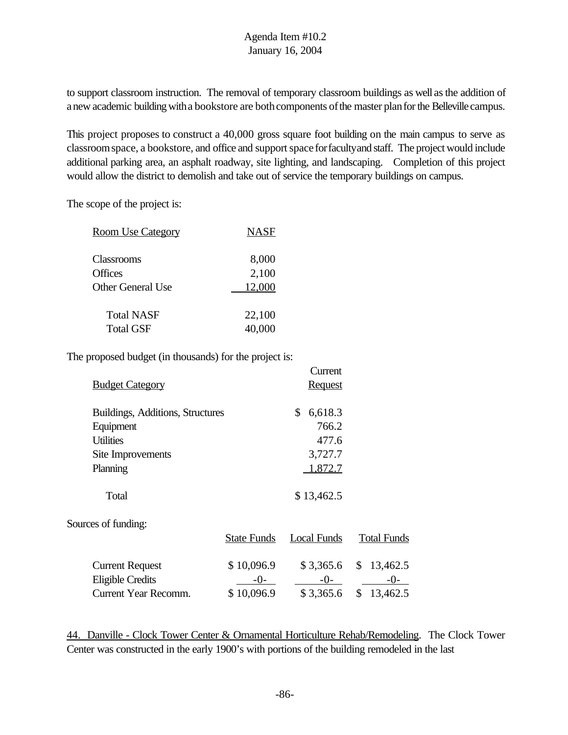to support classroom instruction. The removal of temporary classroom buildings as well as the addition of a new academic building with a bookstore are both components of the master plan for the Belleville campus.

This project proposes to construct a 40,000 gross square foot building on the main campus to serve as classroom space, a bookstore, and office and support space for faculty and staff. The project would include additional parking area, an asphalt roadway, site lighting, and landscaping. Completion of this project would allow the district to demolish and take out of service the temporary buildings on campus.

The scope of the project is:

| Room Use Category | NASF |
|---|---|
| Classrooms | 8,000 |
| Offices | 2,100 |
| Other General Use | 12,000 |
| Total NASF | 22,100 |
| Total GSF | 40,000 |

The proposed budget (in thousands) for the project is:

| Budget Category | Current Request |
|---|---|
| Buildings, Additions, Structures | $ 6,618.3 |
| Equipment | 766.2 |
| Utilities | 477.6 |
| Site Improvements | 3,727.7 |
| Planning | 1,872.7 |
| Total | $ 13,462.5 |

Sources of funding:

| | State Funds | Local Funds | Total Funds |
|---|---|---|---|
| Current Request | $ 10,096.9 | $ 3,365.6 | $ 13,462.5 |
| Eligible Credits | -0- | -0- | -0- |
| Current Year Recomm. | $ 10,096.9 | $ 3,365.6 | $ 13,462.5 |

44. Danville - Clock Tower Center & Ornamental Horticulture Rehab/Remodeling. The Clock Tower Center was constructed in the early 1900's with portions of the building remodeled in the last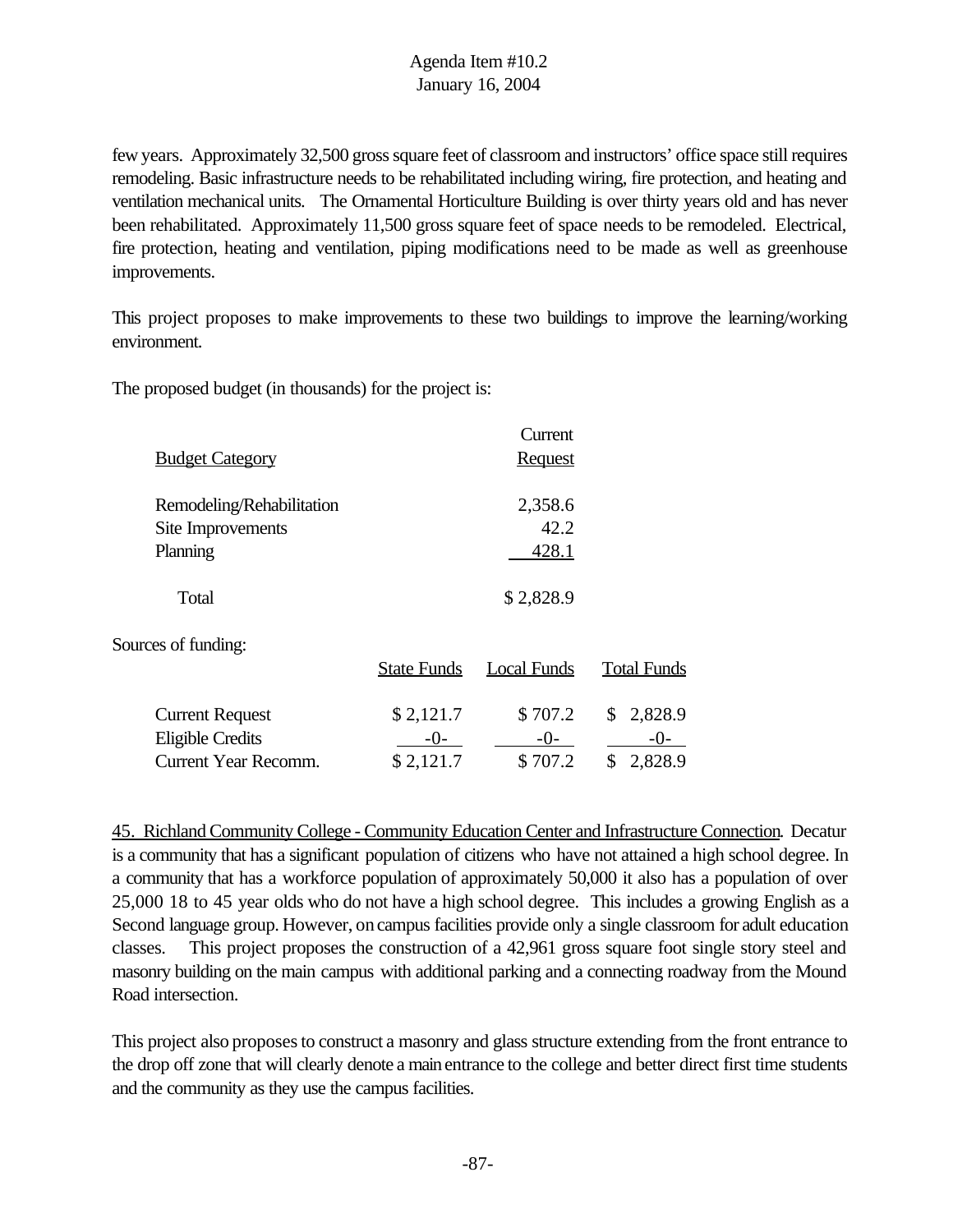few years. Approximately 32,500 gross square feet of classroom and instructors' office space still requires remodeling. Basic infrastructure needs to be rehabilitated including wiring, fire protection, and heating and ventilation mechanical units. The Ornamental Horticulture Building is over thirty years old and has never been rehabilitated. Approximately 11,500 gross square feet of space needs to be remodeled. Electrical, fire protection, heating and ventilation, piping modifications need to be made as well as greenhouse improvements.

This project proposes to make improvements to these two buildings to improve the learning/working environment.

The proposed budget (in thousands) for the project is:

| Budget Category | Current Request |
|---|---|
| Remodeling/Rehabilitation | 2,358.6 |
| Site Improvements | 42.2 |
| Planning | 428.1 |
| Total | $ 2,828.9 |

Sources of funding:

| | State Funds | Local Funds | Total Funds |
|---|---|---|---|
| Current Request | $ 2,121.7 | $ 707.2 | $ 2,828.9 |
| Eligible Credits | -0- | -0- | -0- |
| Current Year Recomm. | $ 2,121.7 | $ 707.2 | $ 2,828.9 |

45. Richland Community College - Community Education Center and Infrastructure Connection. Decatur is a community that has a significant population of citizens who have not attained a high school degree. In a community that has a workforce population of approximately 50,000 it also has a population of over 25,000 18 to 45 year olds who do not have a high school degree. This includes a growing English as a Second language group. However, on campus facilities provide only a single classroom for adult education classes. This project proposes the construction of a 42,961 gross square foot single story steel and masonry building on the main campus with additional parking and a connecting roadway from the Mound Road intersection.

This project also proposes to construct a masonry and glass structure extending from the front entrance to the drop off zone that will clearly denote a main entrance to the college and better direct first time students and the community as they use the campus facilities.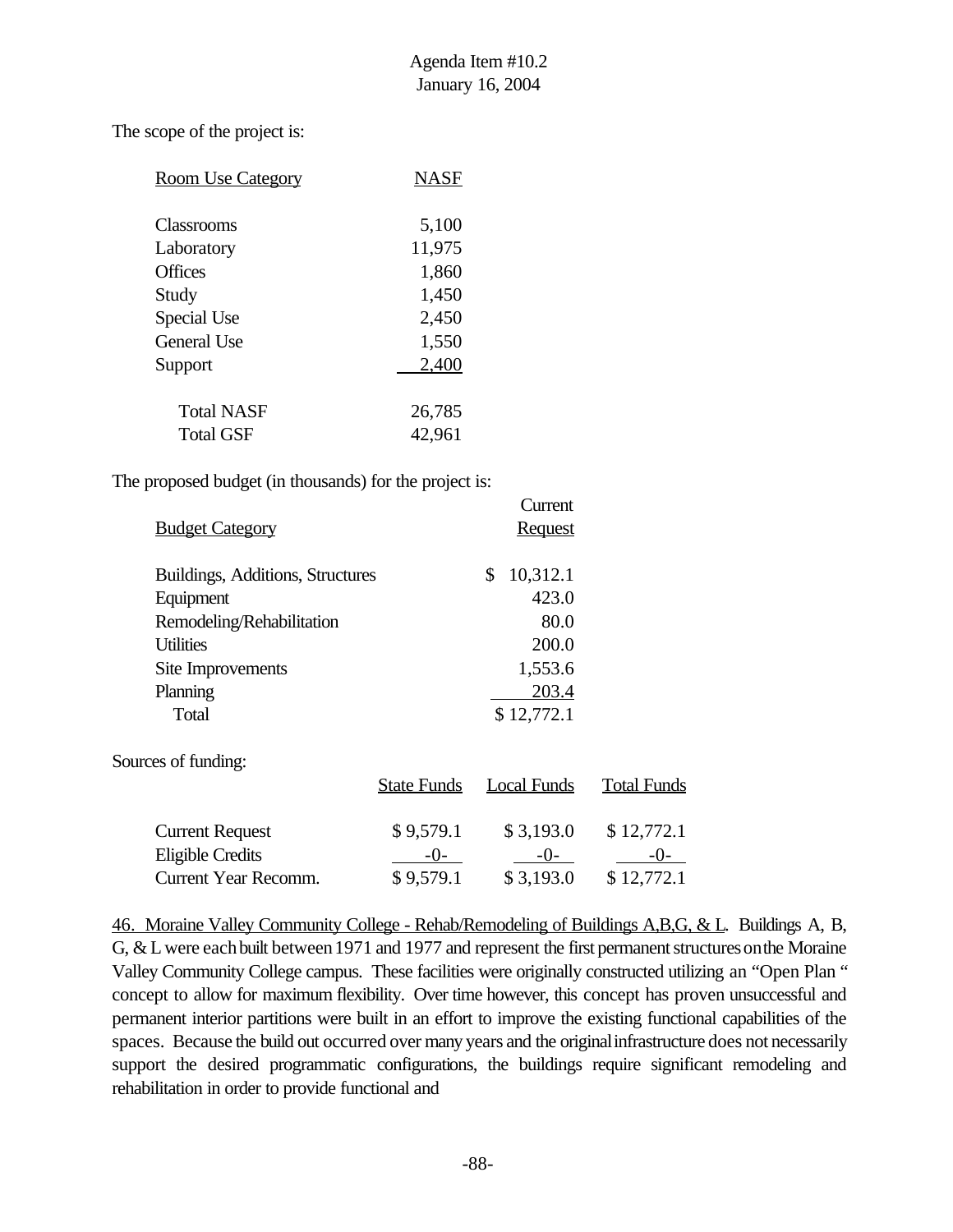Agenda Item #10.2
January 16, 2004

The scope of the project is:

| Room Use Category | NASF |
|---|---|
| Classrooms | 5,100 |
| Laboratory | 11,975 |
| Offices | 1,860 |
| Study | 1,450 |
| Special Use | 2,450 |
| General Use | 1,550 |
| Support | 2,400 |
| Total NASF | 26,785 |
| Total GSF | 42,961 |

The proposed budget (in thousands) for the project is:

| Budget Category | Current Request |
|---|---|
| Buildings, Additions, Structures | $ 10,312.1 |
| Equipment | 423.0 |
| Remodeling/Rehabilitation | 80.0 |
| Utilities | 200.0 |
| Site Improvements | 1,553.6 |
| Planning | 203.4 |
| Total | $ 12,772.1 |

Sources of funding:

| | State Funds | Local Funds | Total Funds |
|---|---|---|---|
| Current Request | $ 9,579.1 | $ 3,193.0 | $ 12,772.1 |
| Eligible Credits | -0- | -0- | -0- |
| Current Year Recomm. | $ 9,579.1 | $ 3,193.0 | $ 12,772.1 |

46. Moraine Valley Community College - Rehab/Remodeling of Buildings A,B,G, & L. Buildings A, B, G, & L were each built between 1971 and 1977 and represent the first permanent structures on the Moraine Valley Community College campus. These facilities were originally constructed utilizing an "Open Plan " concept to allow for maximum flexibility. Over time however, this concept has proven unsuccessful and permanent interior partitions were built in an effort to improve the existing functional capabilities of the spaces. Because the build out occurred over many years and the original infrastructure does not necessarily support the desired programmatic configurations, the buildings require significant remodeling and rehabilitation in order to provide functional and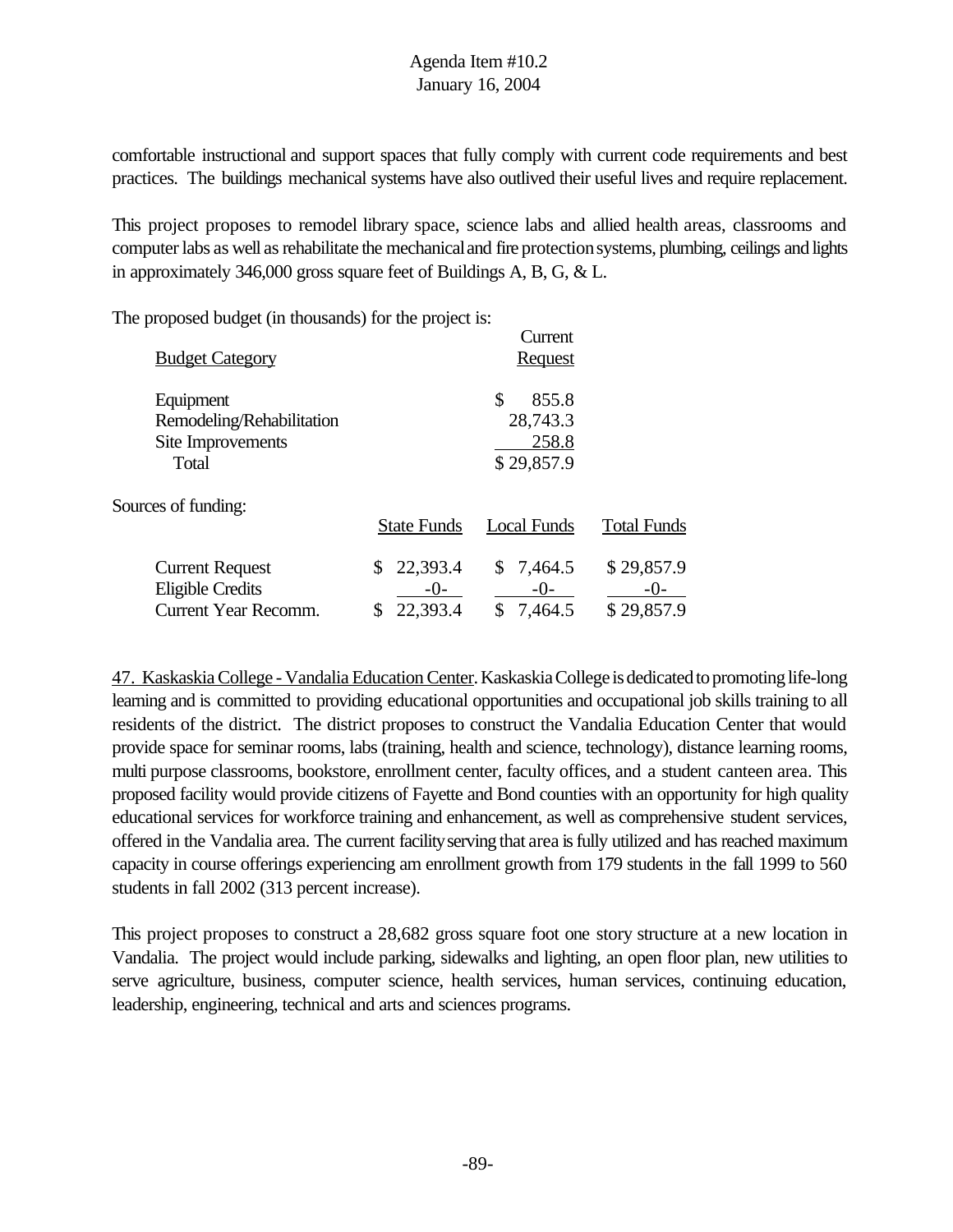comfortable instructional and support spaces that fully comply with current code requirements and best practices. The buildings mechanical systems have also outlived their useful lives and require replacement.

This project proposes to remodel library space, science labs and allied health areas, classrooms and computer labs as well as rehabilitate the mechanical and fire protection systems, plumbing, ceilings and lights in approximately 346,000 gross square feet of Buildings A, B, G, & L.

The proposed budget (in thousands) for the project is:

| Budget Category | Current Request |
|---|---|
| Equipment | $ 855.8 |
| Remodeling/Rehabilitation | 28,743.3 |
| Site Improvements | 258.8 |
| Total | $ 29,857.9 |

Sources of funding:

| | State Funds | Local Funds | Total Funds |
|---|---|---|---|
| Current Request | $ 22,393.4 | $ 7,464.5 | $ 29,857.9 |
| Eligible Credits | -0- | -0- | -0- |
| Current Year Recomm. | $ 22,393.4 | $ 7,464.5 | $ 29,857.9 |

47. Kaskaskia College - Vandalia Education Center. Kaskaskia College is dedicated to promoting life-long learning and is committed to providing educational opportunities and occupational job skills training to all residents of the district. The district proposes to construct the Vandalia Education Center that would provide space for seminar rooms, labs (training, health and science, technology), distance learning rooms, multi purpose classrooms, bookstore, enrollment center, faculty offices, and a student canteen area. This proposed facility would provide citizens of Fayette and Bond counties with an opportunity for high quality educational services for workforce training and enhancement, as well as comprehensive student services, offered in the Vandalia area. The current facility serving that area is fully utilized and has reached maximum capacity in course offerings experiencing am enrollment growth from 179 students in the fall 1999 to 560 students in fall 2002 (313 percent increase).

This project proposes to construct a 28,682 gross square foot one story structure at a new location in Vandalia. The project would include parking, sidewalks and lighting, an open floor plan, new utilities to serve agriculture, business, computer science, health services, human services, continuing education, leadership, engineering, technical and arts and sciences programs.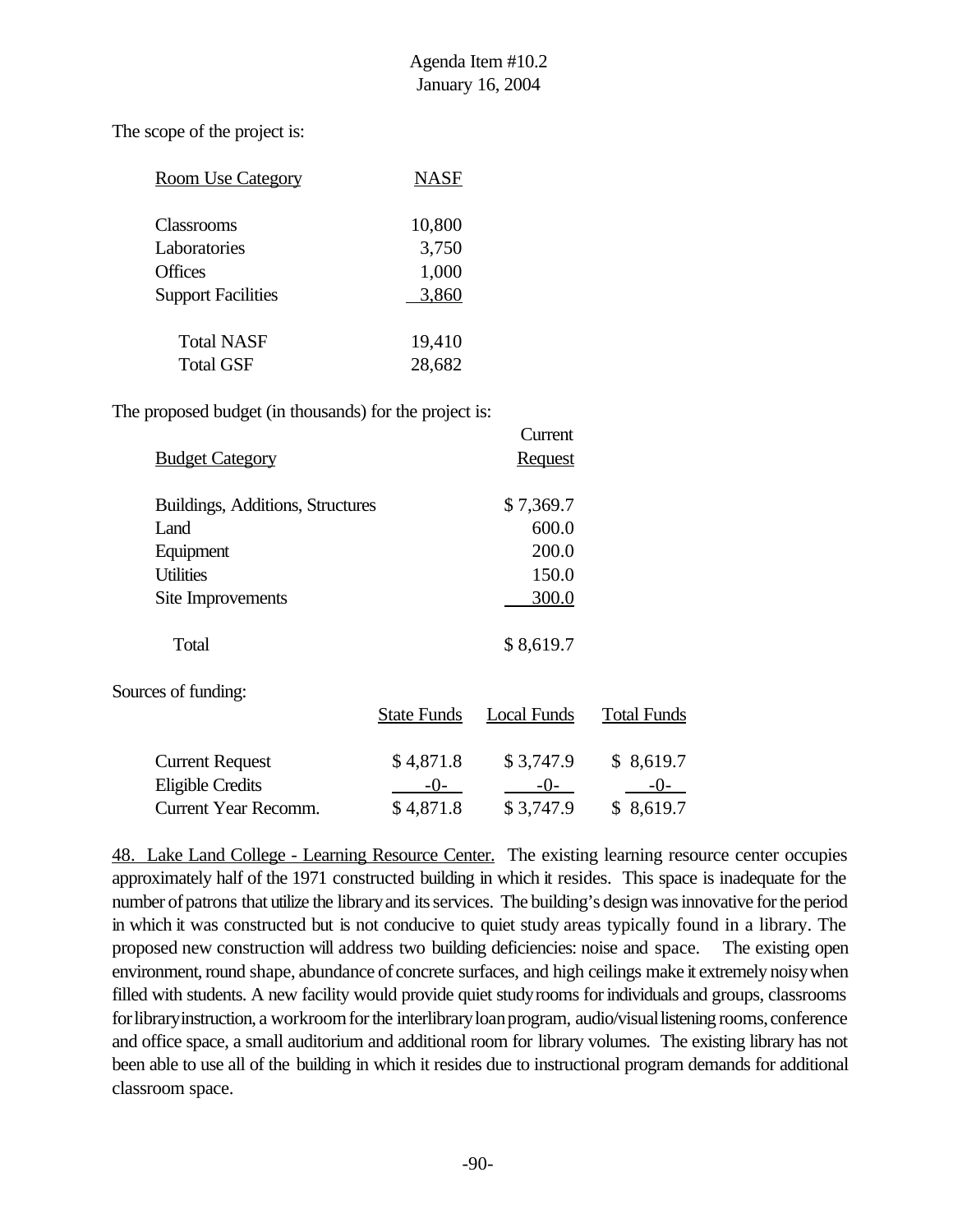The scope of the project is:

| Room Use Category | NASF |
|---|---|
| Classrooms | 10,800 |
| Laboratories | 3,750 |
| Offices | 1,000 |
| Support Facilities | 3,860 |
| Total NASF | 19,410 |
| Total GSF | 28,682 |

The proposed budget (in thousands) for the project is:

| Budget Category | Current Request |
|---|---|
| Buildings, Additions, Structures | $ 7,369.7 |
| Land | 600.0 |
| Equipment | 200.0 |
| Utilities | 150.0 |
| Site Improvements | 300.0 |
| Total | $ 8,619.7 |

Sources of funding:

| | State Funds | Local Funds | Total Funds |
|---|---|---|---|
| Current Request | $ 4,871.8 | $ 3,747.9 | $ 8,619.7 |
| Eligible Credits | -0- | -0- | -0- |
| Current Year Recomm. | $ 4,871.8 | $ 3,747.9 | $ 8,619.7 |

48. Lake Land College - Learning Resource Center. The existing learning resource center occupies approximately half of the 1971 constructed building in which it resides. This space is inadequate for the number of patrons that utilize the library and its services. The building's design was innovative for the period in which it was constructed but is not conducive to quiet study areas typically found in a library. The proposed new construction will address two building deficiencies: noise and space. The existing open environment, round shape, abundance of concrete surfaces, and high ceilings make it extremely noisy when filled with students. A new facility would provide quiet study rooms for individuals and groups, classrooms for library instruction, a workroom for the interlibrary loan program, audio/visual listening rooms, conference and office space, a small auditorium and additional room for library volumes. The existing library has not been able to use all of the building in which it resides due to instructional program demands for additional classroom space.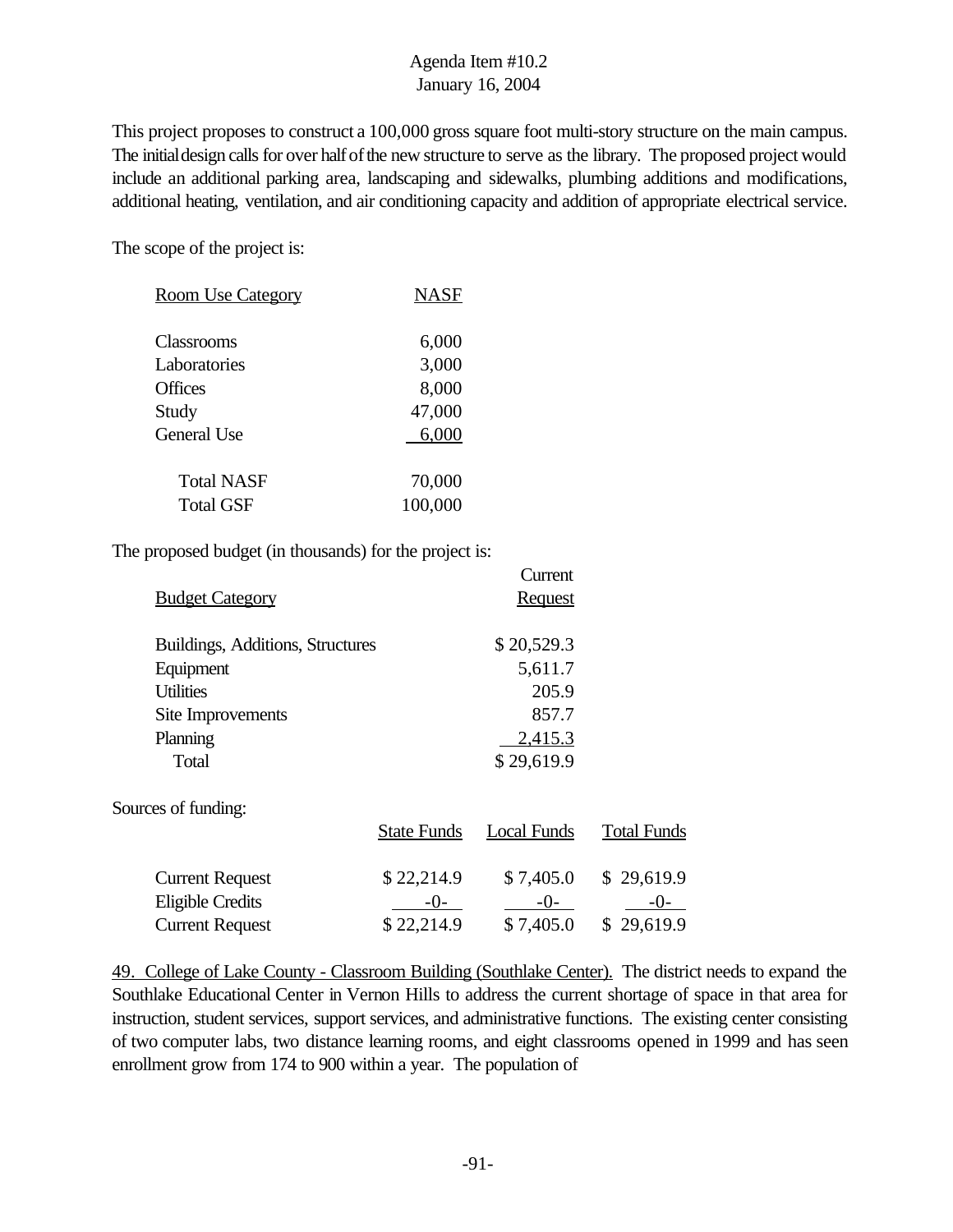This project proposes to construct a 100,000 gross square foot multi-story structure on the main campus. The initial design calls for over half of the new structure to serve as the library. The proposed project would include an additional parking area, landscaping and sidewalks, plumbing additions and modifications, additional heating, ventilation, and air conditioning capacity and addition of appropriate electrical service.

The scope of the project is:

| Room Use Category | NASF |
|---|---|
| Classrooms | 6,000 |
| Laboratories | 3,000 |
| Offices | 8,000 |
| Study | 47,000 |
| General Use | 6,000 |
| Total NASF | 70,000 |
| Total GSF | 100,000 |

The proposed budget (in thousands) for the project is:

| Budget Category | Current Request |
|---|---|
| Buildings, Additions, Structures | $ 20,529.3 |
| Equipment | 5,611.7 |
| Utilities | 205.9 |
| Site Improvements | 857.7 |
| Planning | 2,415.3 |
| Total | $ 29,619.9 |

Sources of funding:

| | State Funds | Local Funds | Total Funds |
|---|---|---|---|
| Current Request | $ 22,214.9 | $ 7,405.0 | $ 29,619.9 |
| Eligible Credits | -0- | -0- | -0- |
| Current Request | $ 22,214.9 | $ 7,405.0 | $ 29,619.9 |

49. College of Lake County - Classroom Building (Southlake Center). The district needs to expand the Southlake Educational Center in Vernon Hills to address the current shortage of space in that area for instruction, student services, support services, and administrative functions. The existing center consisting of two computer labs, two distance learning rooms, and eight classrooms opened in 1999 and has seen enrollment grow from 174 to 900 within a year. The population of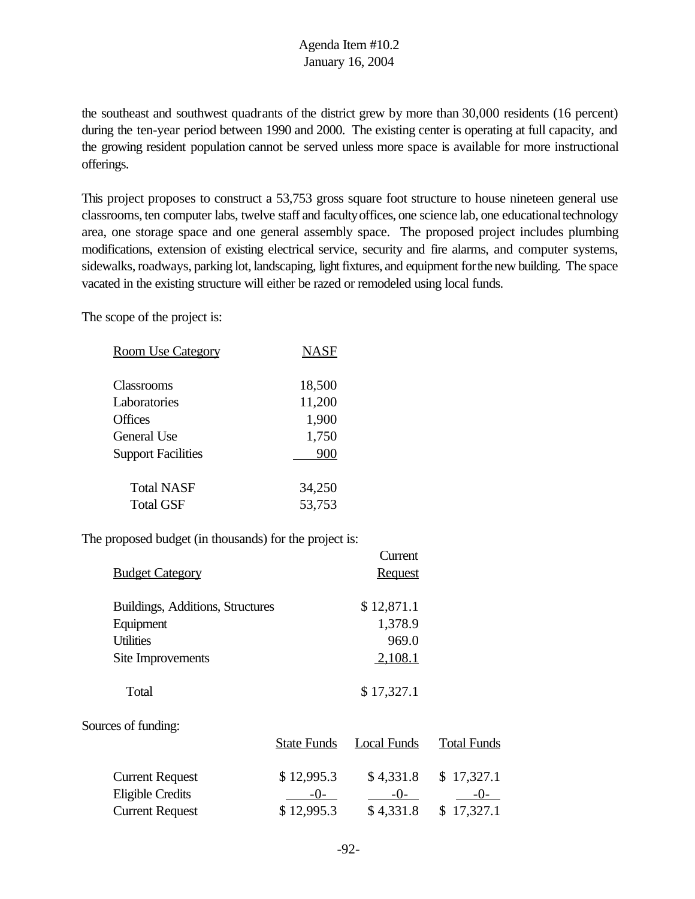the southeast and southwest quadrants of the district grew by more than 30,000 residents (16 percent) during the ten-year period between 1990 and 2000. The existing center is operating at full capacity, and the growing resident population cannot be served unless more space is available for more instructional offerings.

This project proposes to construct a 53,753 gross square foot structure to house nineteen general use classrooms, ten computer labs, twelve staff and faculty offices, one science lab, one educational technology area, one storage space and one general assembly space. The proposed project includes plumbing modifications, extension of existing electrical service, security and fire alarms, and computer systems, sidewalks, roadways, parking lot, landscaping, light fixtures, and equipment for the new building. The space vacated in the existing structure will either be razed or remodeled using local funds.

The scope of the project is:

| Room Use Category | NASF |
|---|---|
| Classrooms | 18,500 |
| Laboratories | 11,200 |
| Offices | 1,900 |
| General Use | 1,750 |
| Support Facilities | 900 |
| Total NASF | 34,250 |
| Total GSF | 53,753 |

The proposed budget (in thousands) for the project is:

| Budget Category | Current Request |
|---|---|
| Buildings, Additions, Structures | $ 12,871.1 |
| Equipment | 1,378.9 |
| Utilities | 969.0 |
| Site Improvements | 2,108.1 |
| Total | $ 17,327.1 |

Sources of funding:

| | State Funds | Local Funds | Total Funds |
|---|---|---|---|
| Current Request | $ 12,995.3 | $ 4,331.8 | $ 17,327.1 |
| Eligible Credits | -0- | -0- | -0- |
| Current Request | $ 12,995.3 | $ 4,331.8 | $ 17,327.1 |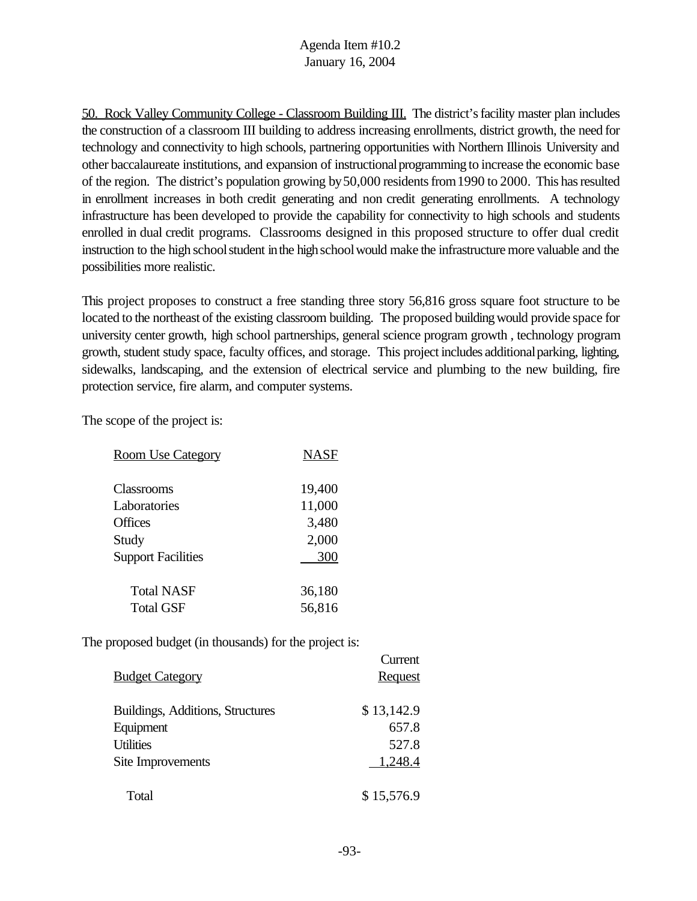Agenda Item #10.2
January 16, 2004

50. Rock Valley Community College - Classroom Building III. The district's facility master plan includes the construction of a classroom III building to address increasing enrollments, district growth, the need for technology and connectivity to high schools, partnering opportunities with Northern Illinois University and other baccalaureate institutions, and expansion of instructional programming to increase the economic base of the region. The district's population growing by 50,000 residents from 1990 to 2000. This has resulted in enrollment increases in both credit generating and non credit generating enrollments. A technology infrastructure has been developed to provide the capability for connectivity to high schools and students enrolled in dual credit programs. Classrooms designed in this proposed structure to offer dual credit instruction to the high school student in the high school would make the infrastructure more valuable and the possibilities more realistic.

This project proposes to construct a free standing three story 56,816 gross square foot structure to be located to the northeast of the existing classroom building. The proposed building would provide space for university center growth, high school partnerships, general science program growth , technology program growth, student study space, faculty offices, and storage. This project includes additional parking, lighting, sidewalks, landscaping, and the extension of electrical service and plumbing to the new building, fire protection service, fire alarm, and computer systems.

The scope of the project is:

| Room Use Category | NASF |
|---|---|
| Classrooms | 19,400 |
| Laboratories | 11,000 |
| Offices | 3,480 |
| Study | 2,000 |
| Support Facilities | 300 |
| Total NASF | 36,180 |
| Total GSF | 56,816 |

The proposed budget (in thousands) for the project is:

| Budget Category | Current Request |
|---|---|
| Buildings, Additions, Structures | $ 13,142.9 |
| Equipment | 657.8 |
| Utilities | 527.8 |
| Site Improvements | 1,248.4 |
| Total | $ 15,576.9 |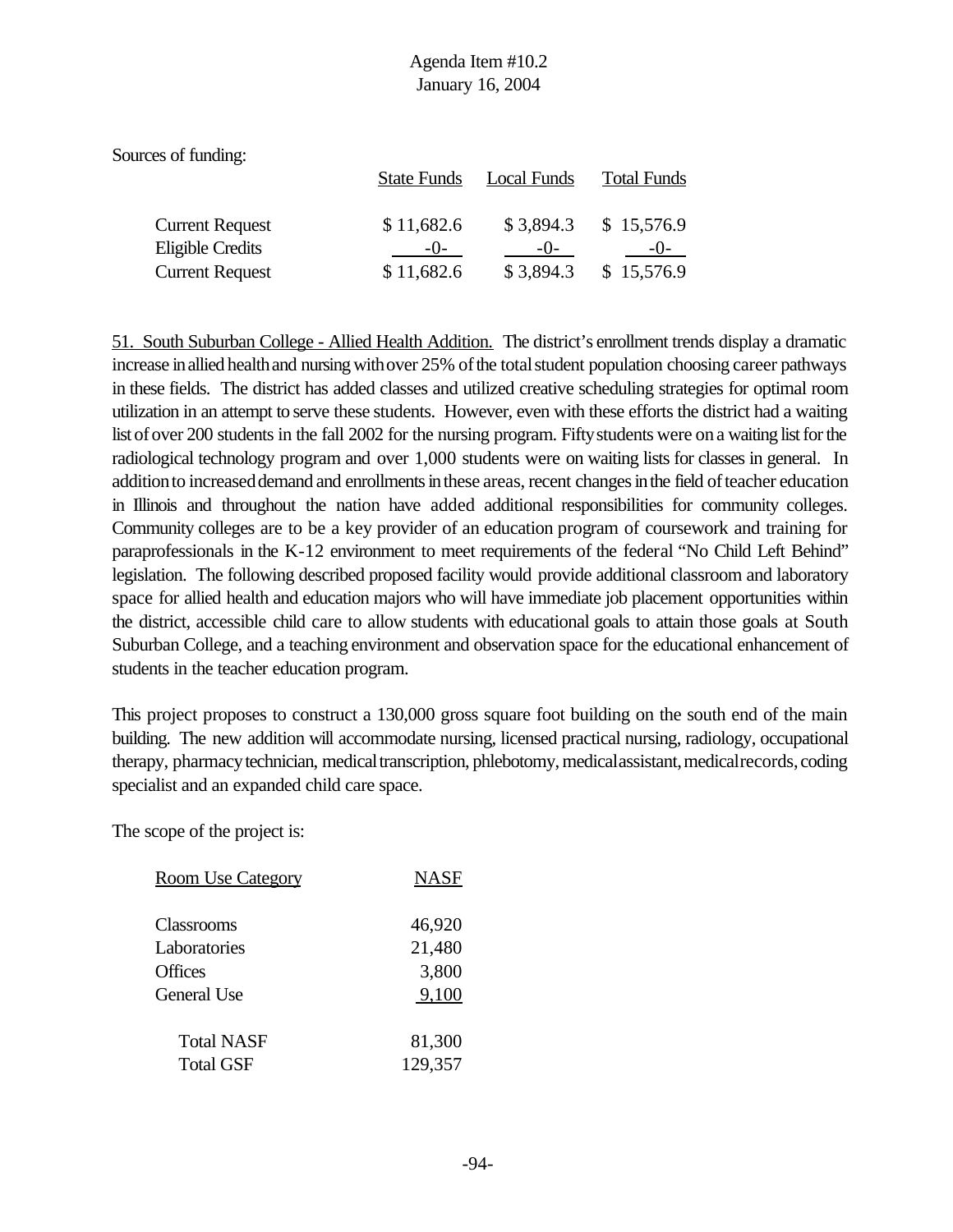Sources of funding:

| | State Funds | Local Funds | Total Funds |
|---|---|---|---|
| Current Request | $ 11,682.6 | $ 3,894.3 | $ 15,576.9 |
| Eligible Credits | -0- | -0- | -0- |
| Current Request | $ 11,682.6 | $ 3,894.3 | $ 15,576.9 |

51. South Suburban College - Allied Health Addition. The district's enrollment trends display a dramatic increase in allied health and nursing with over 25% of the total student population choosing career pathways in these fields. The district has added classes and utilized creative scheduling strategies for optimal room utilization in an attempt to serve these students. However, even with these efforts the district had a waiting list of over 200 students in the fall 2002 for the nursing program. Fifty students were on a waiting list for the radiological technology program and over 1,000 students were on waiting lists for classes in general. In addition to increased demand and enrollments in these areas, recent changes in the field of teacher education in Illinois and throughout the nation have added additional responsibilities for community colleges. Community colleges are to be a key provider of an education program of coursework and training for paraprofessionals in the K-12 environment to meet requirements of the federal "No Child Left Behind" legislation. The following described proposed facility would provide additional classroom and laboratory space for allied health and education majors who will have immediate job placement opportunities within the district, accessible child care to allow students with educational goals to attain those goals at South Suburban College, and a teaching environment and observation space for the educational enhancement of students in the teacher education program.

This project proposes to construct a 130,000 gross square foot building on the south end of the main building. The new addition will accommodate nursing, licensed practical nursing, radiology, occupational therapy, pharmacy technician, medical transcription, phlebotomy, medical assistant, medical records, coding specialist and an expanded child care space.

The scope of the project is:

| Room Use Category | NASF |
|---|---|
| Classrooms | 46,920 |
| Laboratories | 21,480 |
| Offices | 3,800 |
| General Use | 9,100 |
| Total NASF | 81,300 |
| Total GSF | 129,357 |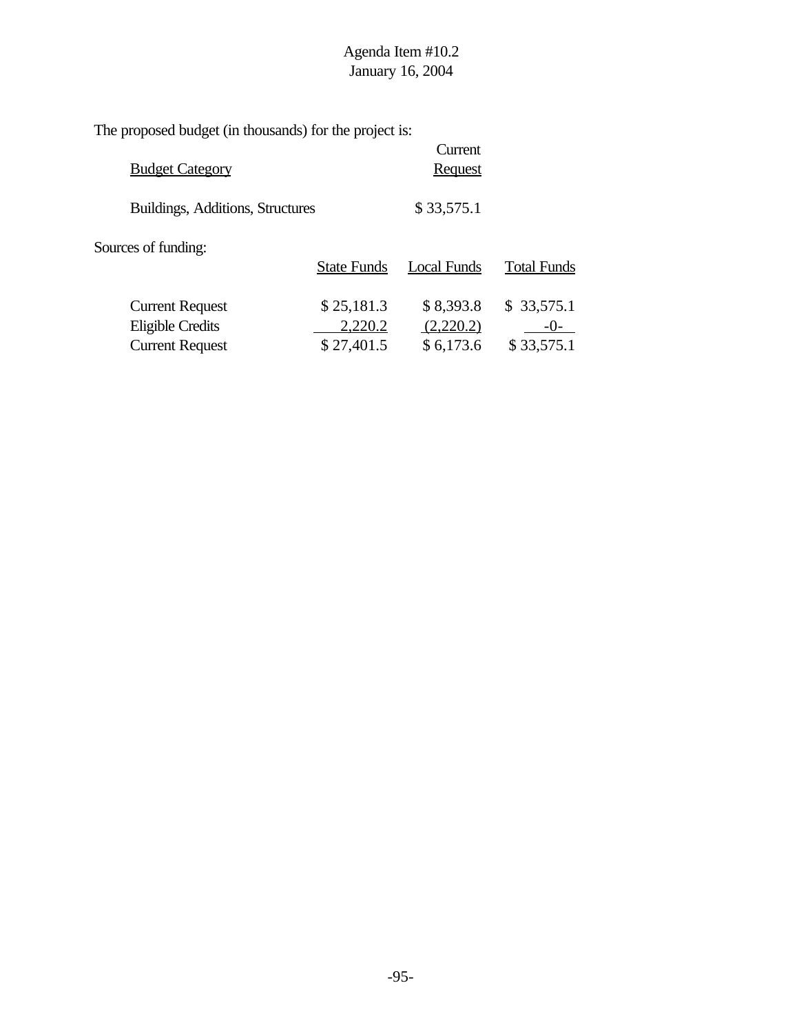Agenda Item #10.2
January 16, 2004

The proposed budget (in thousands) for the project is:

| Budget Category | Current Request |
|---|---|
| Buildings, Additions, Structures | $ 33,575.1 |

Sources of funding:

| | State Funds | Local Funds | Total Funds |
|---|---|---|---|
| Current Request | $ 25,181.3 | $ 8,393.8 | $ 33,575.1 |
| Eligible Credits | 2,220.2 | (2,220.2) | -0- |
| Current Request | $ 27,401.5 | $ 6,173.6 | $ 33,575.1 |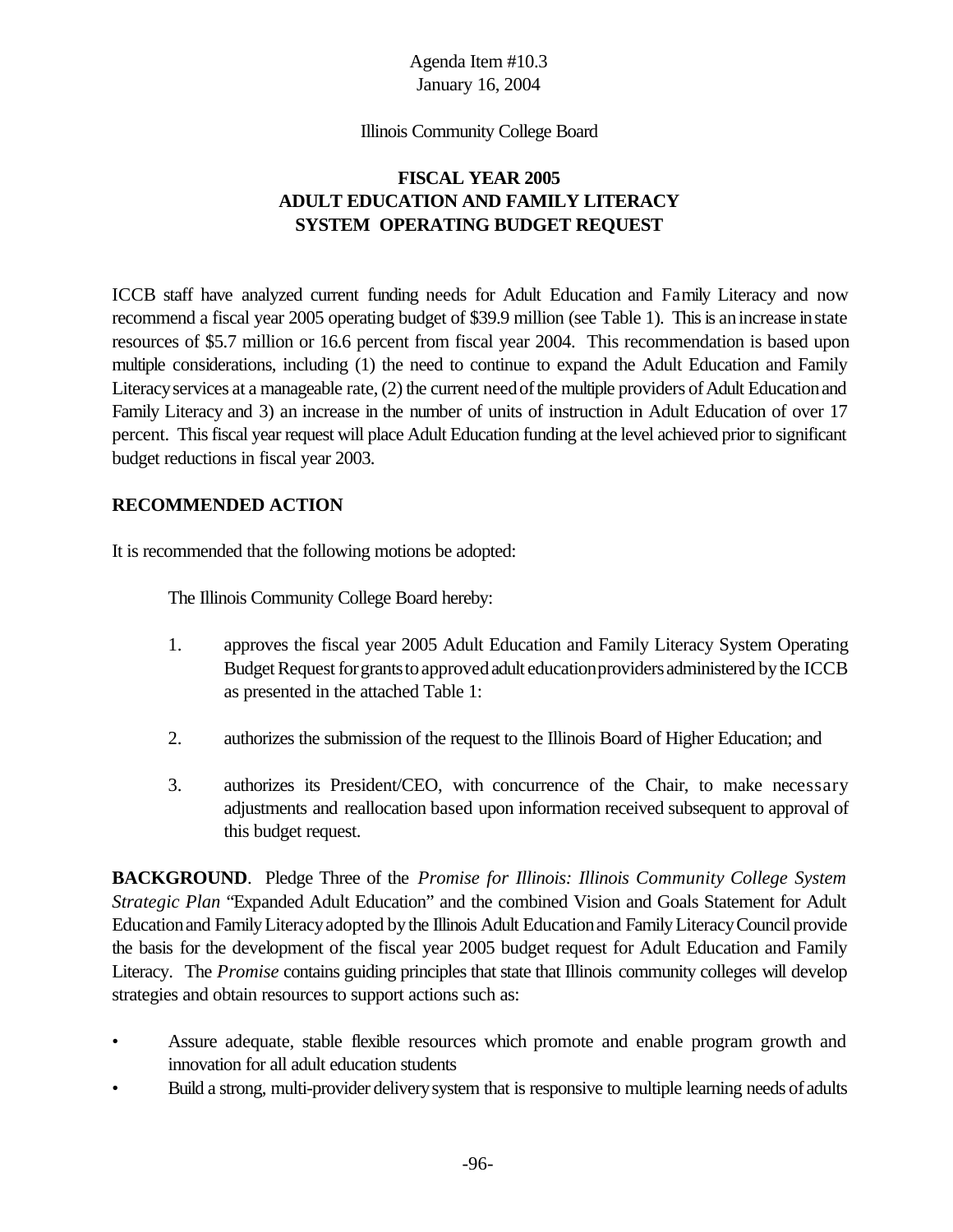Agenda Item #10.3
January 16, 2004

Illinois Community College Board

## FISCAL YEAR 2005
## ADULT EDUCATION AND FAMILY LITERACY
## SYSTEM OPERATING BUDGET REQUEST

ICCB staff have analyzed current funding needs for Adult Education and Family Literacy and now recommend a fiscal year 2005 operating budget of $39.9 million (see Table 1). This is an increase in state resources of $5.7 million or 16.6 percent from fiscal year 2004. This recommendation is based upon multiple considerations, including (1) the need to continue to expand the Adult Education and Family Literacy services at a manageable rate, (2) the current need of the multiple providers of Adult Education and Family Literacy and 3) an increase in the number of units of instruction in Adult Education of over 17 percent. This fiscal year request will place Adult Education funding at the level achieved prior to significant budget reductions in fiscal year 2003.

**RECOMMENDED ACTION**

It is recommended that the following motions be adopted:

The Illinois Community College Board hereby:

1. approves the fiscal year 2005 Adult Education and Family Literacy System Operating Budget Request for grants to approved adult education providers administered by the ICCB as presented in the attached Table 1:

2. authorizes the submission of the request to the Illinois Board of Higher Education; and

3. authorizes its President/CEO, with concurrence of the Chair, to make necessary adjustments and reallocation based upon information received subsequent to approval of this budget request.

**BACKGROUND**. Pledge Three of the *Promise for Illinois: Illinois Community College System Strategic Plan* "Expanded Adult Education" and the combined Vision and Goals Statement for Adult Education and Family Literacy adopted by the Illinois Adult Education and Family Literacy Council provide the basis for the development of the fiscal year 2005 budget request for Adult Education and Family Literacy. The *Promise* contains guiding principles that state that Illinois community colleges will develop strategies and obtain resources to support actions such as:

- Assure adequate, stable flexible resources which promote and enable program growth and innovation for all adult education students
- Build a strong, multi-provider delivery system that is responsive to multiple learning needs of adults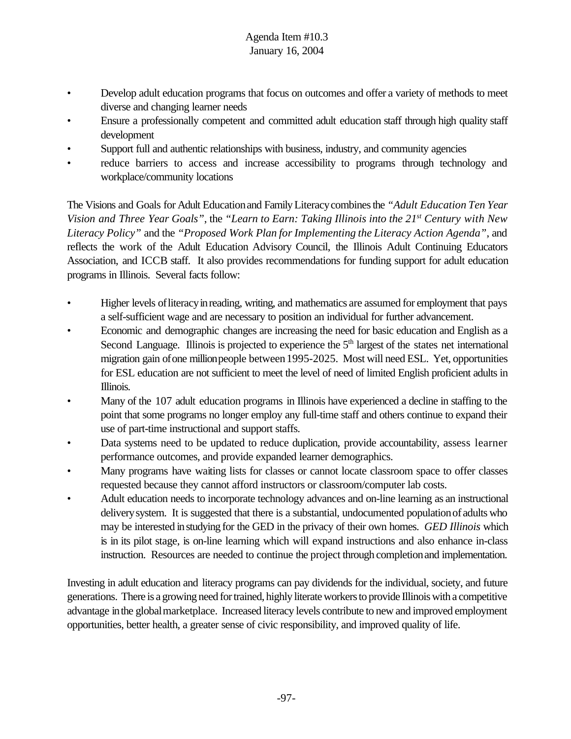- Develop adult education programs that focus on outcomes and offer a variety of methods to meet diverse and changing learner needs
- Ensure a professionally competent and committed adult education staff through high quality staff development
- Support full and authentic relationships with business, industry, and community agencies
- reduce barriers to access and increase accessibility to programs through technology and workplace/community locations

The Visions and Goals for Adult Education and Family Literacy combines the *"Adult Education Ten Year Vision and Three Year Goals"*, the *"Learn to Earn: Taking Illinois into the 21st Century with New Literacy Policy"* and the *"Proposed Work Plan for Implementing the Literacy Action Agenda"*, and reflects the work of the Adult Education Advisory Council, the Illinois Adult Continuing Educators Association, and ICCB staff. It also provides recommendations for funding support for adult education programs in Illinois. Several facts follow:

- Higher levels of literacy in reading, writing, and mathematics are assumed for employment that pays a self-sufficient wage and are necessary to position an individual for further advancement.
- Economic and demographic changes are increasing the need for basic education and English as a Second Language. Illinois is projected to experience the 5th largest of the states net international migration gain of one million people between 1995-2025. Most will need ESL. Yet, opportunities for ESL education are not sufficient to meet the level of need of limited English proficient adults in Illinois.
- Many of the 107 adult education programs in Illinois have experienced a decline in staffing to the point that some programs no longer employ any full-time staff and others continue to expand their use of part-time instructional and support staffs.
- Data systems need to be updated to reduce duplication, provide accountability, assess learner performance outcomes, and provide expanded learner demographics.
- Many programs have waiting lists for classes or cannot locate classroom space to offer classes requested because they cannot afford instructors or classroom/computer lab costs.
- Adult education needs to incorporate technology advances and on-line learning as an instructional delivery system. It is suggested that there is a substantial, undocumented population of adults who may be interested in studying for the GED in the privacy of their own homes. *GED Illinois* which is in its pilot stage, is on-line learning which will expand instructions and also enhance in-class instruction. Resources are needed to continue the project through completion and implementation.

Investing in adult education and literacy programs can pay dividends for the individual, society, and future generations. There is a growing need for trained, highly literate workers to provide Illinois with a competitive advantage in the global marketplace. Increased literacy levels contribute to new and improved employment opportunities, better health, a greater sense of civic responsibility, and improved quality of life.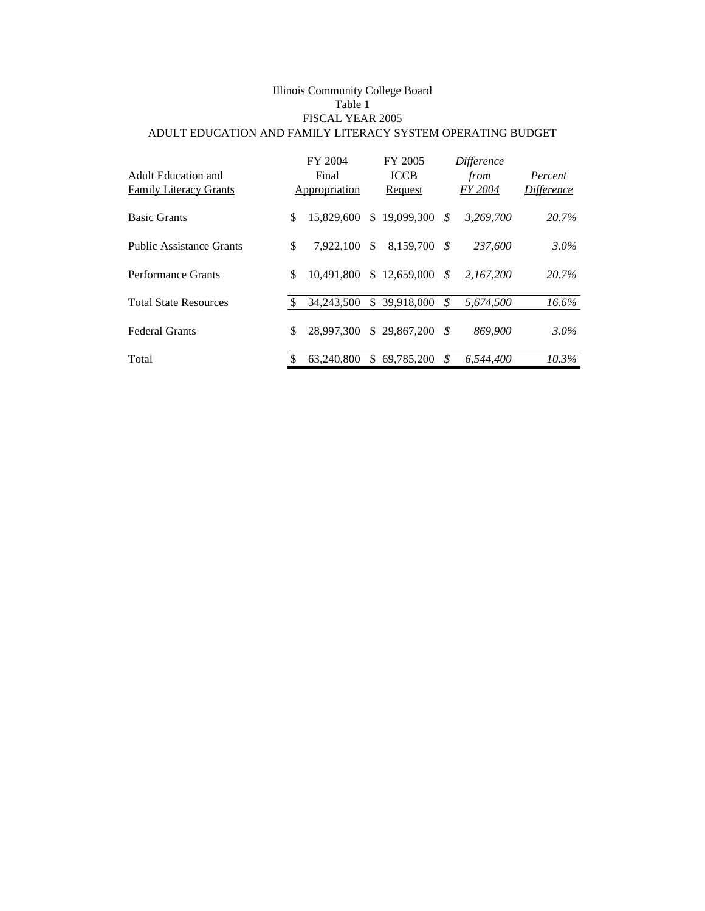Illinois Community College Board

Table 1

FISCAL YEAR 2005

ADULT EDUCATION AND FAMILY LITERACY SYSTEM OPERATING BUDGET

| Adult Education and Family Literacy Grants | FY 2004 Final Appropriation | FY 2005 ICCB Request | *Difference from FY 2004* | *Percent Difference* |
|---|---|---|---|---|
| Basic Grants | $ 15,829,600 | $ 19,099,300 | *$ 3,269,700* | *20.7%* |
| Public Assistance Grants | $ 7,922,100 | $ 8,159,700 | *$ 237,600* | *3.0%* |
| Performance Grants | $ 10,491,800 | $ 12,659,000 | *$ 2,167,200* | *20.7%* |
| Total State Resources | $ 34,243,500 | $ 39,918,000 | *$ 5,674,500* | *16.6%* |
| Federal Grants | $ 28,997,300 | $ 29,867,200 | *$ 869,900* | *3.0%* |
| Total | $ 63,240,800 | $ 69,785,200 | *$ 6,544,400* | *10.3%* |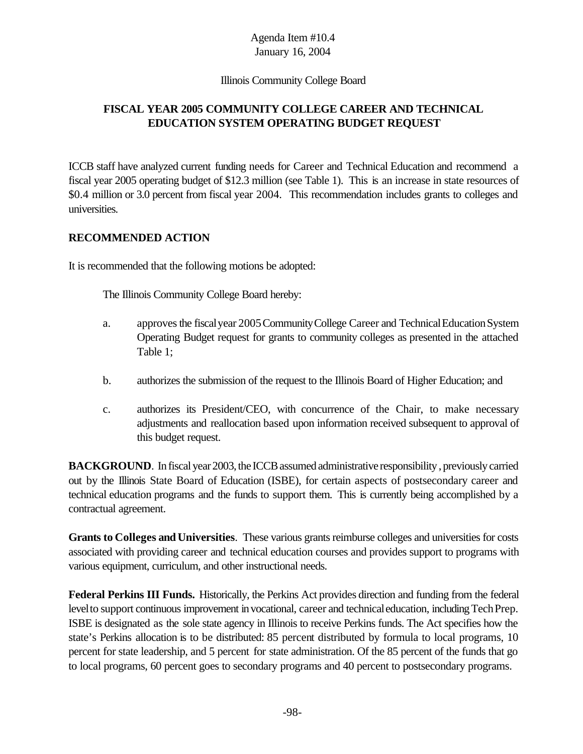Agenda Item #10.4
January 16, 2004

Illinois Community College Board

## FISCAL YEAR 2005 COMMUNITY COLLEGE CAREER AND TECHNICAL EDUCATION SYSTEM OPERATING BUDGET REQUEST

ICCB staff have analyzed current funding needs for Career and Technical Education and recommend a fiscal year 2005 operating budget of $12.3 million (see Table 1). This is an increase in state resources of $0.4 million or 3.0 percent from fiscal year 2004. This recommendation includes grants to colleges and universities.

### RECOMMENDED ACTION

It is recommended that the following motions be adopted:

The Illinois Community College Board hereby:

a. approves the fiscal year 2005 Community College Career and Technical Education System Operating Budget request for grants to community colleges as presented in the attached Table 1;

b. authorizes the submission of the request to the Illinois Board of Higher Education; and

c. authorizes its President/CEO, with concurrence of the Chair, to make necessary adjustments and reallocation based upon information received subsequent to approval of this budget request.

**BACKGROUND**. In fiscal year 2003, the ICCB assumed administrative responsibility, previously carried out by the Illinois State Board of Education (ISBE), for certain aspects of postsecondary career and technical education programs and the funds to support them. This is currently being accomplished by a contractual agreement.

**Grants to Colleges and Universities**. These various grants reimburse colleges and universities for costs associated with providing career and technical education courses and provides support to programs with various equipment, curriculum, and other instructional needs.

**Federal Perkins III Funds.** Historically, the Perkins Act provides direction and funding from the federal level to support continuous improvement in vocational, career and technical education, including Tech Prep. ISBE is designated as the sole state agency in Illinois to receive Perkins funds. The Act specifies how the state's Perkins allocation is to be distributed: 85 percent distributed by formula to local programs, 10 percent for state leadership, and 5 percent for state administration. Of the 85 percent of the funds that go to local programs, 60 percent goes to secondary programs and 40 percent to postsecondary programs.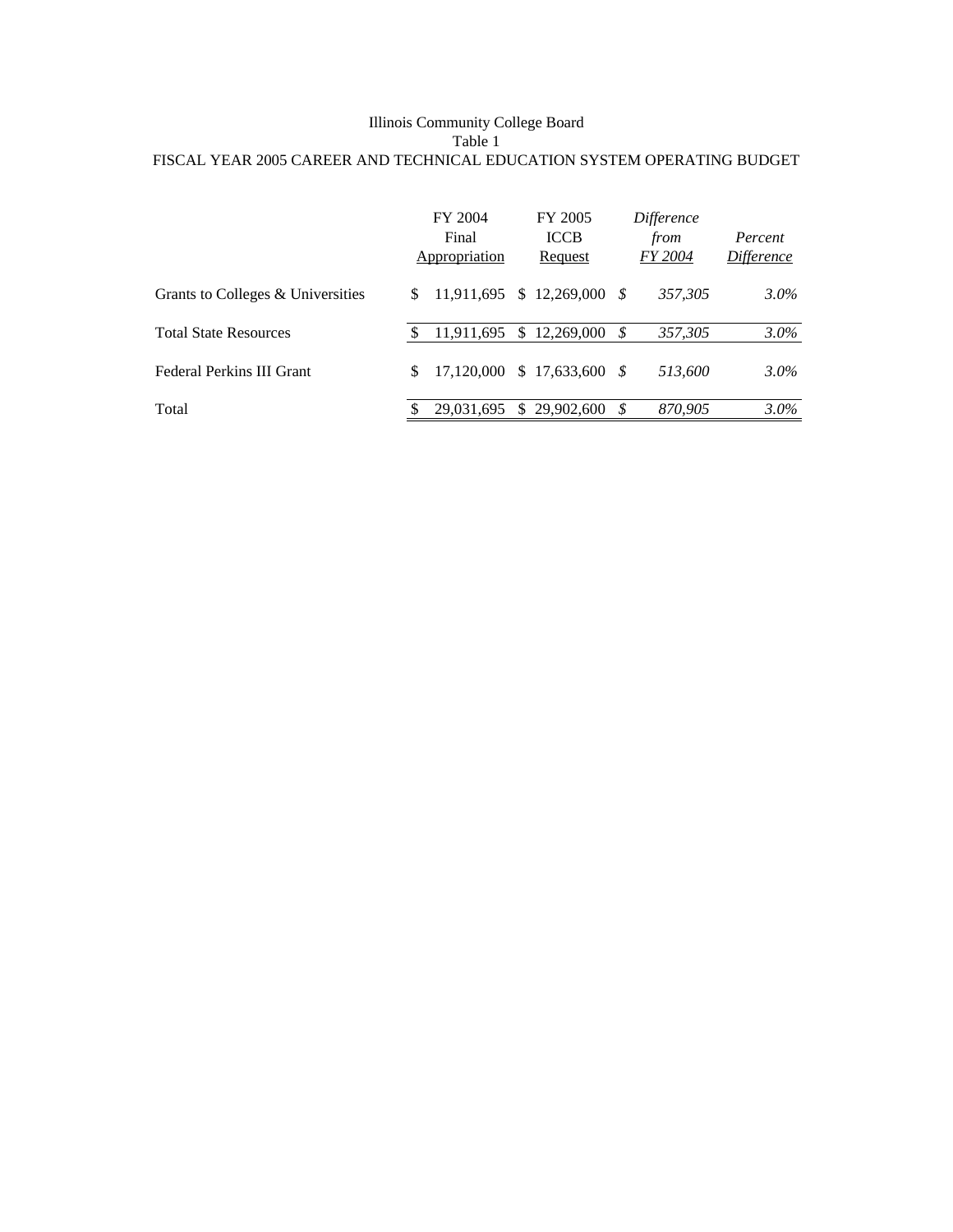Illinois Community College Board

Table 1

FISCAL YEAR 2005 CAREER AND TECHNICAL EDUCATION SYSTEM OPERATING BUDGET

| | FY 2004 Final Appropriation | FY 2005 ICCB Request | *Difference from FY 2004* | *Percent Difference* |
|---|---|---|---|---|
| Grants to Colleges & Universities | $ 11,911,695 | $ 12,269,000 | *$ 357,305* | *3.0%* |
| Total State Resources | $ 11,911,695 | $ 12,269,000 | *$ 357,305* | *3.0%* |
| Federal Perkins III Grant | $ 17,120,000 | $ 17,633,600 | *$ 513,600* | *3.0%* |
| Total | $ 29,031,695 | $ 29,902,600 | *$ 870,905* | *3.0%* |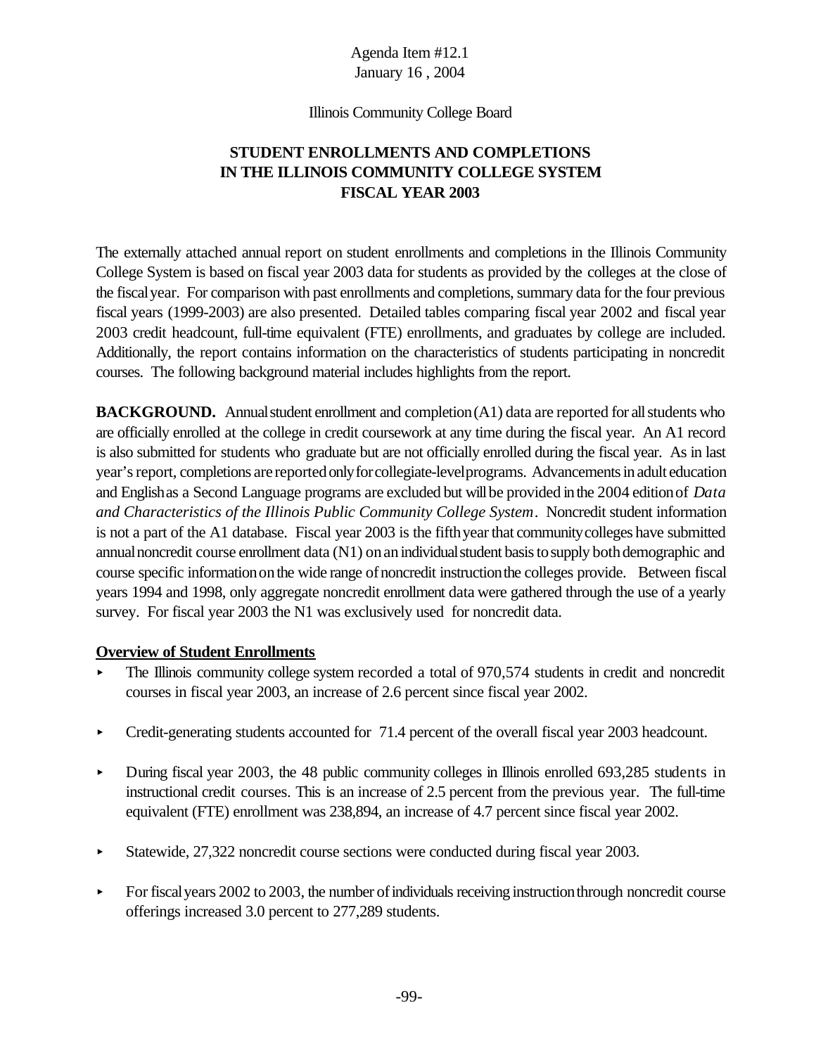Agenda Item #12.1
January 16 , 2004

Illinois Community College Board

# STUDENT ENROLLMENTS AND COMPLETIONS IN THE ILLINOIS COMMUNITY COLLEGE SYSTEM FISCAL YEAR 2003

The externally attached annual report on student enrollments and completions in the Illinois Community College System is based on fiscal year 2003 data for students as provided by the colleges at the close of the fiscal year. For comparison with past enrollments and completions, summary data for the four previous fiscal years (1999-2003) are also presented. Detailed tables comparing fiscal year 2002 and fiscal year 2003 credit headcount, full-time equivalent (FTE) enrollments, and graduates by college are included. Additionally, the report contains information on the characteristics of students participating in noncredit courses. The following background material includes highlights from the report.

**BACKGROUND.** Annual student enrollment and completion (A1) data are reported for all students who are officially enrolled at the college in credit coursework at any time during the fiscal year. An A1 record is also submitted for students who graduate but are not officially enrolled during the fiscal year. As in last year's report, completions are reported only for collegiate-level programs. Advancements in adult education and English as a Second Language programs are excluded but will be provided in the 2004 edition of *Data and Characteristics of the Illinois Public Community College System*. Noncredit student information is not a part of the A1 database. Fiscal year 2003 is the fifth year that community colleges have submitted annual noncredit course enrollment data (N1) on an individual student basis to supply both demographic and course specific information on the wide range of noncredit instruction the colleges provide. Between fiscal years 1994 and 1998, only aggregate noncredit enrollment data were gathered through the use of a yearly survey. For fiscal year 2003 the N1 was exclusively used for noncredit data.

**Overview of Student Enrollments**

- The Illinois community college system recorded a total of 970,574 students in credit and noncredit courses in fiscal year 2003, an increase of 2.6 percent since fiscal year 2002.
- Credit-generating students accounted for 71.4 percent of the overall fiscal year 2003 headcount.
- During fiscal year 2003, the 48 public community colleges in Illinois enrolled 693,285 students in instructional credit courses. This is an increase of 2.5 percent from the previous year. The full-time equivalent (FTE) enrollment was 238,894, an increase of 4.7 percent since fiscal year 2002.
- Statewide, 27,322 noncredit course sections were conducted during fiscal year 2003.
- For fiscal years 2002 to 2003, the number of individuals receiving instruction through noncredit course offerings increased 3.0 percent to 277,289 students.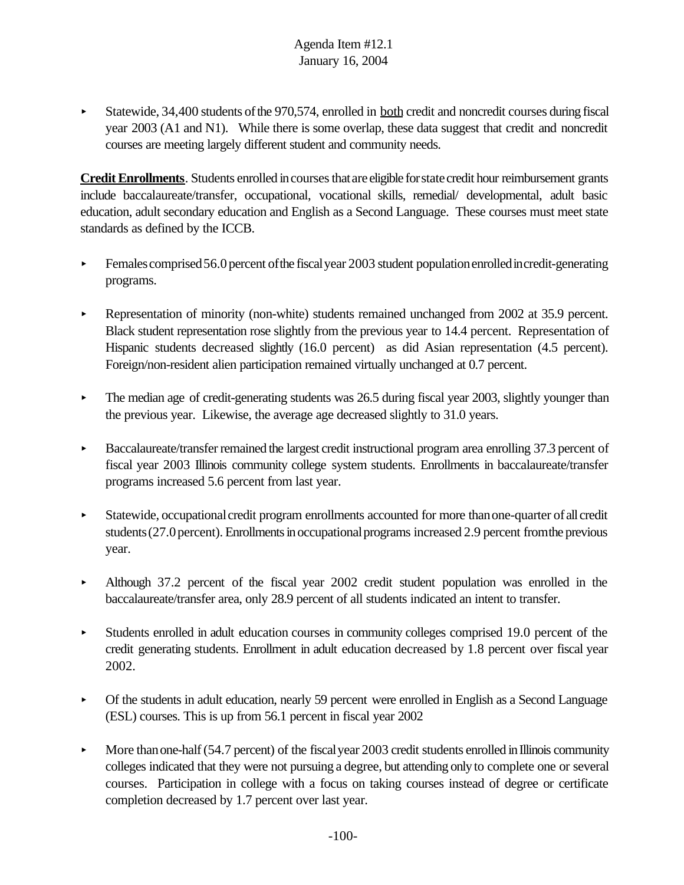- Statewide, 34,400 students of the 970,574, enrolled in <u>both</u> credit and noncredit courses during fiscal year 2003 (A1 and N1). While there is some overlap, these data suggest that credit and noncredit courses are meeting largely different student and community needs.

**<u>Credit Enrollments</u>**. Students enrolled in courses that are eligible for state credit hour reimbursement grants include baccalaureate/transfer, occupational, vocational skills, remedial/ developmental, adult basic education, adult secondary education and English as a Second Language. These courses must meet state standards as defined by the ICCB.

- Females comprised 56.0 percent of the fiscal year 2003 student population enrolled in credit-generating programs.

- Representation of minority (non-white) students remained unchanged from 2002 at 35.9 percent. Black student representation rose slightly from the previous year to 14.4 percent. Representation of Hispanic students decreased slightly (16.0 percent) as did Asian representation (4.5 percent). Foreign/non-resident alien participation remained virtually unchanged at 0.7 percent.

- The median age of credit-generating students was 26.5 during fiscal year 2003, slightly younger than the previous year. Likewise, the average age decreased slightly to 31.0 years.

- Baccalaureate/transfer remained the largest credit instructional program area enrolling 37.3 percent of fiscal year 2003 Illinois community college system students. Enrollments in baccalaureate/transfer programs increased 5.6 percent from last year.

- Statewide, occupational credit program enrollments accounted for more than one-quarter of all credit students (27.0 percent). Enrollments in occupational programs increased 2.9 percent from the previous year.

- Although 37.2 percent of the fiscal year 2002 credit student population was enrolled in the baccalaureate/transfer area, only 28.9 percent of all students indicated an intent to transfer.

- Students enrolled in adult education courses in community colleges comprised 19.0 percent of the credit generating students. Enrollment in adult education decreased by 1.8 percent over fiscal year 2002.

- Of the students in adult education, nearly 59 percent were enrolled in English as a Second Language (ESL) courses. This is up from 56.1 percent in fiscal year 2002

- More than one-half (54.7 percent) of the fiscal year 2003 credit students enrolled in Illinois community colleges indicated that they were not pursuing a degree, but attending only to complete one or several courses. Participation in college with a focus on taking courses instead of degree or certificate completion decreased by 1.7 percent over last year.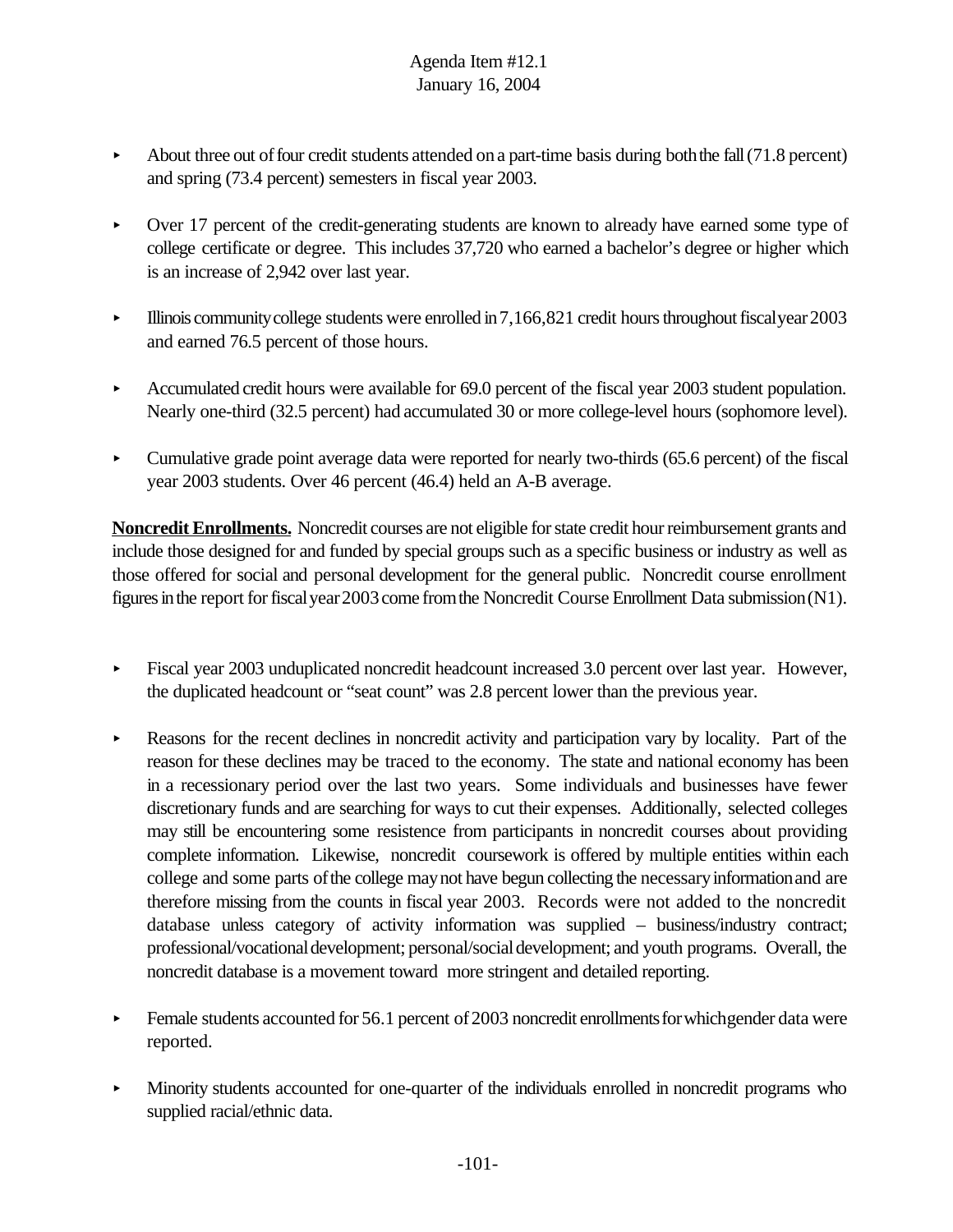- About three out of four credit students attended on a part-time basis during both the fall (71.8 percent) and spring (73.4 percent) semesters in fiscal year 2003.

- Over 17 percent of the credit-generating students are known to already have earned some type of college certificate or degree. This includes 37,720 who earned a bachelor's degree or higher which is an increase of 2,942 over last year.

- Illinois community college students were enrolled in 7,166,821 credit hours throughout fiscal year 2003 and earned 76.5 percent of those hours.

- Accumulated credit hours were available for 69.0 percent of the fiscal year 2003 student population. Nearly one-third (32.5 percent) had accumulated 30 or more college-level hours (sophomore level).

- Cumulative grade point average data were reported for nearly two-thirds (65.6 percent) of the fiscal year 2003 students. Over 46 percent (46.4) held an A-B average.

**Noncredit Enrollments.** Noncredit courses are not eligible for state credit hour reimbursement grants and include those designed for and funded by special groups such as a specific business or industry as well as those offered for social and personal development for the general public. Noncredit course enrollment figures in the report for fiscal year 2003 come from the Noncredit Course Enrollment Data submission (N1).

- Fiscal year 2003 unduplicated noncredit headcount increased 3.0 percent over last year. However, the duplicated headcount or "seat count" was 2.8 percent lower than the previous year.

- Reasons for the recent declines in noncredit activity and participation vary by locality. Part of the reason for these declines may be traced to the economy. The state and national economy has been in a recessionary period over the last two years. Some individuals and businesses have fewer discretionary funds and are searching for ways to cut their expenses. Additionally, selected colleges may still be encountering some resistence from participants in noncredit courses about providing complete information. Likewise, noncredit coursework is offered by multiple entities within each college and some parts of the college may not have begun collecting the necessary information and are therefore missing from the counts in fiscal year 2003. Records were not added to the noncredit database unless category of activity information was supplied – business/industry contract; professional/vocational development; personal/social development; and youth programs. Overall, the noncredit database is a movement toward more stringent and detailed reporting.

- Female students accounted for 56.1 percent of 2003 noncredit enrollments for which gender data were reported.

- Minority students accounted for one-quarter of the individuals enrolled in noncredit programs who supplied racial/ethnic data.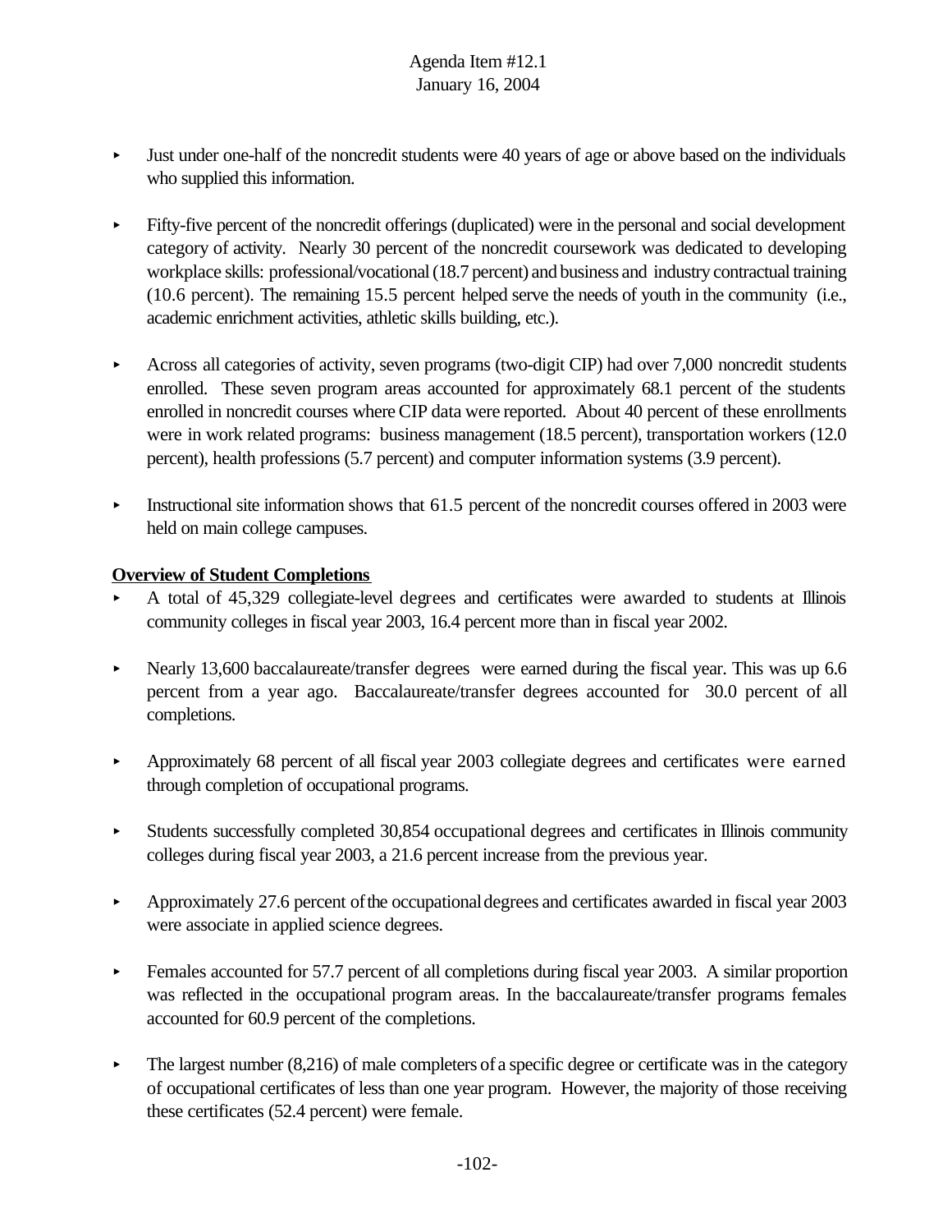- Just under one-half of the noncredit students were 40 years of age or above based on the individuals who supplied this information.

- Fifty-five percent of the noncredit offerings (duplicated) were in the personal and social development category of activity. Nearly 30 percent of the noncredit coursework was dedicated to developing workplace skills: professional/vocational (18.7 percent) and business and industry contractual training (10.6 percent). The remaining 15.5 percent helped serve the needs of youth in the community (i.e., academic enrichment activities, athletic skills building, etc.).

- Across all categories of activity, seven programs (two-digit CIP) had over 7,000 noncredit students enrolled. These seven program areas accounted for approximately 68.1 percent of the students enrolled in noncredit courses where CIP data were reported. About 40 percent of these enrollments were in work related programs: business management (18.5 percent), transportation workers (12.0 percent), health professions (5.7 percent) and computer information systems (3.9 percent).

- Instructional site information shows that 61.5 percent of the noncredit courses offered in 2003 were held on main college campuses.

**Overview of Student Completions**

- A total of 45,329 collegiate-level degrees and certificates were awarded to students at Illinois community colleges in fiscal year 2003, 16.4 percent more than in fiscal year 2002.

- Nearly 13,600 baccalaureate/transfer degrees were earned during the fiscal year. This was up 6.6 percent from a year ago. Baccalaureate/transfer degrees accounted for 30.0 percent of all completions.

- Approximately 68 percent of all fiscal year 2003 collegiate degrees and certificates were earned through completion of occupational programs.

- Students successfully completed 30,854 occupational degrees and certificates in Illinois community colleges during fiscal year 2003, a 21.6 percent increase from the previous year.

- Approximately 27.6 percent of the occupational degrees and certificates awarded in fiscal year 2003 were associate in applied science degrees.

- Females accounted for 57.7 percent of all completions during fiscal year 2003. A similar proportion was reflected in the occupational program areas. In the baccalaureate/transfer programs females accounted for 60.9 percent of the completions.

- The largest number (8,216) of male completers of a specific degree or certificate was in the category of occupational certificates of less than one year program. However, the majority of those receiving these certificates (52.4 percent) were female.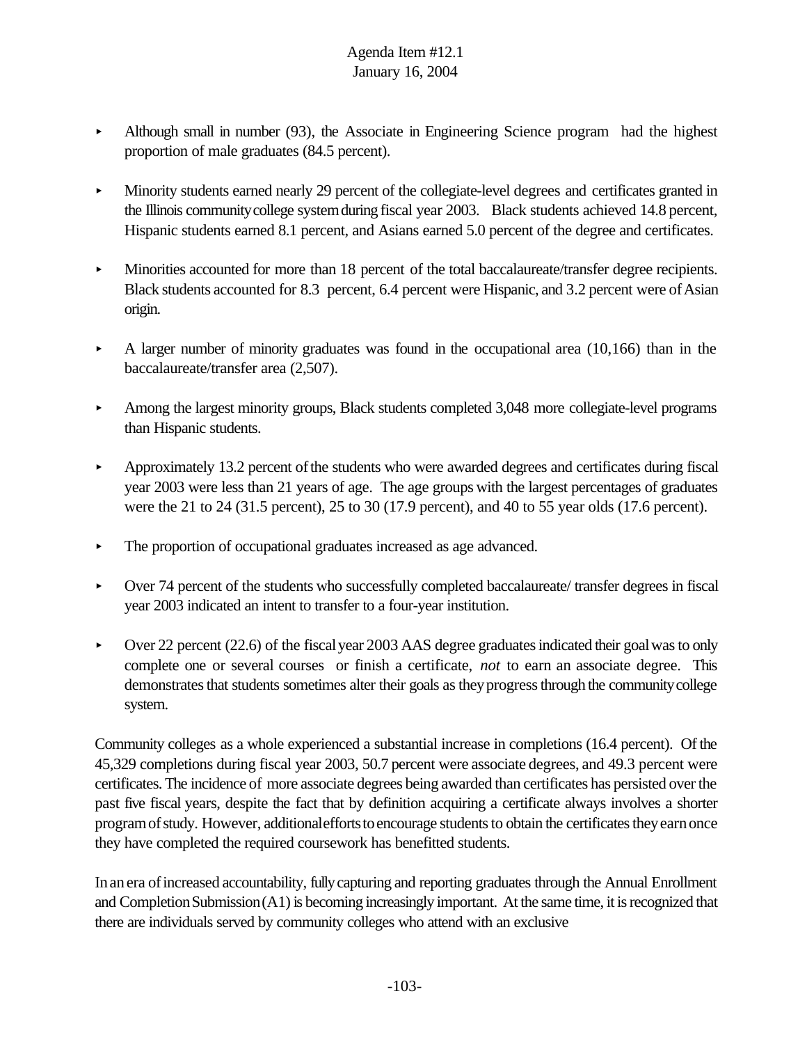- Although small in number (93), the Associate in Engineering Science program had the highest proportion of male graduates (84.5 percent).

- Minority students earned nearly 29 percent of the collegiate-level degrees and certificates granted in the Illinois community college system during fiscal year 2003. Black students achieved 14.8 percent, Hispanic students earned 8.1 percent, and Asians earned 5.0 percent of the degree and certificates.

- Minorities accounted for more than 18 percent of the total baccalaureate/transfer degree recipients. Black students accounted for 8.3 percent, 6.4 percent were Hispanic, and 3.2 percent were of Asian origin.

- A larger number of minority graduates was found in the occupational area (10,166) than in the baccalaureate/transfer area (2,507).

- Among the largest minority groups, Black students completed 3,048 more collegiate-level programs than Hispanic students.

- Approximately 13.2 percent of the students who were awarded degrees and certificates during fiscal year 2003 were less than 21 years of age. The age groups with the largest percentages of graduates were the 21 to 24 (31.5 percent), 25 to 30 (17.9 percent), and 40 to 55 year olds (17.6 percent).

- The proportion of occupational graduates increased as age advanced.

- Over 74 percent of the students who successfully completed baccalaureate/ transfer degrees in fiscal year 2003 indicated an intent to transfer to a four-year institution.

- Over 22 percent (22.6) of the fiscal year 2003 AAS degree graduates indicated their goal was to only complete one or several courses or finish a certificate, *not* to earn an associate degree. This demonstrates that students sometimes alter their goals as they progress through the community college system.

Community colleges as a whole experienced a substantial increase in completions (16.4 percent). Of the 45,329 completions during fiscal year 2003, 50.7 percent were associate degrees, and 49.3 percent were certificates. The incidence of more associate degrees being awarded than certificates has persisted over the past five fiscal years, despite the fact that by definition acquiring a certificate always involves a shorter program of study. However, additional efforts to encourage students to obtain the certificates they earn once they have completed the required coursework has benefitted students.

In an era of increased accountability, fully capturing and reporting graduates through the Annual Enrollment and Completion Submission (A1) is becoming increasingly important. At the same time, it is recognized that there are individuals served by community colleges who attend with an exclusive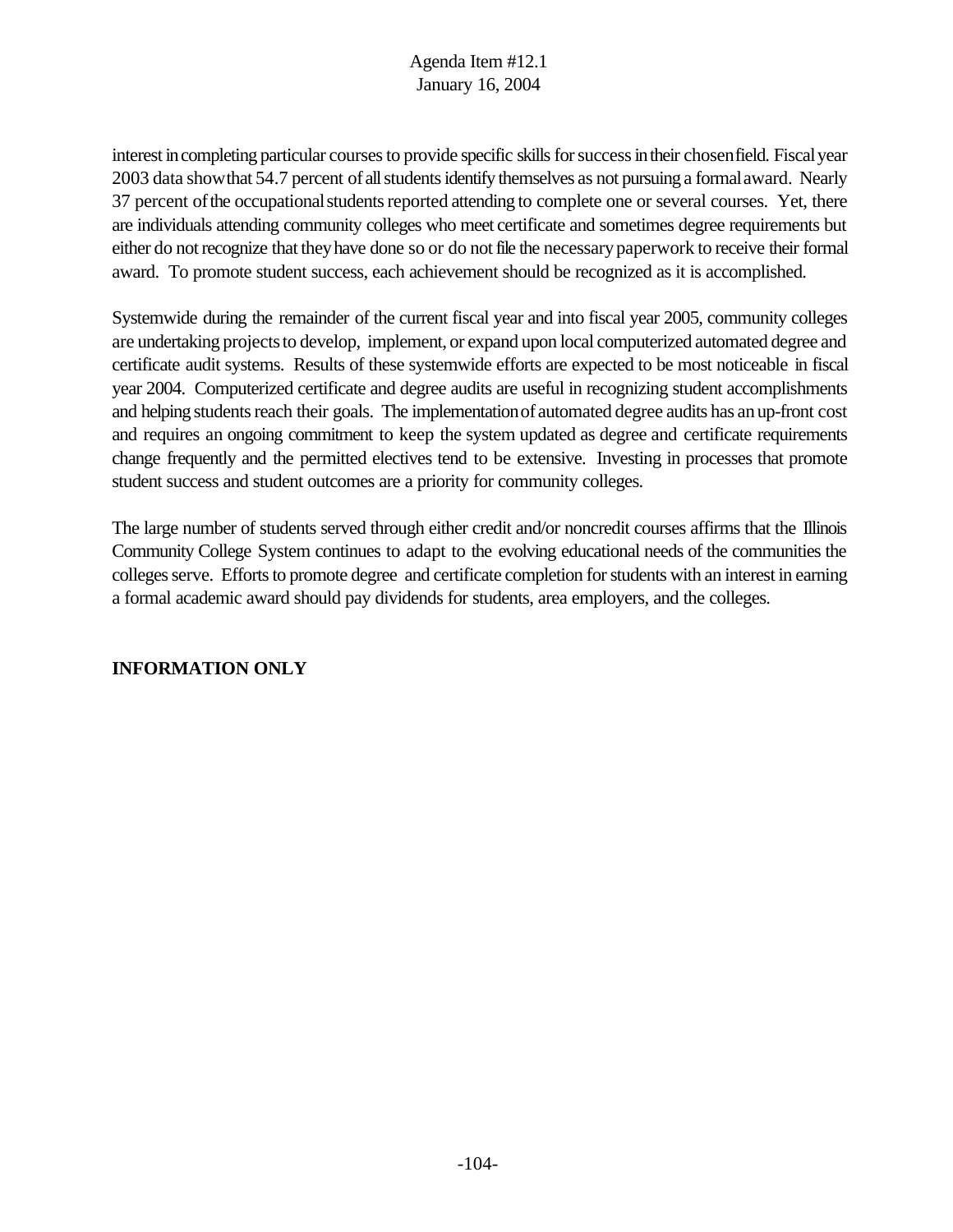interest in completing particular courses to provide specific skills for success in their chosen field. Fiscal year 2003 data show that 54.7 percent of all students identify themselves as not pursuing a formal award. Nearly 37 percent of the occupational students reported attending to complete one or several courses. Yet, there are individuals attending community colleges who meet certificate and sometimes degree requirements but either do not recognize that they have done so or do not file the necessary paperwork to receive their formal award. To promote student success, each achievement should be recognized as it is accomplished.

Systemwide during the remainder of the current fiscal year and into fiscal year 2005, community colleges are undertaking projects to develop, implement, or expand upon local computerized automated degree and certificate audit systems. Results of these systemwide efforts are expected to be most noticeable in fiscal year 2004. Computerized certificate and degree audits are useful in recognizing student accomplishments and helping students reach their goals. The implementation of automated degree audits has an up-front cost and requires an ongoing commitment to keep the system updated as degree and certificate requirements change frequently and the permitted electives tend to be extensive. Investing in processes that promote student success and student outcomes are a priority for community colleges.

The large number of students served through either credit and/or noncredit courses affirms that the Illinois Community College System continues to adapt to the evolving educational needs of the communities the colleges serve. Efforts to promote degree and certificate completion for students with an interest in earning a formal academic award should pay dividends for students, area employers, and the colleges.

**INFORMATION ONLY**